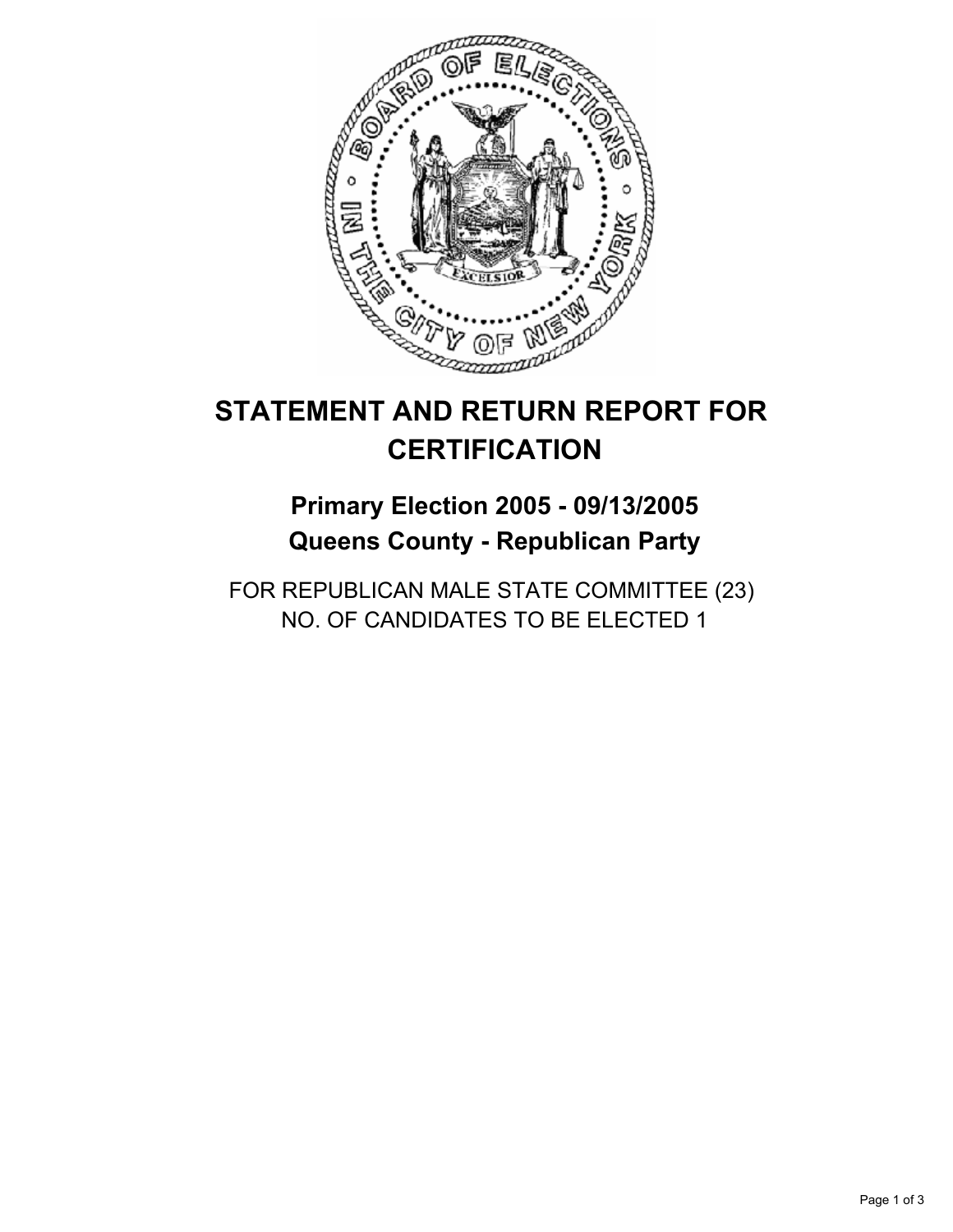# STATEMENT AND RETURN REPORT FOR CERTIFICATION

## Primary Election 2005 - 09/13/2005
## Queens County - Republican Party

FOR REPUBLICAN MALE STATE COMMITTEE (23)
NO. OF CANDIDATES TO BE ELECTED 1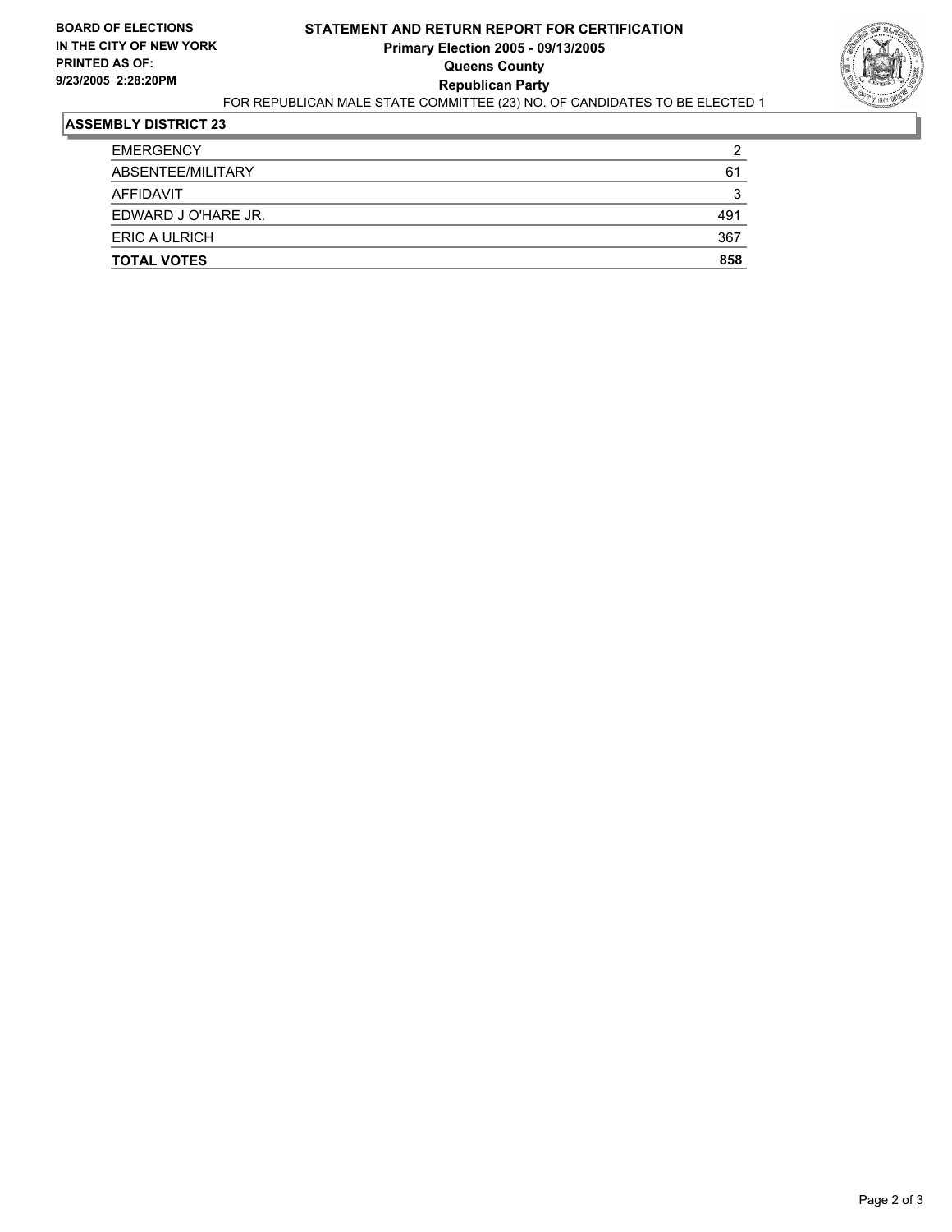**BOARD OF ELECTIONS IN THE CITY OF NEW YORK**
**PRINTED AS OF: 9/23/2005 2:28:20PM**

# STATEMENT AND RETURN REPORT FOR CERTIFICATION
## Primary Election 2005 - 09/13/2005
## Queens County
## Republican Party

FOR REPUBLICAN MALE STATE COMMITTEE (23) NO. OF CANDIDATES TO BE ELECTED 1

### ASSEMBLY DISTRICT 23

| | |
|---|---|
| EMERGENCY | 2 |
| ABSENTEE/MILITARY | 61 |
| AFFIDAVIT | 3 |
| EDWARD J O'HARE JR. | 491 |
| ERIC A ULRICH | 367 |
| **TOTAL VOTES** | **858** |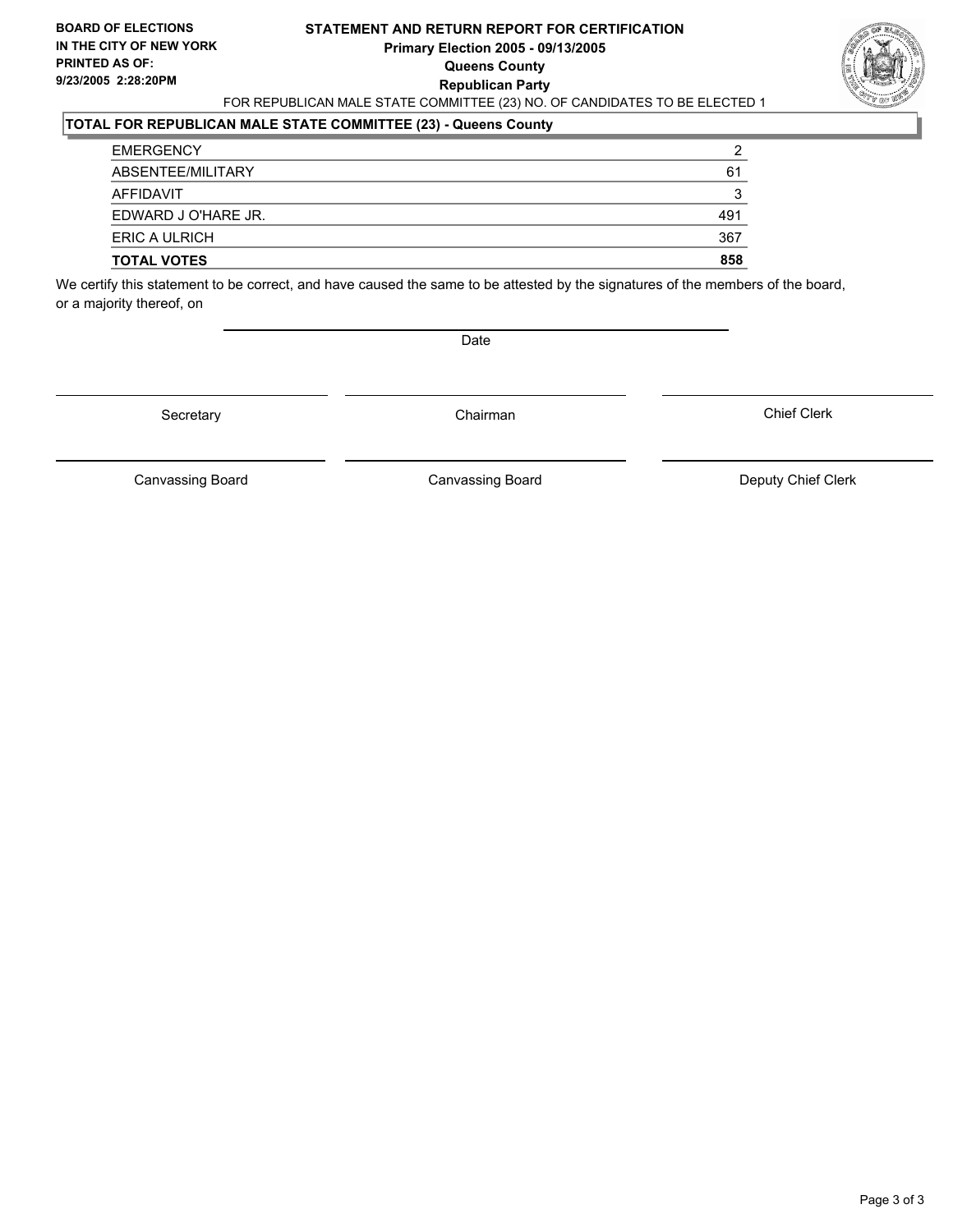**BOARD OF ELECTIONS IN THE CITY OF NEW YORK**
**PRINTED AS OF: 9/23/2005 2:28:20PM**

# STATEMENT AND RETURN REPORT FOR CERTIFICATION

**Primary Election 2005 - 09/13/2005**
**Queens County**
**Republican Party**

FOR REPUBLICAN MALE STATE COMMITTEE (23) NO. OF CANDIDATES TO BE ELECTED 1

## TOTAL FOR REPUBLICAN MALE STATE COMMITTEE (23) - Queens County

| | |
|---|---|
| EMERGENCY | 2 |
| ABSENTEE/MILITARY | 61 |
| AFFIDAVIT | 3 |
| EDWARD J O'HARE JR. | 491 |
| ERIC A ULRICH | 367 |
| **TOTAL VOTES** | **858** |

We certify this statement to be correct, and have caused the same to be attested by the signatures of the members of the board, or a majority thereof, on

Date

| | | |
|---|---|---|
| Secretary | Chairman | Chief Clerk |
| Canvassing Board | Canvassing Board | Deputy Chief Clerk |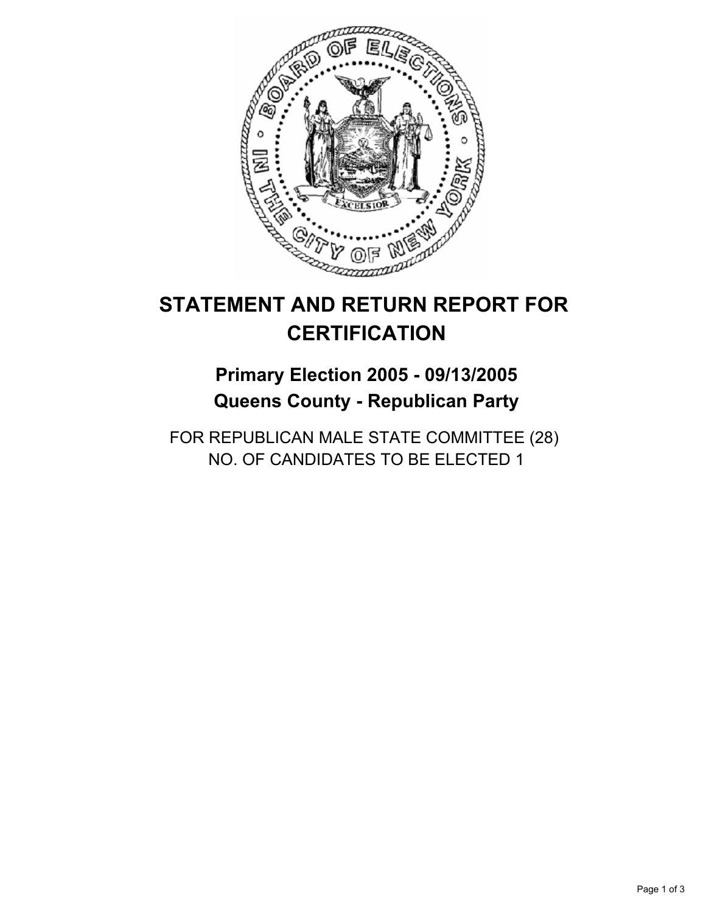# STATEMENT AND RETURN REPORT FOR CERTIFICATION

## Primary Election 2005 - 09/13/2005
## Queens County - Republican Party

FOR REPUBLICAN MALE STATE COMMITTEE (28)
NO. OF CANDIDATES TO BE ELECTED 1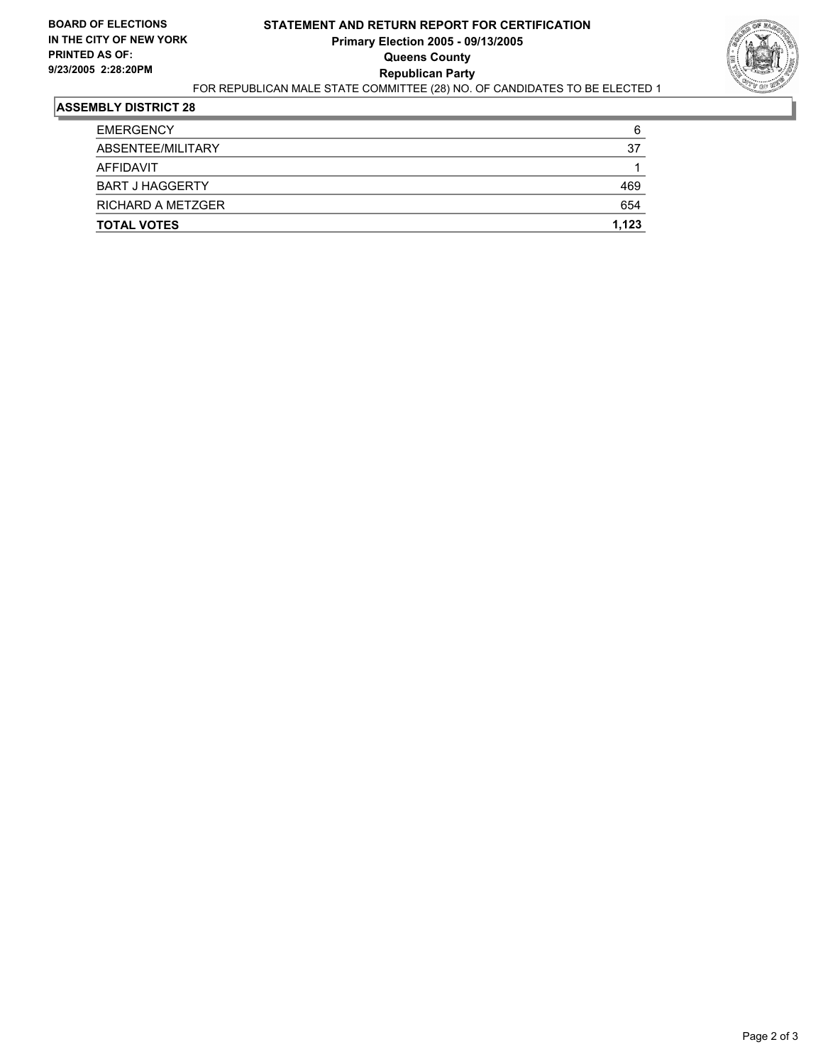BOARD OF ELECTIONS
IN THE CITY OF NEW YORK
PRINTED AS OF:
9/23/2005 2:28:20PM

# STATEMENT AND RETURN REPORT FOR CERTIFICATION

**Primary Election 2005 - 09/13/2005**
**Queens County**
**Republican Party**

FOR REPUBLICAN MALE STATE COMMITTEE (28) NO. OF CANDIDATES TO BE ELECTED 1

## ASSEMBLY DISTRICT 28

| | |
|---|---|
| EMERGENCY | 6 |
| ABSENTEE/MILITARY | 37 |
| AFFIDAVIT | 1 |
| BART J HAGGERTY | 469 |
| RICHARD A METZGER | 654 |
| **TOTAL VOTES** | **1,123** |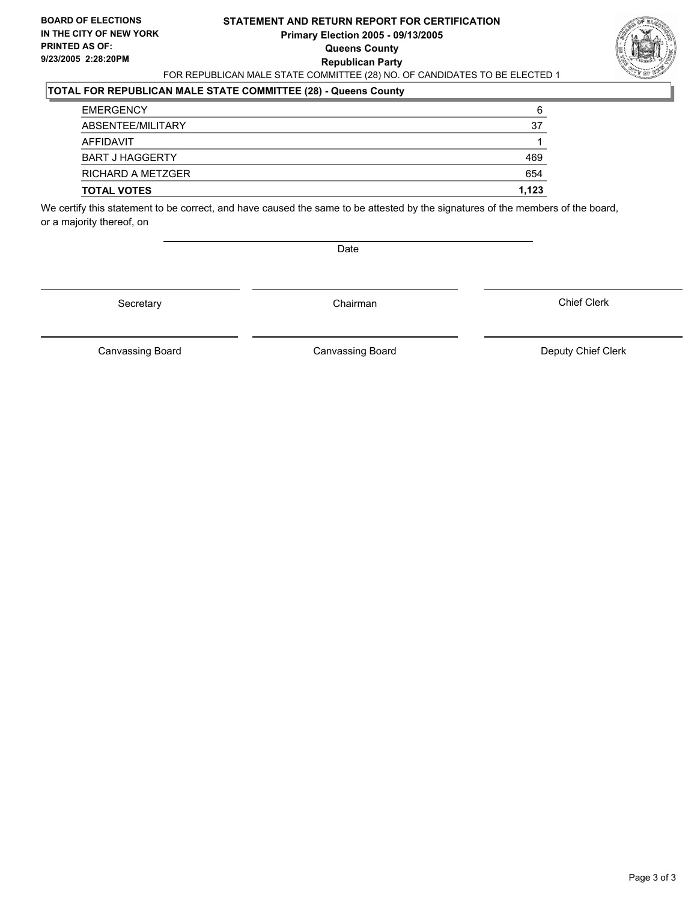**BOARD OF ELECTIONS IN THE CITY OF NEW YORK PRINTED AS OF: 9/23/2005 2:28:20PM**

# STATEMENT AND RETURN REPORT FOR CERTIFICATION

**Primary Election 2005 - 09/13/2005**

**Queens County**

**Republican Party**

FOR REPUBLICAN MALE STATE COMMITTEE (28) NO. OF CANDIDATES TO BE ELECTED 1

## TOTAL FOR REPUBLICAN MALE STATE COMMITTEE (28) - Queens County

| | |
|---|---|
| EMERGENCY | 6 |
| ABSENTEE/MILITARY | 37 |
| AFFIDAVIT | 1 |
| BART J HAGGERTY | 469 |
| RICHARD A METZGER | 654 |
| **TOTAL VOTES** | **1,123** |

We certify this statement to be correct, and have caused the same to be attested by the signatures of the members of the board, or a majority thereof, on

Date

| Secretary | Chairman | Chief Clerk |
|---|---|---|
| Canvassing Board | Canvassing Board | Deputy Chief Clerk |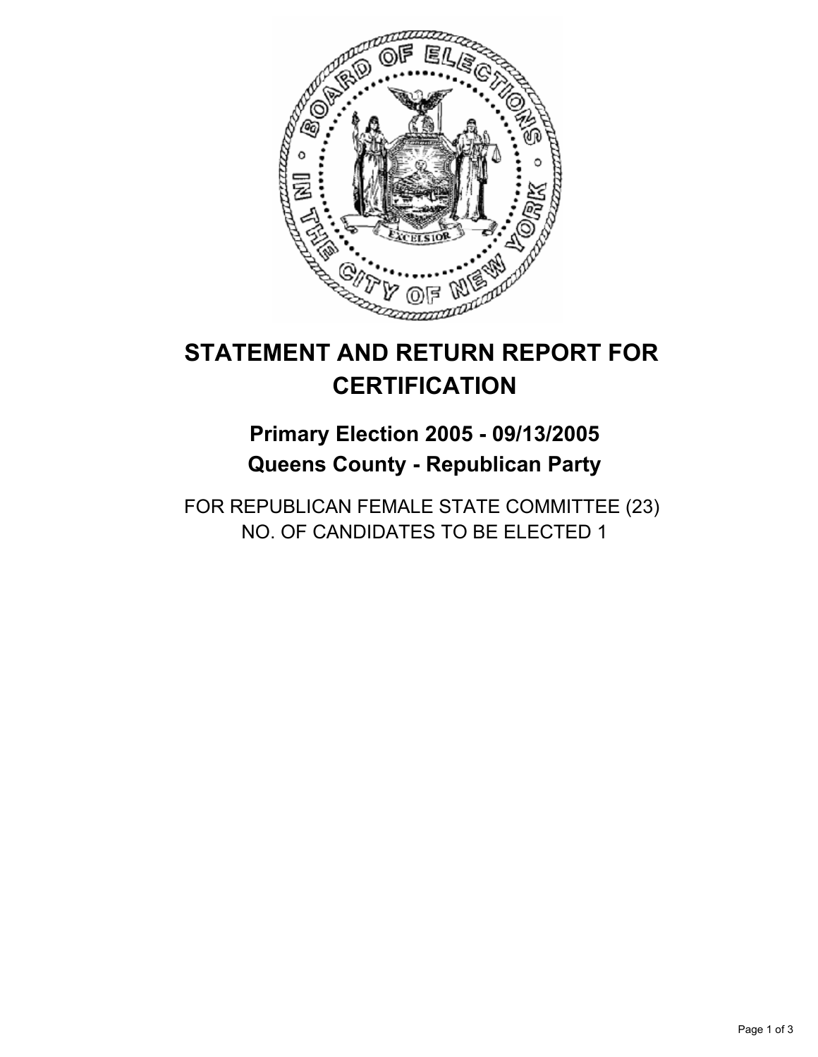# STATEMENT AND RETURN REPORT FOR CERTIFICATION

## Primary Election 2005 - 09/13/2005
## Queens County - Republican Party

FOR REPUBLICAN FEMALE STATE COMMITTEE (23)
NO. OF CANDIDATES TO BE ELECTED 1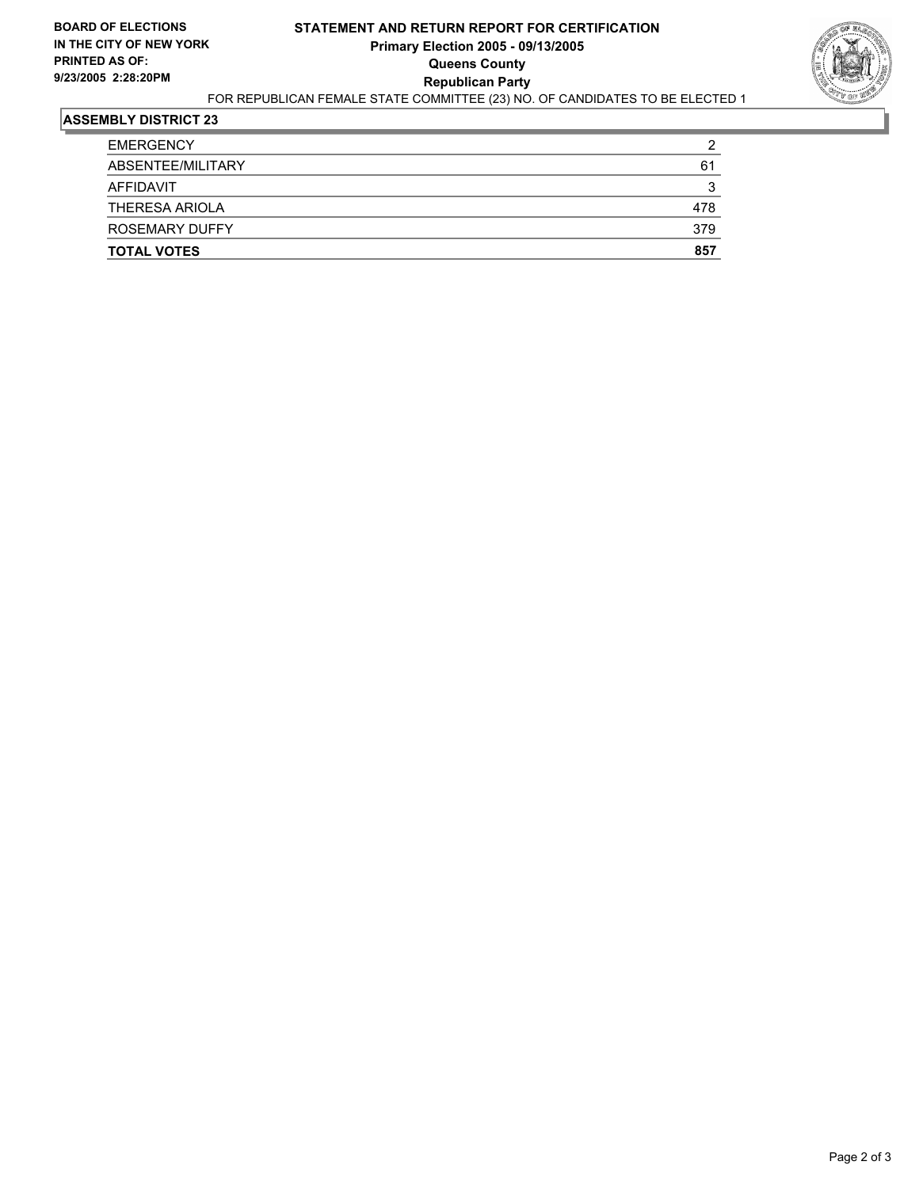**BOARD OF ELECTIONS IN THE CITY OF NEW YORK PRINTED AS OF: 9/23/2005 2:28:20PM**

# STATEMENT AND RETURN REPORT FOR CERTIFICATION

**Primary Election 2005 - 09/13/2005**

**Queens County**

**Republican Party**

FOR REPUBLICAN FEMALE STATE COMMITTEE (23) NO. OF CANDIDATES TO BE ELECTED 1

## ASSEMBLY DISTRICT 23

| | |
|---|---|
| EMERGENCY | 2 |
| ABSENTEE/MILITARY | 61 |
| AFFIDAVIT | 3 |
| THERESA ARIOLA | 478 |
| ROSEMARY DUFFY | 379 |
| **TOTAL VOTES** | **857** |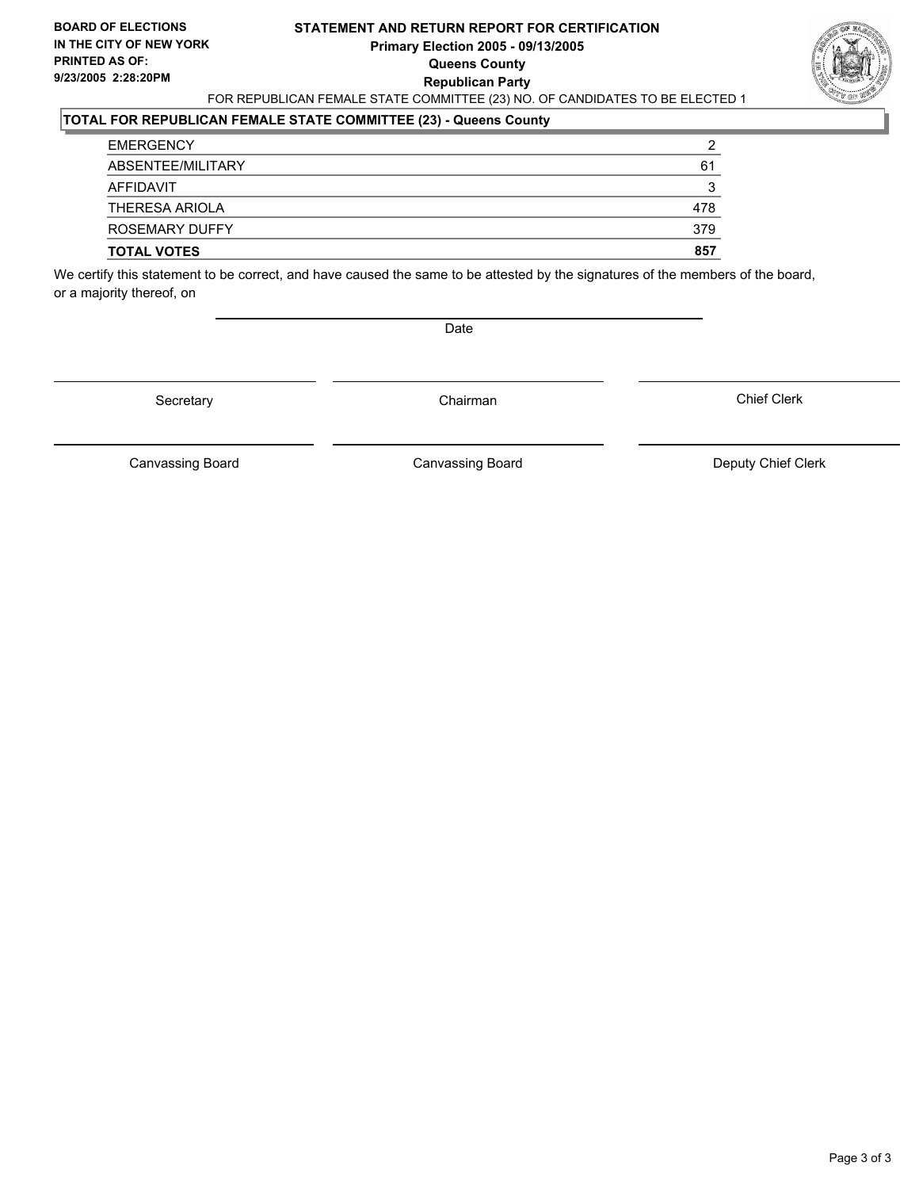**BOARD OF ELECTIONS IN THE CITY OF NEW YORK**
**PRINTED AS OF:**
**9/23/2005 2:28:20PM**

# STATEMENT AND RETURN REPORT FOR CERTIFICATION
## Primary Election 2005 - 09/13/2005
## Queens County
## Republican Party

FOR REPUBLICAN FEMALE STATE COMMITTEE (23) NO. OF CANDIDATES TO BE ELECTED 1

**TOTAL FOR REPUBLICAN FEMALE STATE COMMITTEE (23) - Queens County**

| | |
|---|---|
| EMERGENCY | 2 |
| ABSENTEE/MILITARY | 61 |
| AFFIDAVIT | 3 |
| THERESA ARIOLA | 478 |
| ROSEMARY DUFFY | 379 |
| **TOTAL VOTES** | **857** |

We certify this statement to be correct, and have caused the same to be attested by the signatures of the members of the board, or a majority thereof, on

Date

Secretary | Chairman | Chief Clerk

Canvassing Board | Canvassing Board | Deputy Chief Clerk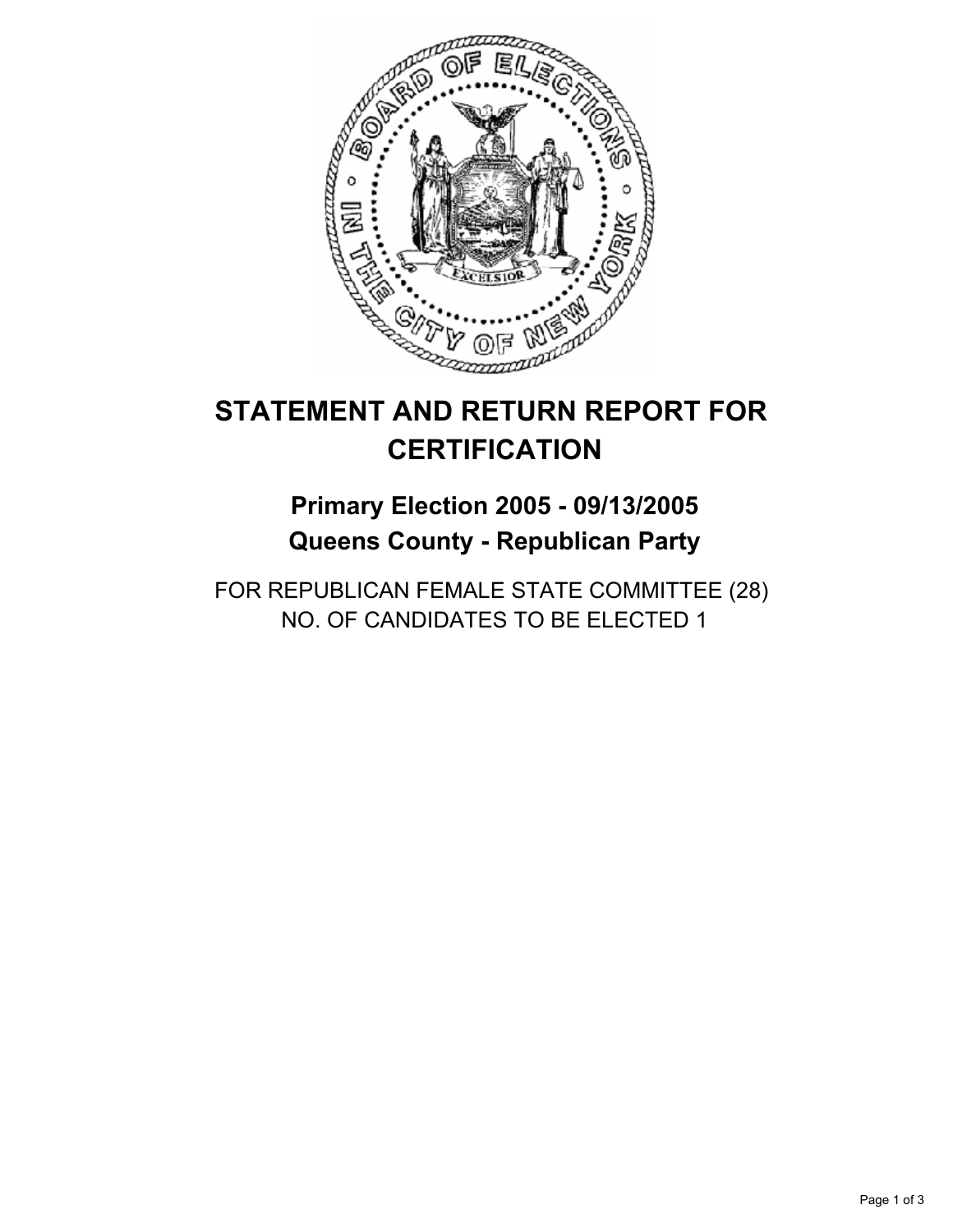# STATEMENT AND RETURN REPORT FOR CERTIFICATION

## Primary Election 2005 - 09/13/2005
## Queens County - Republican Party

FOR REPUBLICAN FEMALE STATE COMMITTEE (28)
NO. OF CANDIDATES TO BE ELECTED 1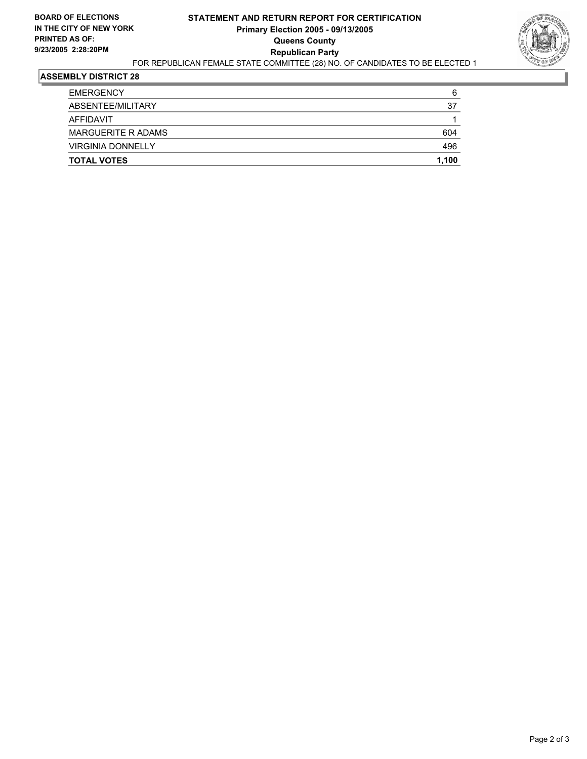**BOARD OF ELECTIONS IN THE CITY OF NEW YORK**
**PRINTED AS OF: 9/23/2005 2:28:20PM**

# STATEMENT AND RETURN REPORT FOR CERTIFICATION
## Primary Election 2005 - 09/13/2005
## Queens County
## Republican Party

FOR REPUBLICAN FEMALE STATE COMMITTEE (28) NO. OF CANDIDATES TO BE ELECTED 1

### ASSEMBLY DISTRICT 28

| | |
|---|---|
| EMERGENCY | 6 |
| ABSENTEE/MILITARY | 37 |
| AFFIDAVIT | 1 |
| MARGUERITE R ADAMS | 604 |
| VIRGINIA DONNELLY | 496 |
| **TOTAL VOTES** | **1,100** |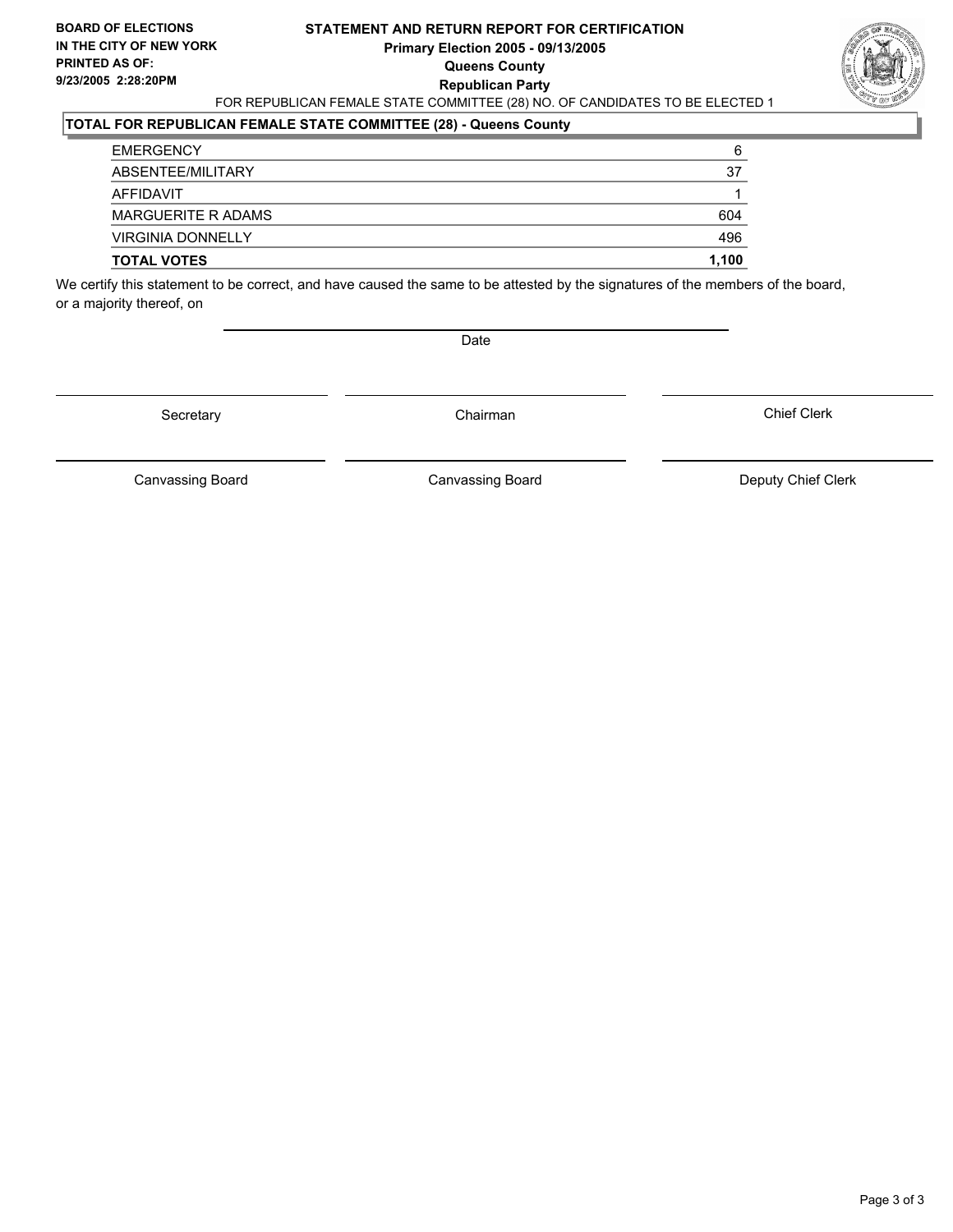**BOARD OF ELECTIONS IN THE CITY OF NEW YORK PRINTED AS OF: 9/23/2005 2:28:20PM**

# STATEMENT AND RETURN REPORT FOR CERTIFICATION
## Primary Election 2005 - 09/13/2005
## Queens County
## Republican Party

FOR REPUBLICAN FEMALE STATE COMMITTEE (28) NO. OF CANDIDATES TO BE ELECTED 1

**TOTAL FOR REPUBLICAN FEMALE STATE COMMITTEE (28) - Queens County**

| | |
|---|---|
| EMERGENCY | 6 |
| ABSENTEE/MILITARY | 37 |
| AFFIDAVIT | 1 |
| MARGUERITE R ADAMS | 604 |
| VIRGINIA DONNELLY | 496 |
| **TOTAL VOTES** | **1,100** |

We certify this statement to be correct, and have caused the same to be attested by the signatures of the members of the board, or a majority thereof, on

Date

| | | |
|---|---|---|
| Secretary | Chairman | Chief Clerk |
| Canvassing Board | Canvassing Board | Deputy Chief Clerk |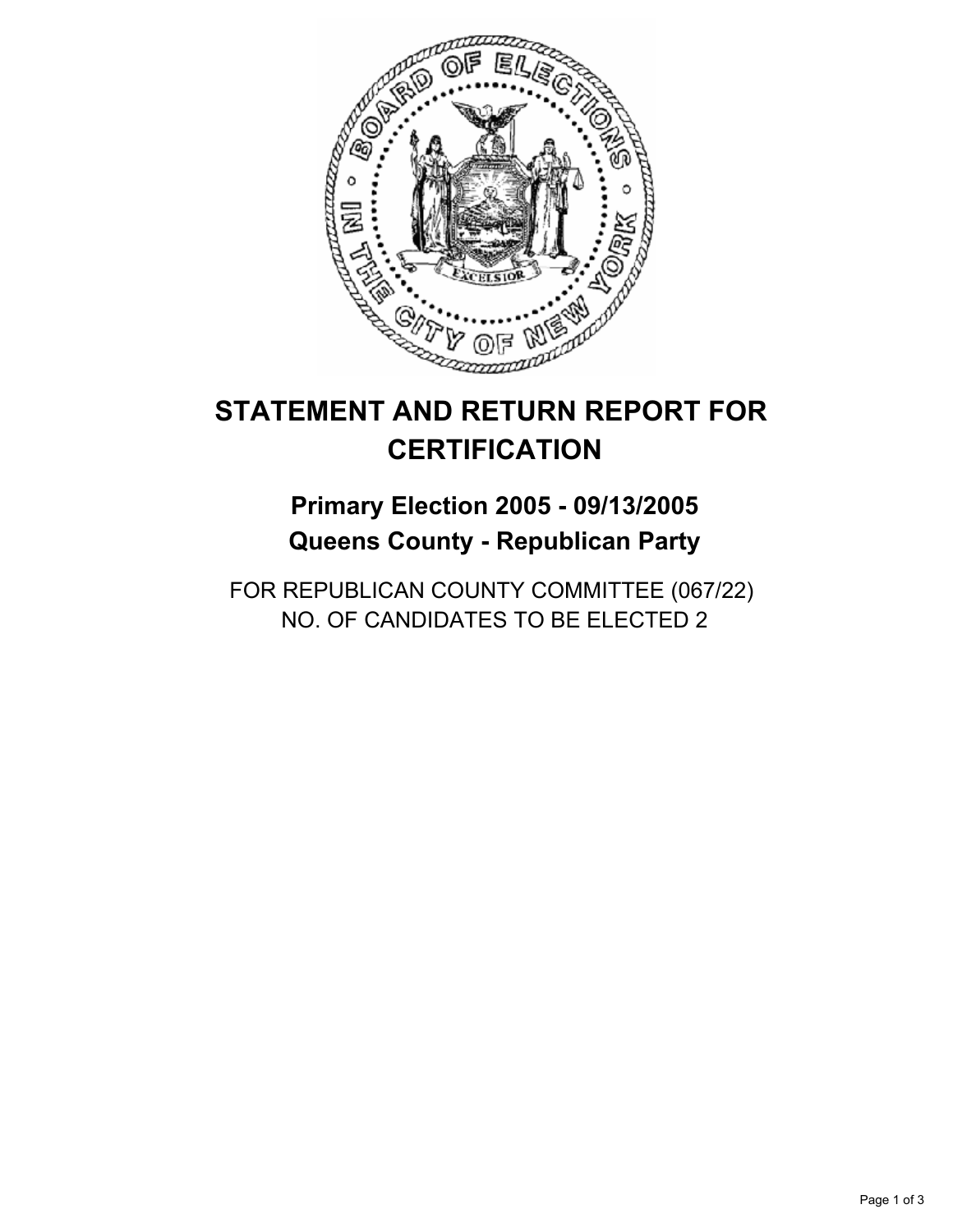# STATEMENT AND RETURN REPORT FOR CERTIFICATION

## Primary Election 2005 - 09/13/2005
## Queens County - Republican Party

FOR REPUBLICAN COUNTY COMMITTEE (067/22)
NO. OF CANDIDATES TO BE ELECTED 2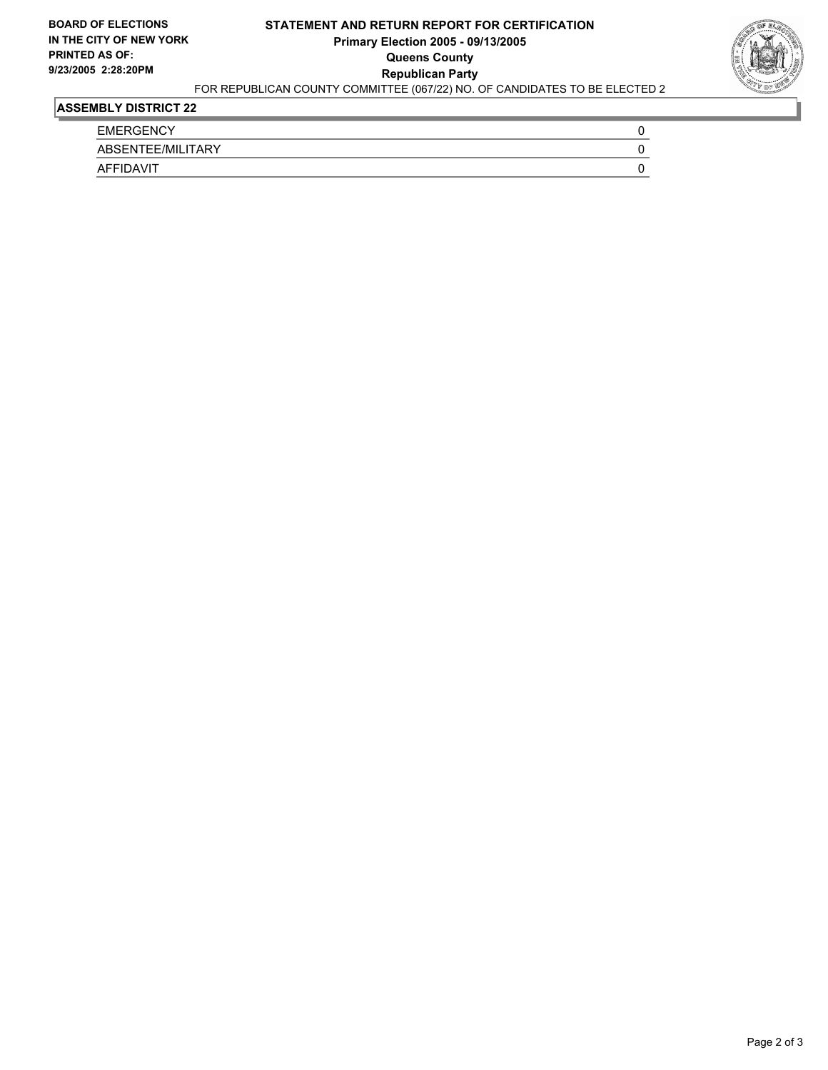**BOARD OF ELECTIONS IN THE CITY OF NEW YORK PRINTED AS OF: 9/23/2005 2:28:20PM**

**STATEMENT AND RETURN REPORT FOR CERTIFICATION**
**Primary Election 2005 - 09/13/2005**
**Queens County**
**Republican Party**
FOR REPUBLICAN COUNTY COMMITTEE (067/22) NO. OF CANDIDATES TO BE ELECTED 2

## ASSEMBLY DISTRICT 22

| | |
|---|---|
| EMERGENCY | 0 |
| ABSENTEE/MILITARY | 0 |
| AFFIDAVIT | 0 |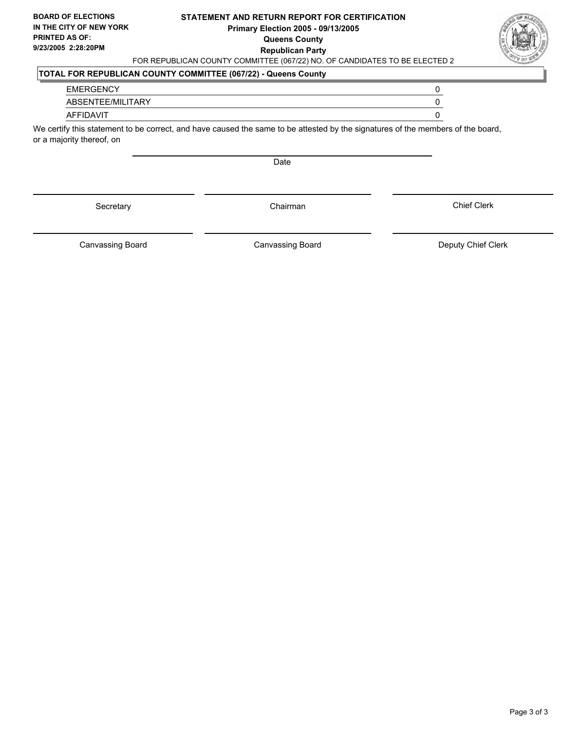**BOARD OF ELECTIONS IN THE CITY OF NEW YORK**
**PRINTED AS OF:**
**9/23/2005 2:28:20PM**

**STATEMENT AND RETURN REPORT FOR CERTIFICATION**
**Primary Election 2005 - 09/13/2005**
**Queens County**
**Republican Party**

FOR REPUBLICAN COUNTY COMMITTEE (067/22) NO. OF CANDIDATES TO BE ELECTED 2

**TOTAL FOR REPUBLICAN COUNTY COMMITTEE (067/22) - Queens County**

| | |
|---|---|
| EMERGENCY | 0 |
| ABSENTEE/MILITARY | 0 |
| AFFIDAVIT | 0 |

We certify this statement to be correct, and have caused the same to be attested by the signatures of the members of the board, or a majority thereof, on

Date

| | | |
|---|---|---|
| Secretary | Chairman | Chief Clerk |
| Canvassing Board | Canvassing Board | Deputy Chief Clerk |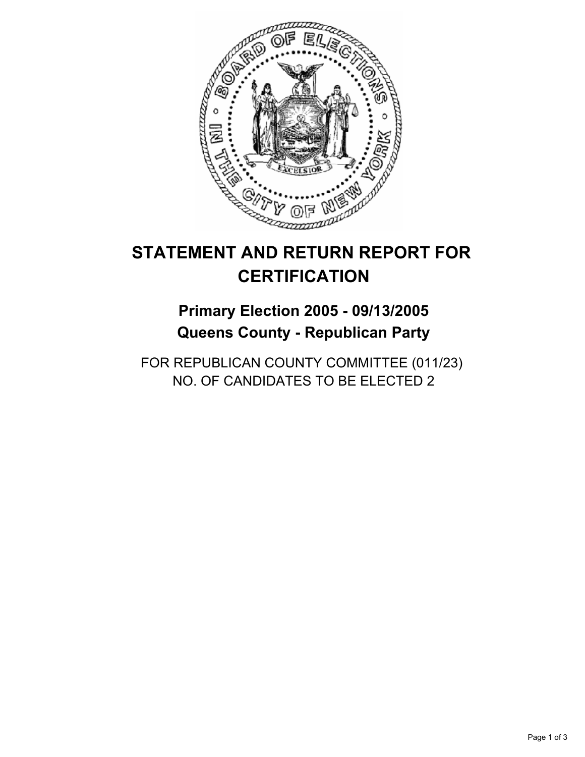# STATEMENT AND RETURN REPORT FOR CERTIFICATION

## Primary Election 2005 - 09/13/2005
## Queens County - Republican Party

FOR REPUBLICAN COUNTY COMMITTEE (011/23)
NO. OF CANDIDATES TO BE ELECTED 2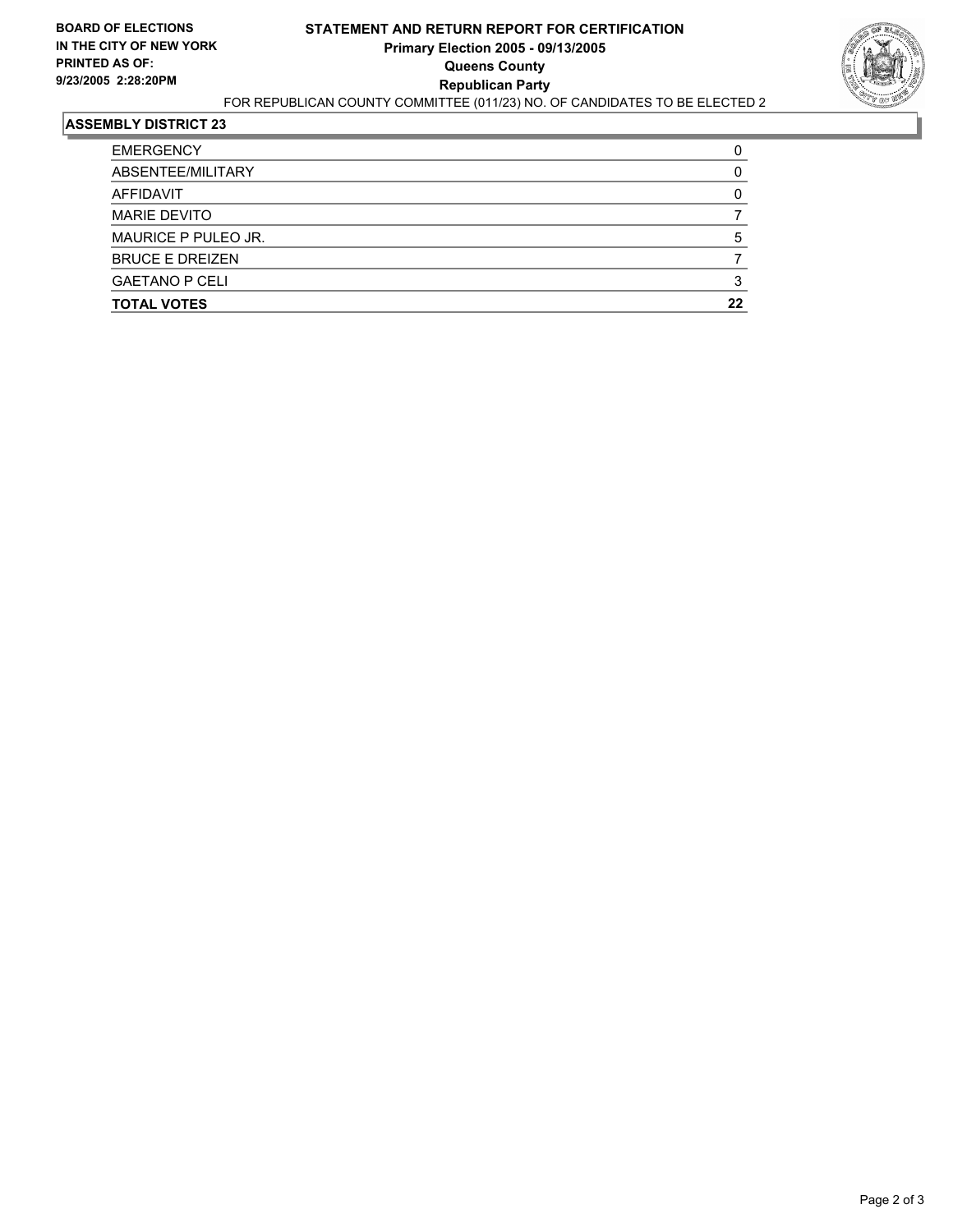**BOARD OF ELECTIONS IN THE CITY OF NEW YORK PRINTED AS OF: 9/23/2005 2:28:20PM**

# STATEMENT AND RETURN REPORT FOR CERTIFICATION
## Primary Election 2005 - 09/13/2005
## Queens County
## Republican Party

FOR REPUBLICAN COUNTY COMMITTEE (011/23) NO. OF CANDIDATES TO BE ELECTED 2

### ASSEMBLY DISTRICT 23

| | |
|---|---|
| EMERGENCY | 0 |
| ABSENTEE/MILITARY | 0 |
| AFFIDAVIT | 0 |
| MARIE DEVITO | 7 |
| MAURICE P PULEO JR. | 5 |
| BRUCE E DREIZEN | 7 |
| GAETANO P CELI | 3 |
| **TOTAL VOTES** | **22** |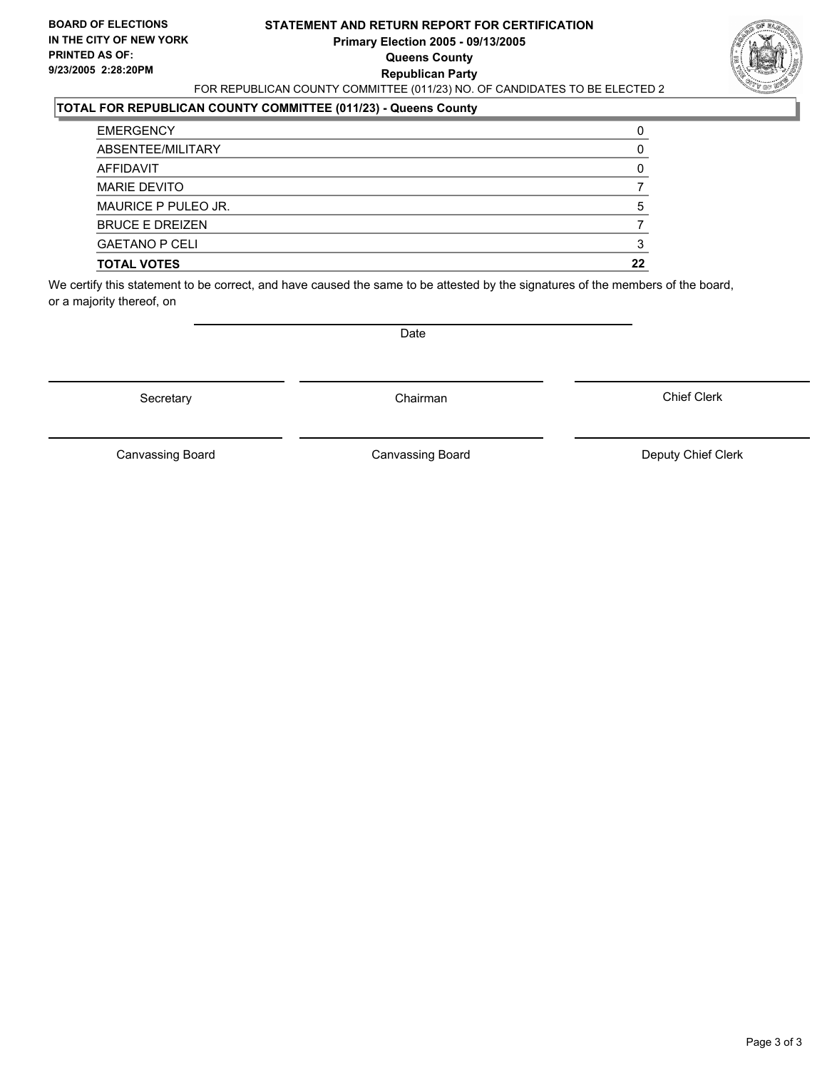**BOARD OF ELECTIONS IN THE CITY OF NEW YORK PRINTED AS OF: 9/23/2005 2:28:20PM**

# STATEMENT AND RETURN REPORT FOR CERTIFICATION

**Primary Election 2005 - 09/13/2005**
**Queens County**
**Republican Party**

FOR REPUBLICAN COUNTY COMMITTEE (011/23) NO. OF CANDIDATES TO BE ELECTED 2

## TOTAL FOR REPUBLICAN COUNTY COMMITTEE (011/23) - Queens County

| | |
|---|---|
| EMERGENCY | 0 |
| ABSENTEE/MILITARY | 0 |
| AFFIDAVIT | 0 |
| MARIE DEVITO | 7 |
| MAURICE P PULEO JR. | 5 |
| BRUCE E DREIZEN | 7 |
| GAETANO P CELI | 3 |
| **TOTAL VOTES** | **22** |

We certify this statement to be correct, and have caused the same to be attested by the signatures of the members of the board, or a majority thereof, on

Date

Secretary | Chairman | Chief Clerk

Canvassing Board | Canvassing Board | Deputy Chief Clerk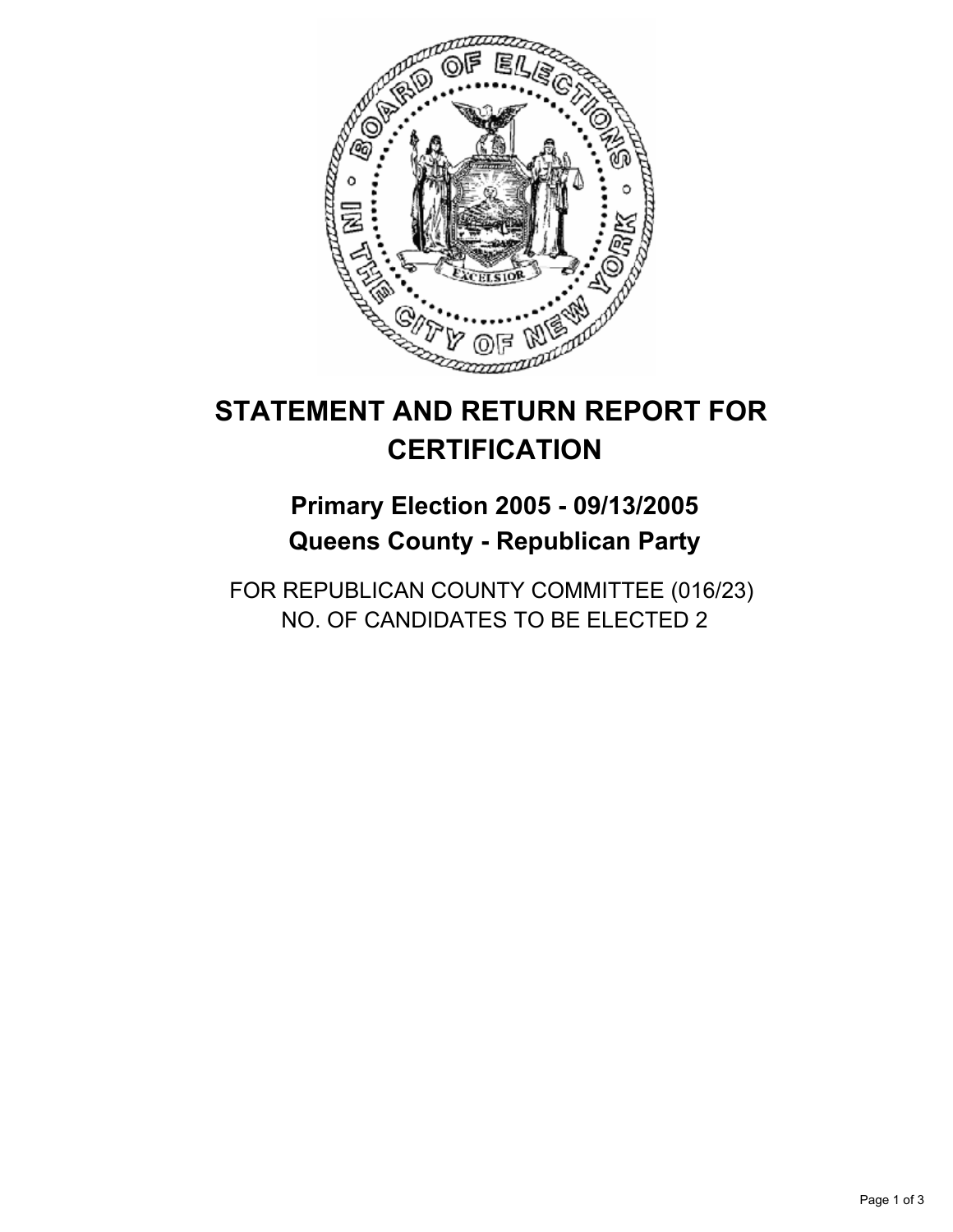# STATEMENT AND RETURN REPORT FOR CERTIFICATION

## Primary Election 2005 - 09/13/2005
## Queens County - Republican Party

FOR REPUBLICAN COUNTY COMMITTEE (016/23)
NO. OF CANDIDATES TO BE ELECTED 2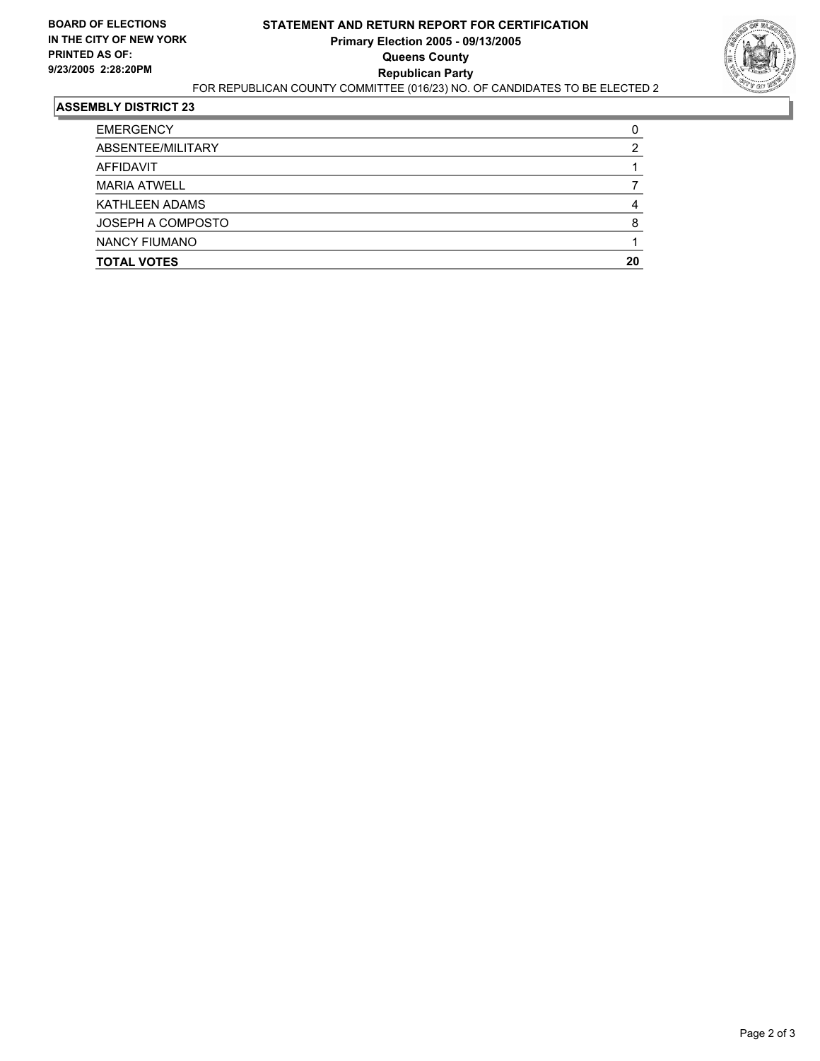**BOARD OF ELECTIONS IN THE CITY OF NEW YORK**
**PRINTED AS OF:**
**9/23/2005 2:28:20PM**

# STATEMENT AND RETURN REPORT FOR CERTIFICATION
## Primary Election 2005 - 09/13/2005
## Queens County
## Republican Party

FOR REPUBLICAN COUNTY COMMITTEE (016/23) NO. OF CANDIDATES TO BE ELECTED 2

### ASSEMBLY DISTRICT 23

| | |
|---|---|
| EMERGENCY | 0 |
| ABSENTEE/MILITARY | 2 |
| AFFIDAVIT | 1 |
| MARIA ATWELL | 7 |
| KATHLEEN ADAMS | 4 |
| JOSEPH A COMPOSTO | 8 |
| NANCY FIUMANO | 1 |
| **TOTAL VOTES** | **20** |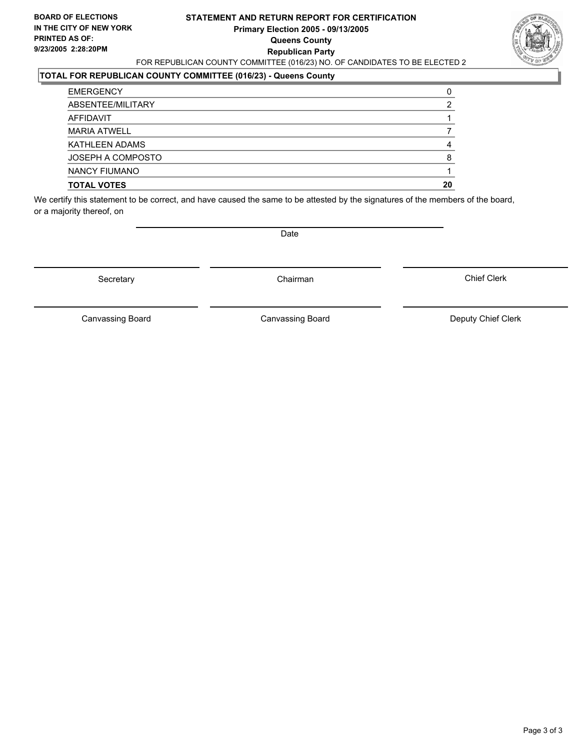**BOARD OF ELECTIONS IN THE CITY OF NEW YORK PRINTED AS OF: 9/23/2005 2:28:20PM**

# STATEMENT AND RETURN REPORT FOR CERTIFICATION
## Primary Election 2005 - 09/13/2005
## Queens County
## Republican Party

FOR REPUBLICAN COUNTY COMMITTEE (016/23) NO. OF CANDIDATES TO BE ELECTED 2

**TOTAL FOR REPUBLICAN COUNTY COMMITTEE (016/23) - Queens County**

| | |
|---|---|
| EMERGENCY | 0 |
| ABSENTEE/MILITARY | 2 |
| AFFIDAVIT | 1 |
| MARIA ATWELL | 7 |
| KATHLEEN ADAMS | 4 |
| JOSEPH A COMPOSTO | 8 |
| NANCY FIUMANO | 1 |
| **TOTAL VOTES** | **20** |

We certify this statement to be correct, and have caused the same to be attested by the signatures of the members of the board, or a majority thereof, on

Date

Secretary | Chairman | Chief Clerk

Canvassing Board | Canvassing Board | Deputy Chief Clerk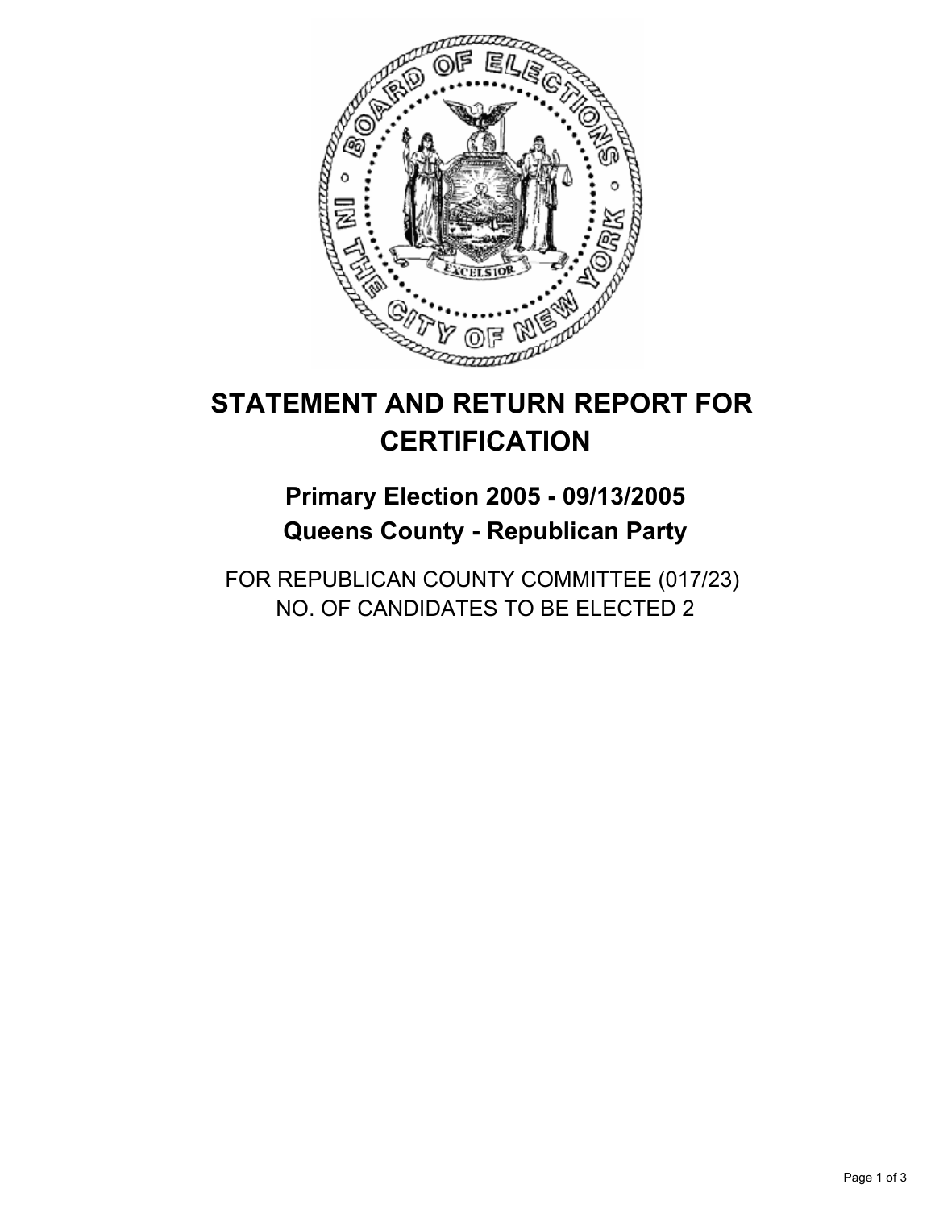# STATEMENT AND RETURN REPORT FOR CERTIFICATION

## Primary Election 2005 - 09/13/2005
## Queens County - Republican Party

FOR REPUBLICAN COUNTY COMMITTEE (017/23)
NO. OF CANDIDATES TO BE ELECTED 2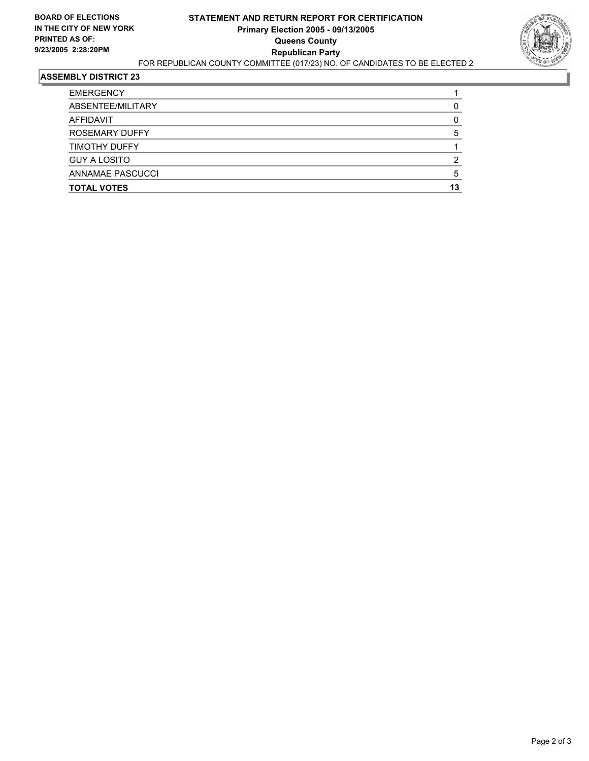**BOARD OF ELECTIONS IN THE CITY OF NEW YORK PRINTED AS OF: 9/23/2005 2:28:20PM**

# STATEMENT AND RETURN REPORT FOR CERTIFICATION
## Primary Election 2005 - 09/13/2005
## Queens County
## Republican Party

FOR REPUBLICAN COUNTY COMMITTEE (017/23) NO. OF CANDIDATES TO BE ELECTED 2

### ASSEMBLY DISTRICT 23

| | |
|---|---|
| EMERGENCY | 1 |
| ABSENTEE/MILITARY | 0 |
| AFFIDAVIT | 0 |
| ROSEMARY DUFFY | 5 |
| TIMOTHY DUFFY | 1 |
| GUY A LOSITO | 2 |
| ANNAMAE PASCUCCI | 5 |
| **TOTAL VOTES** | **13** |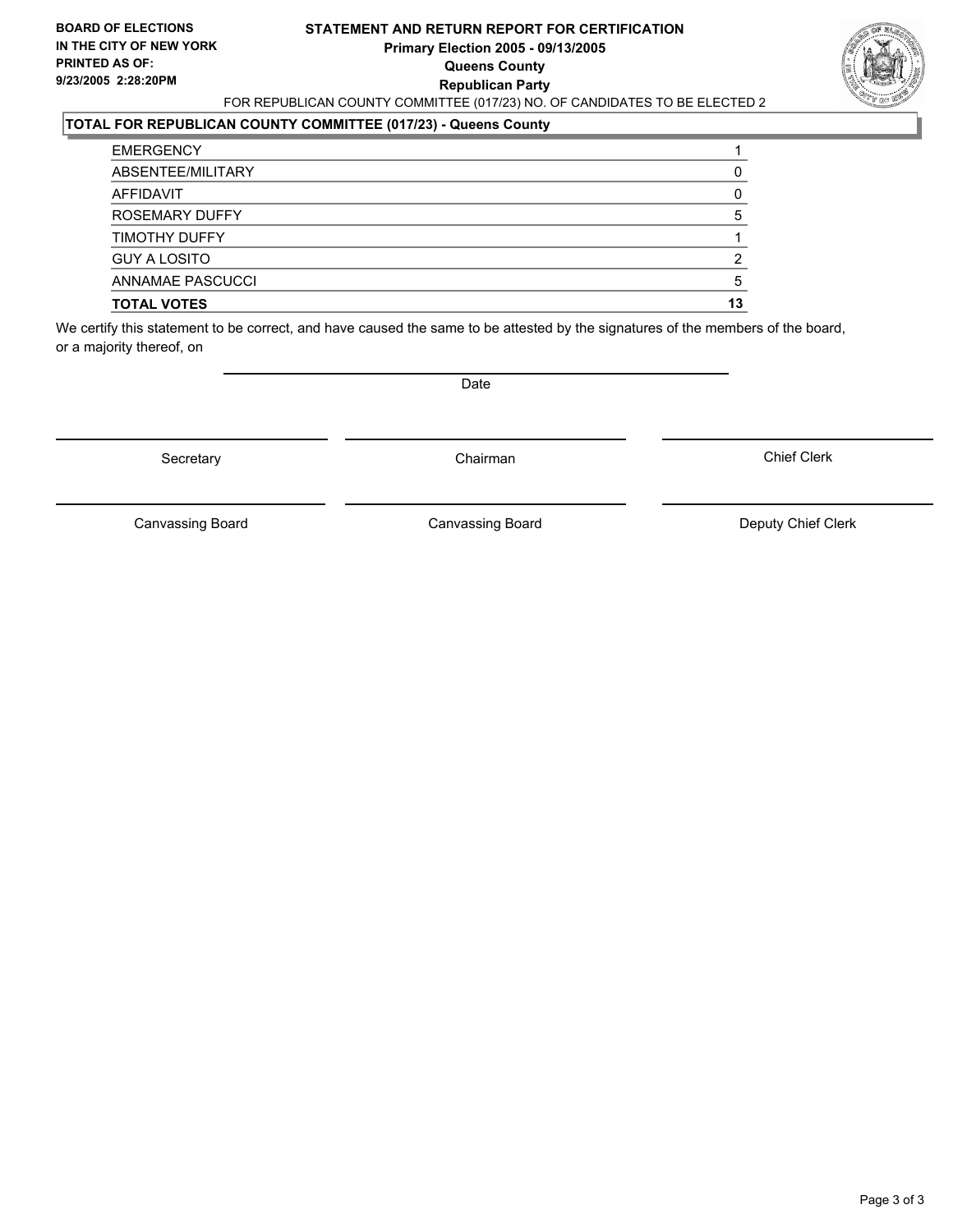**BOARD OF ELECTIONS IN THE CITY OF NEW YORK**
**PRINTED AS OF:**
**9/23/2005 2:28:20PM**

# STATEMENT AND RETURN REPORT FOR CERTIFICATION

**Primary Election 2005 - 09/13/2005**
**Queens County**
**Republican Party**

FOR REPUBLICAN COUNTY COMMITTEE (017/23) NO. OF CANDIDATES TO BE ELECTED 2

## TOTAL FOR REPUBLICAN COUNTY COMMITTEE (017/23) - Queens County

| | |
|---|---|
| EMERGENCY | 1 |
| ABSENTEE/MILITARY | 0 |
| AFFIDAVIT | 0 |
| ROSEMARY DUFFY | 5 |
| TIMOTHY DUFFY | 1 |
| GUY A LOSITO | 2 |
| ANNAMAE PASCUCCI | 5 |
| **TOTAL VOTES** | **13** |

We certify this statement to be correct, and have caused the same to be attested by the signatures of the members of the board, or a majority thereof, on

Date

Secretary | Chairman | Chief Clerk

Canvassing Board | Canvassing Board | Deputy Chief Clerk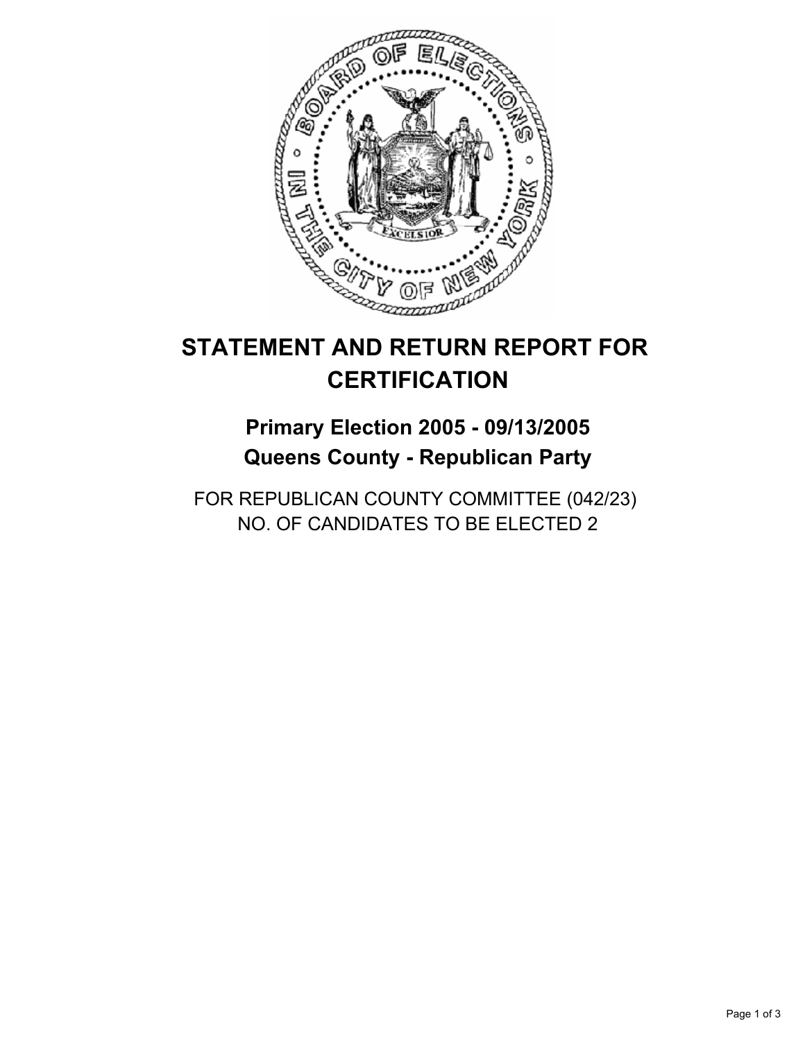# STATEMENT AND RETURN REPORT FOR CERTIFICATION

## Primary Election 2005 - 09/13/2005
## Queens County - Republican Party

FOR REPUBLICAN COUNTY COMMITTEE (042/23)
NO. OF CANDIDATES TO BE ELECTED 2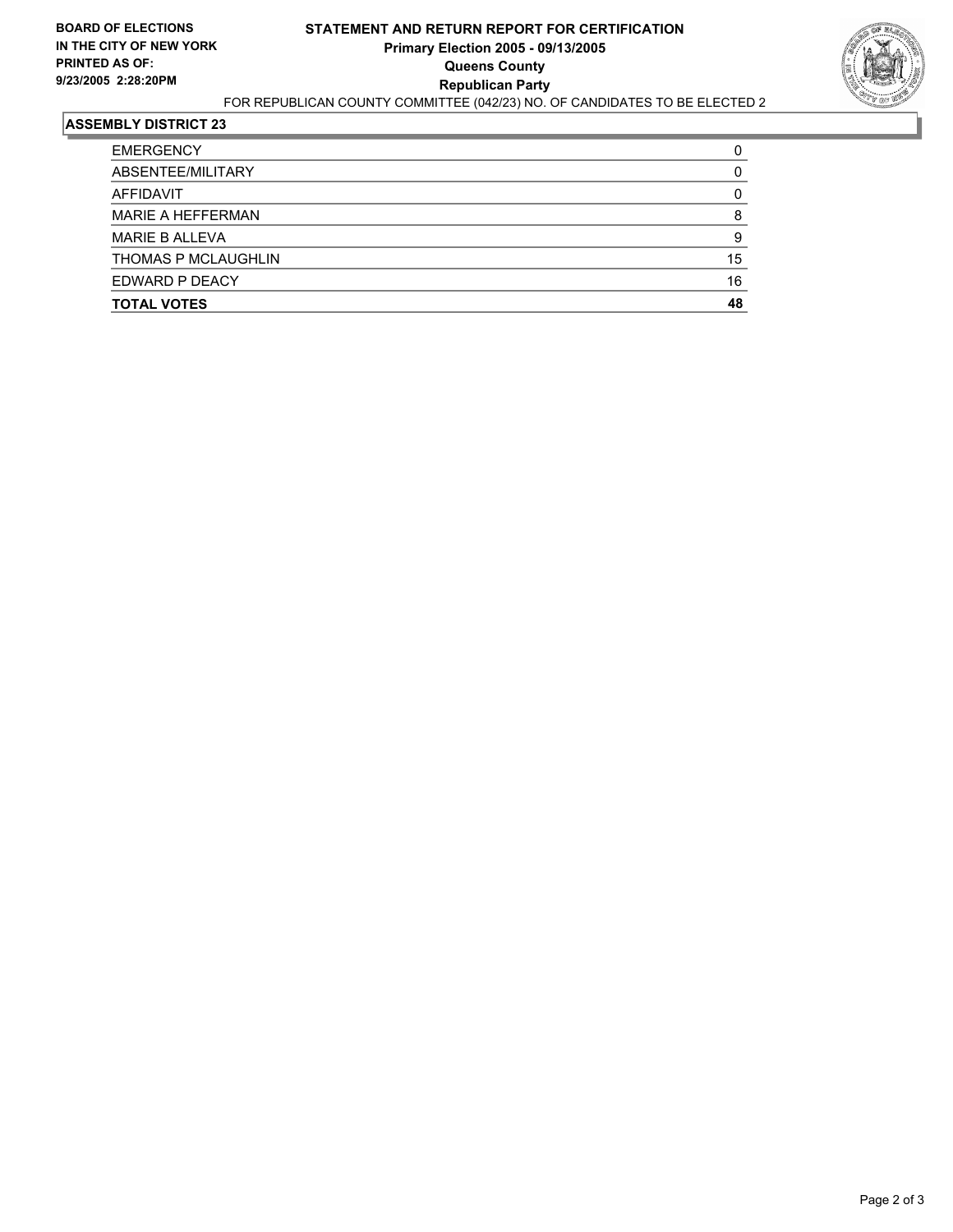**BOARD OF ELECTIONS IN THE CITY OF NEW YORK PRINTED AS OF: 9/23/2005 2:28:20PM**

# STATEMENT AND RETURN REPORT FOR CERTIFICATION
## Primary Election 2005 - 09/13/2005
## Queens County
## Republican Party

FOR REPUBLICAN COUNTY COMMITTEE (042/23) NO. OF CANDIDATES TO BE ELECTED 2

### ASSEMBLY DISTRICT 23

| | |
|---|---|
| EMERGENCY | 0 |
| ABSENTEE/MILITARY | 0 |
| AFFIDAVIT | 0 |
| MARIE A HEFFERMAN | 8 |
| MARIE B ALLEVA | 9 |
| THOMAS P MCLAUGHLIN | 15 |
| EDWARD P DEACY | 16 |
| **TOTAL VOTES** | **48** |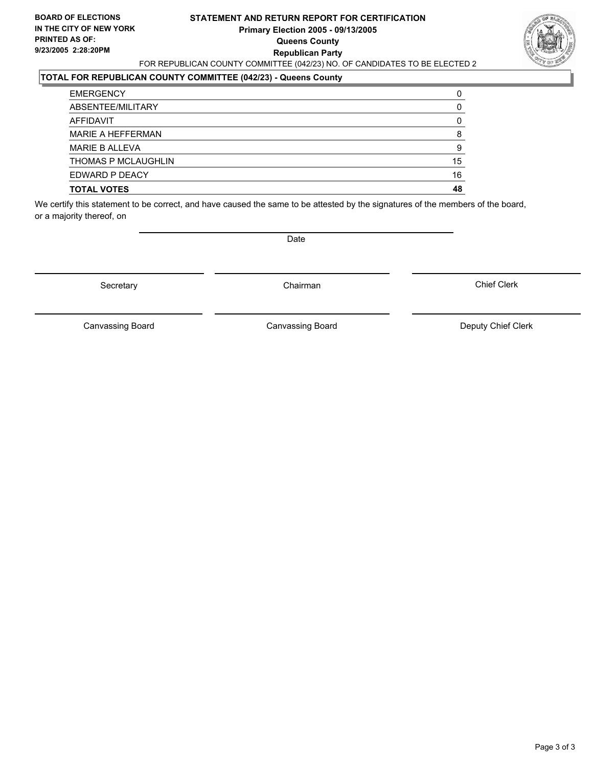**BOARD OF ELECTIONS IN THE CITY OF NEW YORK PRINTED AS OF: 9/23/2005 2:28:20PM**

**STATEMENT AND RETURN REPORT FOR CERTIFICATION**
**Primary Election 2005 - 09/13/2005**
**Queens County**
**Republican Party**

FOR REPUBLICAN COUNTY COMMITTEE (042/23) NO. OF CANDIDATES TO BE ELECTED 2

**TOTAL FOR REPUBLICAN COUNTY COMMITTEE (042/23) - Queens County**

| | |
|---|---|
| EMERGENCY | 0 |
| ABSENTEE/MILITARY | 0 |
| AFFIDAVIT | 0 |
| MARIE A HEFFERMAN | 8 |
| MARIE B ALLEVA | 9 |
| THOMAS P MCLAUGHLIN | 15 |
| EDWARD P DEACY | 16 |
| **TOTAL VOTES** | **48** |

We certify this statement to be correct, and have caused the same to be attested by the signatures of the members of the board, or a majority thereof, on

Date

Secretary | Chairman | Chief Clerk

Canvassing Board | Canvassing Board | Deputy Chief Clerk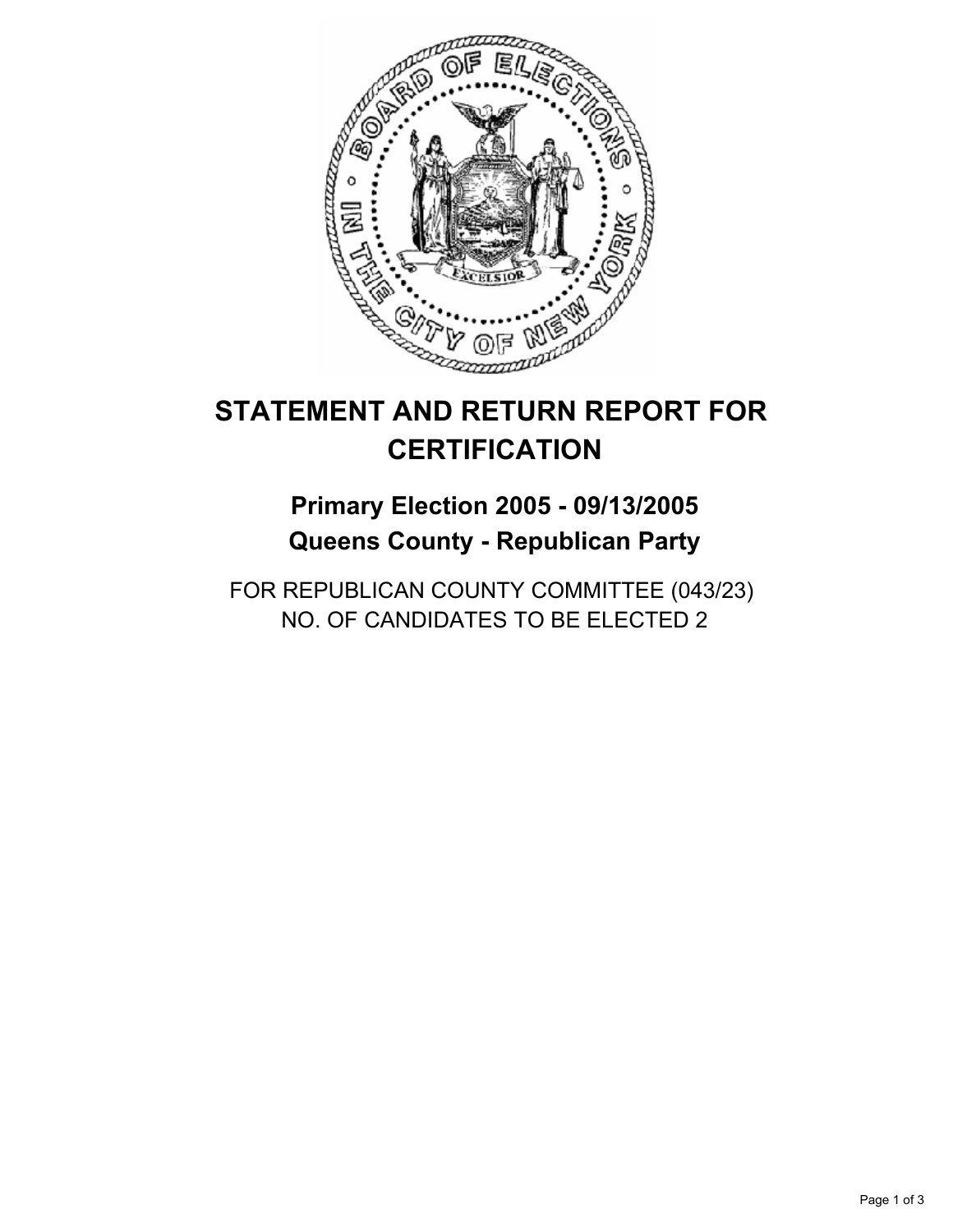# STATEMENT AND RETURN REPORT FOR CERTIFICATION

## Primary Election 2005 - 09/13/2005
## Queens County - Republican Party

FOR REPUBLICAN COUNTY COMMITTEE (043/23)
NO. OF CANDIDATES TO BE ELECTED 2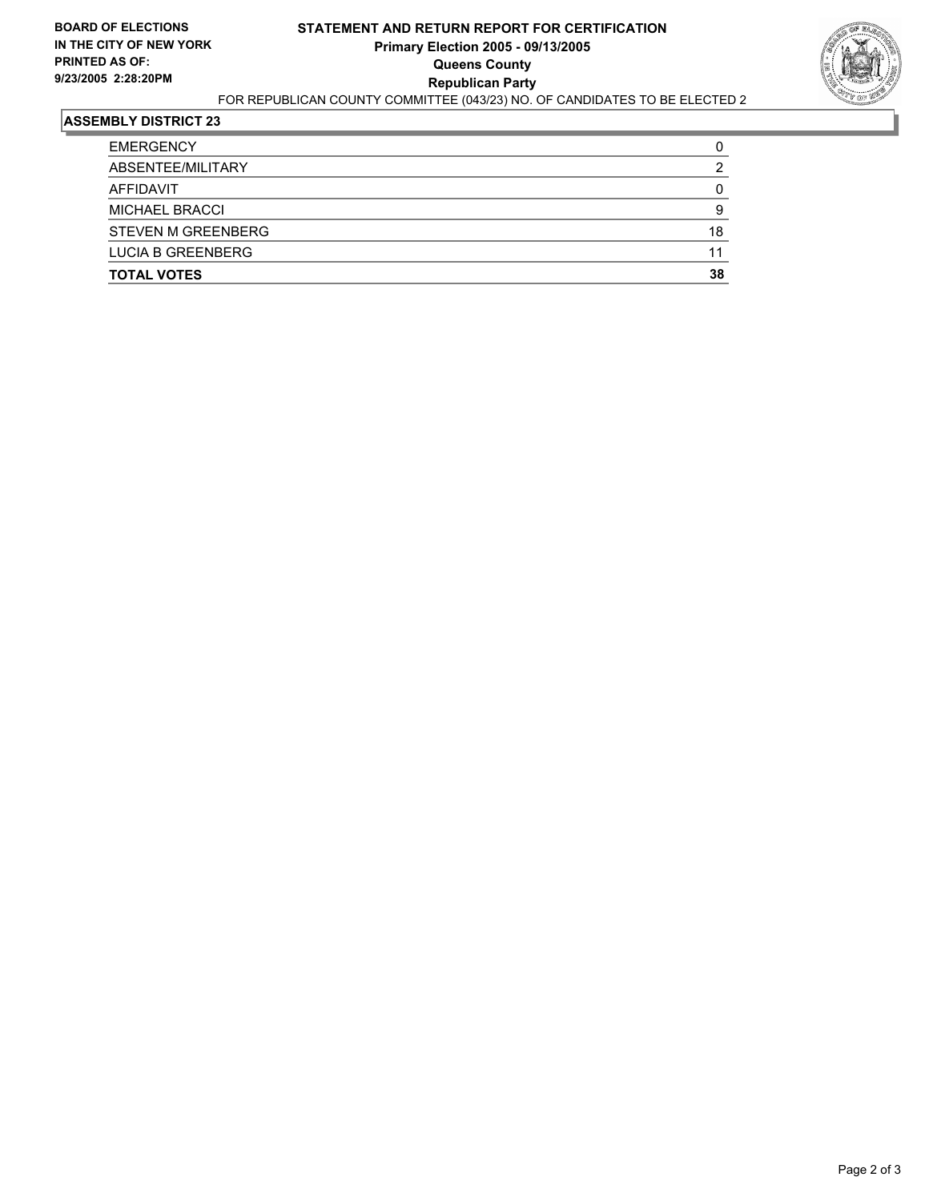**BOARD OF ELECTIONS IN THE CITY OF NEW YORK PRINTED AS OF: 9/23/2005 2:28:20PM**

# STATEMENT AND RETURN REPORT FOR CERTIFICATION
## Primary Election 2005 - 09/13/2005
## Queens County
## Republican Party

FOR REPUBLICAN COUNTY COMMITTEE (043/23) NO. OF CANDIDATES TO BE ELECTED 2

### ASSEMBLY DISTRICT 23

| | |
|---|---|
| EMERGENCY | 0 |
| ABSENTEE/MILITARY | 2 |
| AFFIDAVIT | 0 |
| MICHAEL BRACCI | 9 |
| STEVEN M GREENBERG | 18 |
| LUCIA B GREENBERG | 11 |
| **TOTAL VOTES** | **38** |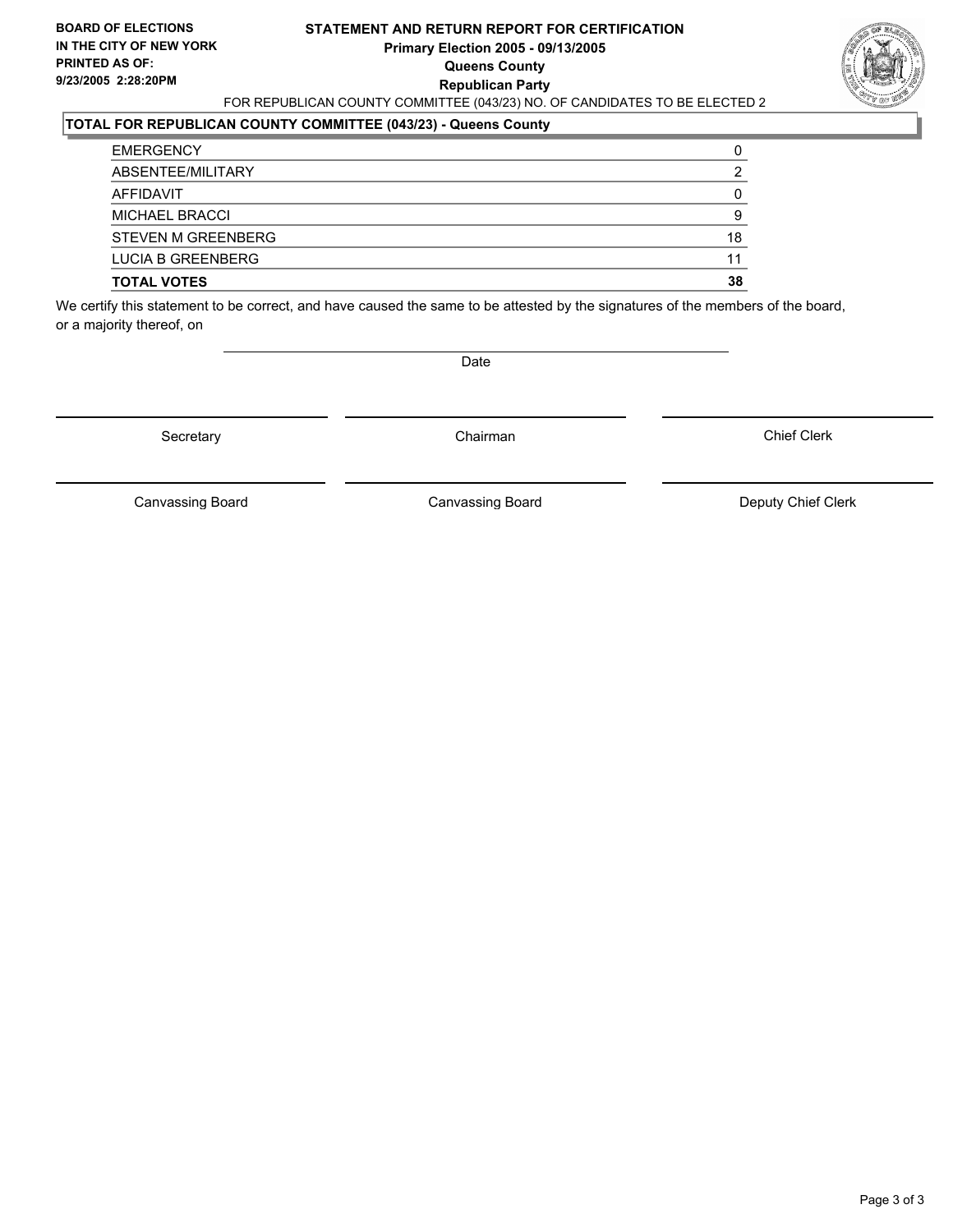**BOARD OF ELECTIONS IN THE CITY OF NEW YORK**
**PRINTED AS OF: 9/23/2005 2:28:20PM**

# STATEMENT AND RETURN REPORT FOR CERTIFICATION
## Primary Election 2005 - 09/13/2005
## Queens County
## Republican Party

FOR REPUBLICAN COUNTY COMMITTEE (043/23) NO. OF CANDIDATES TO BE ELECTED 2

**TOTAL FOR REPUBLICAN COUNTY COMMITTEE (043/23) - Queens County**

| | |
|---|---|
| EMERGENCY | 0 |
| ABSENTEE/MILITARY | 2 |
| AFFIDAVIT | 0 |
| MICHAEL BRACCI | 9 |
| STEVEN M GREENBERG | 18 |
| LUCIA B GREENBERG | 11 |
| **TOTAL VOTES** | **38** |

We certify this statement to be correct, and have caused the same to be attested by the signatures of the members of the board, or a majority thereof, on

Date

| | | |
|---|---|---|
| Secretary | Chairman | Chief Clerk |
| Canvassing Board | Canvassing Board | Deputy Chief Clerk |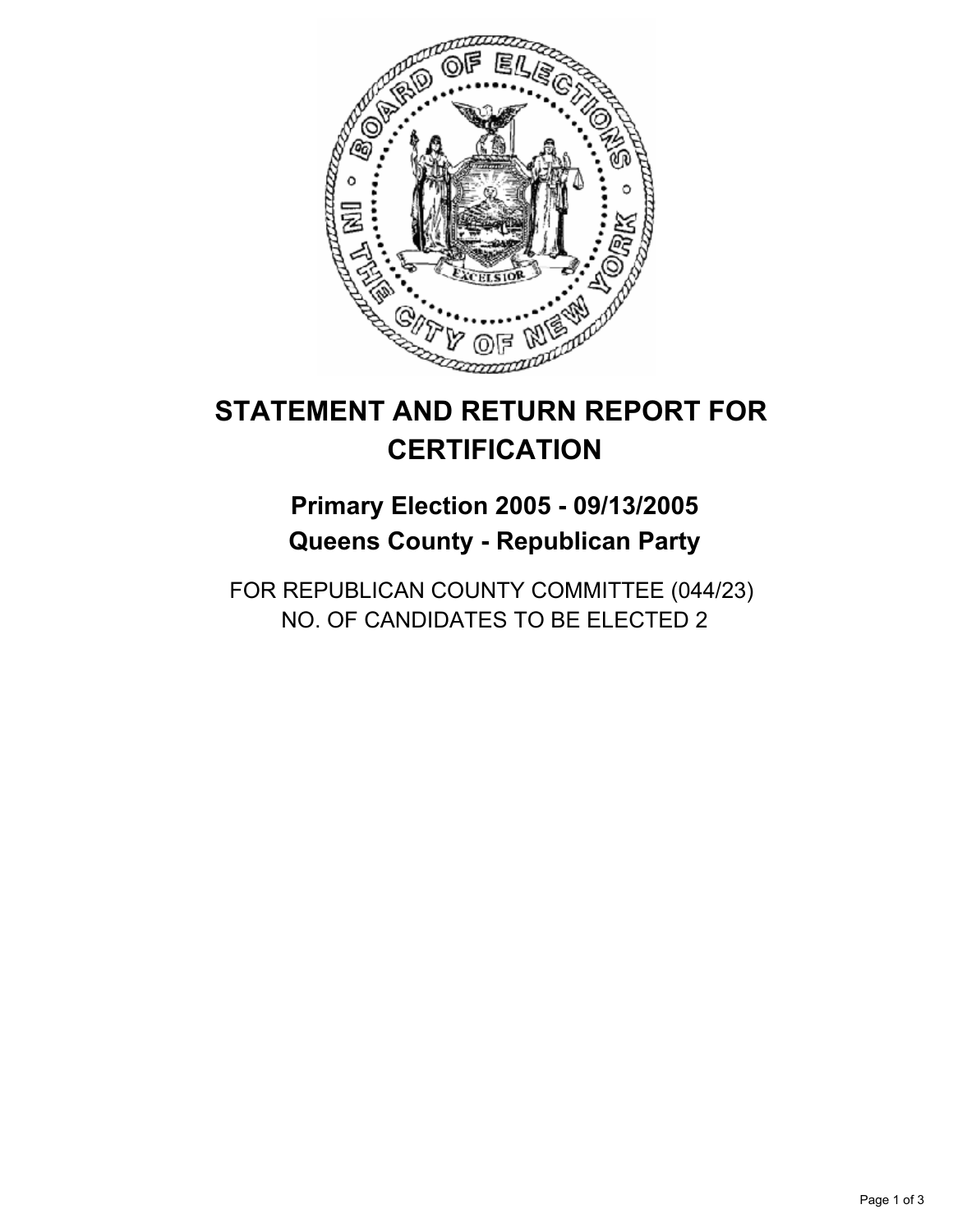# STATEMENT AND RETURN REPORT FOR CERTIFICATION

## Primary Election 2005 - 09/13/2005
## Queens County - Republican Party

FOR REPUBLICAN COUNTY COMMITTEE (044/23)
NO. OF CANDIDATES TO BE ELECTED 2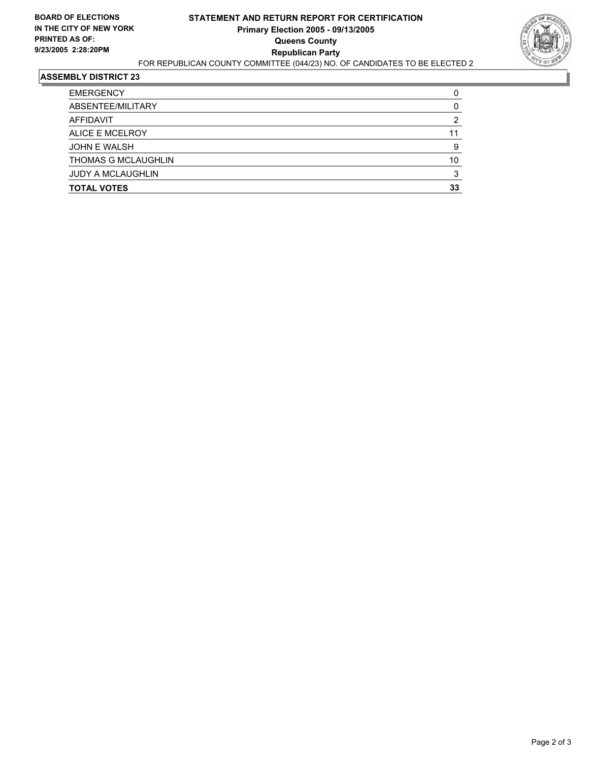**BOARD OF ELECTIONS IN THE CITY OF NEW YORK**
**PRINTED AS OF: 9/23/2005 2:28:20PM**

# STATEMENT AND RETURN REPORT FOR CERTIFICATION
## Primary Election 2005 - 09/13/2005
## Queens County
## Republican Party

FOR REPUBLICAN COUNTY COMMITTEE (044/23) NO. OF CANDIDATES TO BE ELECTED 2

### ASSEMBLY DISTRICT 23

| | |
|---|---|
| EMERGENCY | 0 |
| ABSENTEE/MILITARY | 0 |
| AFFIDAVIT | 2 |
| ALICE E MCELROY | 11 |
| JOHN E WALSH | 9 |
| THOMAS G MCLAUGHLIN | 10 |
| JUDY A MCLAUGHLIN | 3 |
| **TOTAL VOTES** | **33** |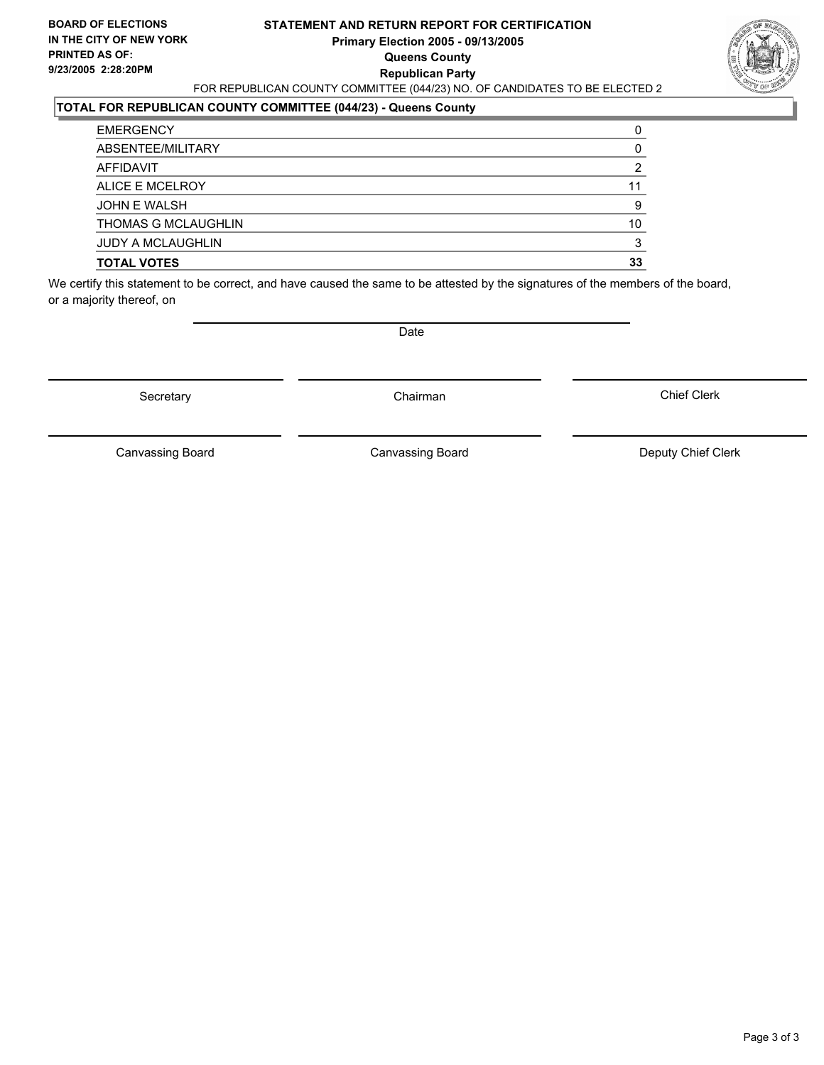**BOARD OF ELECTIONS IN THE CITY OF NEW YORK PRINTED AS OF: 9/23/2005 2:28:20PM**

# STATEMENT AND RETURN REPORT FOR CERTIFICATION
## Primary Election 2005 - 09/13/2005
## Queens County
## Republican Party

FOR REPUBLICAN COUNTY COMMITTEE (044/23) NO. OF CANDIDATES TO BE ELECTED 2

**TOTAL FOR REPUBLICAN COUNTY COMMITTEE (044/23) - Queens County**

| | |
|---|---|
| EMERGENCY | 0 |
| ABSENTEE/MILITARY | 0 |
| AFFIDAVIT | 2 |
| ALICE E MCELROY | 11 |
| JOHN E WALSH | 9 |
| THOMAS G MCLAUGHLIN | 10 |
| JUDY A MCLAUGHLIN | 3 |
| **TOTAL VOTES** | **33** |

We certify this statement to be correct, and have caused the same to be attested by the signatures of the members of the board, or a majority thereof, on

Date

Secretary | Chairman | Chief Clerk

Canvassing Board | Canvassing Board | Deputy Chief Clerk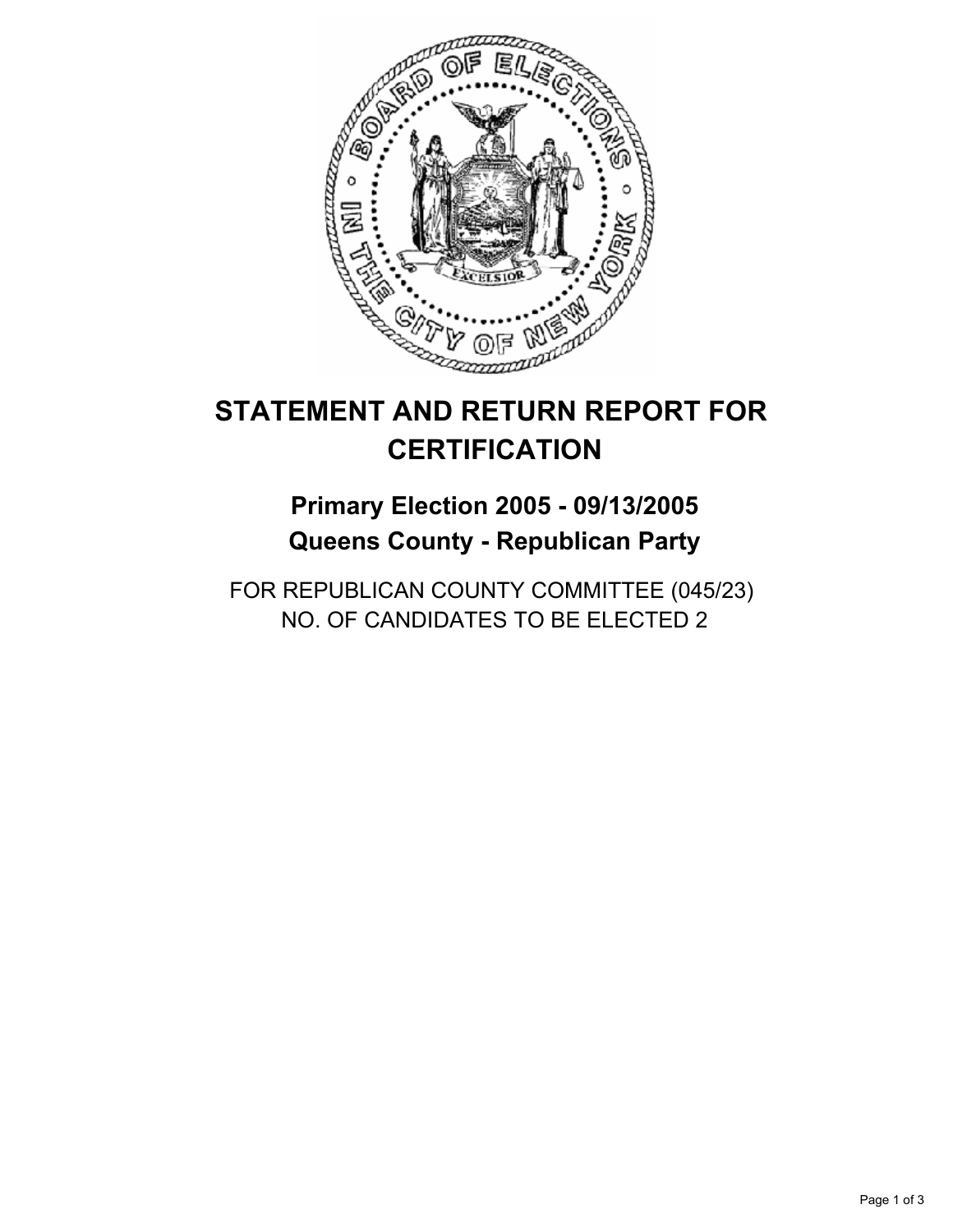# STATEMENT AND RETURN REPORT FOR CERTIFICATION

## Primary Election 2005 - 09/13/2005

## Queens County - Republican Party

FOR REPUBLICAN COUNTY COMMITTEE (045/23)
NO. OF CANDIDATES TO BE ELECTED 2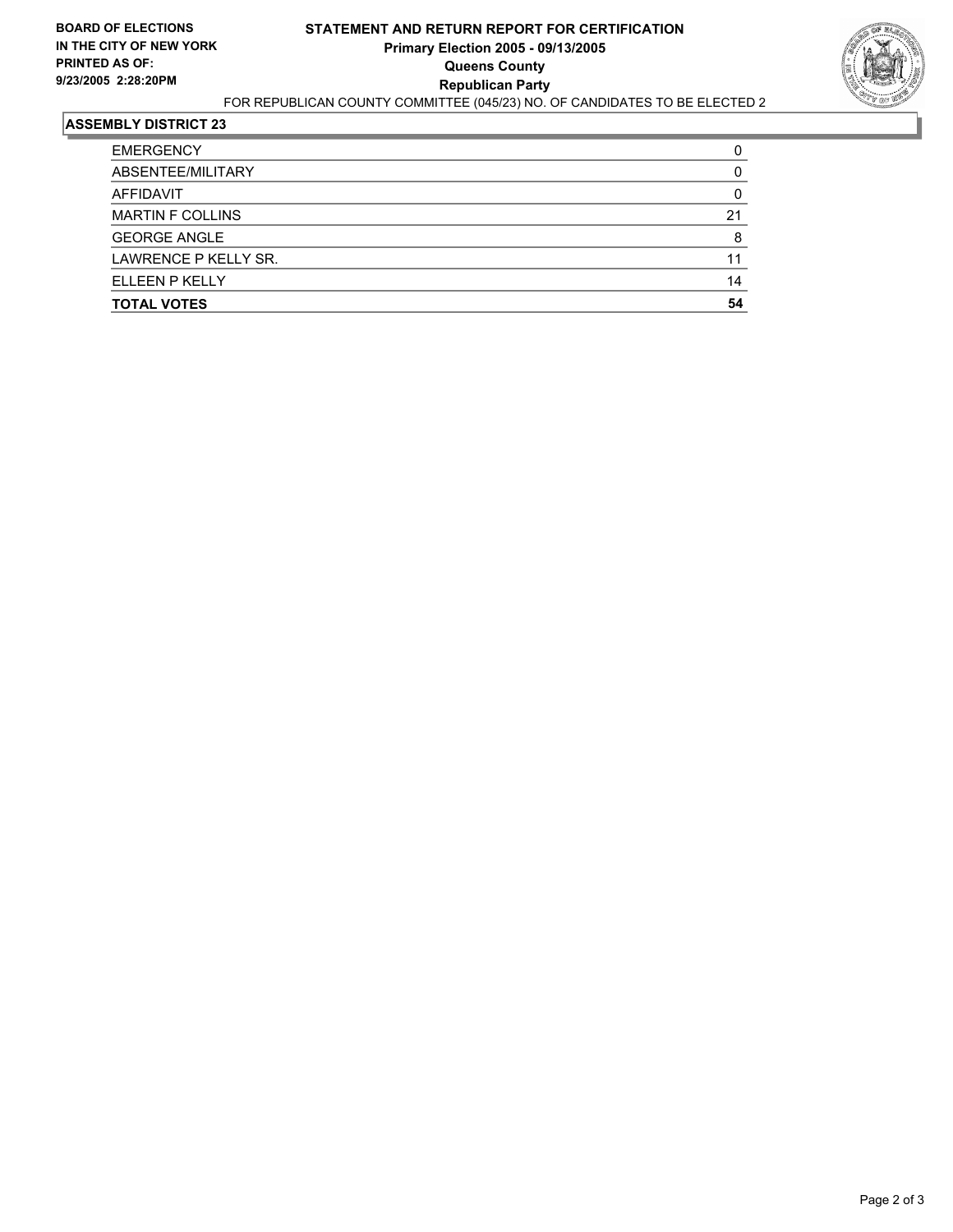**BOARD OF ELECTIONS IN THE CITY OF NEW YORK PRINTED AS OF: 9/23/2005 2:28:20PM**

# STATEMENT AND RETURN REPORT FOR CERTIFICATION
## Primary Election 2005 - 09/13/2005
## Queens County
## Republican Party

FOR REPUBLICAN COUNTY COMMITTEE (045/23) NO. OF CANDIDATES TO BE ELECTED 2

### ASSEMBLY DISTRICT 23

| | |
|---|---|
| EMERGENCY | 0 |
| ABSENTEE/MILITARY | 0 |
| AFFIDAVIT | 0 |
| MARTIN F COLLINS | 21 |
| GEORGE ANGLE | 8 |
| LAWRENCE P KELLY SR. | 11 |
| ELLEEN P KELLY | 14 |
| **TOTAL VOTES** | **54** |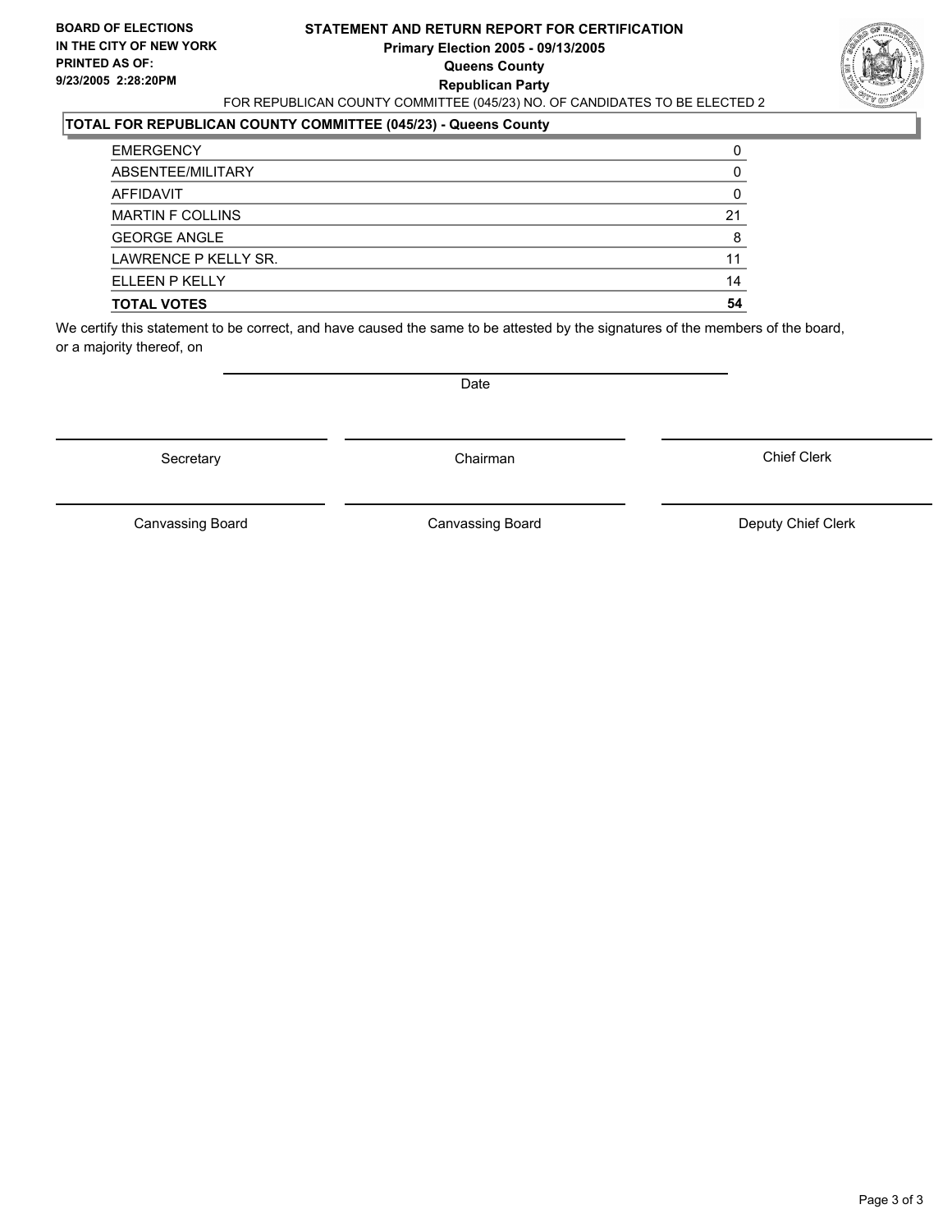**BOARD OF ELECTIONS IN THE CITY OF NEW YORK**
**PRINTED AS OF: 9/23/2005 2:28:20PM**

# STATEMENT AND RETURN REPORT FOR CERTIFICATION
## Primary Election 2005 - 09/13/2005
## Queens County
## Republican Party

FOR REPUBLICAN COUNTY COMMITTEE (045/23) NO. OF CANDIDATES TO BE ELECTED 2

### TOTAL FOR REPUBLICAN COUNTY COMMITTEE (045/23) - Queens County

| | |
|---|---|
| EMERGENCY | 0 |
| ABSENTEE/MILITARY | 0 |
| AFFIDAVIT | 0 |
| MARTIN F COLLINS | 21 |
| GEORGE ANGLE | 8 |
| LAWRENCE P KELLY SR. | 11 |
| ELLEEN P KELLY | 14 |
| **TOTAL VOTES** | **54** |

We certify this statement to be correct, and have caused the same to be attested by the signatures of the members of the board, or a majority thereof, on

Date

| | | |
|---|---|---|
| Secretary | Chairman | Chief Clerk |
| Canvassing Board | Canvassing Board | Deputy Chief Clerk |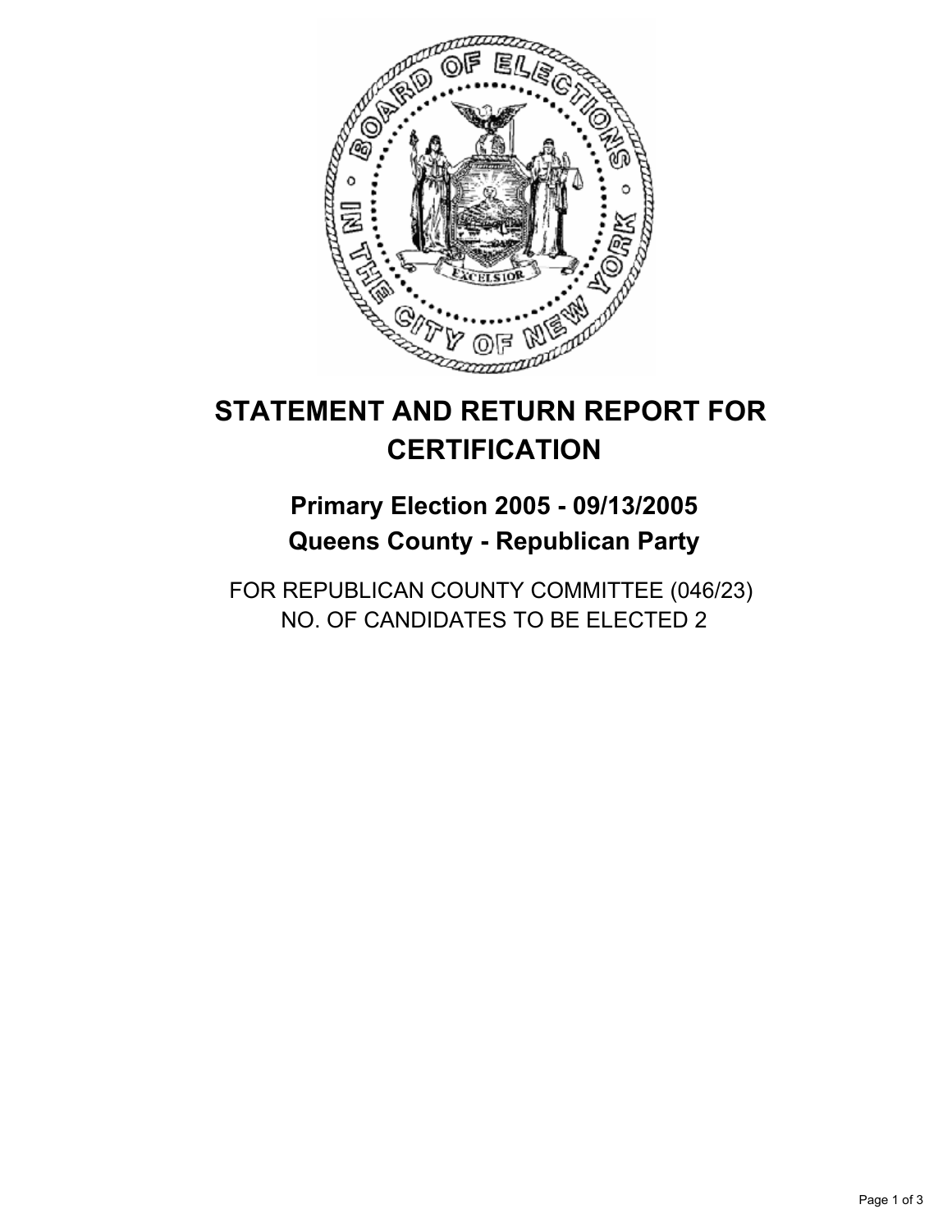# STATEMENT AND RETURN REPORT FOR CERTIFICATION

## Primary Election 2005 - 09/13/2005
## Queens County - Republican Party

FOR REPUBLICAN COUNTY COMMITTEE (046/23)
NO. OF CANDIDATES TO BE ELECTED 2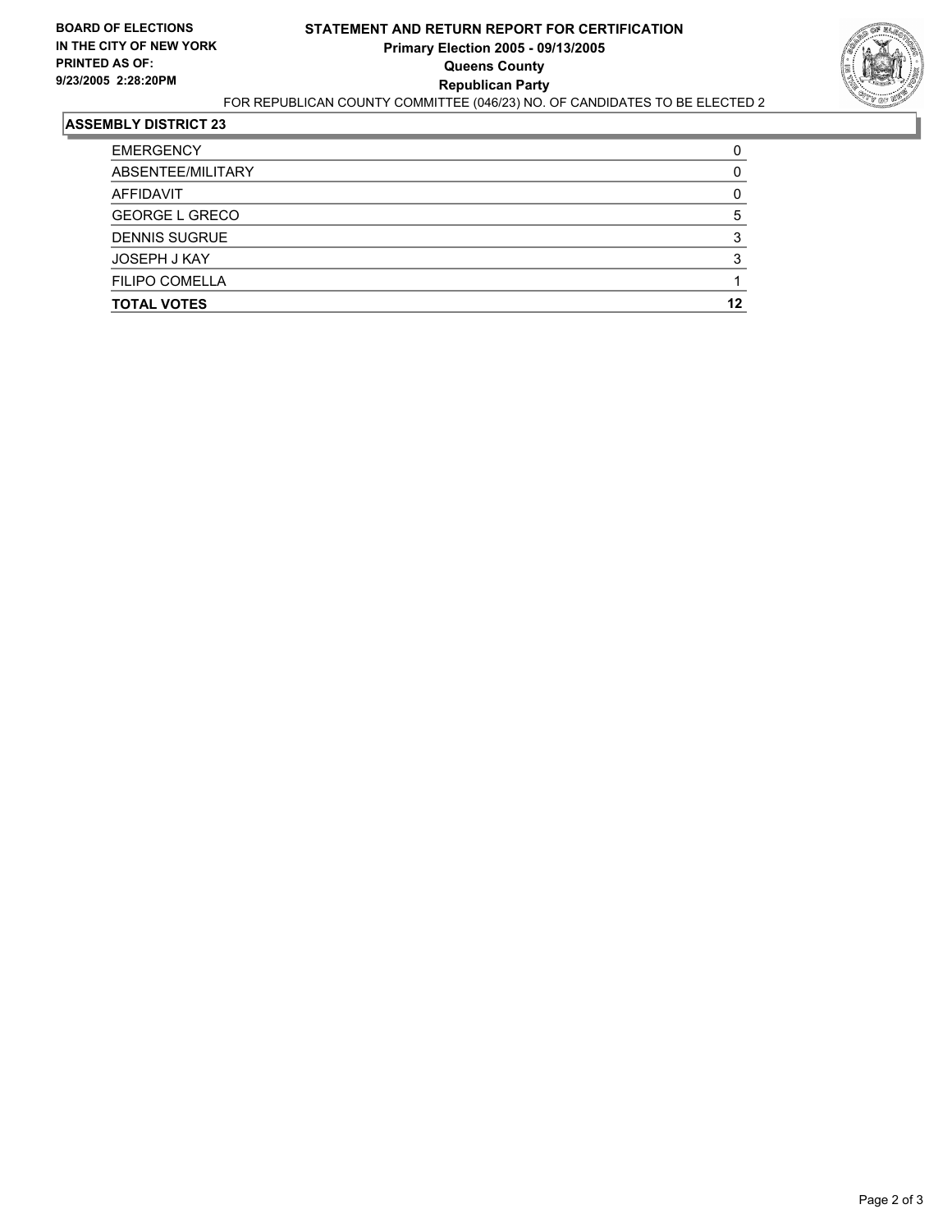**BOARD OF ELECTIONS IN THE CITY OF NEW YORK PRINTED AS OF: 9/23/2005 2:28:20PM**

# STATEMENT AND RETURN REPORT FOR CERTIFICATION
## Primary Election 2005 - 09/13/2005
## Queens County
## Republican Party

FOR REPUBLICAN COUNTY COMMITTEE (046/23) NO. OF CANDIDATES TO BE ELECTED 2

**ASSEMBLY DISTRICT 23**

| | |
|---|---|
| EMERGENCY | 0 |
| ABSENTEE/MILITARY | 0 |
| AFFIDAVIT | 0 |
| GEORGE L GRECO | 5 |
| DENNIS SUGRUE | 3 |
| JOSEPH J KAY | 3 |
| FILIPO COMELLA | 1 |
| **TOTAL VOTES** | **12** |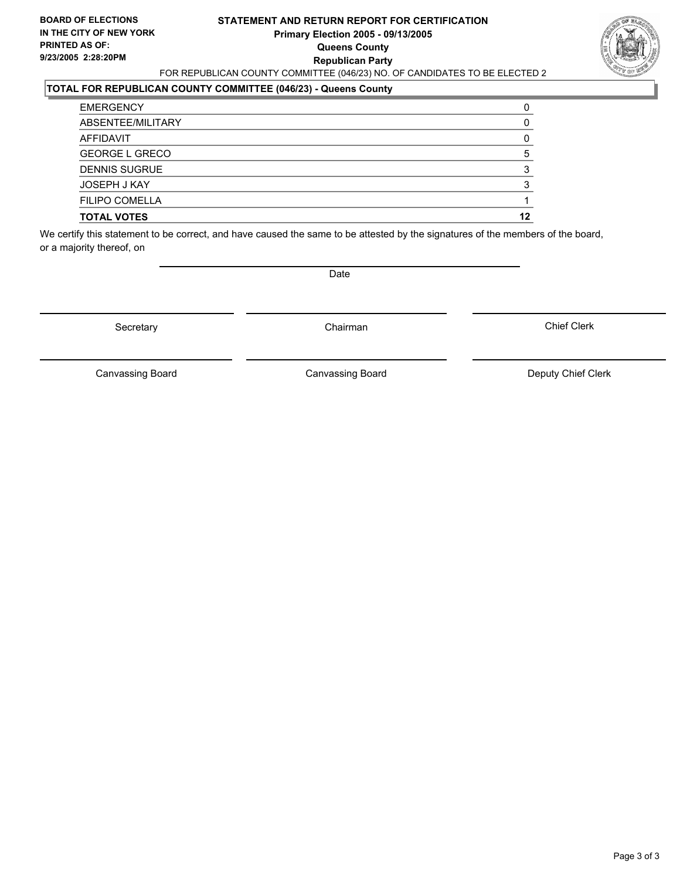**BOARD OF ELECTIONS IN THE CITY OF NEW YORK**
**PRINTED AS OF: 9/23/2005 2:28:20PM**

# STATEMENT AND RETURN REPORT FOR CERTIFICATION
## Primary Election 2005 - 09/13/2005
## Queens County
## Republican Party

FOR REPUBLICAN COUNTY COMMITTEE (046/23) NO. OF CANDIDATES TO BE ELECTED 2

### TOTAL FOR REPUBLICAN COUNTY COMMITTEE (046/23) - Queens County

| | |
|---|---|
| EMERGENCY | 0 |
| ABSENTEE/MILITARY | 0 |
| AFFIDAVIT | 0 |
| GEORGE L GRECO | 5 |
| DENNIS SUGRUE | 3 |
| JOSEPH J KAY | 3 |
| FILIPO COMELLA | 1 |
| **TOTAL VOTES** | **12** |

We certify this statement to be correct, and have caused the same to be attested by the signatures of the members of the board, or a majority thereof, on

Date

Secretary    Chairman    Chief Clerk

Canvassing Board    Canvassing Board    Deputy Chief Clerk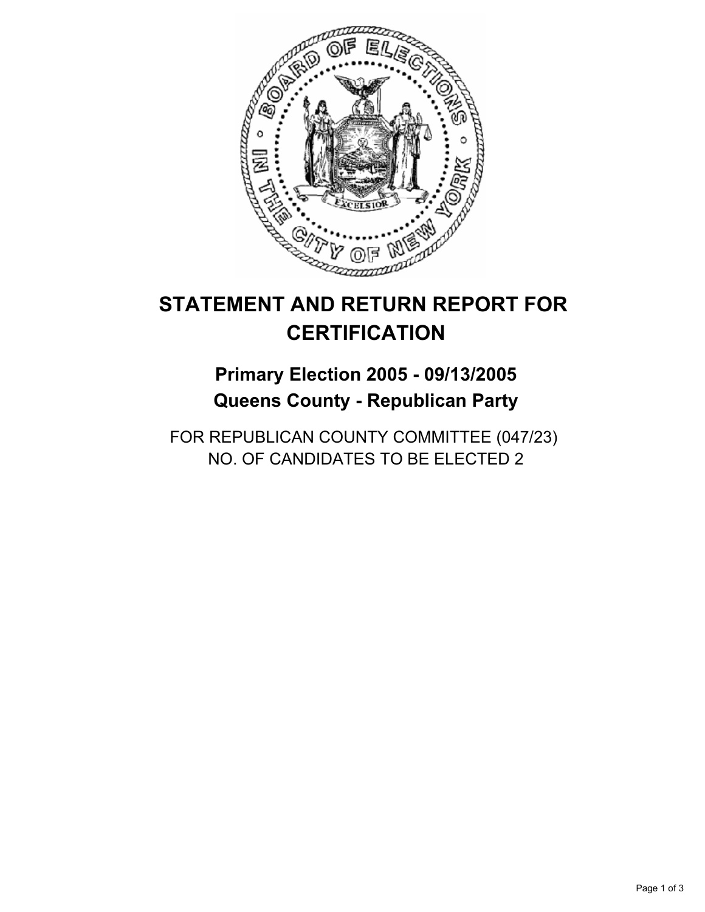# STATEMENT AND RETURN REPORT FOR CERTIFICATION

## Primary Election 2005 - 09/13/2005
## Queens County - Republican Party

FOR REPUBLICAN COUNTY COMMITTEE (047/23)
NO. OF CANDIDATES TO BE ELECTED 2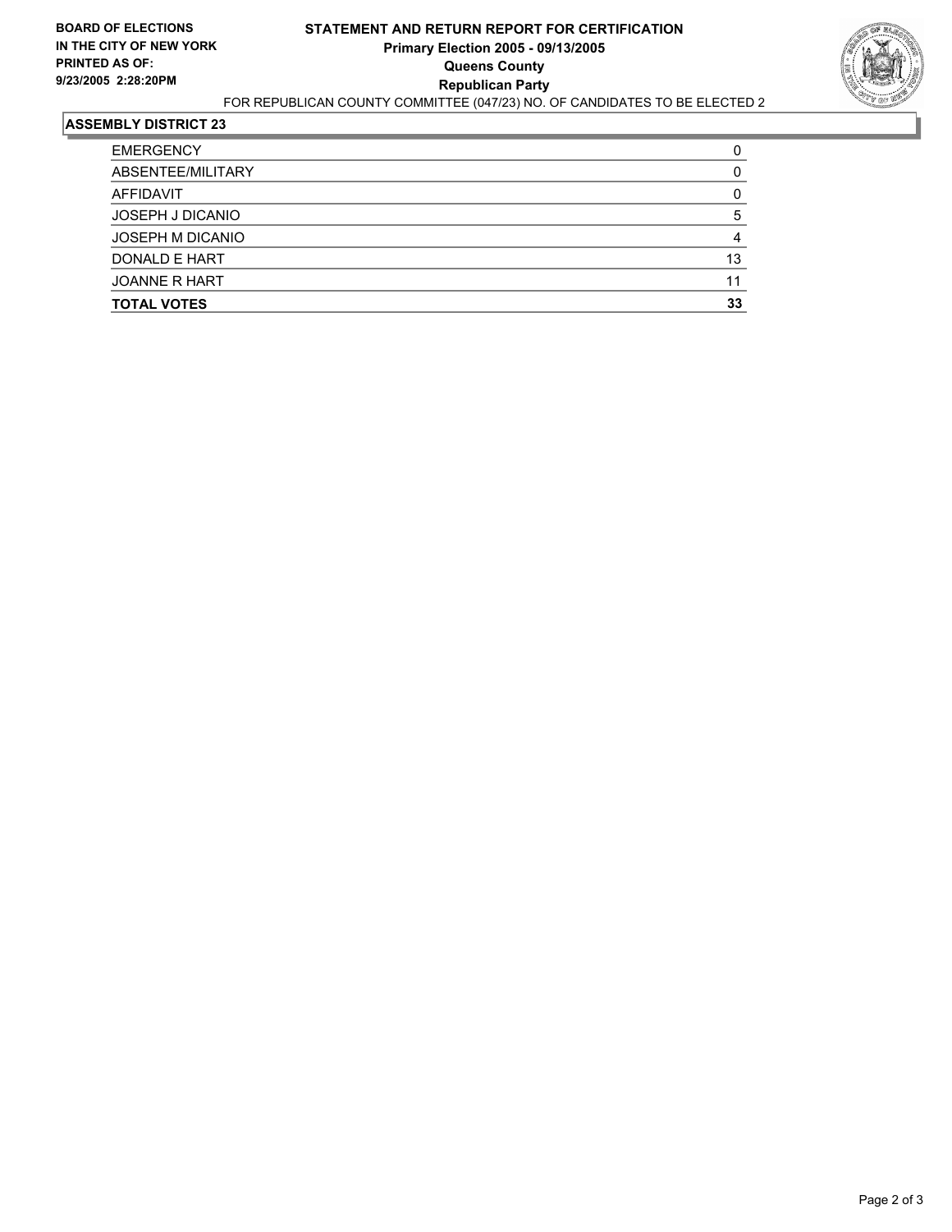**BOARD OF ELECTIONS**
**IN THE CITY OF NEW YORK**
**PRINTED AS OF:**
**9/23/2005 2:28:20PM**

# STATEMENT AND RETURN REPORT FOR CERTIFICATION

**Primary Election 2005 - 09/13/2005**
**Queens County**
**Republican Party**

FOR REPUBLICAN COUNTY COMMITTEE (047/23) NO. OF CANDIDATES TO BE ELECTED 2

## ASSEMBLY DISTRICT 23

| | |
|---|---|
| EMERGENCY | 0 |
| ABSENTEE/MILITARY | 0 |
| AFFIDAVIT | 0 |
| JOSEPH J DICANIO | 5 |
| JOSEPH M DICANIO | 4 |
| DONALD E HART | 13 |
| JOANNE R HART | 11 |
| **TOTAL VOTES** | **33** |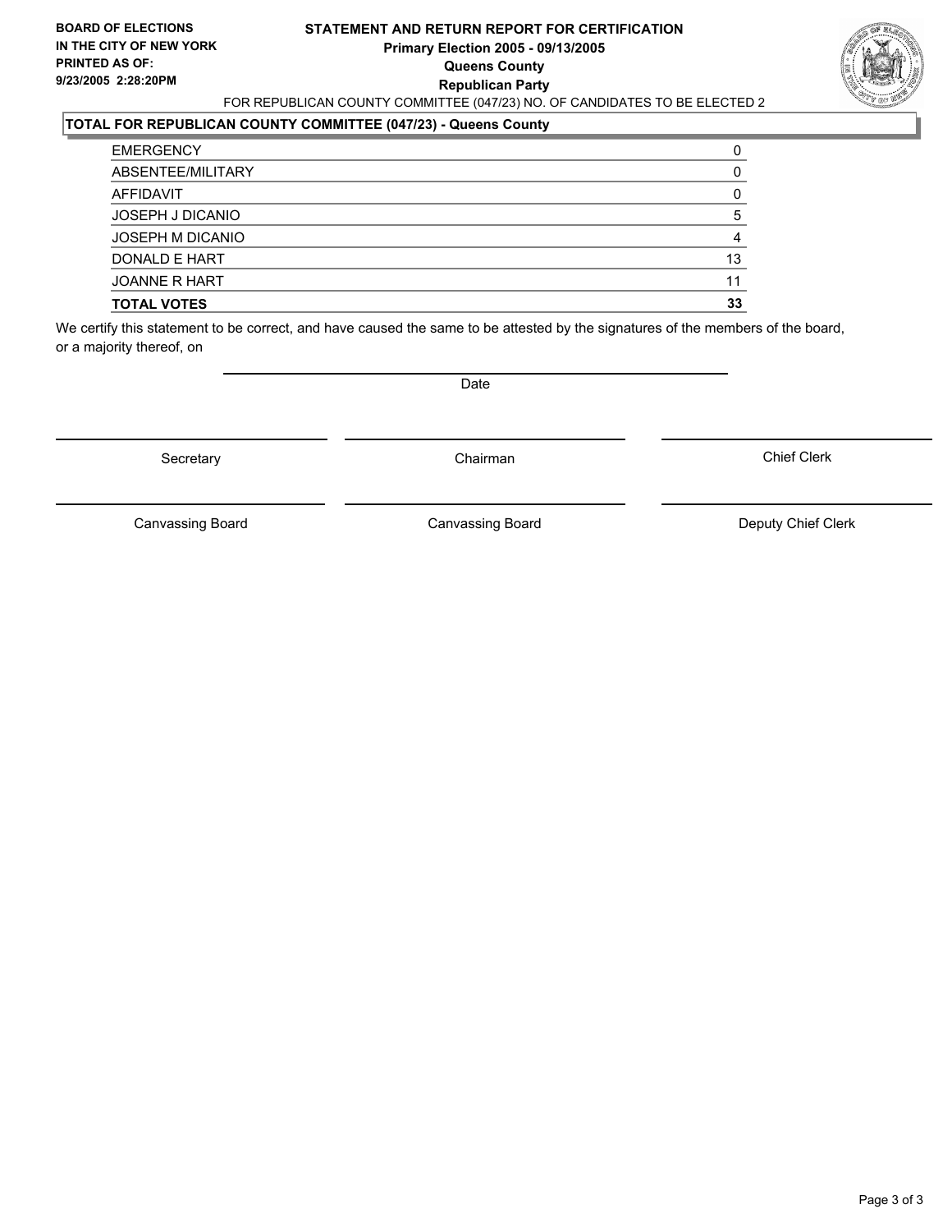**BOARD OF ELECTIONS IN THE CITY OF NEW YORK**
**PRINTED AS OF: 9/23/2005 2:28:20PM**

**STATEMENT AND RETURN REPORT FOR CERTIFICATION**
**Primary Election 2005 - 09/13/2005**
**Queens County**
**Republican Party**

FOR REPUBLICAN COUNTY COMMITTEE (047/23) NO. OF CANDIDATES TO BE ELECTED 2

**TOTAL FOR REPUBLICAN COUNTY COMMITTEE (047/23) - Queens County**

| | |
|---|---|
| EMERGENCY | 0 |
| ABSENTEE/MILITARY | 0 |
| AFFIDAVIT | 0 |
| JOSEPH J DICANIO | 5 |
| JOSEPH M DICANIO | 4 |
| DONALD E HART | 13 |
| JOANNE R HART | 11 |
| **TOTAL VOTES** | **33** |

We certify this statement to be correct, and have caused the same to be attested by the signatures of the members of the board, or a majority thereof, on

Date

Secretary | Chairman | Chief Clerk

Canvassing Board | Canvassing Board | Deputy Chief Clerk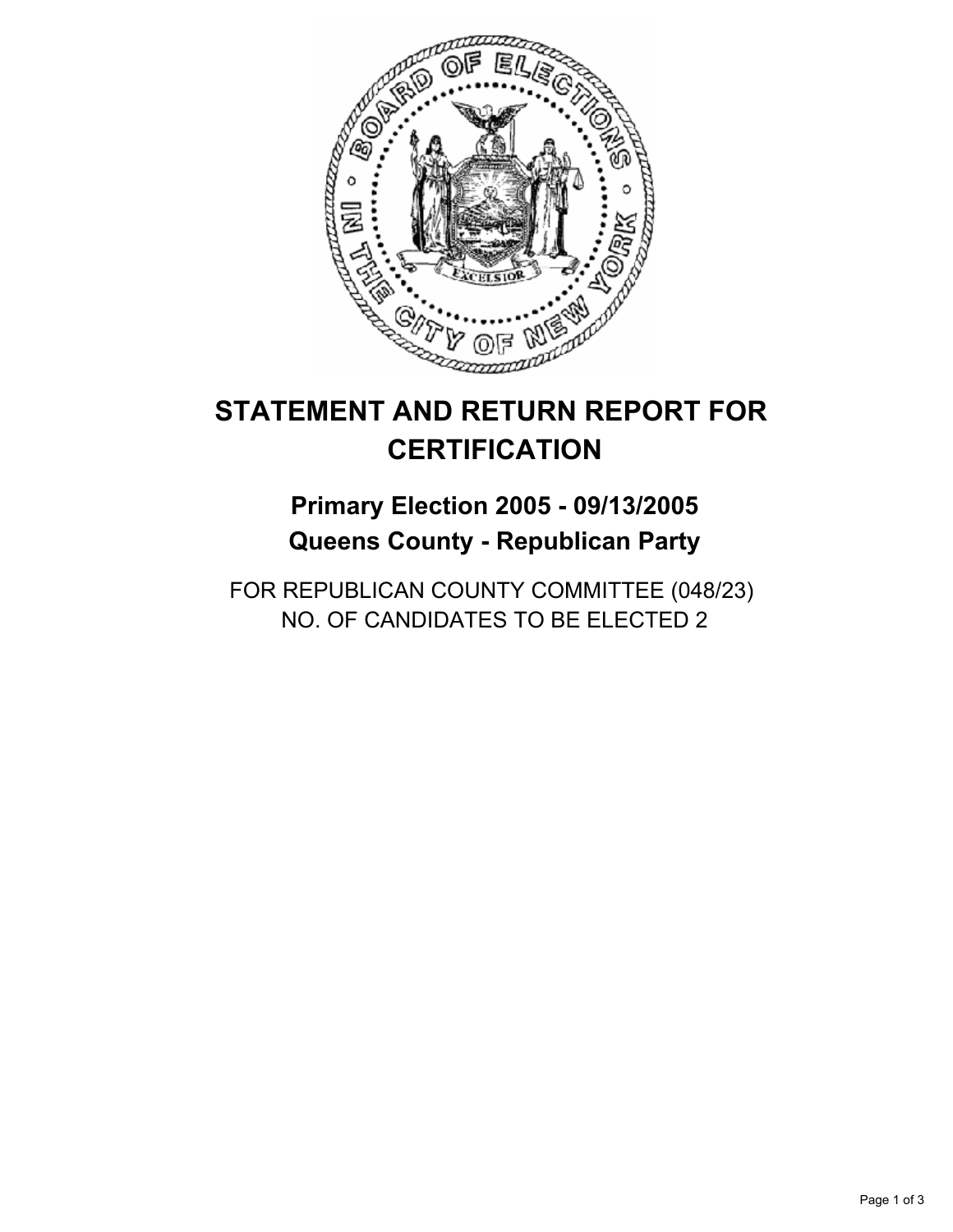# STATEMENT AND RETURN REPORT FOR CERTIFICATION

## Primary Election 2005 - 09/13/2005
## Queens County - Republican Party

FOR REPUBLICAN COUNTY COMMITTEE (048/23)
NO. OF CANDIDATES TO BE ELECTED 2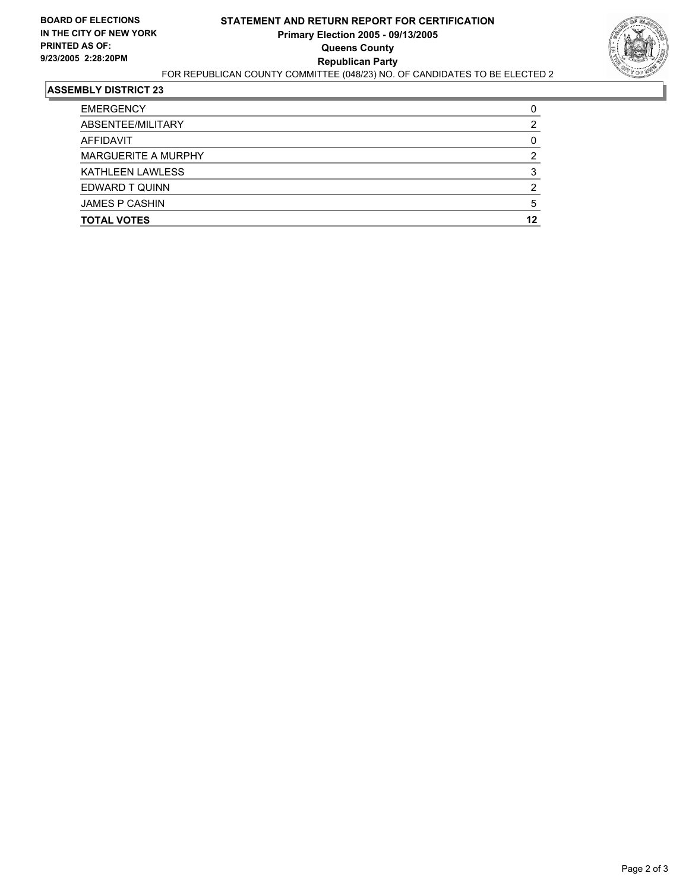**BOARD OF ELECTIONS IN THE CITY OF NEW YORK PRINTED AS OF: 9/23/2005 2:28:20PM**

# STATEMENT AND RETURN REPORT FOR CERTIFICATION
## Primary Election 2005 - 09/13/2005
## Queens County
## Republican Party

FOR REPUBLICAN COUNTY COMMITTEE (048/23) NO. OF CANDIDATES TO BE ELECTED 2

### ASSEMBLY DISTRICT 23

| | |
|---|---|
| EMERGENCY | 0 |
| ABSENTEE/MILITARY | 2 |
| AFFIDAVIT | 0 |
| MARGUERITE A MURPHY | 2 |
| KATHLEEN LAWLESS | 3 |
| EDWARD T QUINN | 2 |
| JAMES P CASHIN | 5 |
| **TOTAL VOTES** | **12** |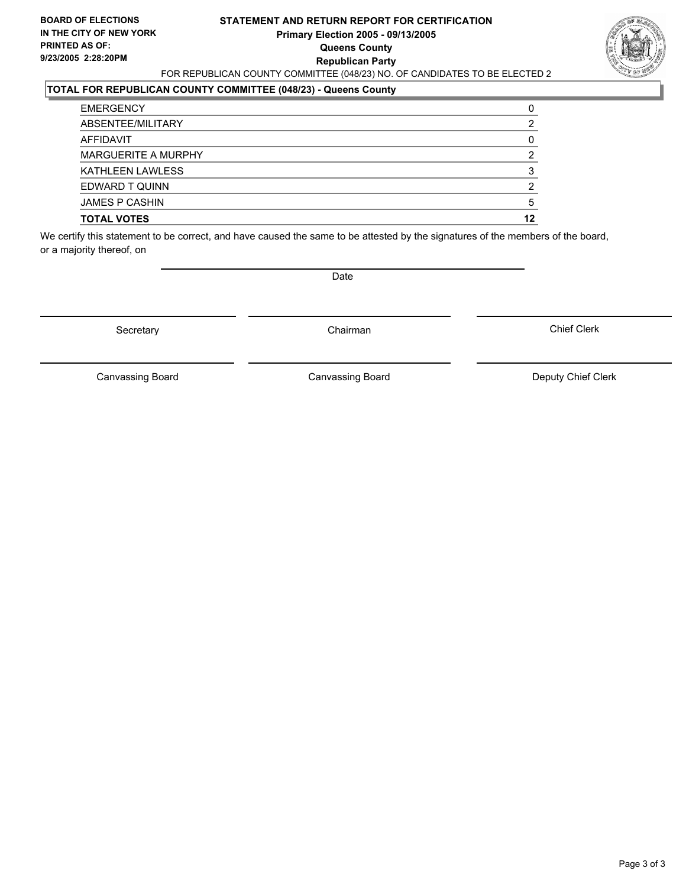**BOARD OF ELECTIONS IN THE CITY OF NEW YORK**
**PRINTED AS OF: 9/23/2005 2:28:20PM**

# STATEMENT AND RETURN REPORT FOR CERTIFICATION

**Primary Election 2005 - 09/13/2005**
**Queens County**
**Republican Party**

FOR REPUBLICAN COUNTY COMMITTEE (048/23) NO. OF CANDIDATES TO BE ELECTED 2

## TOTAL FOR REPUBLICAN COUNTY COMMITTEE (048/23) - Queens County

| | |
|---|---|
| EMERGENCY | 0 |
| ABSENTEE/MILITARY | 2 |
| AFFIDAVIT | 0 |
| MARGUERITE A MURPHY | 2 |
| KATHLEEN LAWLESS | 3 |
| EDWARD T QUINN | 2 |
| JAMES P CASHIN | 5 |
| **TOTAL VOTES** | **12** |

We certify this statement to be correct, and have caused the same to be attested by the signatures of the members of the board, or a majority thereof, on

Date

Secretary | Chairman | Chief Clerk

Canvassing Board | Canvassing Board | Deputy Chief Clerk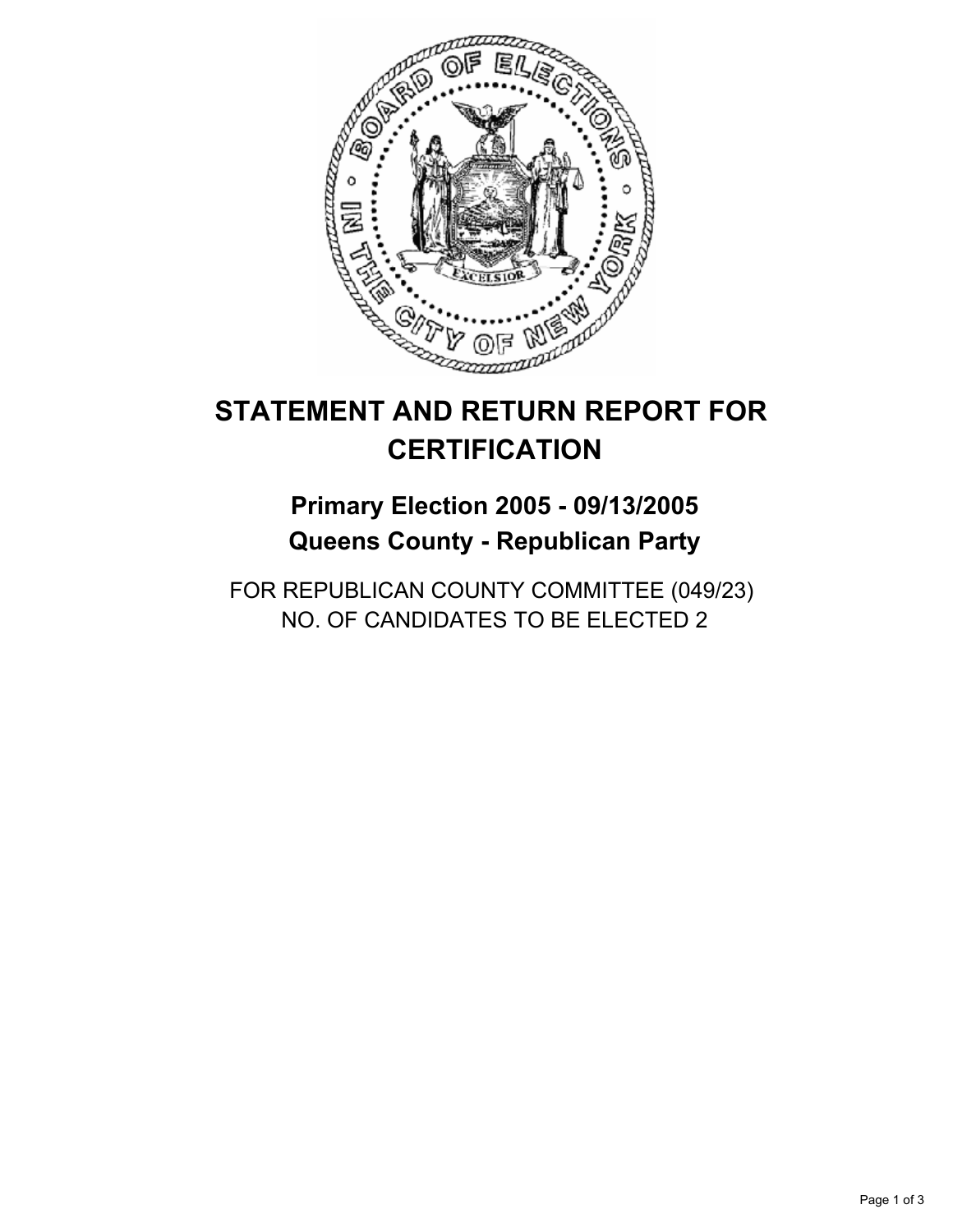# STATEMENT AND RETURN REPORT FOR CERTIFICATION

## Primary Election 2005 - 09/13/2005
## Queens County - Republican Party

FOR REPUBLICAN COUNTY COMMITTEE (049/23)
NO. OF CANDIDATES TO BE ELECTED 2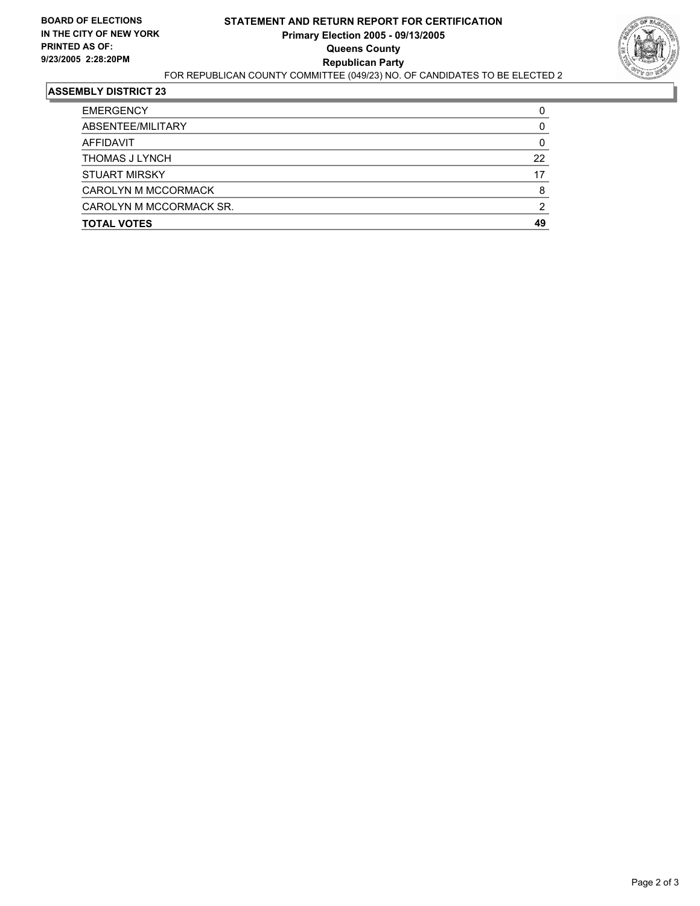**BOARD OF ELECTIONS IN THE CITY OF NEW YORK PRINTED AS OF: 9/23/2005 2:28:20PM**

# STATEMENT AND RETURN REPORT FOR CERTIFICATION
## Primary Election 2005 - 09/13/2005
## Queens County
## Republican Party

FOR REPUBLICAN COUNTY COMMITTEE (049/23) NO. OF CANDIDATES TO BE ELECTED 2

### ASSEMBLY DISTRICT 23

| | |
|---|---|
| EMERGENCY | 0 |
| ABSENTEE/MILITARY | 0 |
| AFFIDAVIT | 0 |
| THOMAS J LYNCH | 22 |
| STUART MIRSKY | 17 |
| CAROLYN M MCCORMACK | 8 |
| CAROLYN M MCCORMACK SR. | 2 |
| **TOTAL VOTES** | **49** |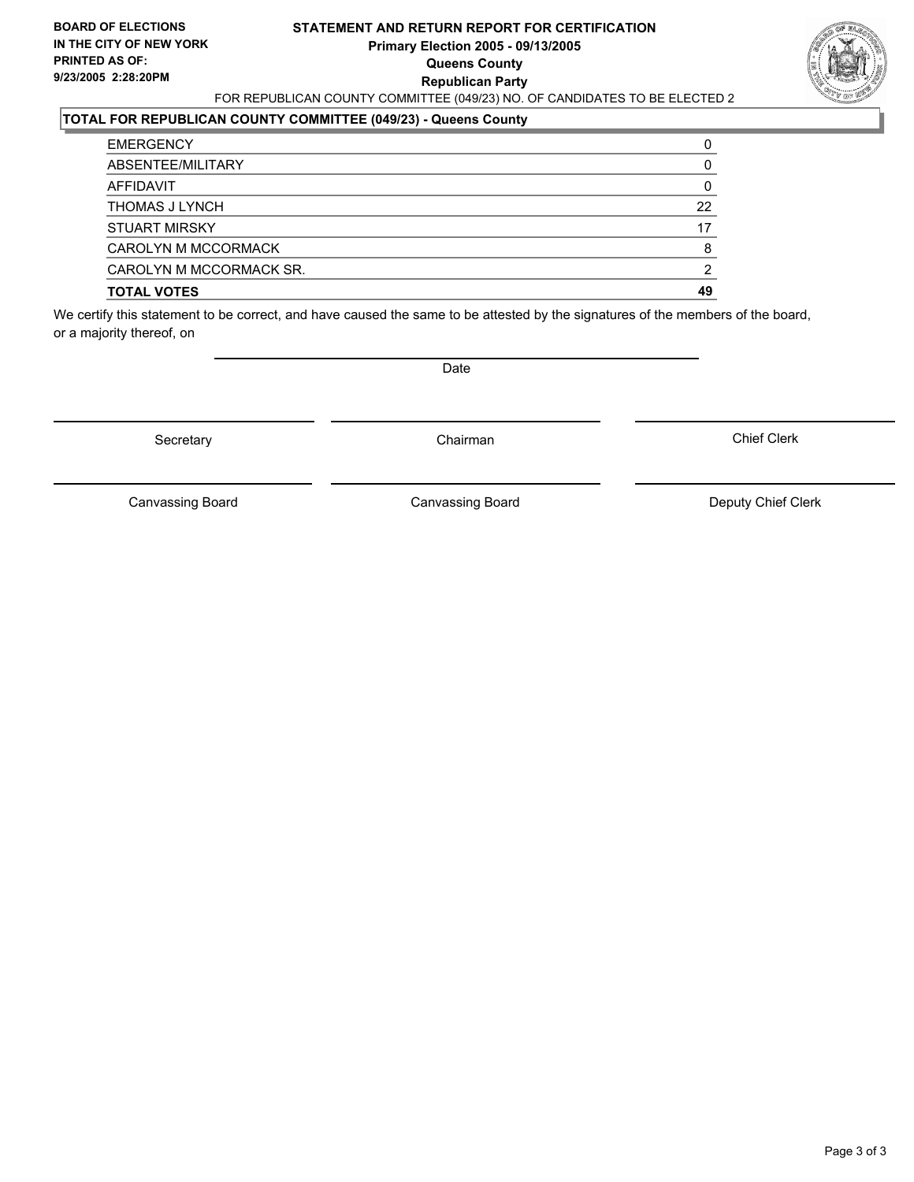**BOARD OF ELECTIONS IN THE CITY OF NEW YORK PRINTED AS OF: 9/23/2005 2:28:20PM**

# STATEMENT AND RETURN REPORT FOR CERTIFICATION

**Primary Election 2005 - 09/13/2005**
**Queens County**
**Republican Party**

FOR REPUBLICAN COUNTY COMMITTEE (049/23) NO. OF CANDIDATES TO BE ELECTED 2

**TOTAL FOR REPUBLICAN COUNTY COMMITTEE (049/23) - Queens County**

| | |
|---|---|
| EMERGENCY | 0 |
| ABSENTEE/MILITARY | 0 |
| AFFIDAVIT | 0 |
| THOMAS J LYNCH | 22 |
| STUART MIRSKY | 17 |
| CAROLYN M MCCORMACK | 8 |
| CAROLYN M MCCORMACK SR. | 2 |
| **TOTAL VOTES** | **49** |

We certify this statement to be correct, and have caused the same to be attested by the signatures of the members of the board, or a majority thereof, on

Date

Secretary | Chairman | Chief Clerk

Canvassing Board | Canvassing Board | Deputy Chief Clerk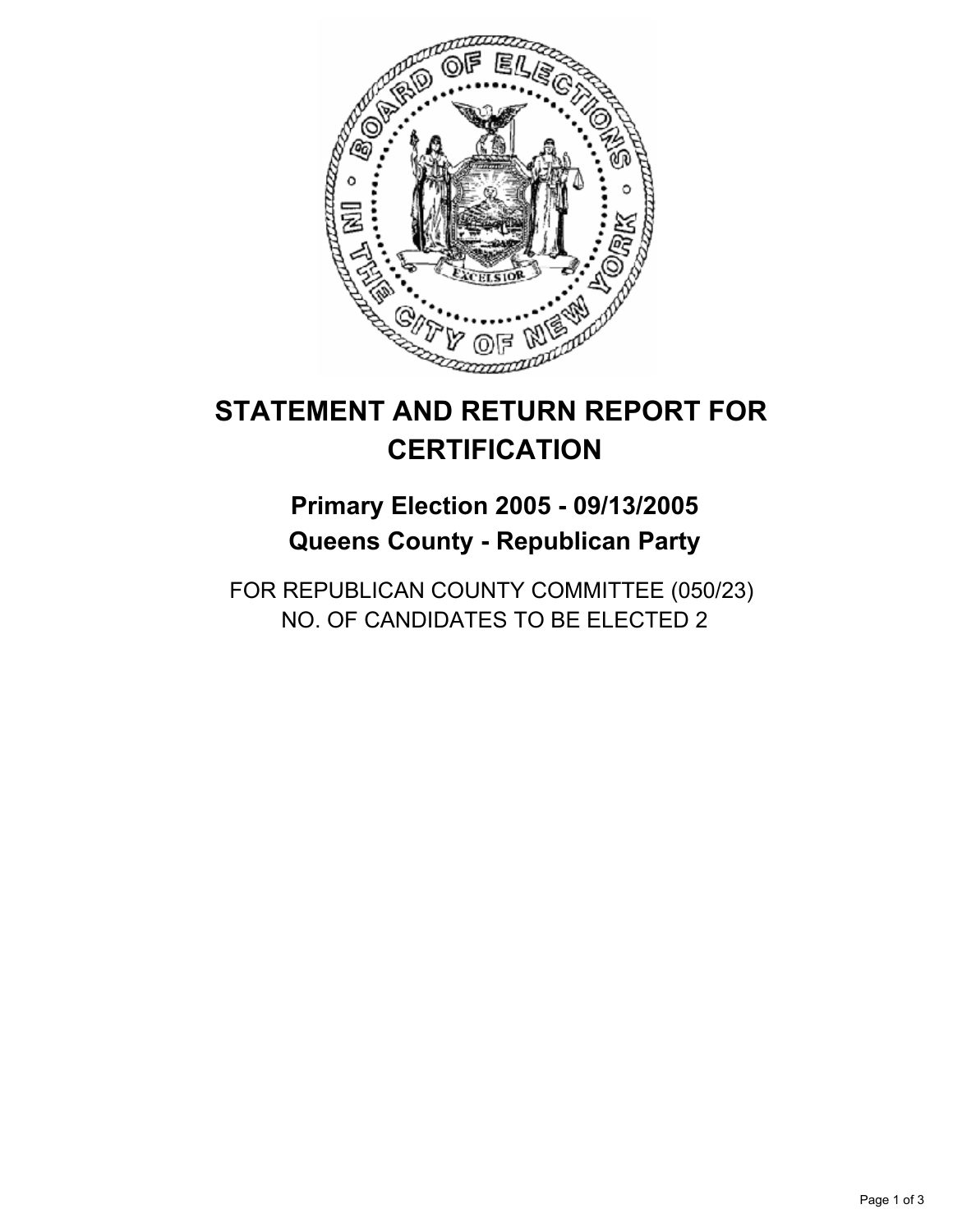# STATEMENT AND RETURN REPORT FOR CERTIFICATION

## Primary Election 2005 - 09/13/2005
## Queens County - Republican Party

FOR REPUBLICAN COUNTY COMMITTEE (050/23)
NO. OF CANDIDATES TO BE ELECTED 2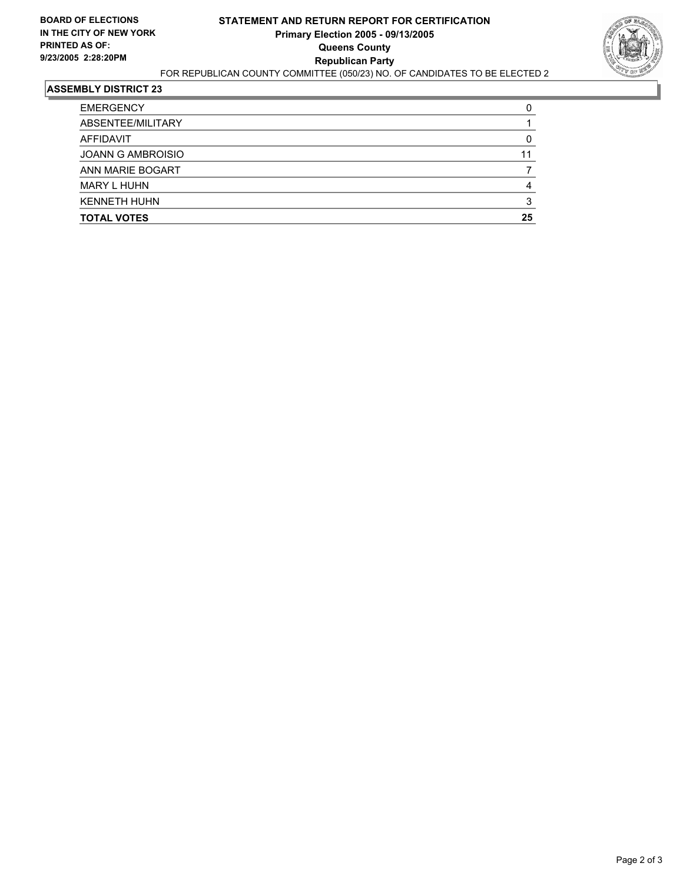**BOARD OF ELECTIONS IN THE CITY OF NEW YORK**
**PRINTED AS OF:**
**9/23/2005 2:28:20PM**

# STATEMENT AND RETURN REPORT FOR CERTIFICATION
## Primary Election 2005 - 09/13/2005
## Queens County
## Republican Party

FOR REPUBLICAN COUNTY COMMITTEE (050/23) NO. OF CANDIDATES TO BE ELECTED 2

### ASSEMBLY DISTRICT 23

| | |
|---|---|
| EMERGENCY | 0 |
| ABSENTEE/MILITARY | 1 |
| AFFIDAVIT | 0 |
| JOANN G AMBROISIO | 11 |
| ANN MARIE BOGART | 7 |
| MARY L HUHN | 4 |
| KENNETH HUHN | 3 |
| **TOTAL VOTES** | **25** |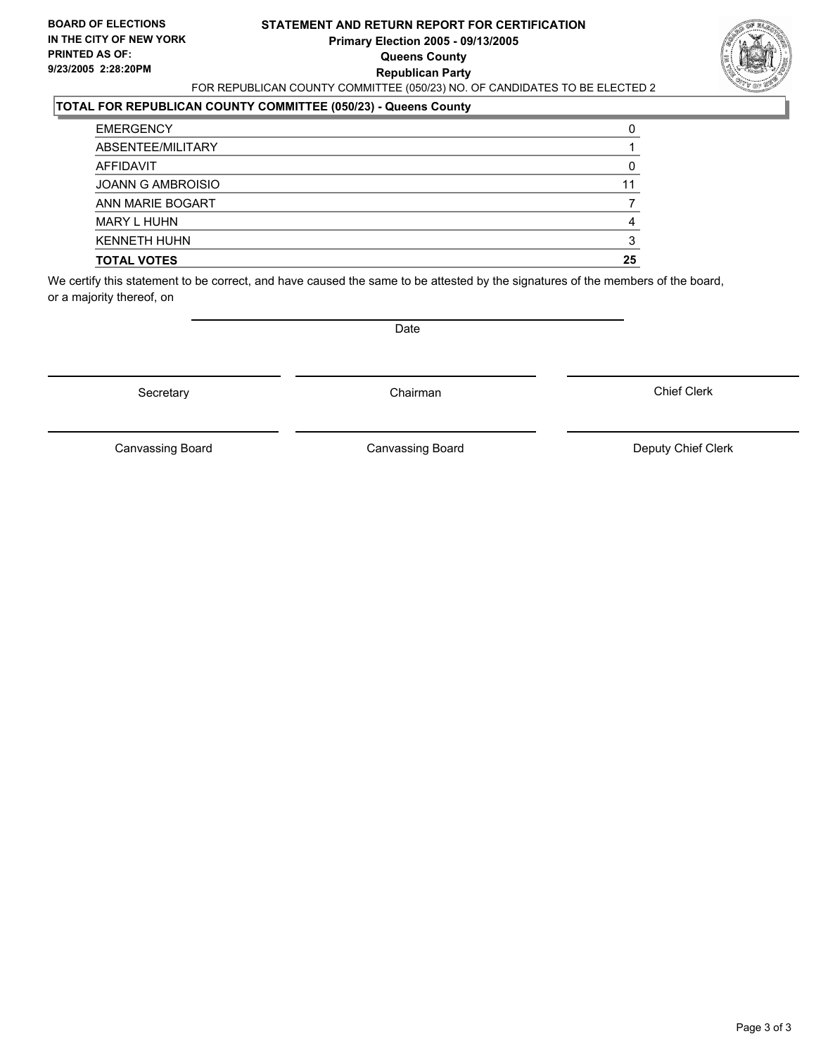**BOARD OF ELECTIONS IN THE CITY OF NEW YORK**
**PRINTED AS OF: 9/23/2005 2:28:20PM**

**STATEMENT AND RETURN REPORT FOR CERTIFICATION**
**Primary Election 2005 - 09/13/2005**
**Queens County**
**Republican Party**

FOR REPUBLICAN COUNTY COMMITTEE (050/23) NO. OF CANDIDATES TO BE ELECTED 2

**TOTAL FOR REPUBLICAN COUNTY COMMITTEE (050/23) - Queens County**

| | |
|---|---|
| EMERGENCY | 0 |
| ABSENTEE/MILITARY | 1 |
| AFFIDAVIT | 0 |
| JOANN G AMBROISIO | 11 |
| ANN MARIE BOGART | 7 |
| MARY L HUHN | 4 |
| KENNETH HUHN | 3 |
| **TOTAL VOTES** | **25** |

We certify this statement to be correct, and have caused the same to be attested by the signatures of the members of the board, or a majority thereof, on

Date

Secretary | Chairman | Chief Clerk

Canvassing Board | Canvassing Board | Deputy Chief Clerk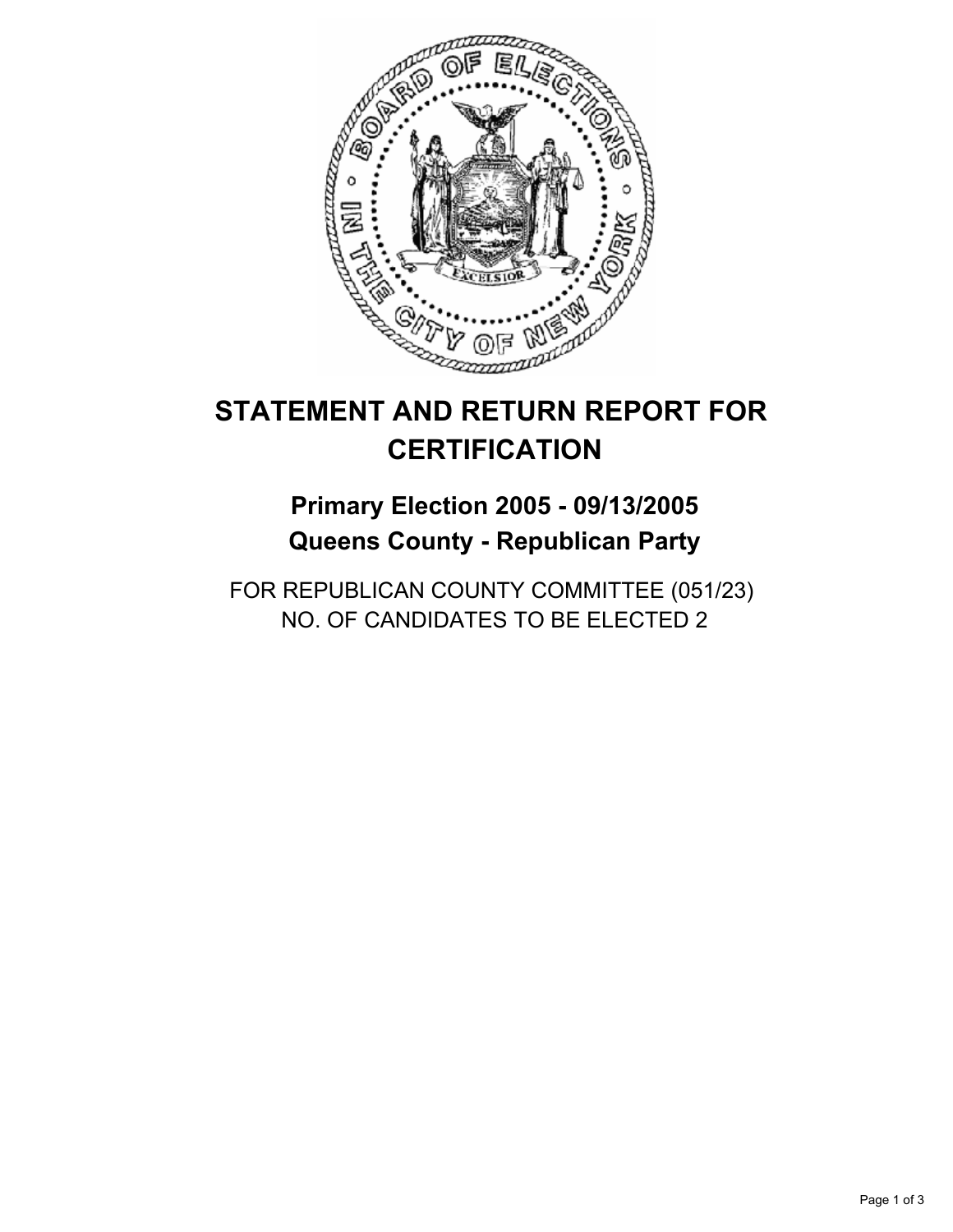# STATEMENT AND RETURN REPORT FOR CERTIFICATION

## Primary Election 2005 - 09/13/2005
## Queens County - Republican Party

FOR REPUBLICAN COUNTY COMMITTEE (051/23)
NO. OF CANDIDATES TO BE ELECTED 2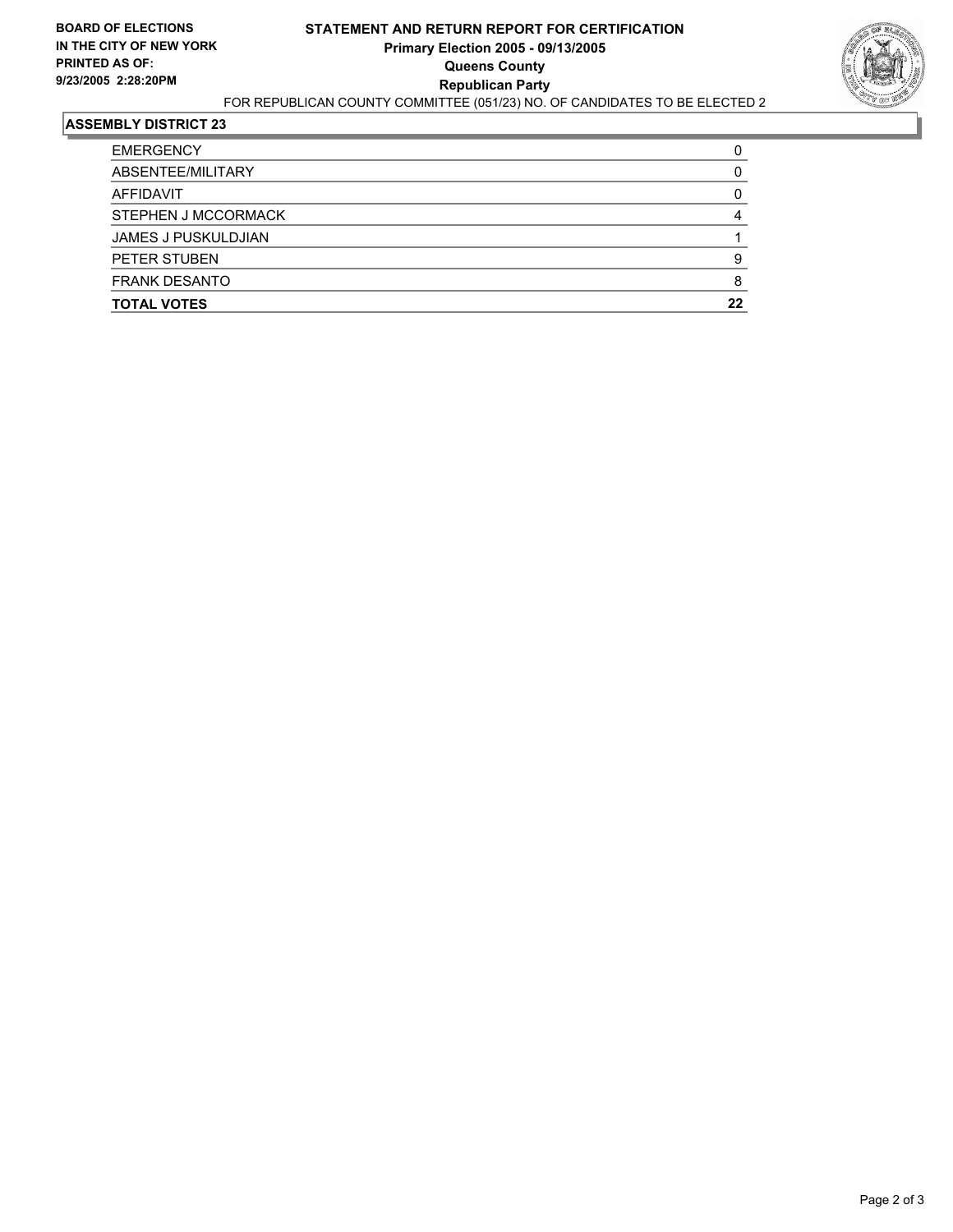**BOARD OF ELECTIONS IN THE CITY OF NEW YORK PRINTED AS OF: 9/23/2005 2:28:20PM**

# STATEMENT AND RETURN REPORT FOR CERTIFICATION
## Primary Election 2005 - 09/13/2005
## Queens County
## Republican Party

FOR REPUBLICAN COUNTY COMMITTEE (051/23) NO. OF CANDIDATES TO BE ELECTED 2

### ASSEMBLY DISTRICT 23

| | |
|---|---|
| EMERGENCY | 0 |
| ABSENTEE/MILITARY | 0 |
| AFFIDAVIT | 0 |
| STEPHEN J MCCORMACK | 4 |
| JAMES J PUSKULDJIAN | 1 |
| PETER STUBEN | 9 |
| FRANK DESANTO | 8 |
| **TOTAL VOTES** | **22** |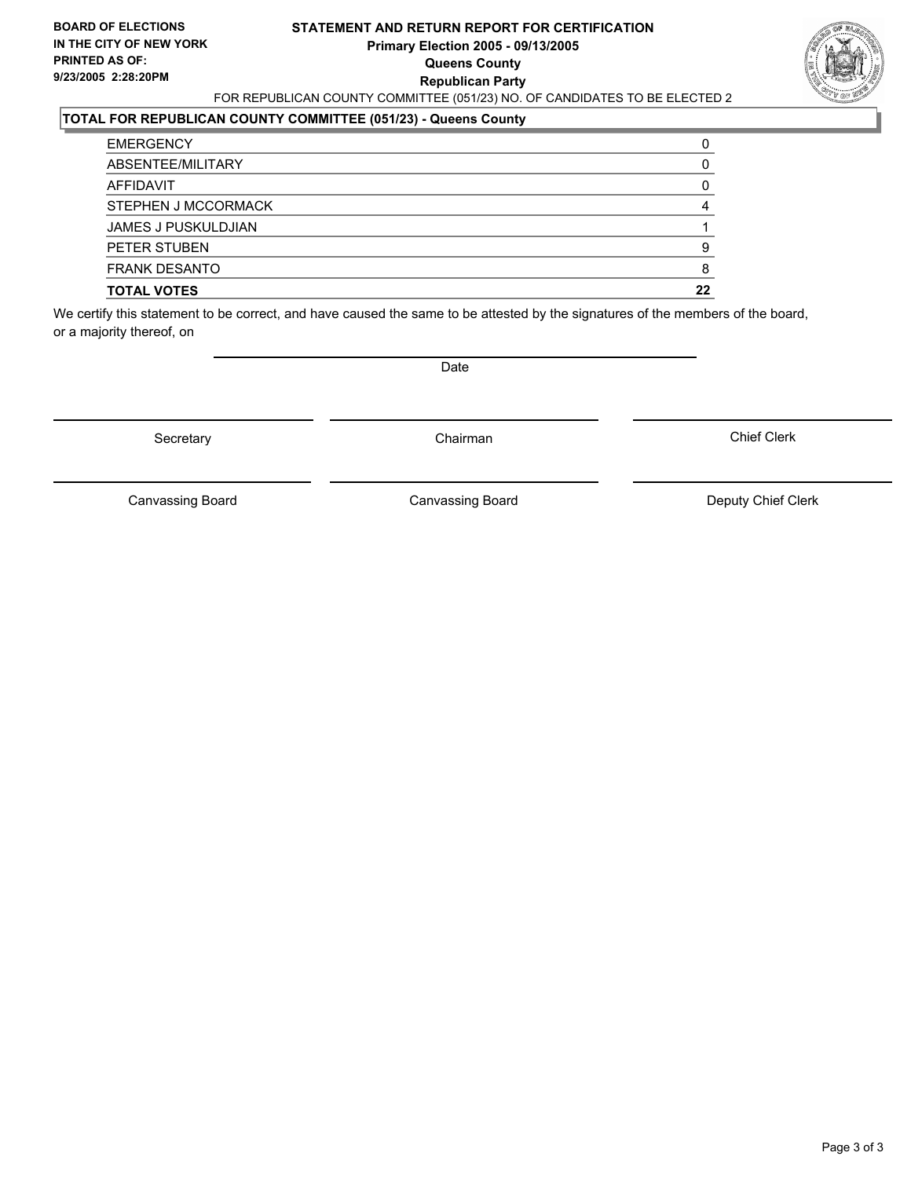**BOARD OF ELECTIONS IN THE CITY OF NEW YORK**
**PRINTED AS OF: 9/23/2005 2:28:20PM**

**STATEMENT AND RETURN REPORT FOR CERTIFICATION**
**Primary Election 2005 - 09/13/2005**
**Queens County**
**Republican Party**

FOR REPUBLICAN COUNTY COMMITTEE (051/23) NO. OF CANDIDATES TO BE ELECTED 2

**TOTAL FOR REPUBLICAN COUNTY COMMITTEE (051/23) - Queens County**

| | |
|---|---|
| EMERGENCY | 0 |
| ABSENTEE/MILITARY | 0 |
| AFFIDAVIT | 0 |
| STEPHEN J MCCORMACK | 4 |
| JAMES J PUSKULDJIAN | 1 |
| PETER STUBEN | 9 |
| FRANK DESANTO | 8 |
| **TOTAL VOTES** | **22** |

We certify this statement to be correct, and have caused the same to be attested by the signatures of the members of the board, or a majority thereof, on

Date

| | | |
|---|---|---|
| Secretary | Chairman | Chief Clerk |
| Canvassing Board | Canvassing Board | Deputy Chief Clerk |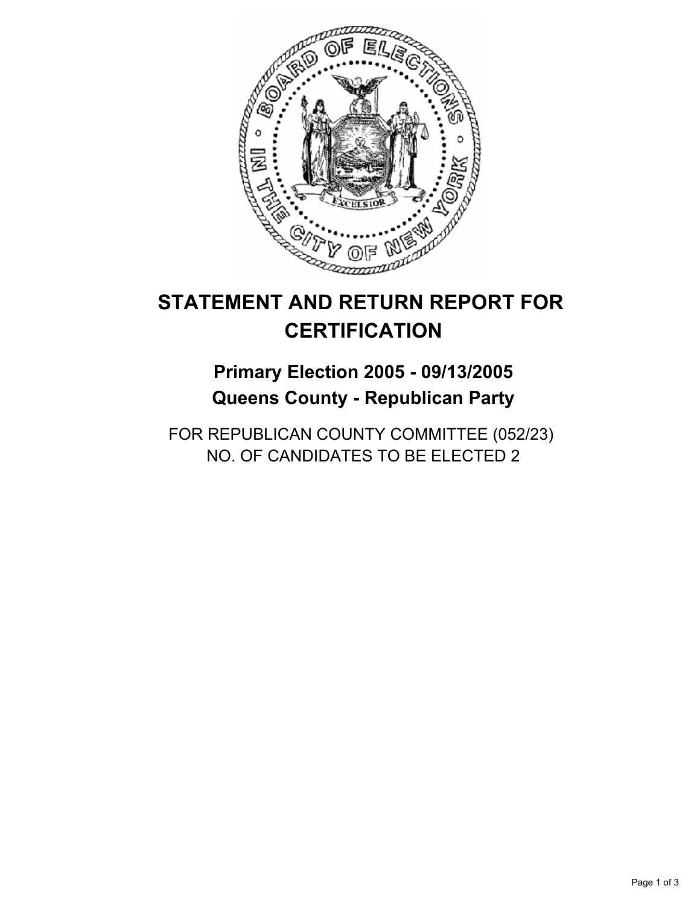# STATEMENT AND RETURN REPORT FOR CERTIFICATION

## Primary Election 2005 - 09/13/2005

## Queens County - Republican Party

FOR REPUBLICAN COUNTY COMMITTEE (052/23)
NO. OF CANDIDATES TO BE ELECTED 2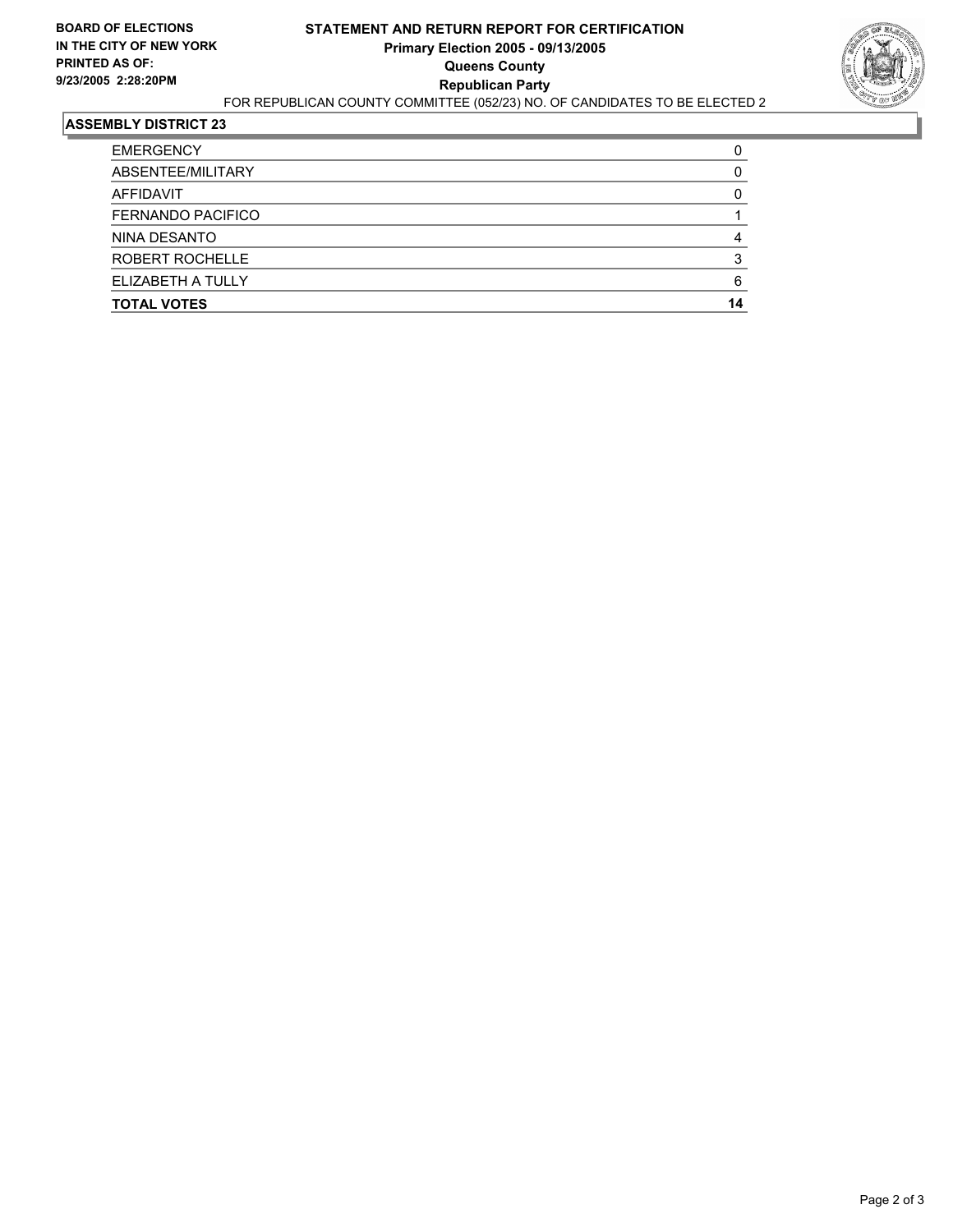**BOARD OF ELECTIONS IN THE CITY OF NEW YORK PRINTED AS OF: 9/23/2005 2:28:20PM**

# STATEMENT AND RETURN REPORT FOR CERTIFICATION
## Primary Election 2005 - 09/13/2005
## Queens County
## Republican Party

FOR REPUBLICAN COUNTY COMMITTEE (052/23) NO. OF CANDIDATES TO BE ELECTED 2

### ASSEMBLY DISTRICT 23

| | |
|---|---|
| EMERGENCY | 0 |
| ABSENTEE/MILITARY | 0 |
| AFFIDAVIT | 0 |
| FERNANDO PACIFICO | 1 |
| NINA DESANTO | 4 |
| ROBERT ROCHELLE | 3 |
| ELIZABETH A TULLY | 6 |
| **TOTAL VOTES** | **14** |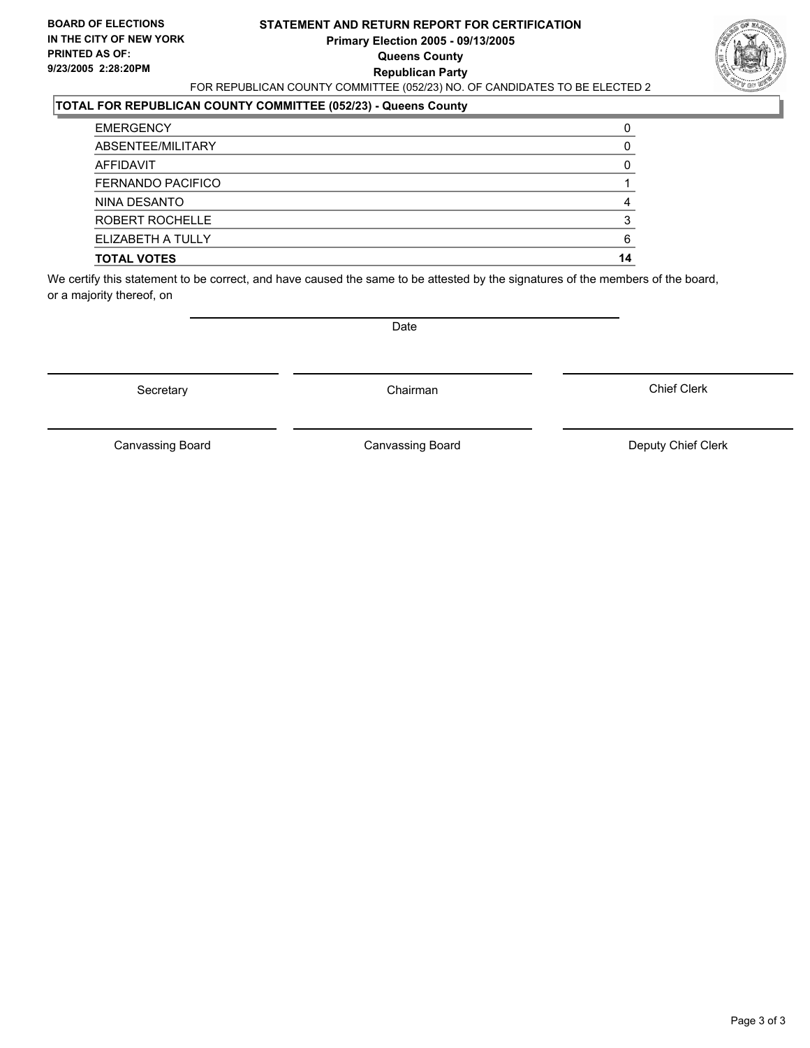**BOARD OF ELECTIONS IN THE CITY OF NEW YORK PRINTED AS OF: 9/23/2005 2:28:20PM**

# STATEMENT AND RETURN REPORT FOR CERTIFICATION
## Primary Election 2005 - 09/13/2005
## Queens County
## Republican Party

FOR REPUBLICAN COUNTY COMMITTEE (052/23) NO. OF CANDIDATES TO BE ELECTED 2

**TOTAL FOR REPUBLICAN COUNTY COMMITTEE (052/23) - Queens County**

| | |
|---|---|
| EMERGENCY | 0 |
| ABSENTEE/MILITARY | 0 |
| AFFIDAVIT | 0 |
| FERNANDO PACIFICO | 1 |
| NINA DESANTO | 4 |
| ROBERT ROCHELLE | 3 |
| ELIZABETH A TULLY | 6 |
| **TOTAL VOTES** | **14** |

We certify this statement to be correct, and have caused the same to be attested by the signatures of the members of the board, or a majority thereof, on

Date

Secretary | Chairman | Chief Clerk

Canvassing Board | Canvassing Board | Deputy Chief Clerk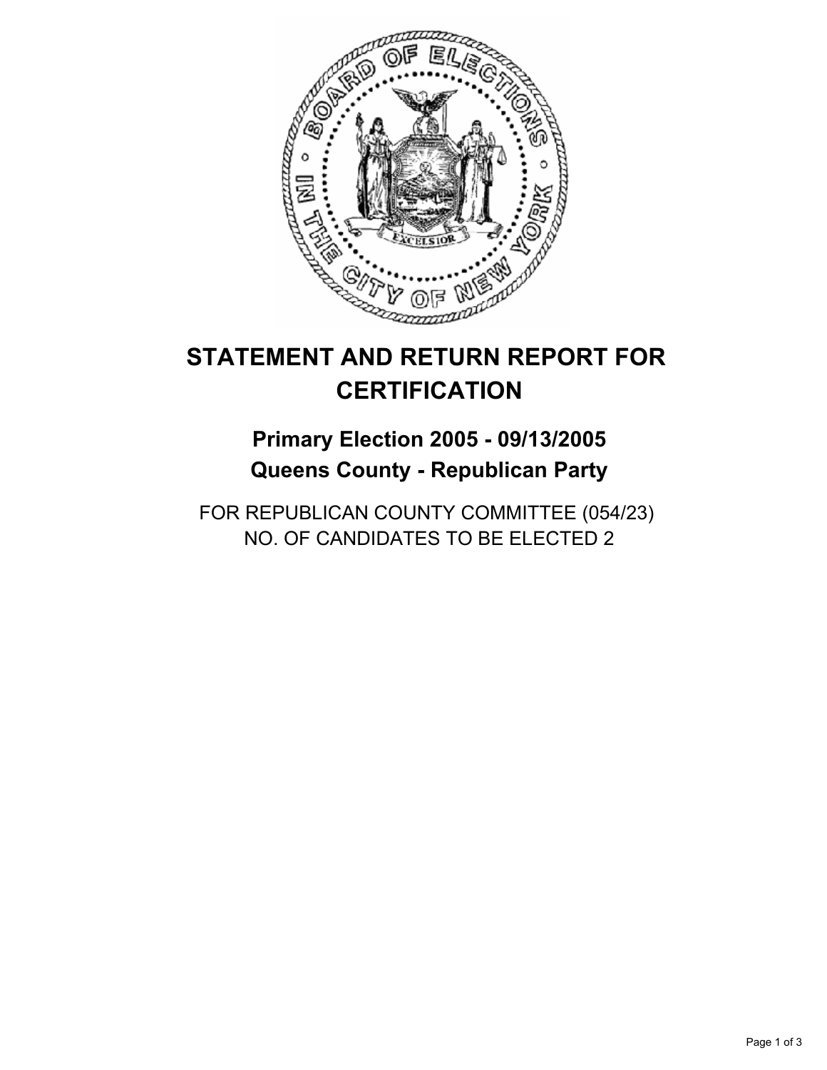# STATEMENT AND RETURN REPORT FOR CERTIFICATION

## Primary Election 2005 - 09/13/2005
## Queens County - Republican Party

FOR REPUBLICAN COUNTY COMMITTEE (054/23)
NO. OF CANDIDATES TO BE ELECTED 2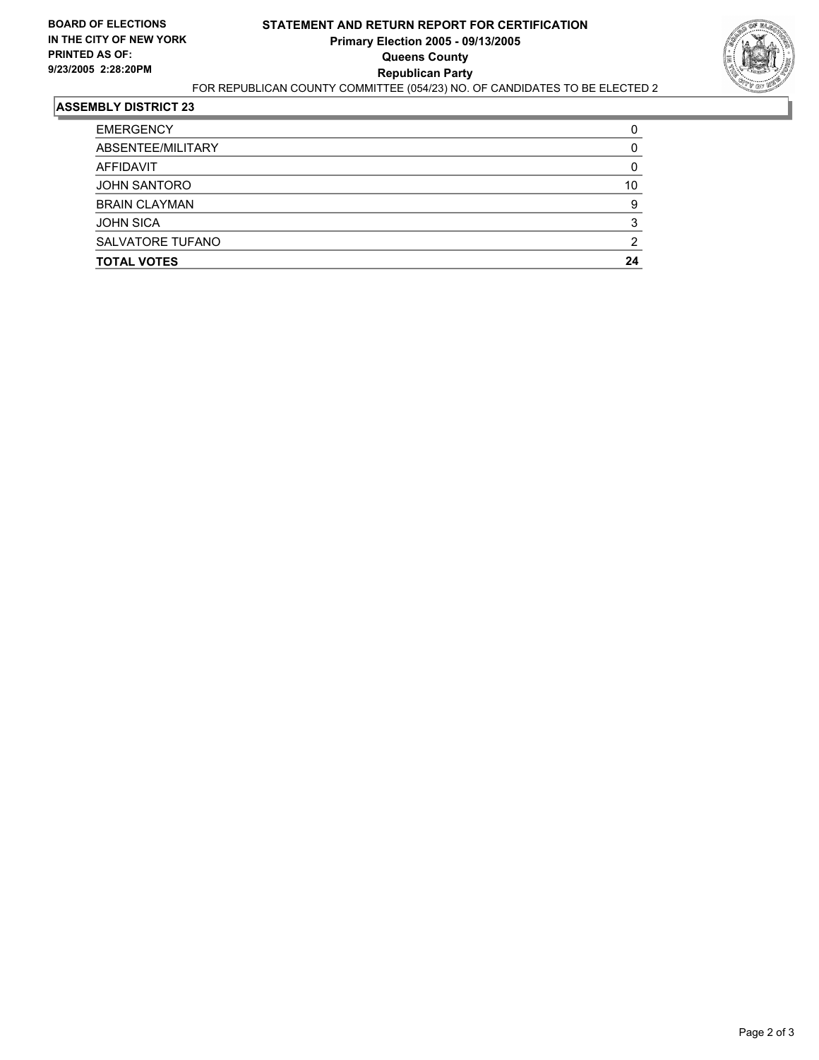**BOARD OF ELECTIONS IN THE CITY OF NEW YORK PRINTED AS OF: 9/23/2005 2:28:20PM**

# STATEMENT AND RETURN REPORT FOR CERTIFICATION
## Primary Election 2005 - 09/13/2005
## Queens County
## Republican Party

FOR REPUBLICAN COUNTY COMMITTEE (054/23) NO. OF CANDIDATES TO BE ELECTED 2

### ASSEMBLY DISTRICT 23

| | |
|---|---|
| EMERGENCY | 0 |
| ABSENTEE/MILITARY | 0 |
| AFFIDAVIT | 0 |
| JOHN SANTORO | 10 |
| BRAIN CLAYMAN | 9 |
| JOHN SICA | 3 |
| SALVATORE TUFANO | 2 |
| **TOTAL VOTES** | **24** |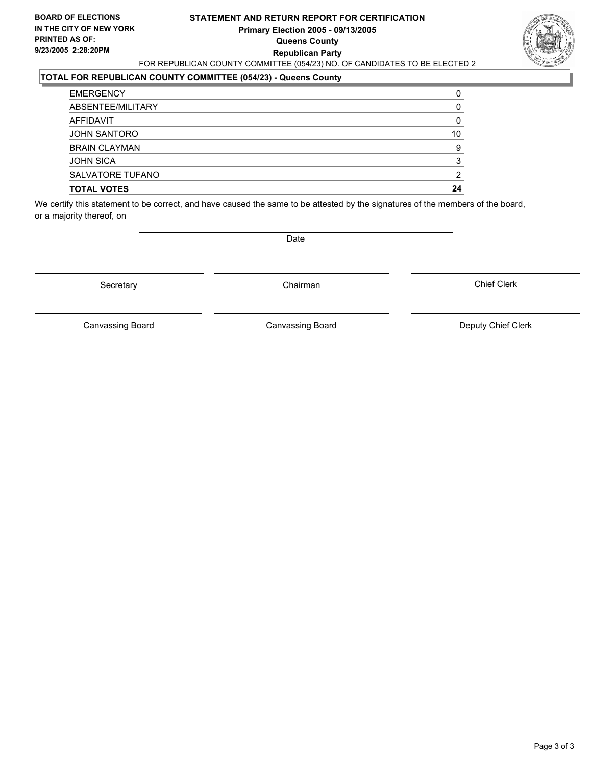**BOARD OF ELECTIONS IN THE CITY OF NEW YORK**
**PRINTED AS OF: 9/23/2005 2:28:20PM**

**STATEMENT AND RETURN REPORT FOR CERTIFICATION**
**Primary Election 2005 - 09/13/2005**
**Queens County**
**Republican Party**

FOR REPUBLICAN COUNTY COMMITTEE (054/23) NO. OF CANDIDATES TO BE ELECTED 2

## TOTAL FOR REPUBLICAN COUNTY COMMITTEE (054/23) - Queens County

| | |
|---|---|
| EMERGENCY | 0 |
| ABSENTEE/MILITARY | 0 |
| AFFIDAVIT | 0 |
| JOHN SANTORO | 10 |
| BRAIN CLAYMAN | 9 |
| JOHN SICA | 3 |
| SALVATORE TUFANO | 2 |
| **TOTAL VOTES** | **24** |

We certify this statement to be correct, and have caused the same to be attested by the signatures of the members of the board, or a majority thereof, on

Date

Secretary | Chairman | Chief Clerk

Canvassing Board | Canvassing Board | Deputy Chief Clerk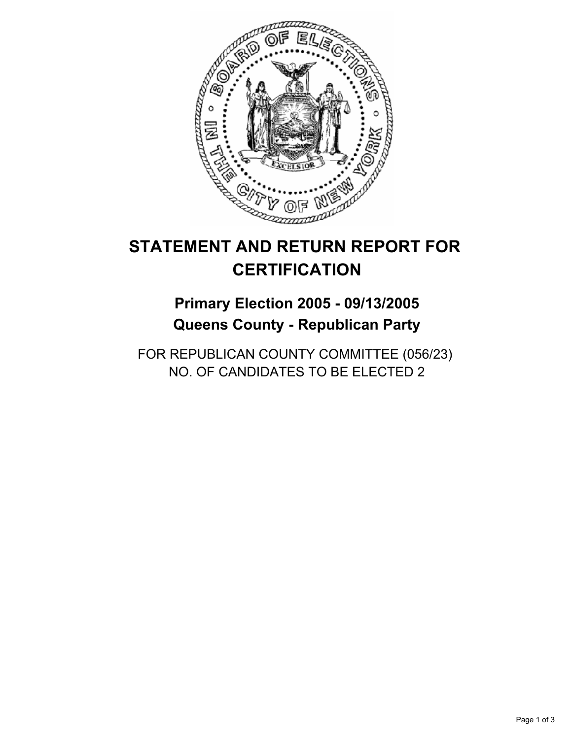# STATEMENT AND RETURN REPORT FOR CERTIFICATION

## Primary Election 2005 - 09/13/2005
## Queens County - Republican Party

FOR REPUBLICAN COUNTY COMMITTEE (056/23)
NO. OF CANDIDATES TO BE ELECTED 2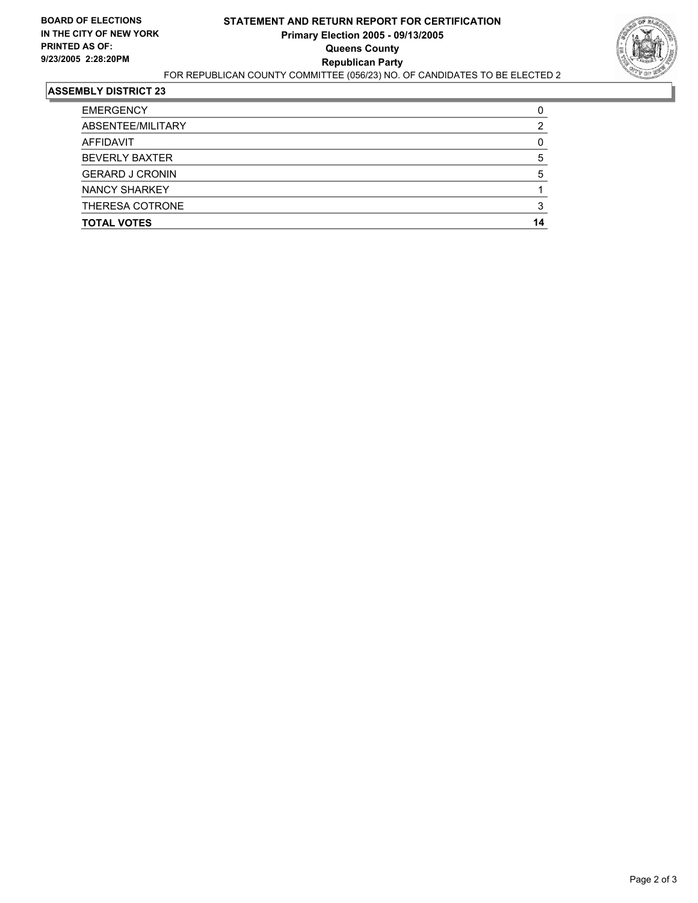**BOARD OF ELECTIONS IN THE CITY OF NEW YORK PRINTED AS OF: 9/23/2005 2:28:20PM**

# STATEMENT AND RETURN REPORT FOR CERTIFICATION
## Primary Election 2005 - 09/13/2005
## Queens County
## Republican Party

FOR REPUBLICAN COUNTY COMMITTEE (056/23) NO. OF CANDIDATES TO BE ELECTED 2

### ASSEMBLY DISTRICT 23

| | |
|---|---|
| EMERGENCY | 0 |
| ABSENTEE/MILITARY | 2 |
| AFFIDAVIT | 0 |
| BEVERLY BAXTER | 5 |
| GERARD J CRONIN | 5 |
| NANCY SHARKEY | 1 |
| THERESA COTRONE | 3 |
| **TOTAL VOTES** | **14** |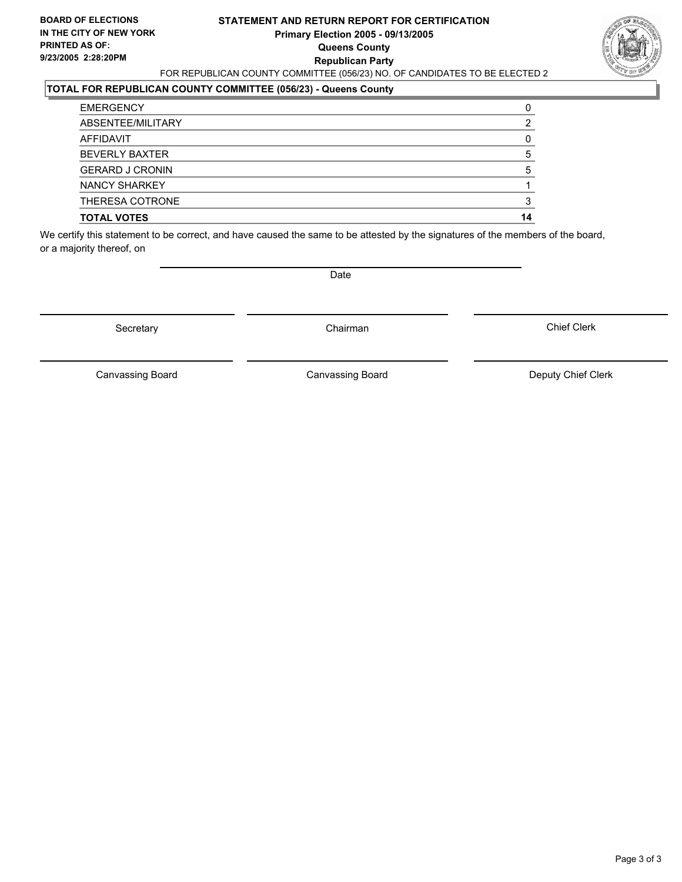**BOARD OF ELECTIONS IN THE CITY OF NEW YORK**
**PRINTED AS OF: 9/23/2005 2:28:20PM**

# STATEMENT AND RETURN REPORT FOR CERTIFICATION
**Primary Election 2005 - 09/13/2005**
**Queens County**
**Republican Party**

FOR REPUBLICAN COUNTY COMMITTEE (056/23) NO. OF CANDIDATES TO BE ELECTED 2

## TOTAL FOR REPUBLICAN COUNTY COMMITTEE (056/23) - Queens County

| | |
|---|---|
| EMERGENCY | 0 |
| ABSENTEE/MILITARY | 2 |
| AFFIDAVIT | 0 |
| BEVERLY BAXTER | 5 |
| GERARD J CRONIN | 5 |
| NANCY SHARKEY | 1 |
| THERESA COTRONE | 3 |
| **TOTAL VOTES** | **14** |

We certify this statement to be correct, and have caused the same to be attested by the signatures of the members of the board, or a majority thereof, on

Date

Secretary — Chairman — Chief Clerk

Canvassing Board — Canvassing Board — Deputy Chief Clerk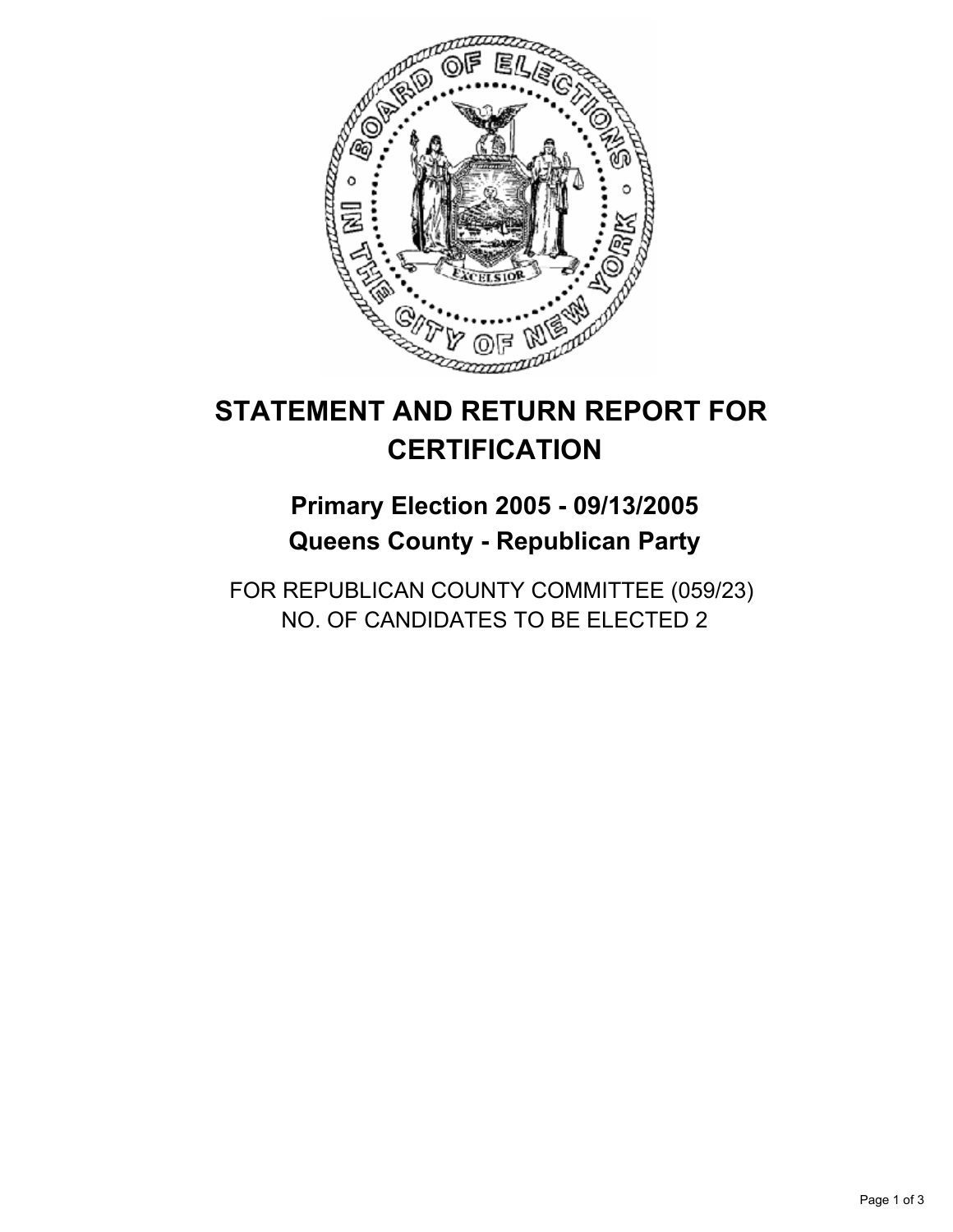# STATEMENT AND RETURN REPORT FOR CERTIFICATION

## Primary Election 2005 - 09/13/2005
## Queens County - Republican Party

FOR REPUBLICAN COUNTY COMMITTEE (059/23)
NO. OF CANDIDATES TO BE ELECTED 2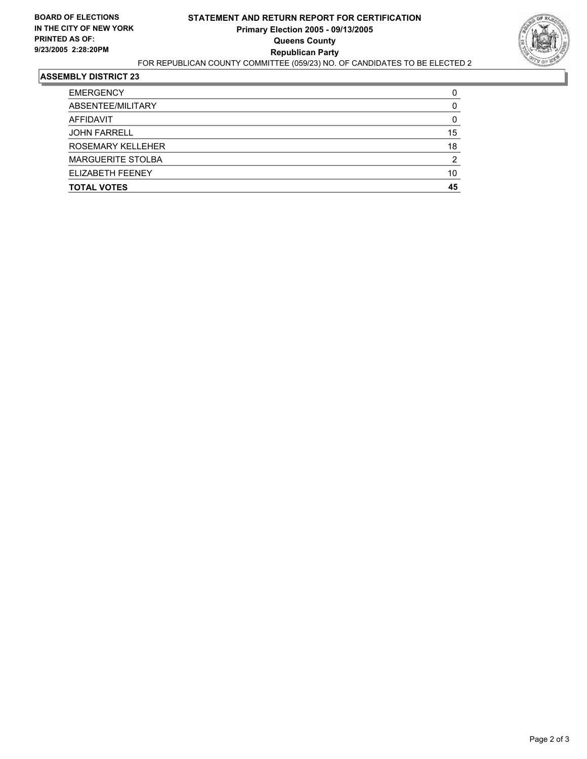**BOARD OF ELECTIONS IN THE CITY OF NEW YORK**
**PRINTED AS OF: 9/23/2005 2:28:20PM**

# STATEMENT AND RETURN REPORT FOR CERTIFICATION
## Primary Election 2005 - 09/13/2005
## Queens County
## Republican Party

FOR REPUBLICAN COUNTY COMMITTEE (059/23) NO. OF CANDIDATES TO BE ELECTED 2

### ASSEMBLY DISTRICT 23

| | |
|---|---|
| EMERGENCY | 0 |
| ABSENTEE/MILITARY | 0 |
| AFFIDAVIT | 0 |
| JOHN FARRELL | 15 |
| ROSEMARY KELLEHER | 18 |
| MARGUERITE STOLBA | 2 |
| ELIZABETH FEENEY | 10 |
| **TOTAL VOTES** | **45** |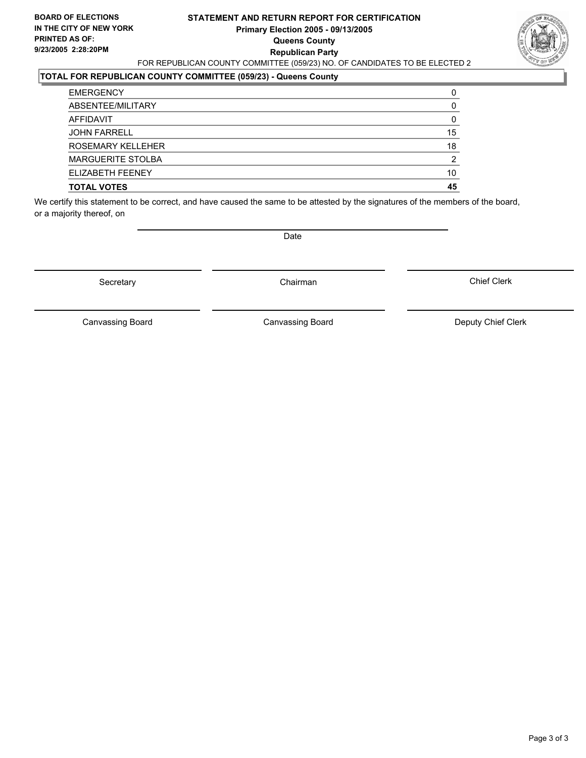**BOARD OF ELECTIONS IN THE CITY OF NEW YORK**
**PRINTED AS OF: 9/23/2005 2:28:20PM**

# STATEMENT AND RETURN REPORT FOR CERTIFICATION
## Primary Election 2005 - 09/13/2005
## Queens County
## Republican Party

FOR REPUBLICAN COUNTY COMMITTEE (059/23) NO. OF CANDIDATES TO BE ELECTED 2

### TOTAL FOR REPUBLICAN COUNTY COMMITTEE (059/23) - Queens County

| | |
|---|---|
| EMERGENCY | 0 |
| ABSENTEE/MILITARY | 0 |
| AFFIDAVIT | 0 |
| JOHN FARRELL | 15 |
| ROSEMARY KELLEHER | 18 |
| MARGUERITE STOLBA | 2 |
| ELIZABETH FEENEY | 10 |
| **TOTAL VOTES** | **45** |

We certify this statement to be correct, and have caused the same to be attested by the signatures of the members of the board, or a majority thereof, on

Date

| | | |
|---|---|---|
| Secretary | Chairman | Chief Clerk |
| Canvassing Board | Canvassing Board | Deputy Chief Clerk |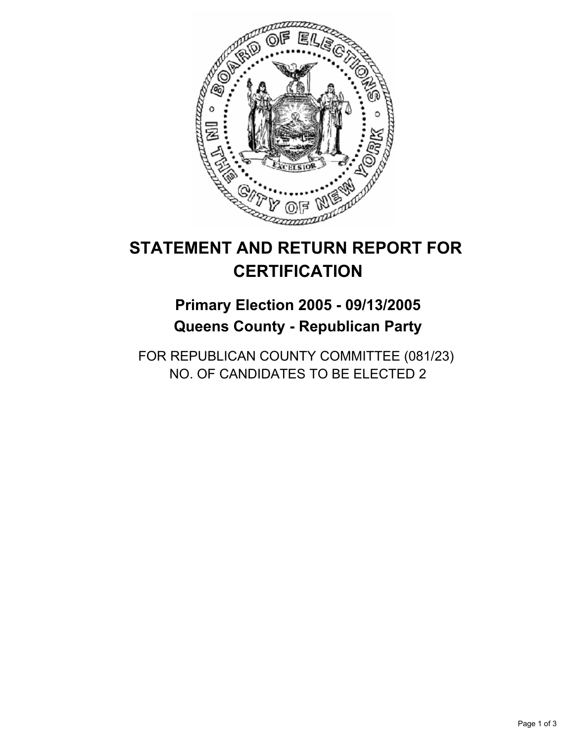# STATEMENT AND RETURN REPORT FOR CERTIFICATION

## Primary Election 2005 - 09/13/2005
## Queens County - Republican Party

FOR REPUBLICAN COUNTY COMMITTEE (081/23)
NO. OF CANDIDATES TO BE ELECTED 2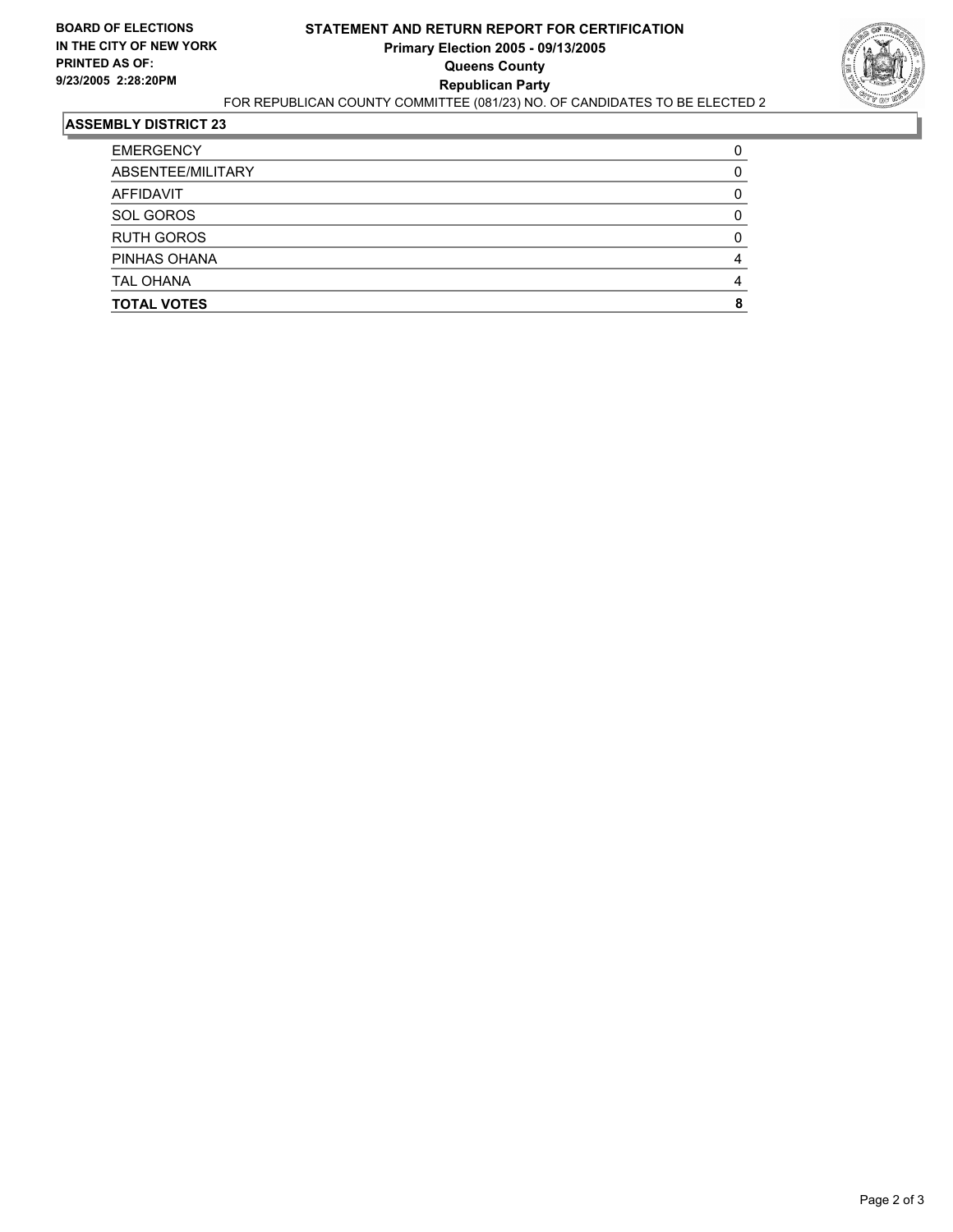**BOARD OF ELECTIONS IN THE CITY OF NEW YORK**
**PRINTED AS OF: 9/23/2005 2:28:20PM**

# STATEMENT AND RETURN REPORT FOR CERTIFICATION
## Primary Election 2005 - 09/13/2005
## Queens County
## Republican Party

FOR REPUBLICAN COUNTY COMMITTEE (081/23) NO. OF CANDIDATES TO BE ELECTED 2

### ASSEMBLY DISTRICT 23

| | |
|---|---|
| EMERGENCY | 0 |
| ABSENTEE/MILITARY | 0 |
| AFFIDAVIT | 0 |
| SOL GOROS | 0 |
| RUTH GOROS | 0 |
| PINHAS OHANA | 4 |
| TAL OHANA | 4 |
| **TOTAL VOTES** | **8** |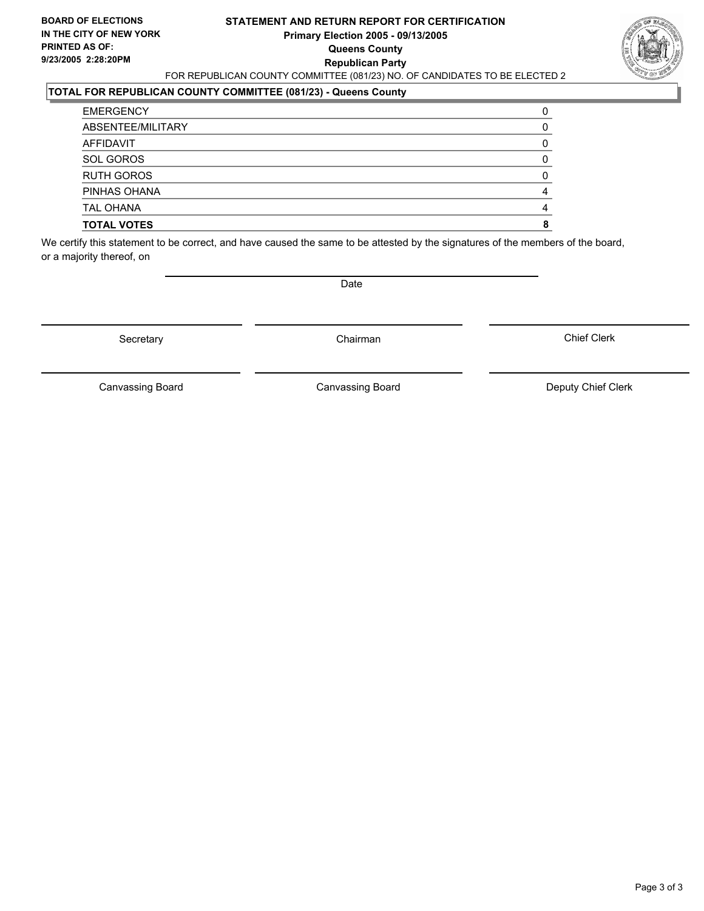**BOARD OF ELECTIONS IN THE CITY OF NEW YORK**
**PRINTED AS OF: 9/23/2005 2:28:20PM**

# STATEMENT AND RETURN REPORT FOR CERTIFICATION
## Primary Election 2005 - 09/13/2005
## Queens County
## Republican Party

FOR REPUBLICAN COUNTY COMMITTEE (081/23) NO. OF CANDIDATES TO BE ELECTED 2

### TOTAL FOR REPUBLICAN COUNTY COMMITTEE (081/23) - Queens County

| | |
|---|---|
| EMERGENCY | 0 |
| ABSENTEE/MILITARY | 0 |
| AFFIDAVIT | 0 |
| SOL GOROS | 0 |
| RUTH GOROS | 0 |
| PINHAS OHANA | 4 |
| TAL OHANA | 4 |
| **TOTAL VOTES** | **8** |

We certify this statement to be correct, and have caused the same to be attested by the signatures of the members of the board, or a majority thereof, on

Date

Secretary | Chairman | Chief Clerk

Canvassing Board | Canvassing Board | Deputy Chief Clerk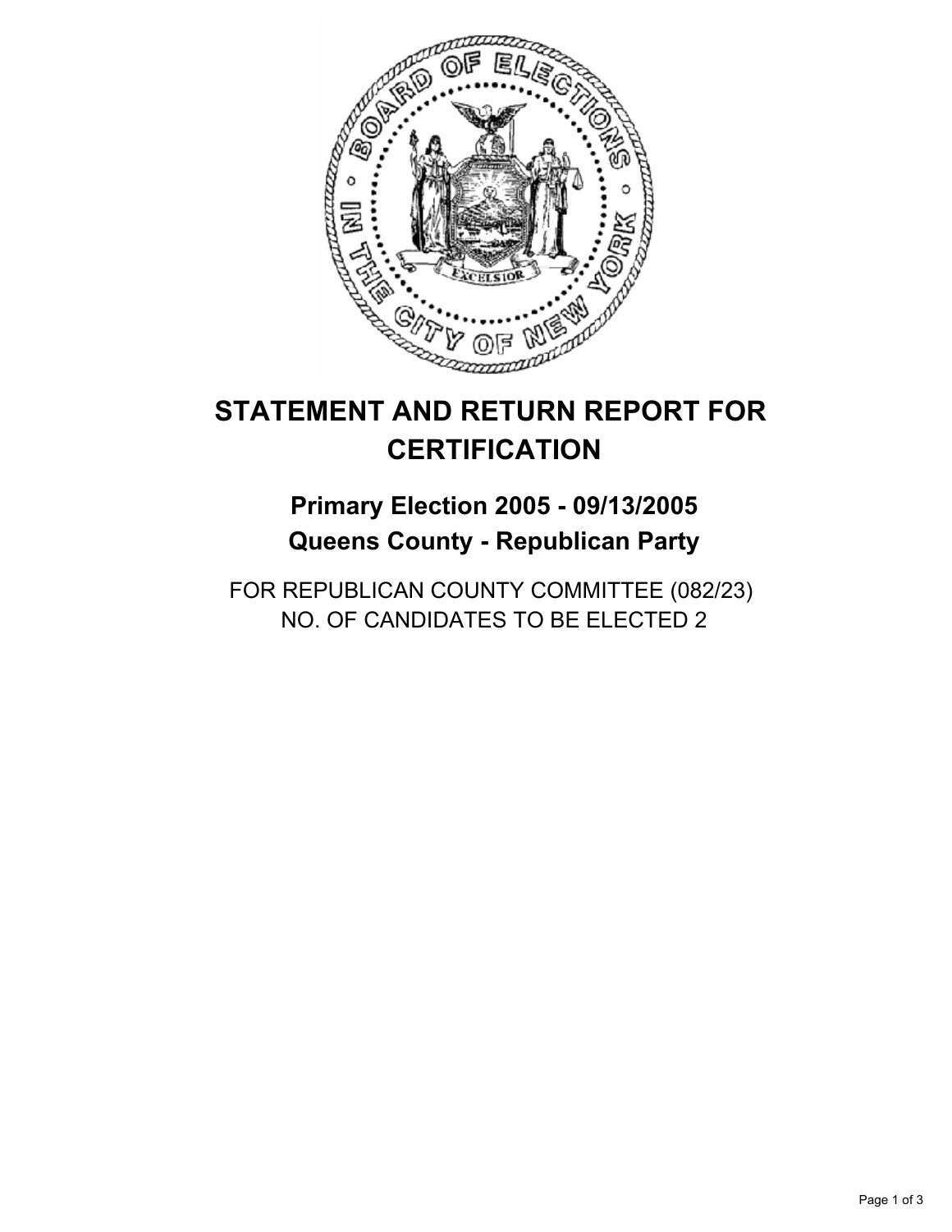# STATEMENT AND RETURN REPORT FOR CERTIFICATION

## Primary Election 2005 - 09/13/2005
## Queens County - Republican Party

FOR REPUBLICAN COUNTY COMMITTEE (082/23)
NO. OF CANDIDATES TO BE ELECTED 2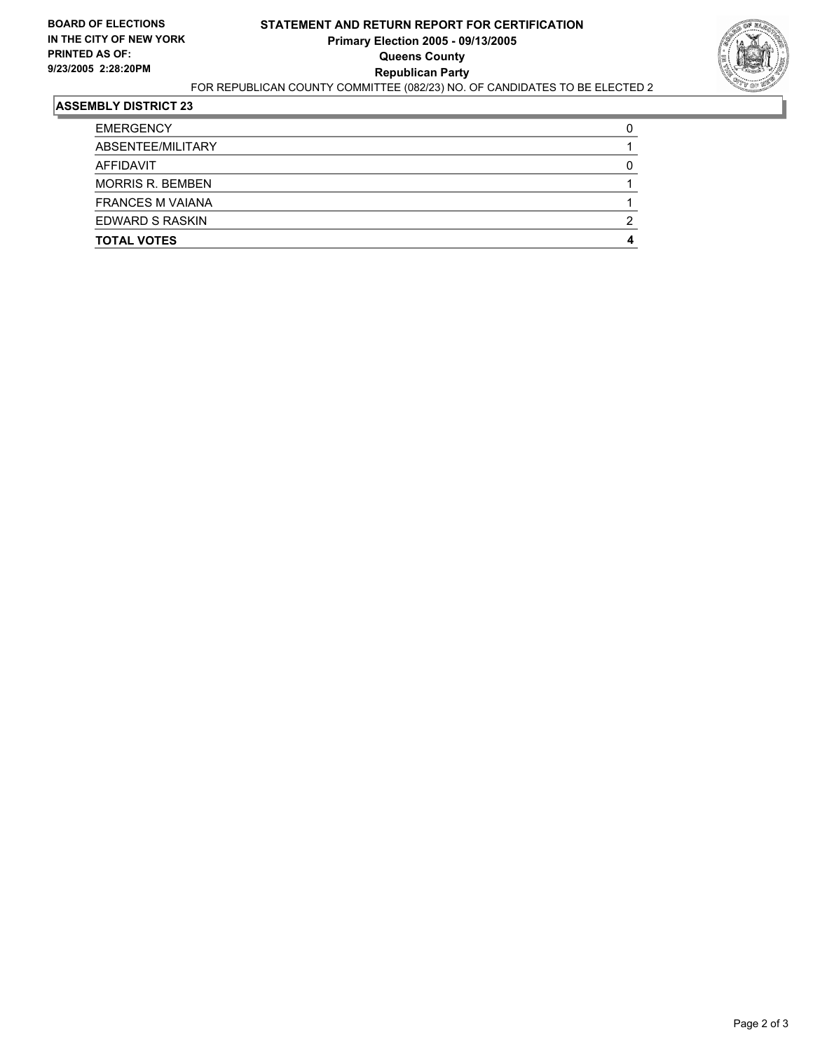**BOARD OF ELECTIONS IN THE CITY OF NEW YORK PRINTED AS OF: 9/23/2005 2:28:20PM**

# STATEMENT AND RETURN REPORT FOR CERTIFICATION
## Primary Election 2005 - 09/13/2005
## Queens County
## Republican Party

FOR REPUBLICAN COUNTY COMMITTEE (082/23) NO. OF CANDIDATES TO BE ELECTED 2

### ASSEMBLY DISTRICT 23

| | |
|---|---|
| EMERGENCY | 0 |
| ABSENTEE/MILITARY | 1 |
| AFFIDAVIT | 0 |
| MORRIS R. BEMBEN | 1 |
| FRANCES M VAIANA | 1 |
| EDWARD S RASKIN | 2 |
| **TOTAL VOTES** | **4** |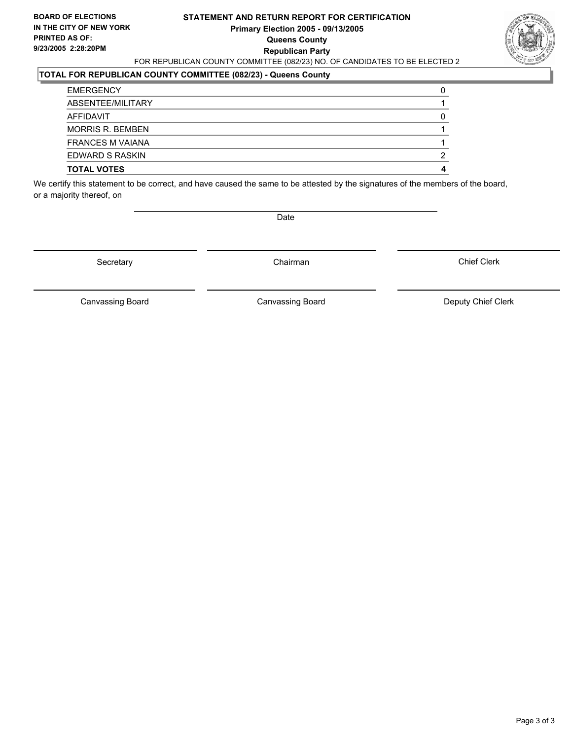**BOARD OF ELECTIONS IN THE CITY OF NEW YORK PRINTED AS OF: 9/23/2005 2:28:20PM**

**STATEMENT AND RETURN REPORT FOR CERTIFICATION**
**Primary Election 2005 - 09/13/2005**
**Queens County**
**Republican Party**

FOR REPUBLICAN COUNTY COMMITTEE (082/23) NO. OF CANDIDATES TO BE ELECTED 2

**TOTAL FOR REPUBLICAN COUNTY COMMITTEE (082/23) - Queens County**

| | |
|---|---|
| EMERGENCY | 0 |
| ABSENTEE/MILITARY | 1 |
| AFFIDAVIT | 0 |
| MORRIS R. BEMBEN | 1 |
| FRANCES M VAIANA | 1 |
| EDWARD S RASKIN | 2 |
| **TOTAL VOTES** | **4** |

We certify this statement to be correct, and have caused the same to be attested by the signatures of the members of the board, or a majority thereof, on

Date

| | | |
|---|---|---|
| Secretary | Chairman | Chief Clerk |
| Canvassing Board | Canvassing Board | Deputy Chief Clerk |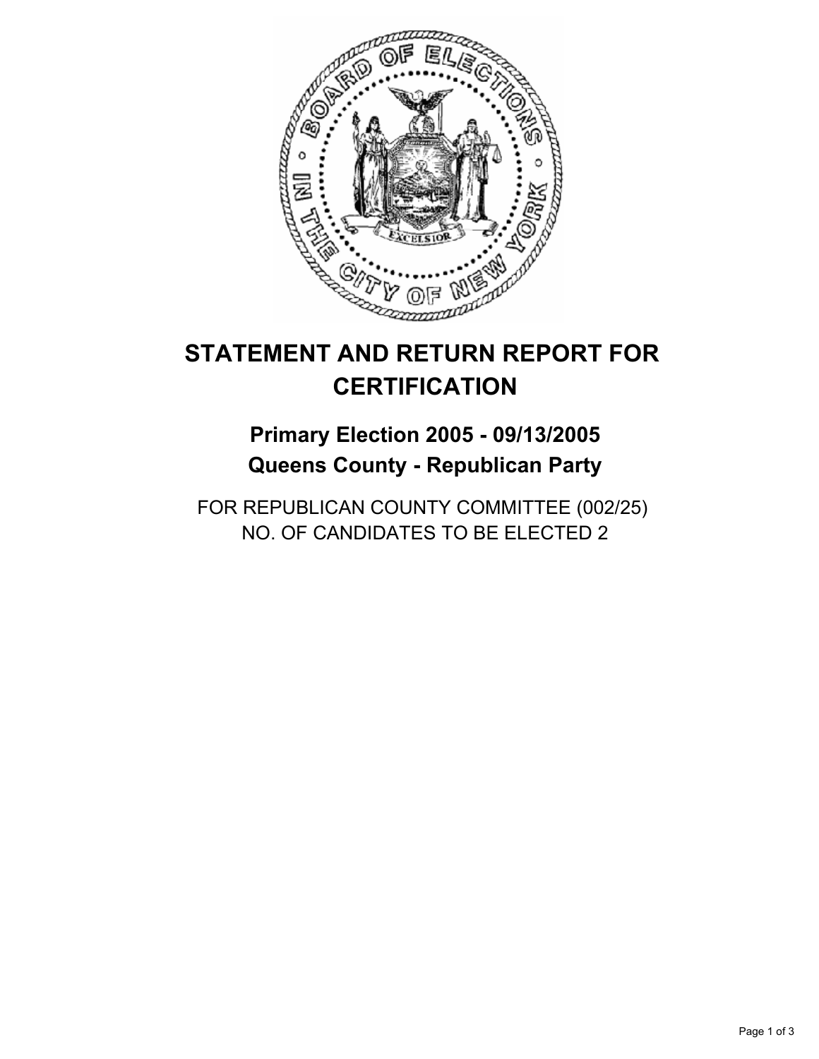# STATEMENT AND RETURN REPORT FOR CERTIFICATION

## Primary Election 2005 - 09/13/2005
## Queens County - Republican Party

FOR REPUBLICAN COUNTY COMMITTEE (002/25)
NO. OF CANDIDATES TO BE ELECTED 2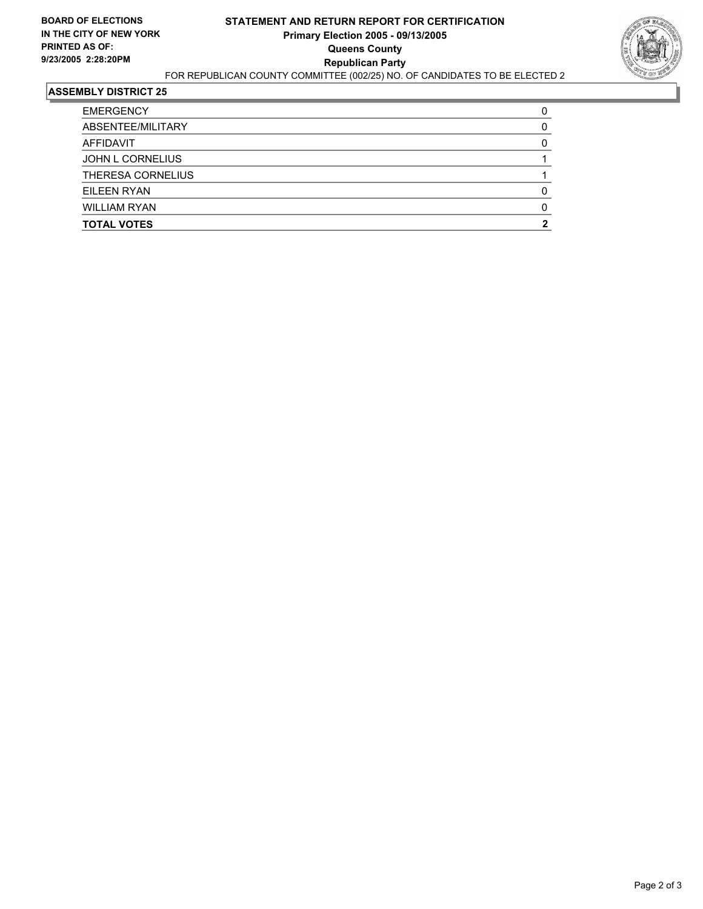**BOARD OF ELECTIONS IN THE CITY OF NEW YORK PRINTED AS OF: 9/23/2005 2:28:20PM**

# STATEMENT AND RETURN REPORT FOR CERTIFICATION
## Primary Election 2005 - 09/13/2005
## Queens County
## Republican Party

FOR REPUBLICAN COUNTY COMMITTEE (002/25) NO. OF CANDIDATES TO BE ELECTED 2

### ASSEMBLY DISTRICT 25

| | |
|---|---|
| EMERGENCY | 0 |
| ABSENTEE/MILITARY | 0 |
| AFFIDAVIT | 0 |
| JOHN L CORNELIUS | 1 |
| THERESA CORNELIUS | 1 |
| EILEEN RYAN | 0 |
| WILLIAM RYAN | 0 |
| **TOTAL VOTES** | **2** |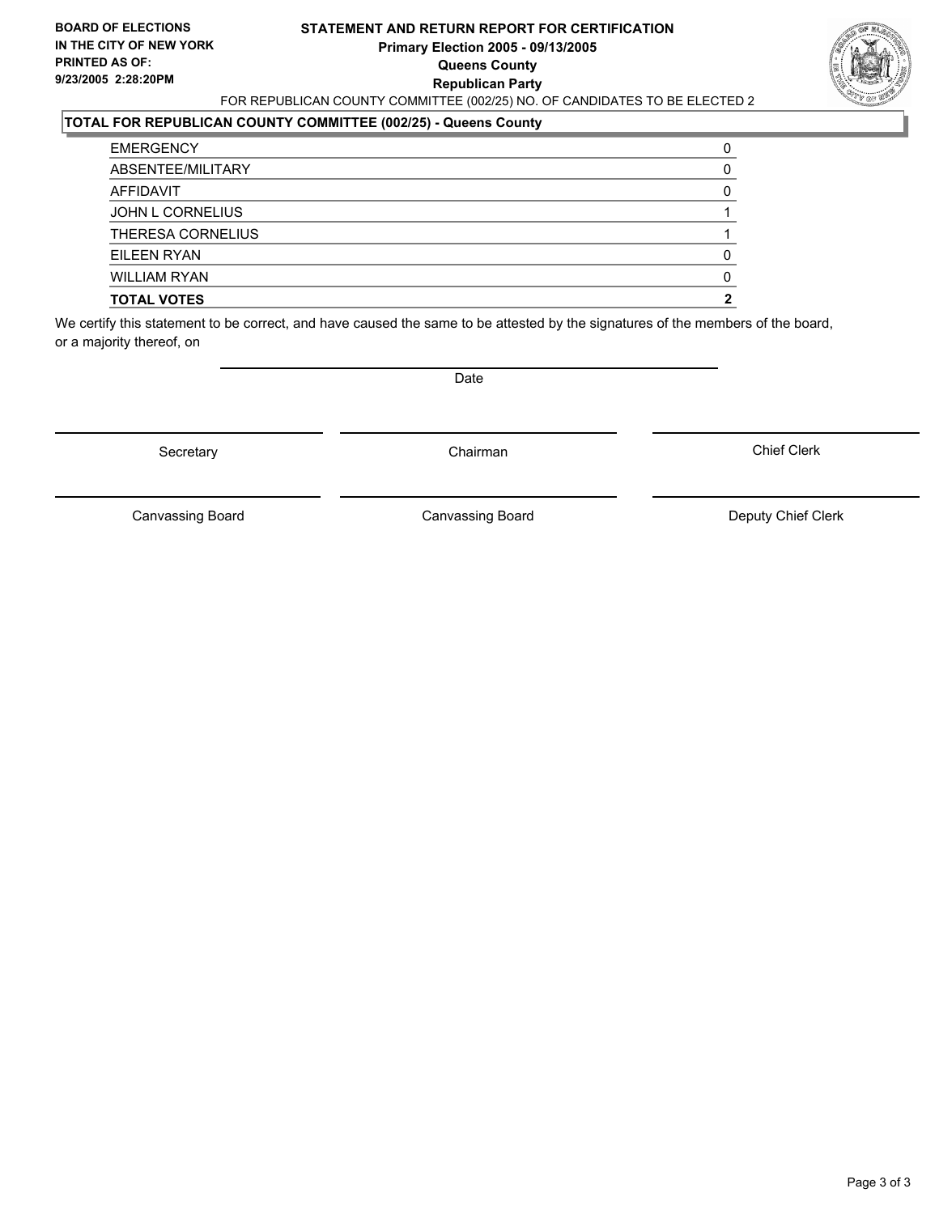**BOARD OF ELECTIONS IN THE CITY OF NEW YORK**
**PRINTED AS OF: 9/23/2005 2:28:20PM**

**STATEMENT AND RETURN REPORT FOR CERTIFICATION**
**Primary Election 2005 - 09/13/2005**
**Queens County**
**Republican Party**

FOR REPUBLICAN COUNTY COMMITTEE (002/25) NO. OF CANDIDATES TO BE ELECTED 2

**TOTAL FOR REPUBLICAN COUNTY COMMITTEE (002/25) - Queens County**

| | |
|---|---|
| EMERGENCY | 0 |
| ABSENTEE/MILITARY | 0 |
| AFFIDAVIT | 0 |
| JOHN L CORNELIUS | 1 |
| THERESA CORNELIUS | 1 |
| EILEEN RYAN | 0 |
| WILLIAM RYAN | 0 |
| **TOTAL VOTES** | **2** |

We certify this statement to be correct, and have caused the same to be attested by the signatures of the members of the board, or a majority thereof, on

Date

Secretary | Chairman | Chief Clerk

Canvassing Board | Canvassing Board | Deputy Chief Clerk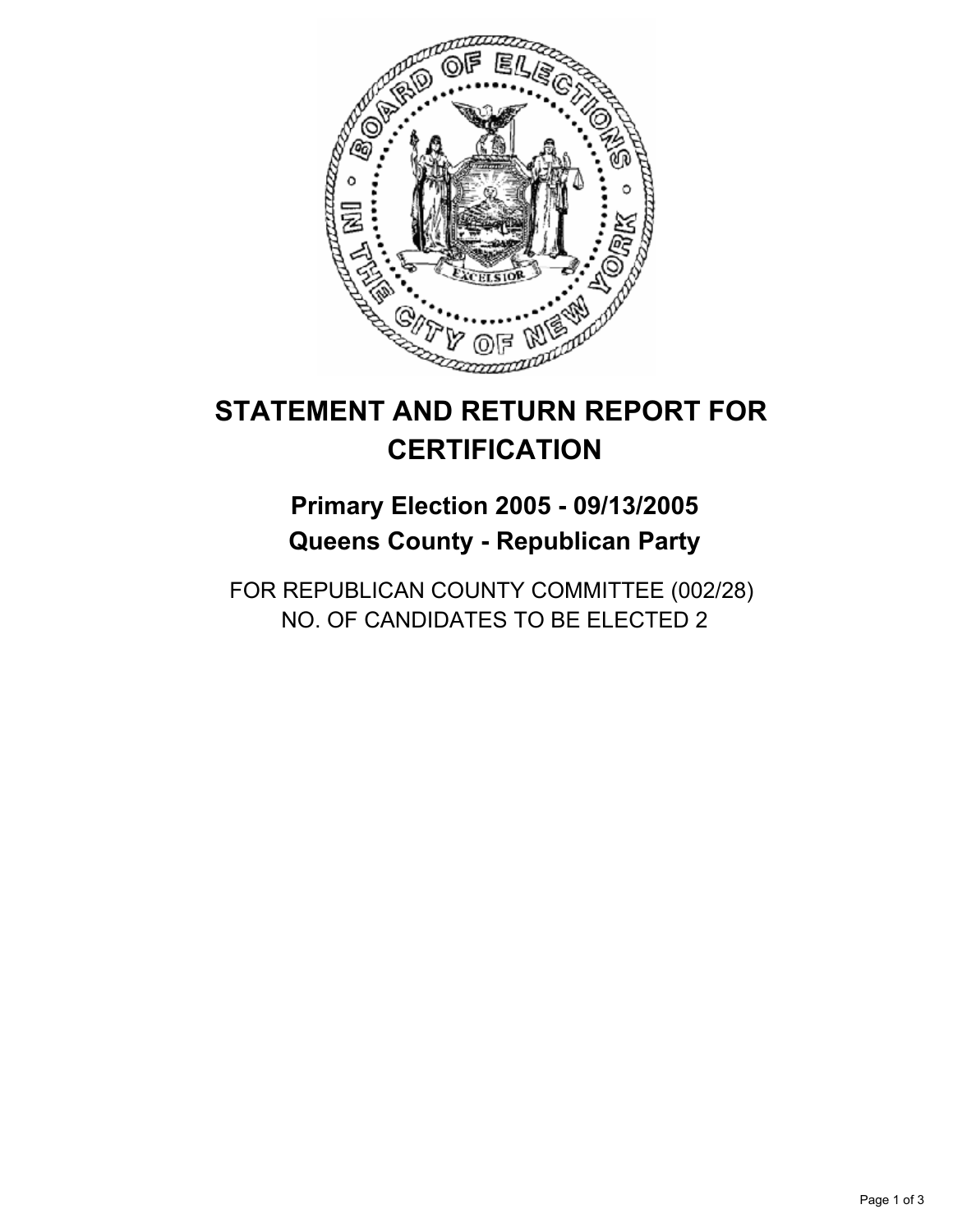# STATEMENT AND RETURN REPORT FOR CERTIFICATION

## Primary Election 2005 - 09/13/2005
## Queens County - Republican Party

FOR REPUBLICAN COUNTY COMMITTEE (002/28)
NO. OF CANDIDATES TO BE ELECTED 2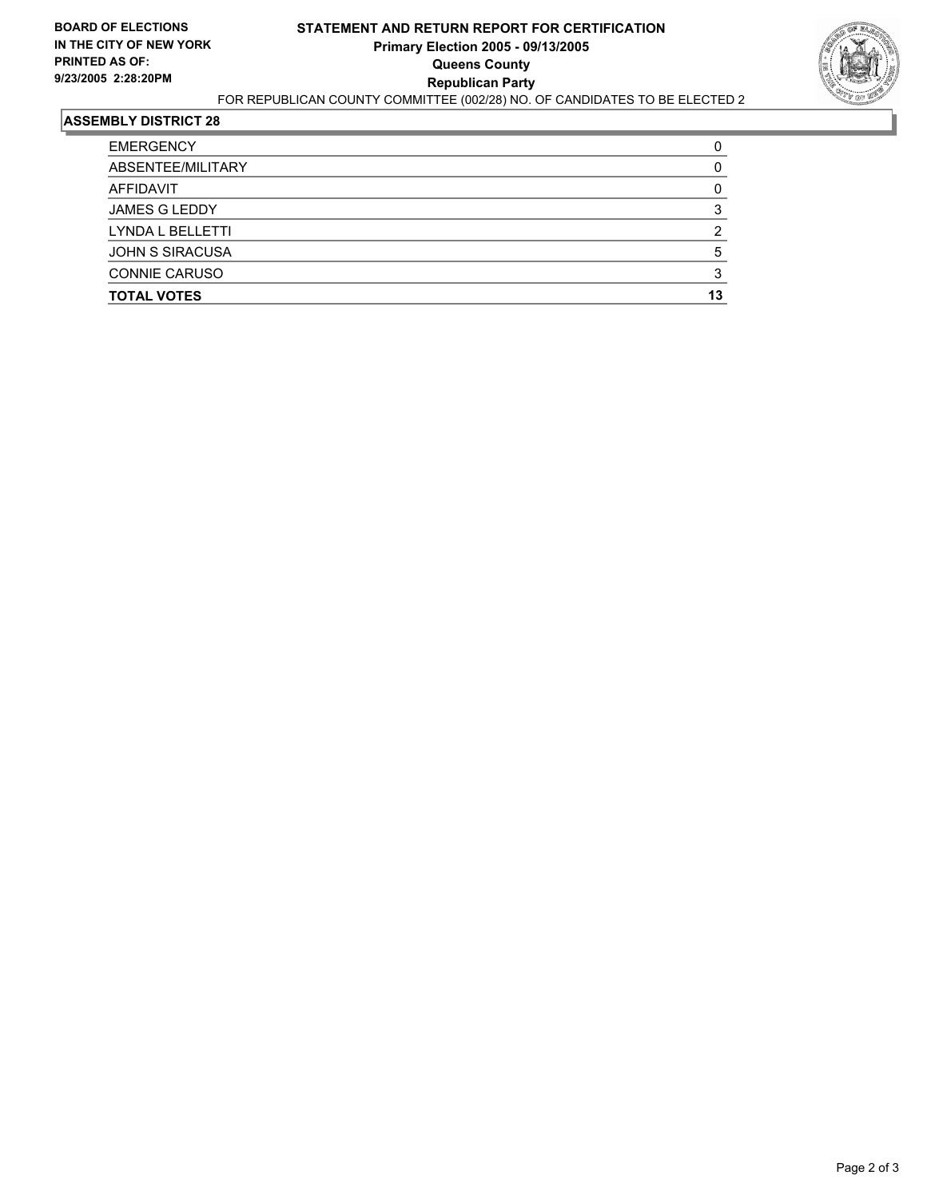**BOARD OF ELECTIONS IN THE CITY OF NEW YORK**
**PRINTED AS OF: 9/23/2005 2:28:20PM**

# STATEMENT AND RETURN REPORT FOR CERTIFICATION
## Primary Election 2005 - 09/13/2005
## Queens County
## Republican Party

FOR REPUBLICAN COUNTY COMMITTEE (002/28) NO. OF CANDIDATES TO BE ELECTED 2

### ASSEMBLY DISTRICT 28

| | |
|---|---|
| EMERGENCY | 0 |
| ABSENTEE/MILITARY | 0 |
| AFFIDAVIT | 0 |
| JAMES G LEDDY | 3 |
| LYNDA L BELLETTI | 2 |
| JOHN S SIRACUSA | 5 |
| CONNIE CARUSO | 3 |
| **TOTAL VOTES** | **13** |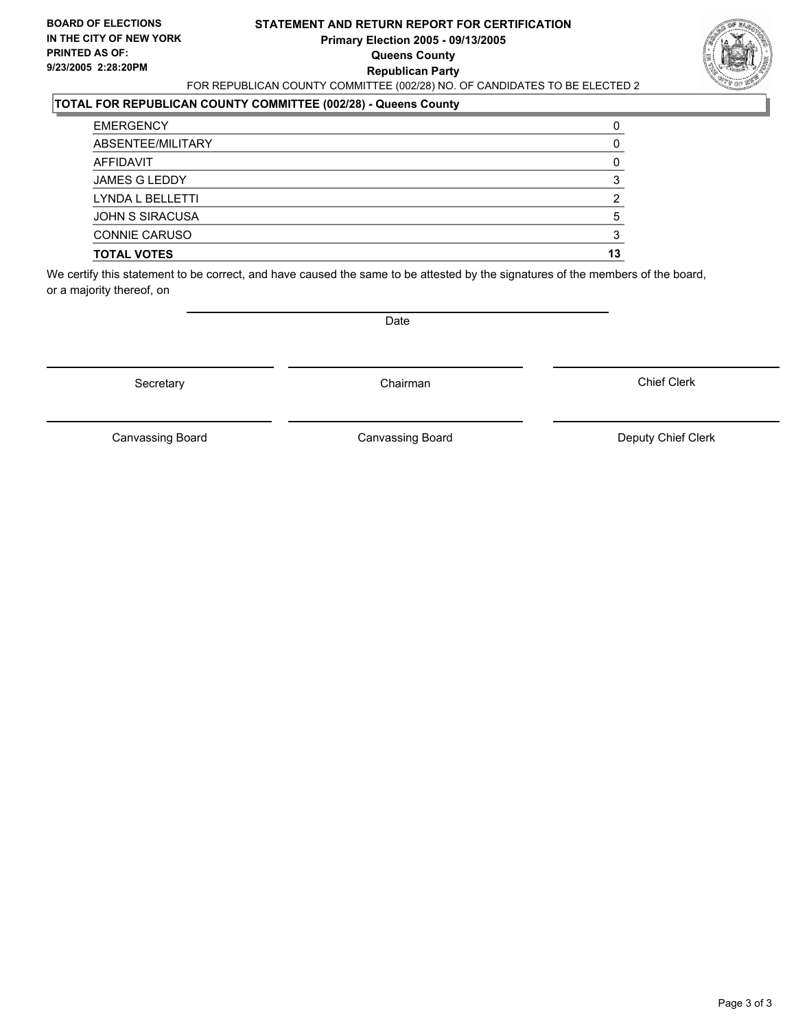**BOARD OF ELECTIONS IN THE CITY OF NEW YORK**
**PRINTED AS OF: 9/23/2005 2:28:20PM**

**STATEMENT AND RETURN REPORT FOR CERTIFICATION**
**Primary Election 2005 - 09/13/2005**
**Queens County**
**Republican Party**

FOR REPUBLICAN COUNTY COMMITTEE (002/28) NO. OF CANDIDATES TO BE ELECTED 2

**TOTAL FOR REPUBLICAN COUNTY COMMITTEE (002/28) - Queens County**

| | |
|---|---|
| EMERGENCY | 0 |
| ABSENTEE/MILITARY | 0 |
| AFFIDAVIT | 0 |
| JAMES G LEDDY | 3 |
| LYNDA L BELLETTI | 2 |
| JOHN S SIRACUSA | 5 |
| CONNIE CARUSO | 3 |
| **TOTAL VOTES** | **13** |

We certify this statement to be correct, and have caused the same to be attested by the signatures of the members of the board, or a majority thereof, on

Date

Secretary | Chairman | Chief Clerk

Canvassing Board | Canvassing Board | Deputy Chief Clerk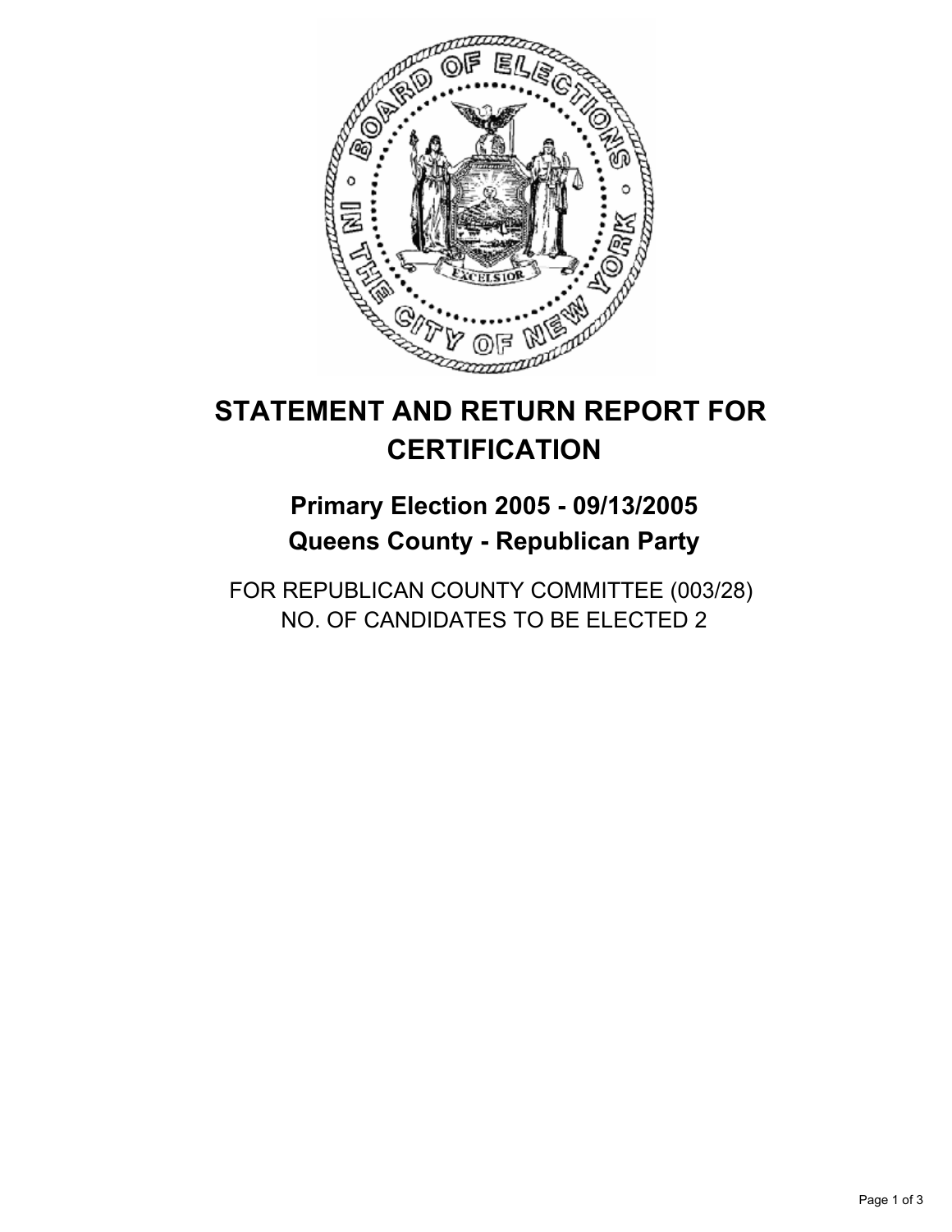# STATEMENT AND RETURN REPORT FOR CERTIFICATION

## Primary Election 2005 - 09/13/2005
## Queens County - Republican Party

FOR REPUBLICAN COUNTY COMMITTEE (003/28)
NO. OF CANDIDATES TO BE ELECTED 2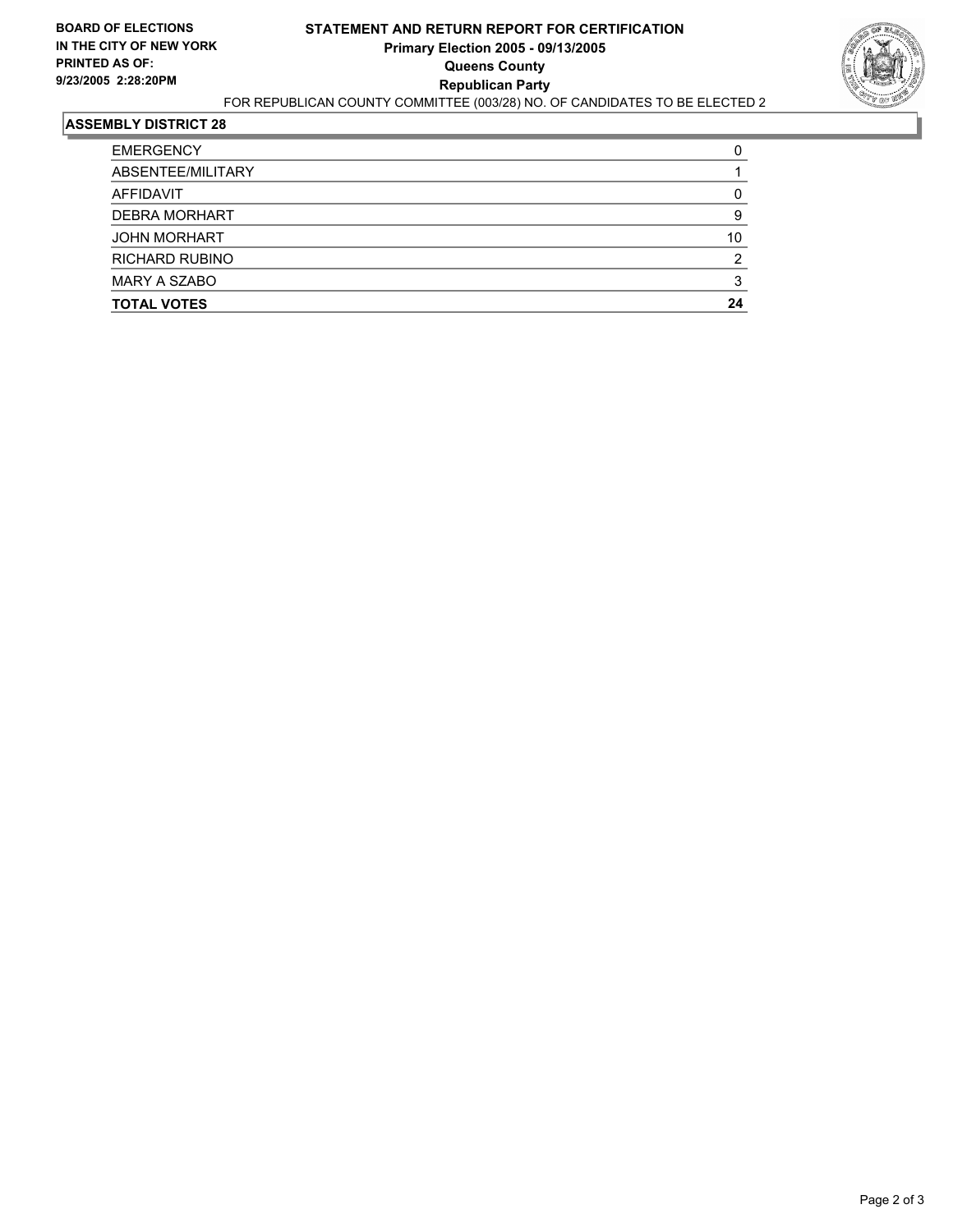**BOARD OF ELECTIONS IN THE CITY OF NEW YORK**
**PRINTED AS OF: 9/23/2005 2:28:20PM**

# STATEMENT AND RETURN REPORT FOR CERTIFICATION
## Primary Election 2005 - 09/13/2005
## Queens County
## Republican Party

FOR REPUBLICAN COUNTY COMMITTEE (003/28) NO. OF CANDIDATES TO BE ELECTED 2

### ASSEMBLY DISTRICT 28

| | |
|---|---|
| EMERGENCY | 0 |
| ABSENTEE/MILITARY | 1 |
| AFFIDAVIT | 0 |
| DEBRA MORHART | 9 |
| JOHN MORHART | 10 |
| RICHARD RUBINO | 2 |
| MARY A SZABO | 3 |
| **TOTAL VOTES** | **24** |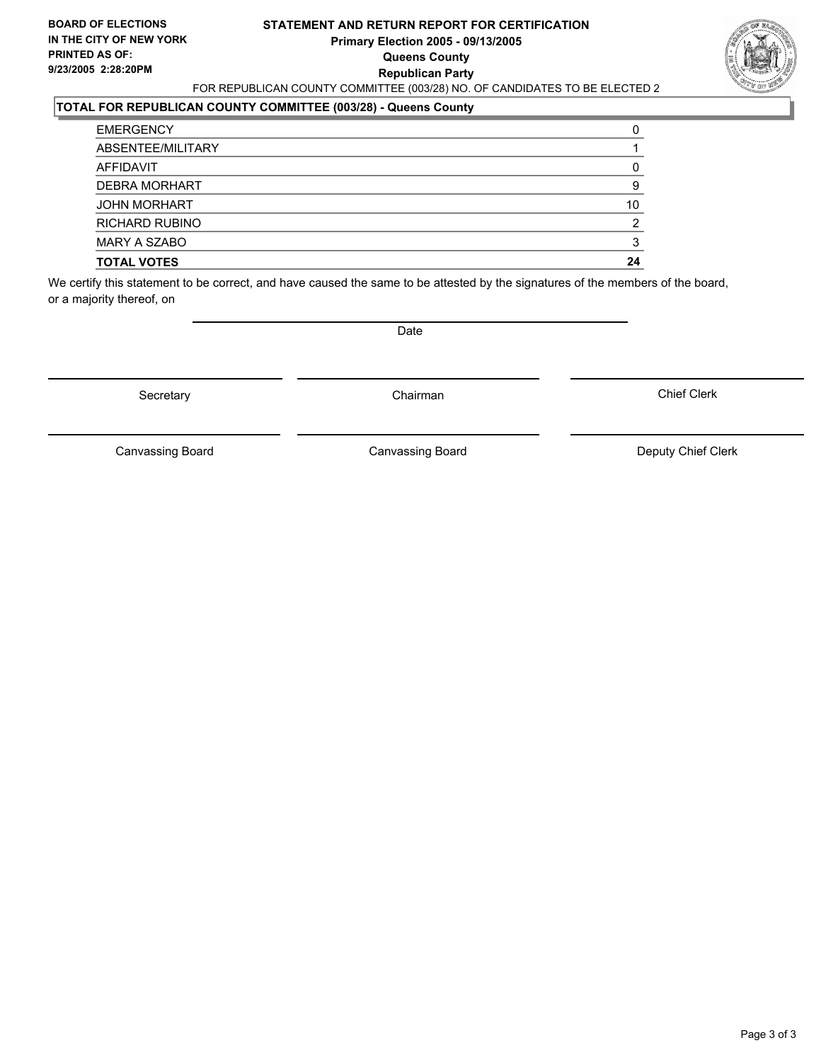**BOARD OF ELECTIONS IN THE CITY OF NEW YORK**
**PRINTED AS OF: 9/23/2005 2:28:20PM**

**STATEMENT AND RETURN REPORT FOR CERTIFICATION**
**Primary Election 2005 - 09/13/2005**
**Queens County**
**Republican Party**

FOR REPUBLICAN COUNTY COMMITTEE (003/28) NO. OF CANDIDATES TO BE ELECTED 2

**TOTAL FOR REPUBLICAN COUNTY COMMITTEE (003/28) - Queens County**

| | |
|---|---|
| EMERGENCY | 0 |
| ABSENTEE/MILITARY | 1 |
| AFFIDAVIT | 0 |
| DEBRA MORHART | 9 |
| JOHN MORHART | 10 |
| RICHARD RUBINO | 2 |
| MARY A SZABO | 3 |
| **TOTAL VOTES** | **24** |

We certify this statement to be correct, and have caused the same to be attested by the signatures of the members of the board, or a majority thereof, on

Date

Secretary | Chairman | Chief Clerk

Canvassing Board | Canvassing Board | Deputy Chief Clerk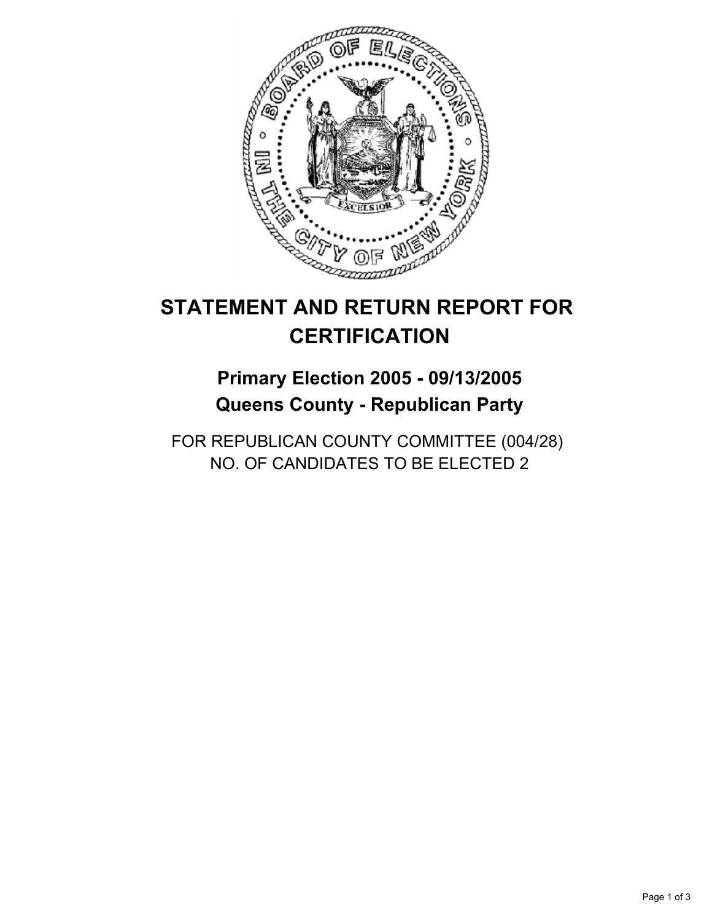# STATEMENT AND RETURN REPORT FOR CERTIFICATION

## Primary Election 2005 - 09/13/2005
## Queens County - Republican Party

FOR REPUBLICAN COUNTY COMMITTEE (004/28)
NO. OF CANDIDATES TO BE ELECTED 2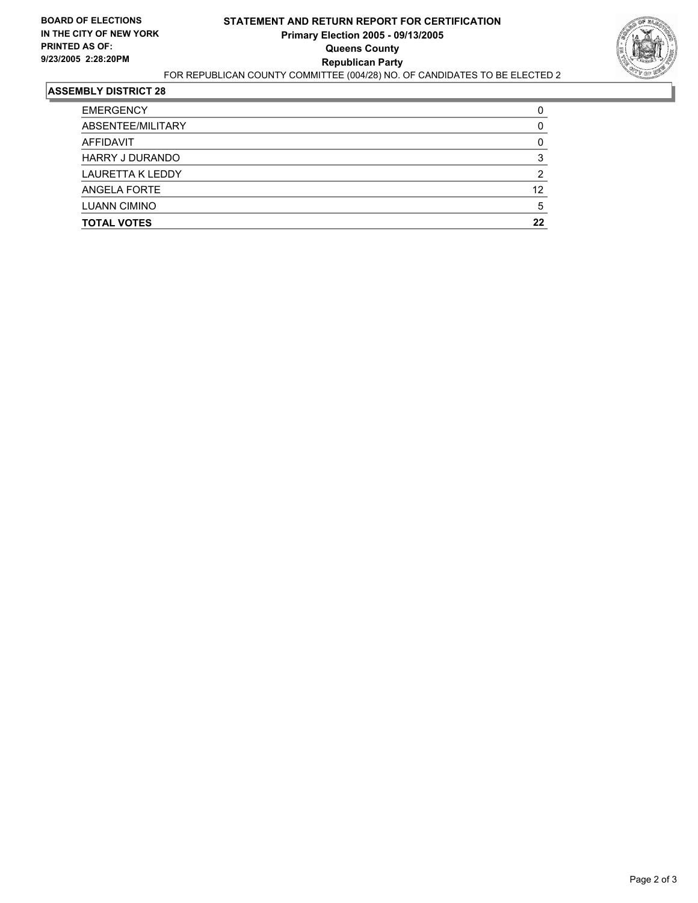**BOARD OF ELECTIONS IN THE CITY OF NEW YORK PRINTED AS OF: 9/23/2005 2:28:20PM**

# STATEMENT AND RETURN REPORT FOR CERTIFICATION
## Primary Election 2005 - 09/13/2005
## Queens County
## Republican Party

FOR REPUBLICAN COUNTY COMMITTEE (004/28) NO. OF CANDIDATES TO BE ELECTED 2

### ASSEMBLY DISTRICT 28

| | |
|---|---|
| EMERGENCY | 0 |
| ABSENTEE/MILITARY | 0 |
| AFFIDAVIT | 0 |
| HARRY J DURANDO | 3 |
| LAURETTA K LEDDY | 2 |
| ANGELA FORTE | 12 |
| LUANN CIMINO | 5 |
| **TOTAL VOTES** | **22** |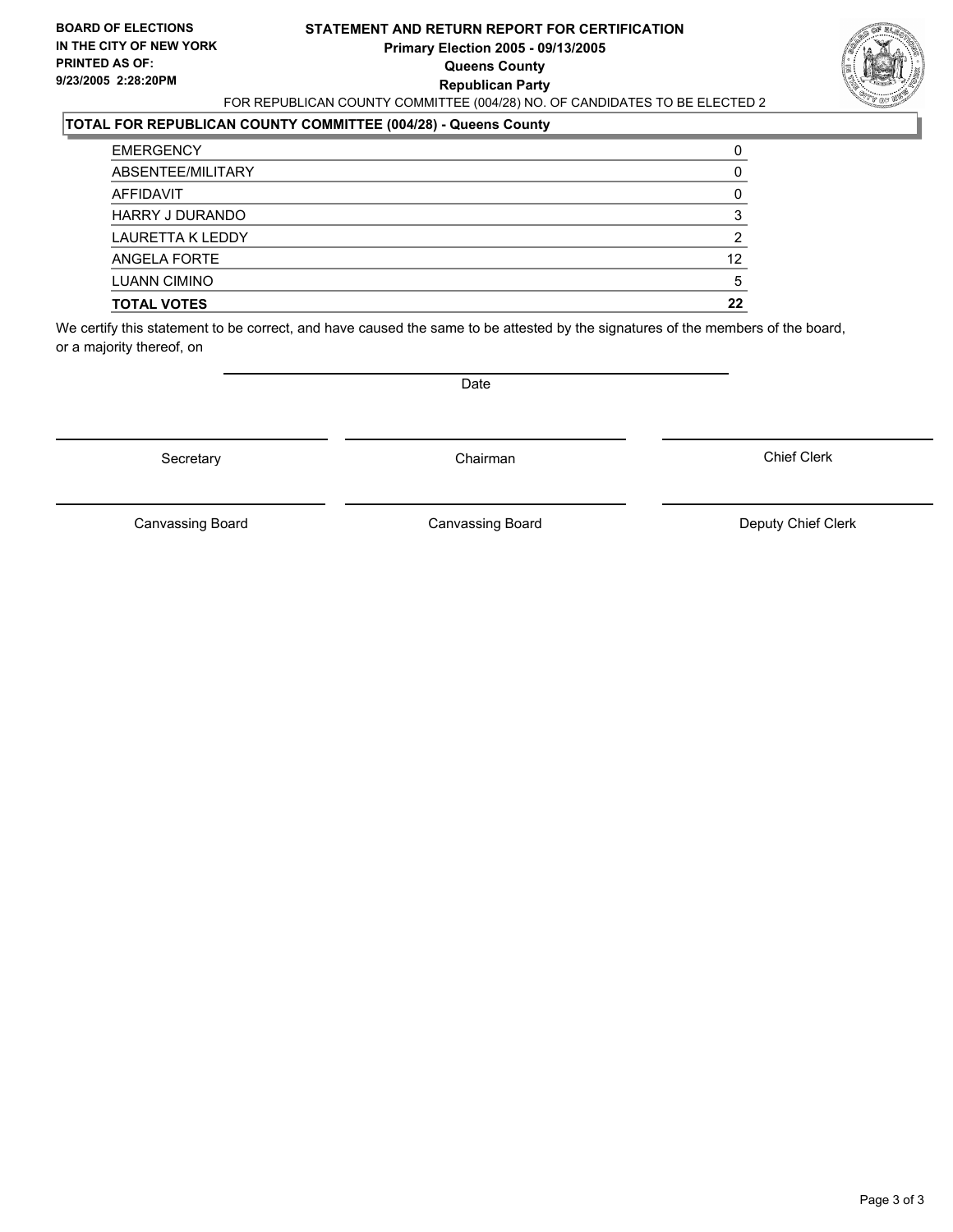**BOARD OF ELECTIONS IN THE CITY OF NEW YORK PRINTED AS OF: 9/23/2005 2:28:20PM**

# STATEMENT AND RETURN REPORT FOR CERTIFICATION
## Primary Election 2005 - 09/13/2005
## Queens County
## Republican Party

FOR REPUBLICAN COUNTY COMMITTEE (004/28) NO. OF CANDIDATES TO BE ELECTED 2

**TOTAL FOR REPUBLICAN COUNTY COMMITTEE (004/28) - Queens County**

| | |
|---|---|
| EMERGENCY | 0 |
| ABSENTEE/MILITARY | 0 |
| AFFIDAVIT | 0 |
| HARRY J DURANDO | 3 |
| LAURETTA K LEDDY | 2 |
| ANGELA FORTE | 12 |
| LUANN CIMINO | 5 |
| **TOTAL VOTES** | **22** |

We certify this statement to be correct, and have caused the same to be attested by the signatures of the members of the board, or a majority thereof, on

Date

Secretary | Chairman | Chief Clerk

Canvassing Board | Canvassing Board | Deputy Chief Clerk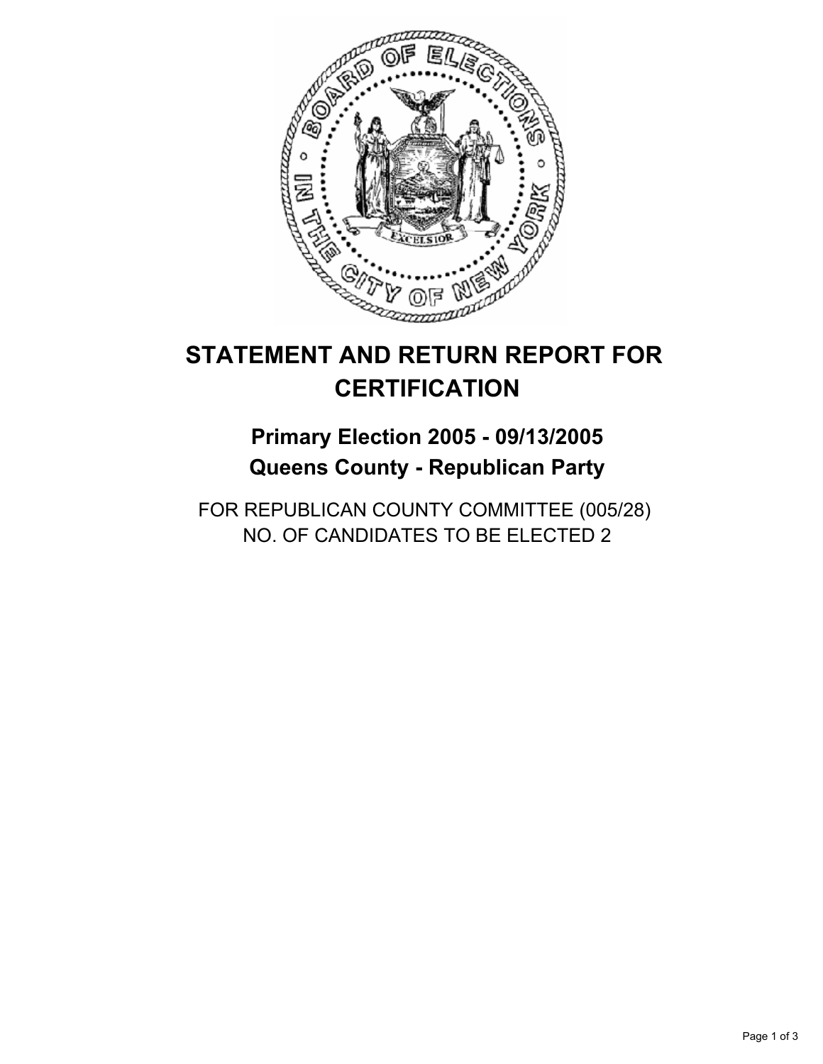# STATEMENT AND RETURN REPORT FOR CERTIFICATION

## Primary Election 2005 - 09/13/2005
## Queens County - Republican Party

FOR REPUBLICAN COUNTY COMMITTEE (005/28)
NO. OF CANDIDATES TO BE ELECTED 2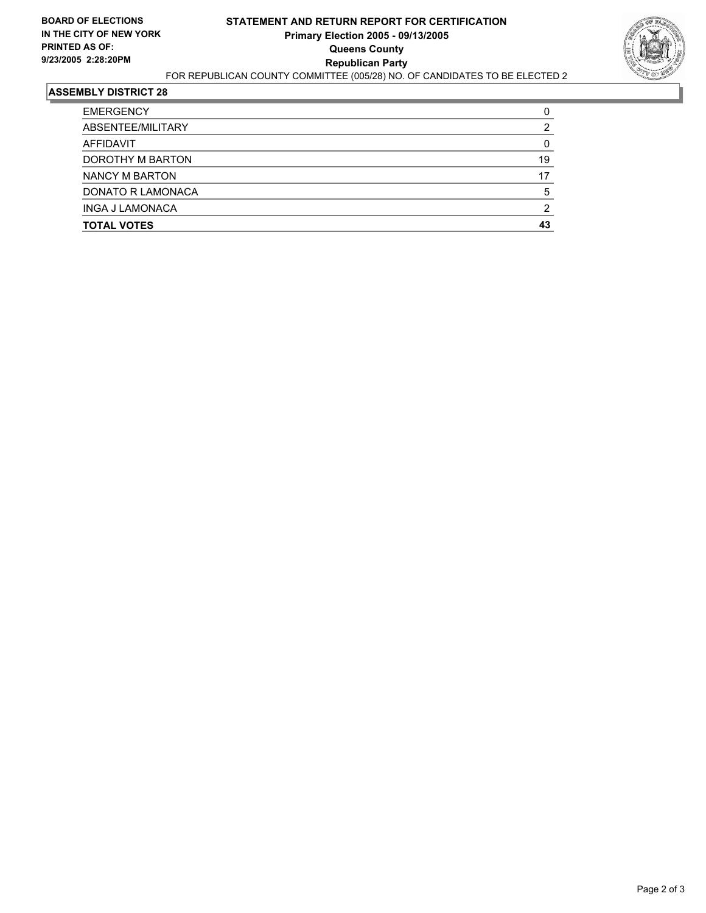**BOARD OF ELECTIONS IN THE CITY OF NEW YORK PRINTED AS OF: 9/23/2005 2:28:20PM**

# STATEMENT AND RETURN REPORT FOR CERTIFICATION

**Primary Election 2005 - 09/13/2005**
**Queens County**
**Republican Party**

FOR REPUBLICAN COUNTY COMMITTEE (005/28) NO. OF CANDIDATES TO BE ELECTED 2

## ASSEMBLY DISTRICT 28

| | |
|---|---|
| EMERGENCY | 0 |
| ABSENTEE/MILITARY | 2 |
| AFFIDAVIT | 0 |
| DOROTHY M BARTON | 19 |
| NANCY M BARTON | 17 |
| DONATO R LAMONACA | 5 |
| INGA J LAMONACA | 2 |
| **TOTAL VOTES** | **43** |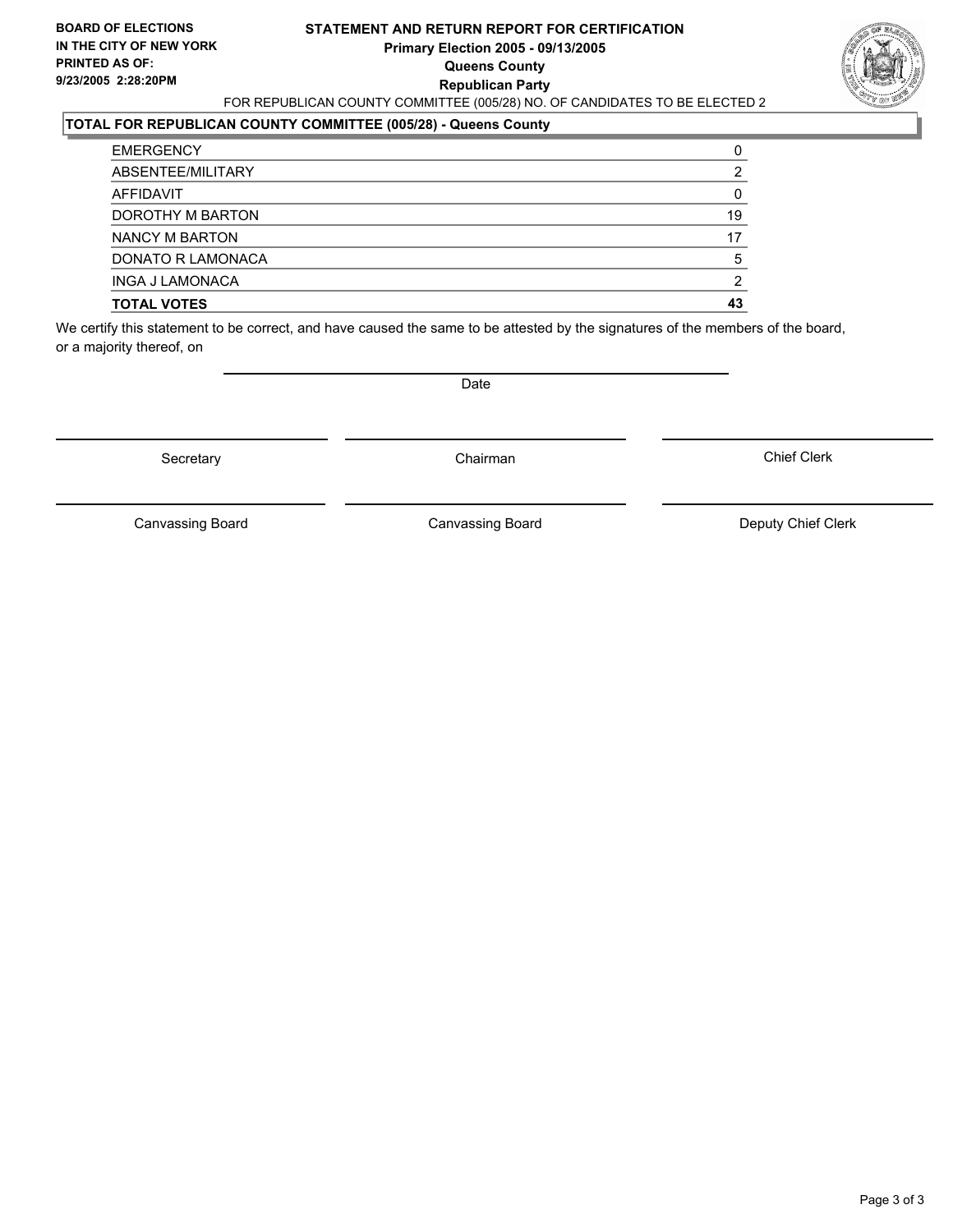**BOARD OF ELECTIONS IN THE CITY OF NEW YORK**
**PRINTED AS OF:**
**9/23/2005 2:28:20PM**

# STATEMENT AND RETURN REPORT FOR CERTIFICATION
## Primary Election 2005 - 09/13/2005
## Queens County
## Republican Party

FOR REPUBLICAN COUNTY COMMITTEE (005/28) NO. OF CANDIDATES TO BE ELECTED 2

**TOTAL FOR REPUBLICAN COUNTY COMMITTEE (005/28) - Queens County**

| | |
|---|---|
| EMERGENCY | 0 |
| ABSENTEE/MILITARY | 2 |
| AFFIDAVIT | 0 |
| DOROTHY M BARTON | 19 |
| NANCY M BARTON | 17 |
| DONATO R LAMONACA | 5 |
| INGA J LAMONACA | 2 |
| **TOTAL VOTES** | **43** |

We certify this statement to be correct, and have caused the same to be attested by the signatures of the members of the board, or a majority thereof, on

Date

| | | |
|---|---|---|
| Secretary | Chairman | Chief Clerk |
| Canvassing Board | Canvassing Board | Deputy Chief Clerk |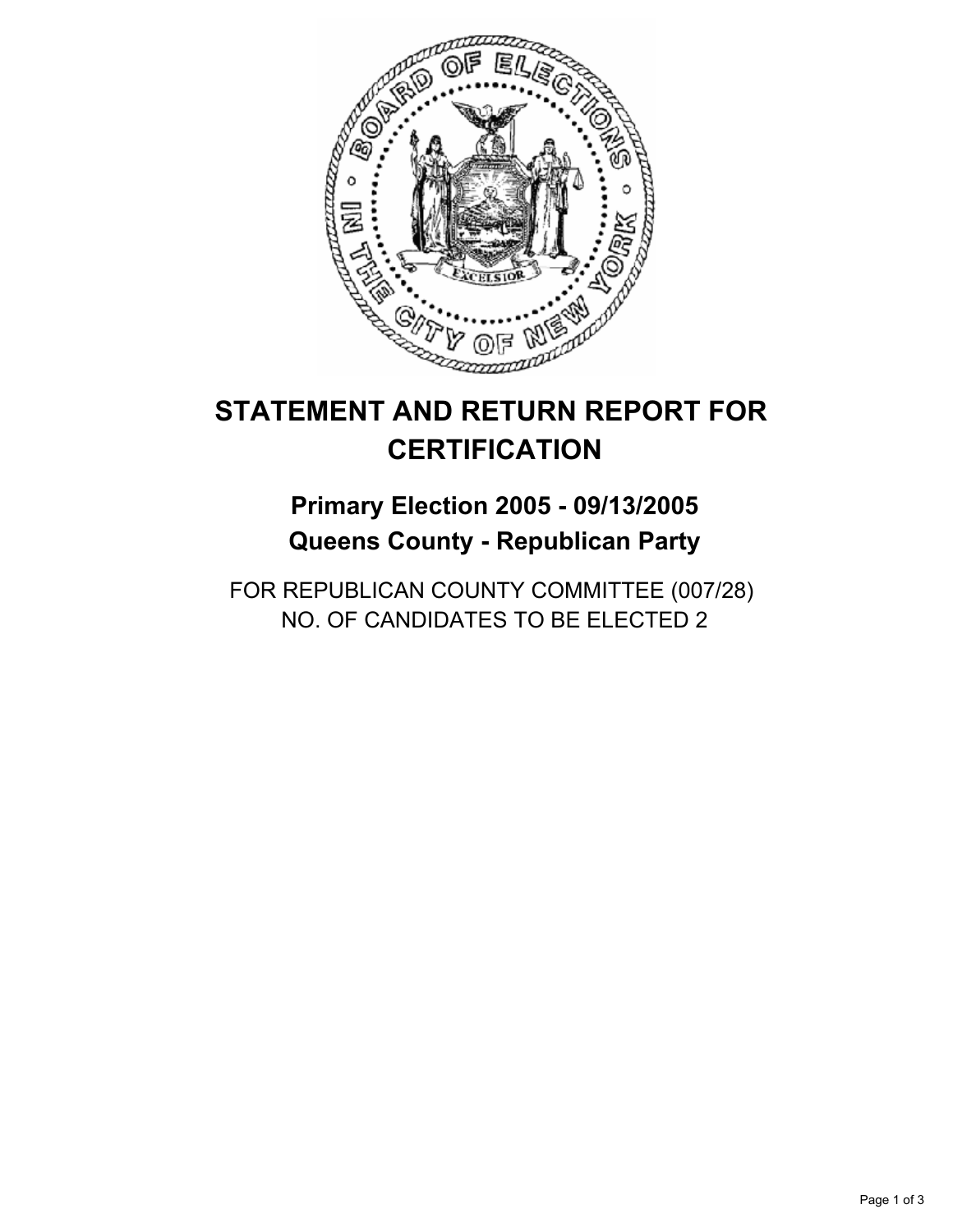# STATEMENT AND RETURN REPORT FOR CERTIFICATION

## Primary Election 2005 - 09/13/2005
## Queens County - Republican Party

FOR REPUBLICAN COUNTY COMMITTEE (007/28)
NO. OF CANDIDATES TO BE ELECTED 2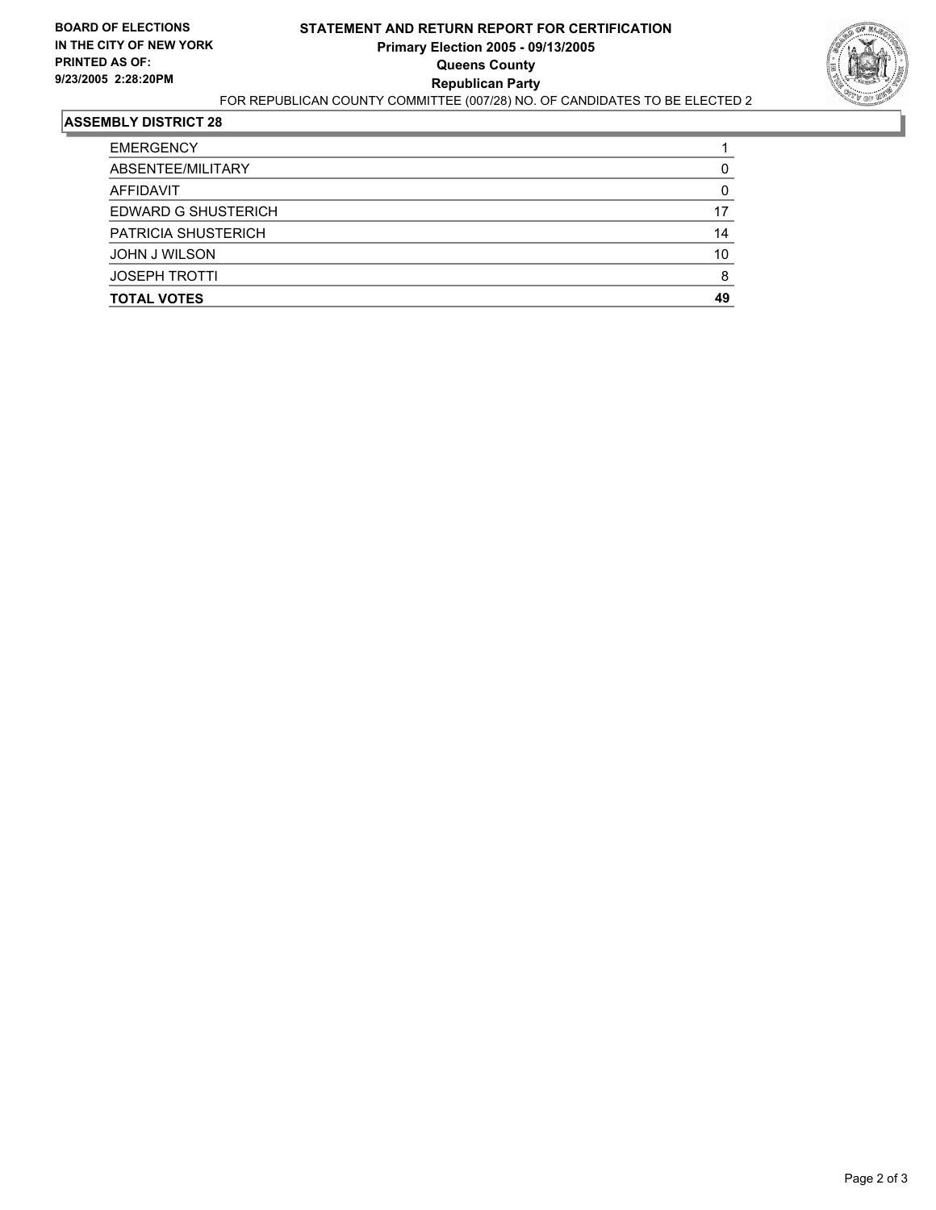**BOARD OF ELECTIONS IN THE CITY OF NEW YORK PRINTED AS OF: 9/23/2005 2:28:20PM**

# STATEMENT AND RETURN REPORT FOR CERTIFICATION
## Primary Election 2005 - 09/13/2005
## Queens County
## Republican Party

FOR REPUBLICAN COUNTY COMMITTEE (007/28) NO. OF CANDIDATES TO BE ELECTED 2

### ASSEMBLY DISTRICT 28

| | |
|---|---|
| EMERGENCY | 1 |
| ABSENTEE/MILITARY | 0 |
| AFFIDAVIT | 0 |
| EDWARD G SHUSTERICH | 17 |
| PATRICIA SHUSTERICH | 14 |
| JOHN J WILSON | 10 |
| JOSEPH TROTTI | 8 |
| **TOTAL VOTES** | **49** |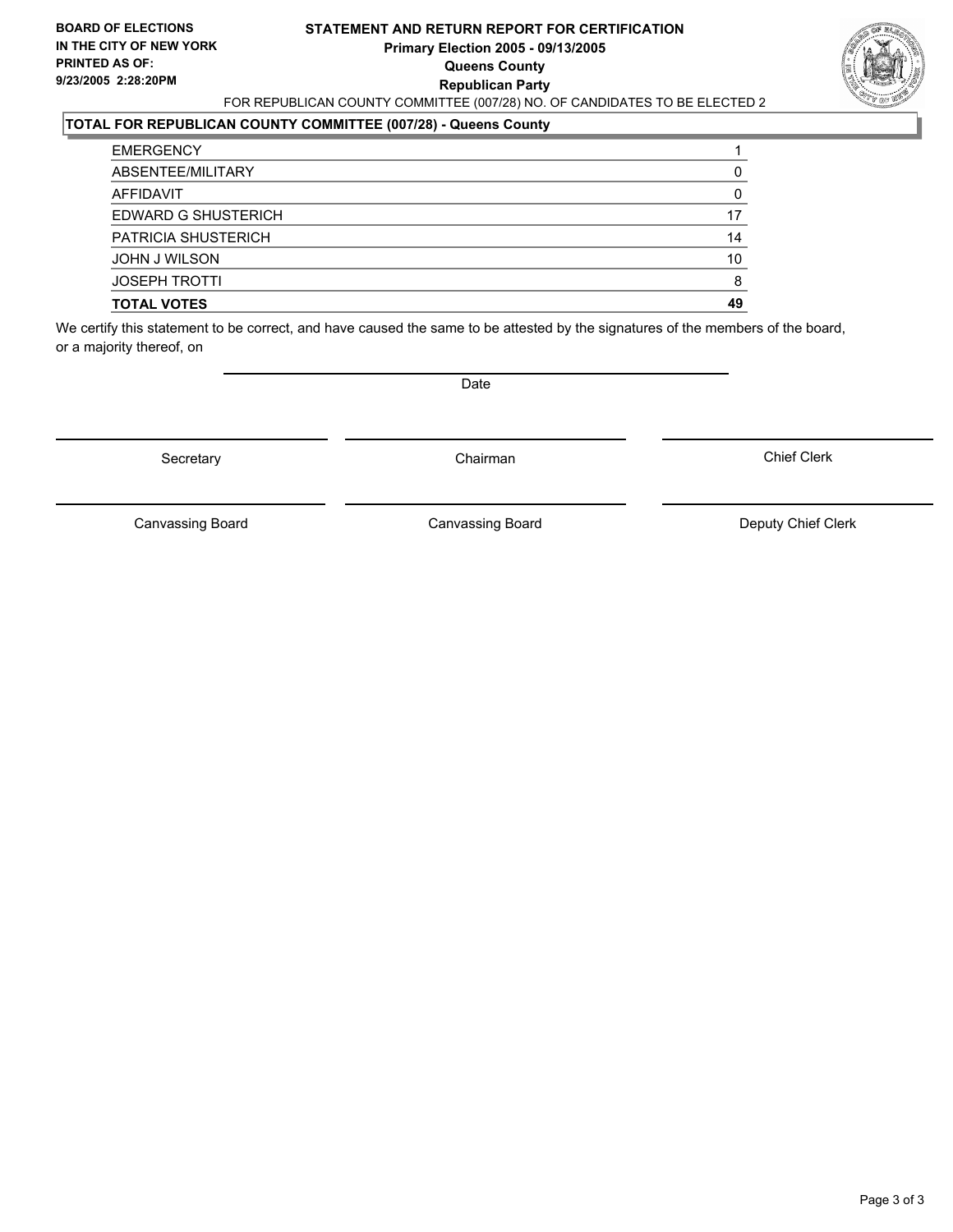**BOARD OF ELECTIONS IN THE CITY OF NEW YORK PRINTED AS OF: 9/23/2005 2:28:20PM**

# STATEMENT AND RETURN REPORT FOR CERTIFICATION
## Primary Election 2005 - 09/13/2005
## Queens County
## Republican Party

FOR REPUBLICAN COUNTY COMMITTEE (007/28) NO. OF CANDIDATES TO BE ELECTED 2

### TOTAL FOR REPUBLICAN COUNTY COMMITTEE (007/28) - Queens County

| | |
|---|---|
| EMERGENCY | 1 |
| ABSENTEE/MILITARY | 0 |
| AFFIDAVIT | 0 |
| EDWARD G SHUSTERICH | 17 |
| PATRICIA SHUSTERICH | 14 |
| JOHN J WILSON | 10 |
| JOSEPH TROTTI | 8 |
| **TOTAL VOTES** | **49** |

We certify this statement to be correct, and have caused the same to be attested by the signatures of the members of the board, or a majority thereof, on

Date

| | | |
|---|---|---|
| Secretary | Chairman | Chief Clerk |
| Canvassing Board | Canvassing Board | Deputy Chief Clerk |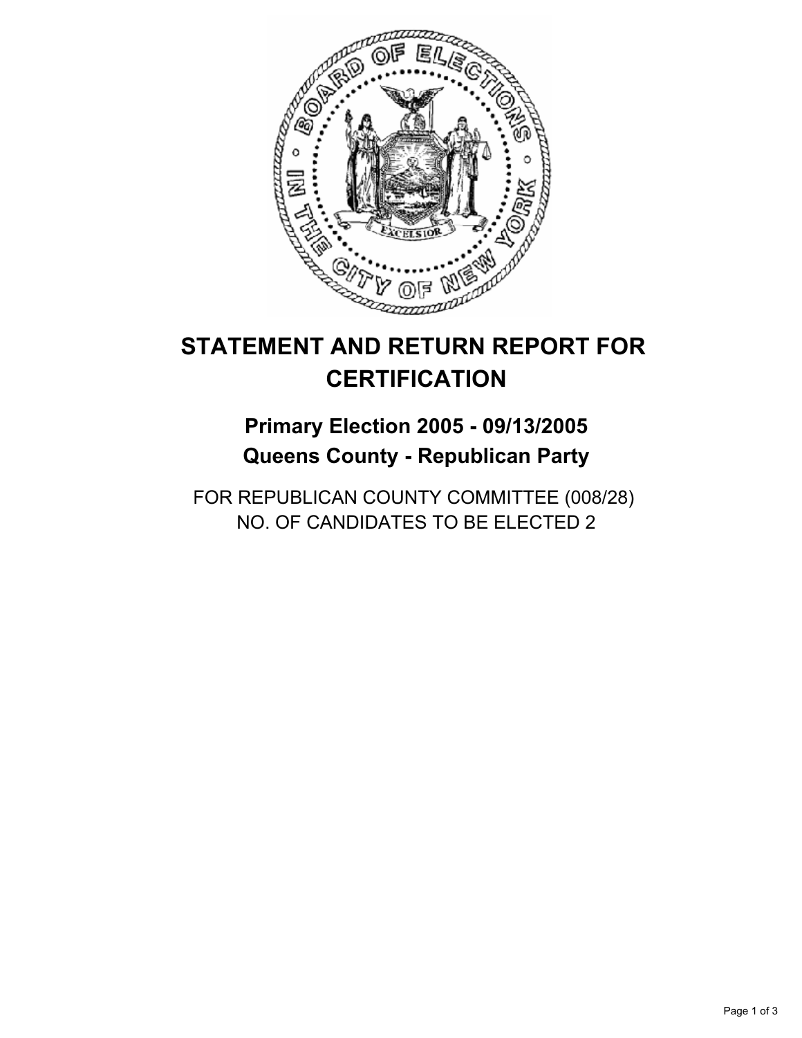# STATEMENT AND RETURN REPORT FOR CERTIFICATION

## Primary Election 2005 - 09/13/2005
## Queens County - Republican Party

FOR REPUBLICAN COUNTY COMMITTEE (008/28)
NO. OF CANDIDATES TO BE ELECTED 2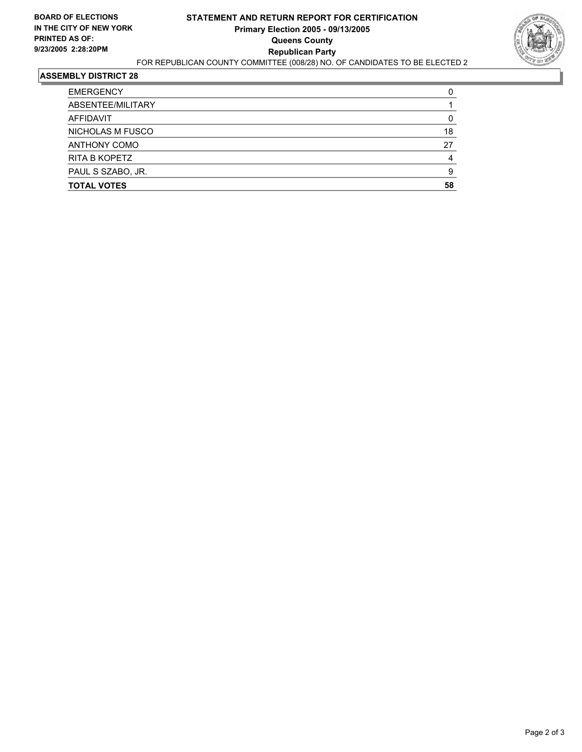**BOARD OF ELECTIONS IN THE CITY OF NEW YORK PRINTED AS OF: 9/23/2005 2:28:20PM**

# STATEMENT AND RETURN REPORT FOR CERTIFICATION
## Primary Election 2005 - 09/13/2005
## Queens County
## Republican Party

FOR REPUBLICAN COUNTY COMMITTEE (008/28) NO. OF CANDIDATES TO BE ELECTED 2

### ASSEMBLY DISTRICT 28

| | |
|---|---|
| EMERGENCY | 0 |
| ABSENTEE/MILITARY | 1 |
| AFFIDAVIT | 0 |
| NICHOLAS M FUSCO | 18 |
| ANTHONY COMO | 27 |
| RITA B KOPETZ | 4 |
| PAUL S SZABO, JR. | 9 |
| **TOTAL VOTES** | **58** |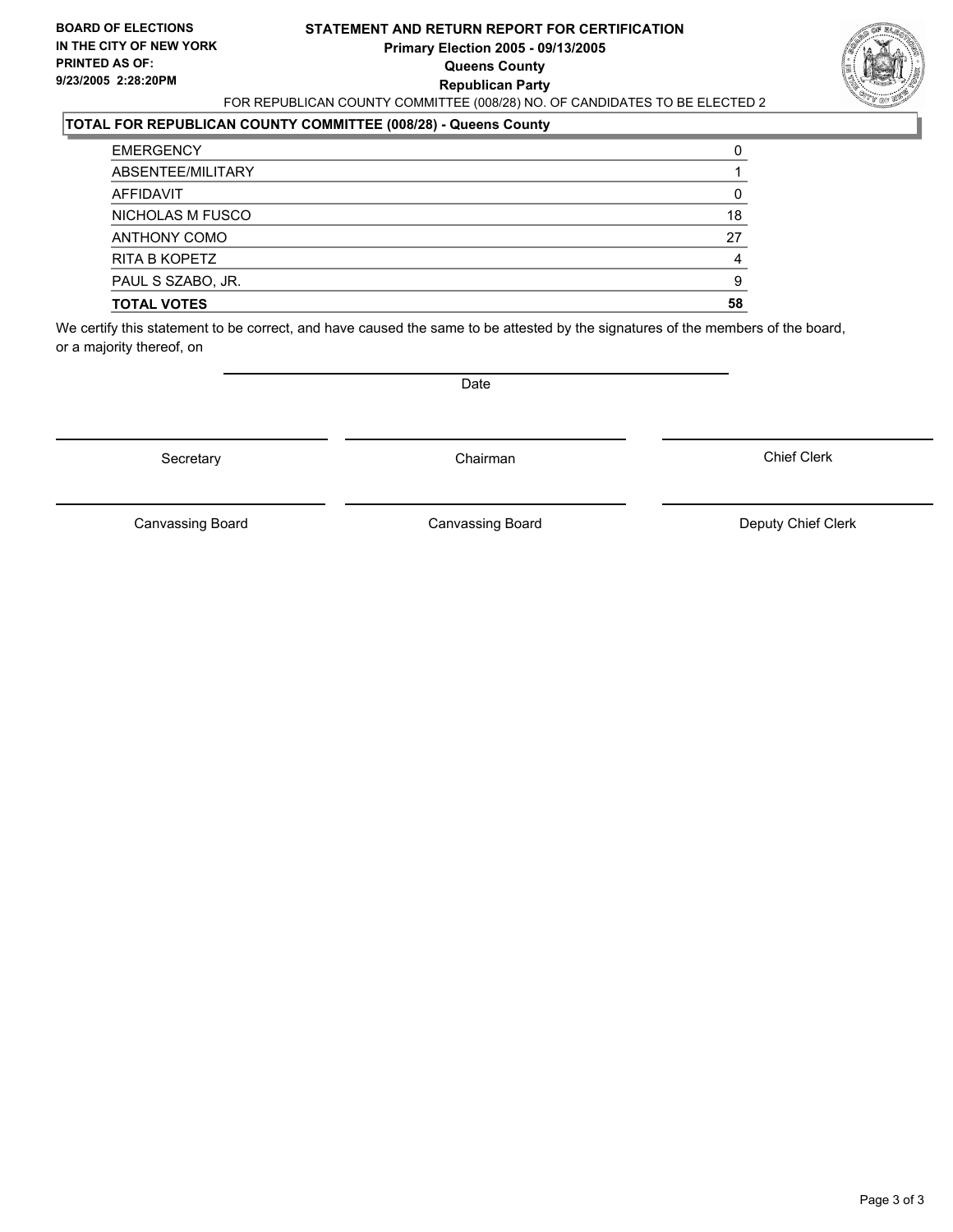**BOARD OF ELECTIONS IN THE CITY OF NEW YORK**
**PRINTED AS OF: 9/23/2005 2:28:20PM**

# STATEMENT AND RETURN REPORT FOR CERTIFICATION
## Primary Election 2005 - 09/13/2005
## Queens County
## Republican Party

FOR REPUBLICAN COUNTY COMMITTEE (008/28) NO. OF CANDIDATES TO BE ELECTED 2

**TOTAL FOR REPUBLICAN COUNTY COMMITTEE (008/28) - Queens County**

| | |
|---|---|
| EMERGENCY | 0 |
| ABSENTEE/MILITARY | 1 |
| AFFIDAVIT | 0 |
| NICHOLAS M FUSCO | 18 |
| ANTHONY COMO | 27 |
| RITA B KOPETZ | 4 |
| PAUL S SZABO, JR. | 9 |
| **TOTAL VOTES** | **58** |

We certify this statement to be correct, and have caused the same to be attested by the signatures of the members of the board, or a majority thereof, on

Date

Secretary | Chairman | Chief Clerk

Canvassing Board | Canvassing Board | Deputy Chief Clerk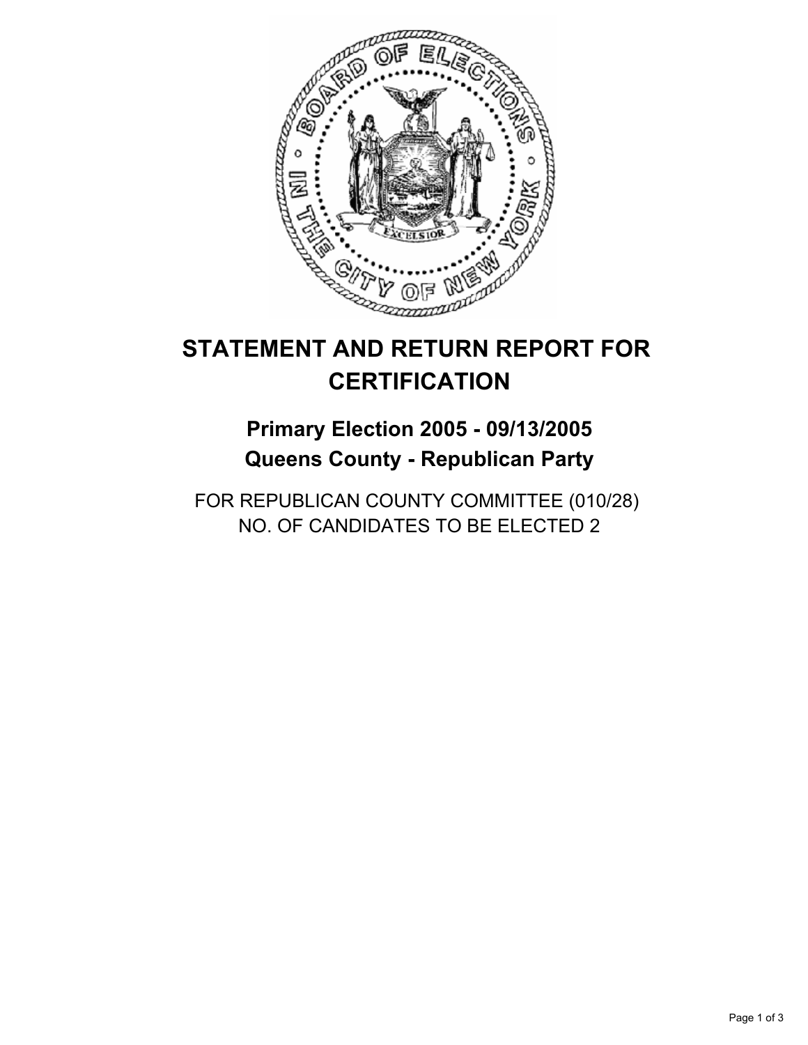# STATEMENT AND RETURN REPORT FOR CERTIFICATION

## Primary Election 2005 - 09/13/2005
## Queens County - Republican Party

FOR REPUBLICAN COUNTY COMMITTEE (010/28)
NO. OF CANDIDATES TO BE ELECTED 2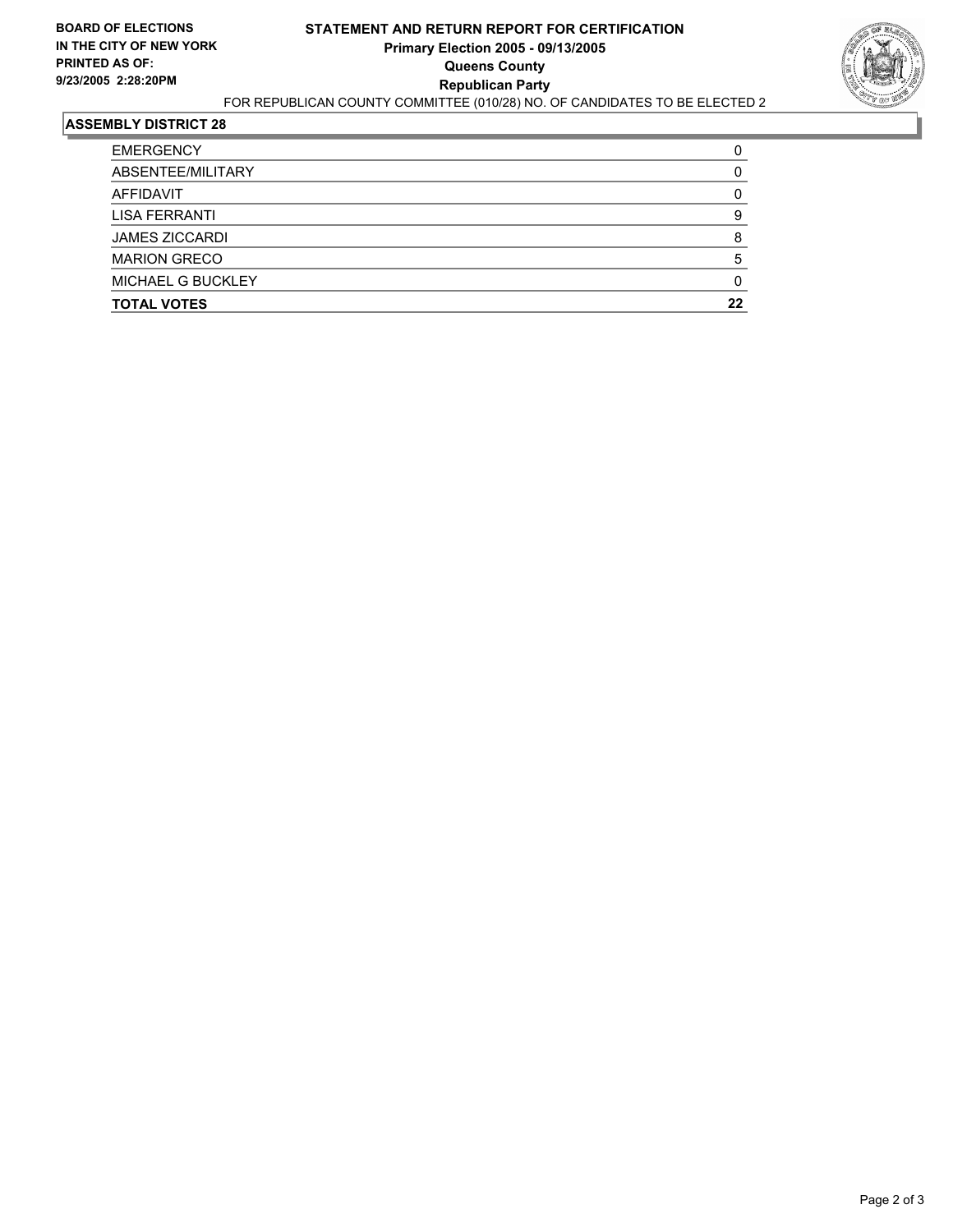**BOARD OF ELECTIONS IN THE CITY OF NEW YORK PRINTED AS OF: 9/23/2005 2:28:20PM**

# STATEMENT AND RETURN REPORT FOR CERTIFICATION
## Primary Election 2005 - 09/13/2005
## Queens County
## Republican Party

FOR REPUBLICAN COUNTY COMMITTEE (010/28) NO. OF CANDIDATES TO BE ELECTED 2

### ASSEMBLY DISTRICT 28

| | |
|---|---|
| EMERGENCY | 0 |
| ABSENTEE/MILITARY | 0 |
| AFFIDAVIT | 0 |
| LISA FERRANTI | 9 |
| JAMES ZICCARDI | 8 |
| MARION GRECO | 5 |
| MICHAEL G BUCKLEY | 0 |
| **TOTAL VOTES** | **22** |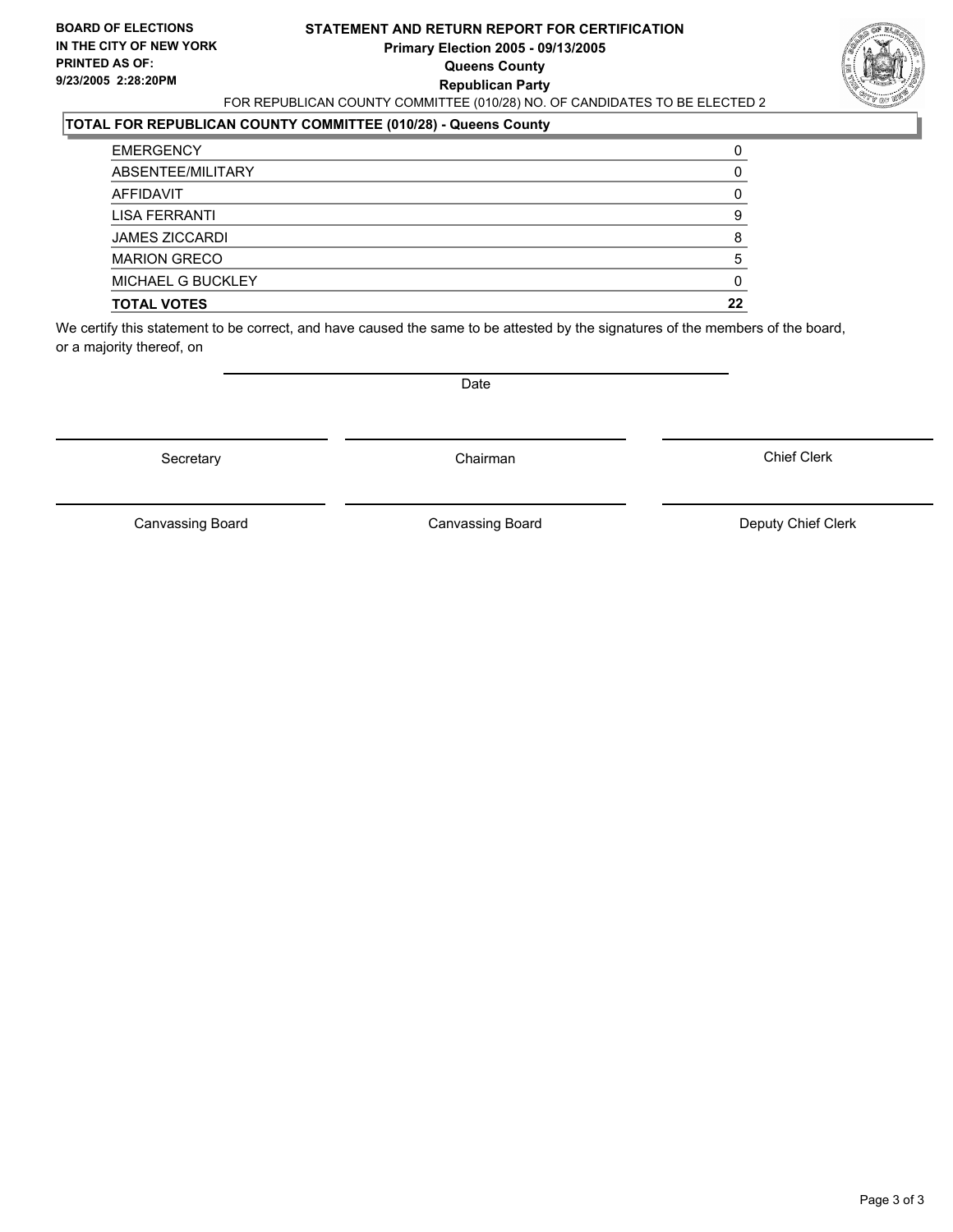**BOARD OF ELECTIONS IN THE CITY OF NEW YORK**
**PRINTED AS OF: 9/23/2005 2:28:20PM**

# STATEMENT AND RETURN REPORT FOR CERTIFICATION
## Primary Election 2005 - 09/13/2005
## Queens County
## Republican Party

FOR REPUBLICAN COUNTY COMMITTEE (010/28) NO. OF CANDIDATES TO BE ELECTED 2

**TOTAL FOR REPUBLICAN COUNTY COMMITTEE (010/28) - Queens County**

| | |
|---|---|
| EMERGENCY | 0 |
| ABSENTEE/MILITARY | 0 |
| AFFIDAVIT | 0 |
| LISA FERRANTI | 9 |
| JAMES ZICCARDI | 8 |
| MARION GRECO | 5 |
| MICHAEL G BUCKLEY | 0 |
| **TOTAL VOTES** | **22** |

We certify this statement to be correct, and have caused the same to be attested by the signatures of the members of the board, or a majority thereof, on

Date

Secretary | Chairman | Chief Clerk

Canvassing Board | Canvassing Board | Deputy Chief Clerk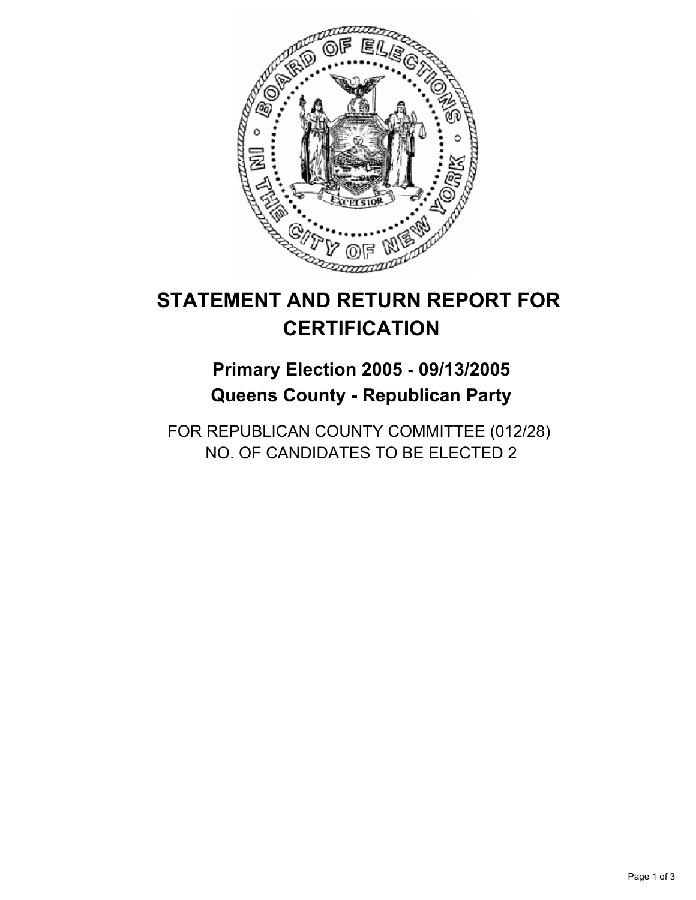# STATEMENT AND RETURN REPORT FOR CERTIFICATION

## Primary Election 2005 - 09/13/2005
## Queens County - Republican Party

FOR REPUBLICAN COUNTY COMMITTEE (012/28)
NO. OF CANDIDATES TO BE ELECTED 2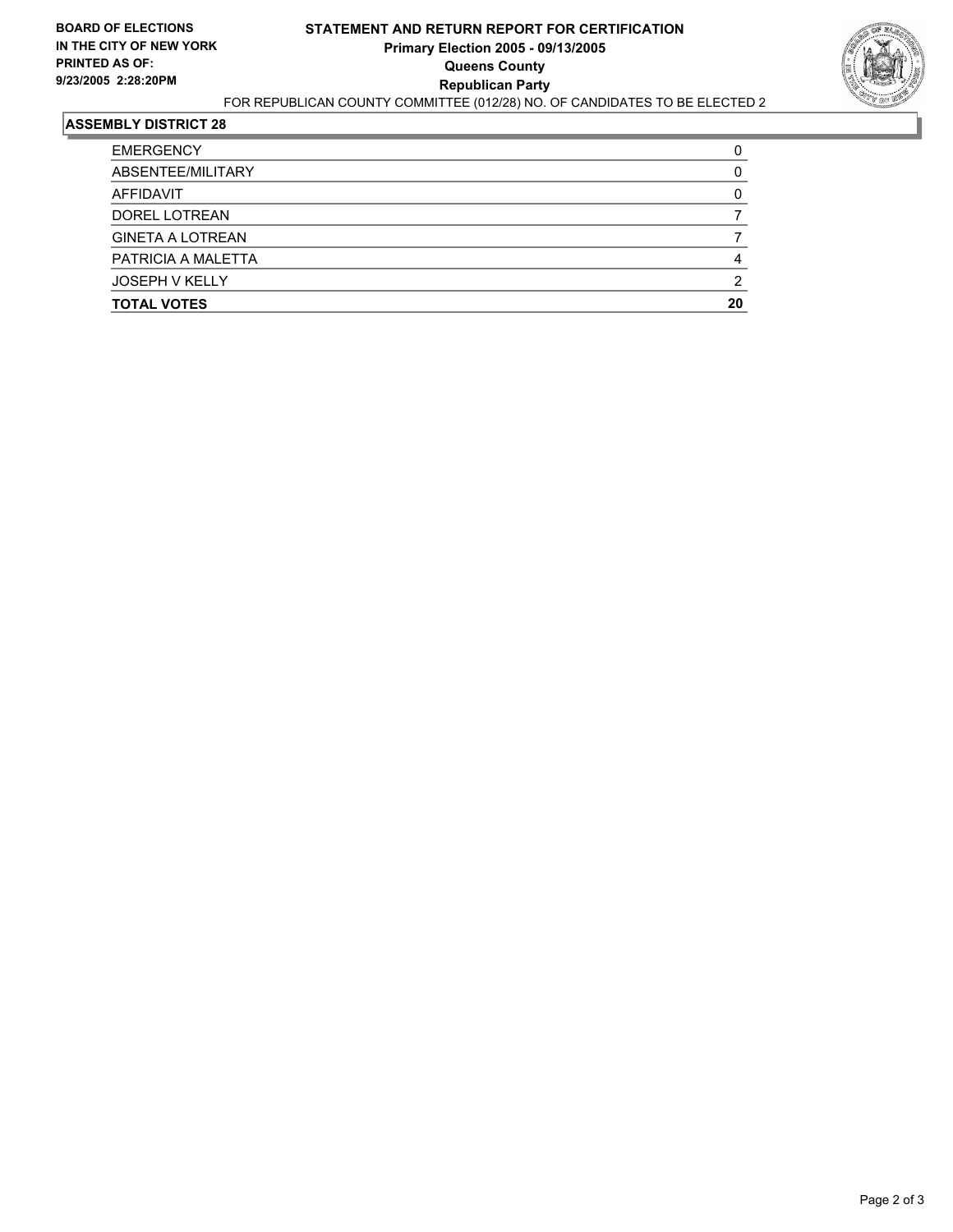**BOARD OF ELECTIONS IN THE CITY OF NEW YORK**
**PRINTED AS OF: 9/23/2005 2:28:20PM**

# STATEMENT AND RETURN REPORT FOR CERTIFICATION
## Primary Election 2005 - 09/13/2005
## Queens County
## Republican Party

FOR REPUBLICAN COUNTY COMMITTEE (012/28) NO. OF CANDIDATES TO BE ELECTED 2

### ASSEMBLY DISTRICT 28

| | |
|---|---|
| EMERGENCY | 0 |
| ABSENTEE/MILITARY | 0 |
| AFFIDAVIT | 0 |
| DOREL LOTREAN | 7 |
| GINETA A LOTREAN | 7 |
| PATRICIA A MALETTA | 4 |
| JOSEPH V KELLY | 2 |
| **TOTAL VOTES** | **20** |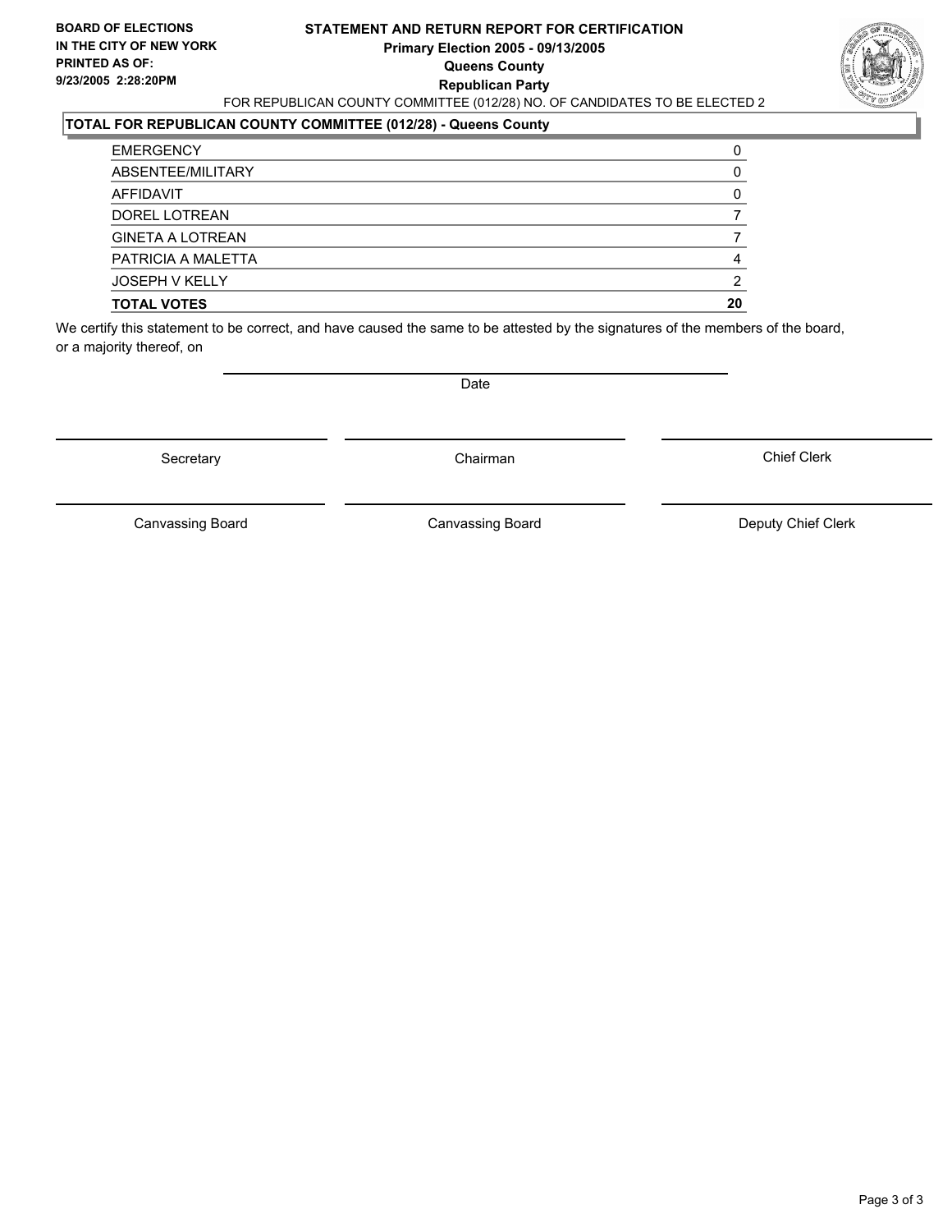**BOARD OF ELECTIONS IN THE CITY OF NEW YORK PRINTED AS OF: 9/23/2005 2:28:20PM**

# STATEMENT AND RETURN REPORT FOR CERTIFICATION
## Primary Election 2005 - 09/13/2005
## Queens County
## Republican Party

FOR REPUBLICAN COUNTY COMMITTEE (012/28) NO. OF CANDIDATES TO BE ELECTED 2

**TOTAL FOR REPUBLICAN COUNTY COMMITTEE (012/28) - Queens County**

| | |
|---|---|
| EMERGENCY | 0 |
| ABSENTEE/MILITARY | 0 |
| AFFIDAVIT | 0 |
| DOREL LOTREAN | 7 |
| GINETA A LOTREAN | 7 |
| PATRICIA A MALETTA | 4 |
| JOSEPH V KELLY | 2 |
| **TOTAL VOTES** | **20** |

We certify this statement to be correct, and have caused the same to be attested by the signatures of the members of the board, or a majority thereof, on

Date

Secretary | Chairman | Chief Clerk

Canvassing Board | Canvassing Board | Deputy Chief Clerk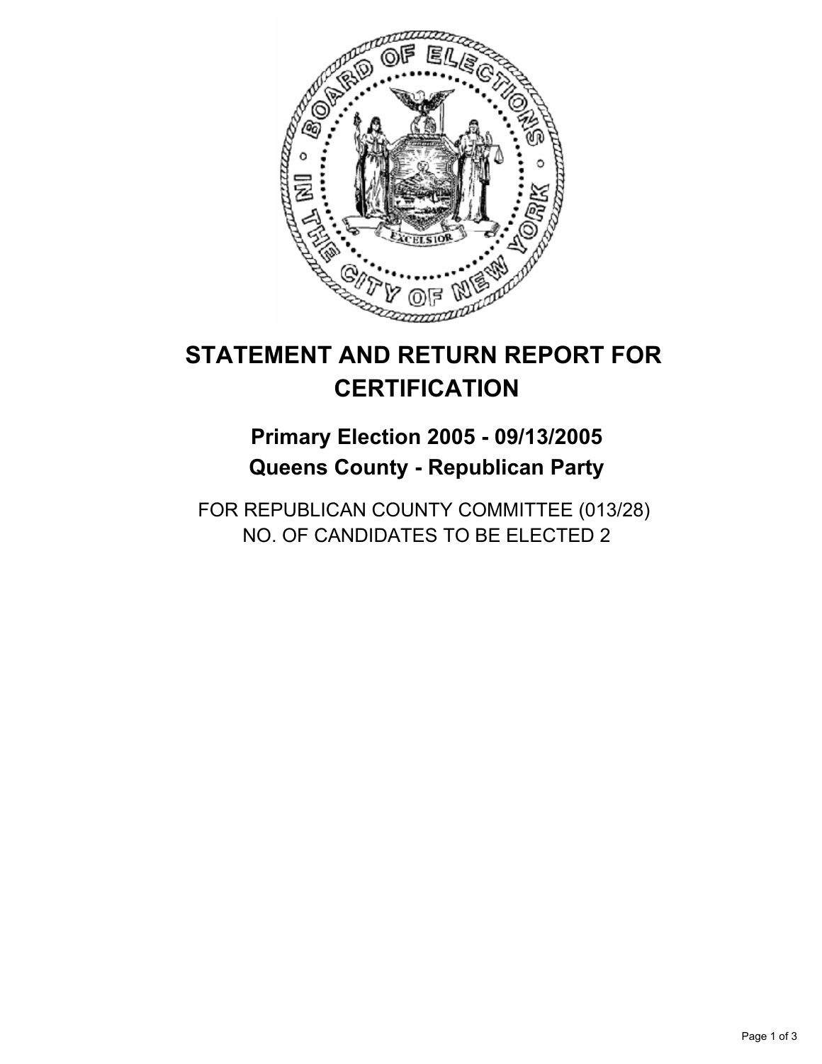# STATEMENT AND RETURN REPORT FOR CERTIFICATION

## Primary Election 2005 - 09/13/2005
## Queens County - Republican Party

FOR REPUBLICAN COUNTY COMMITTEE (013/28)
NO. OF CANDIDATES TO BE ELECTED 2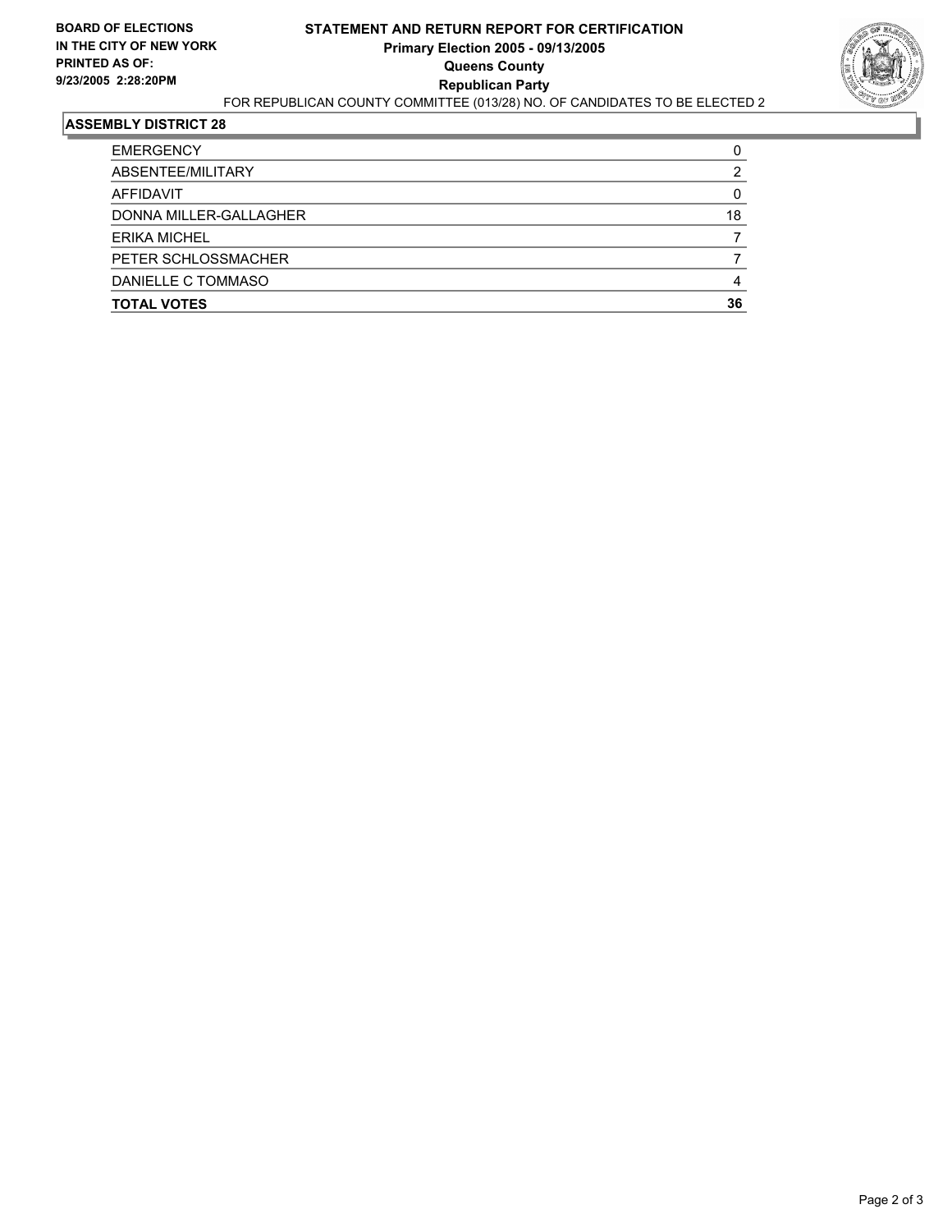**BOARD OF ELECTIONS IN THE CITY OF NEW YORK**
**PRINTED AS OF: 9/23/2005 2:28:20PM**

# STATEMENT AND RETURN REPORT FOR CERTIFICATION
## Primary Election 2005 - 09/13/2005
## Queens County
## Republican Party

FOR REPUBLICAN COUNTY COMMITTEE (013/28) NO. OF CANDIDATES TO BE ELECTED 2

### ASSEMBLY DISTRICT 28

| | |
|---|---|
| EMERGENCY | 0 |
| ABSENTEE/MILITARY | 2 |
| AFFIDAVIT | 0 |
| DONNA MILLER-GALLAGHER | 18 |
| ERIKA MICHEL | 7 |
| PETER SCHLOSSMACHER | 7 |
| DANIELLE C TOMMASO | 4 |
| **TOTAL VOTES** | **36** |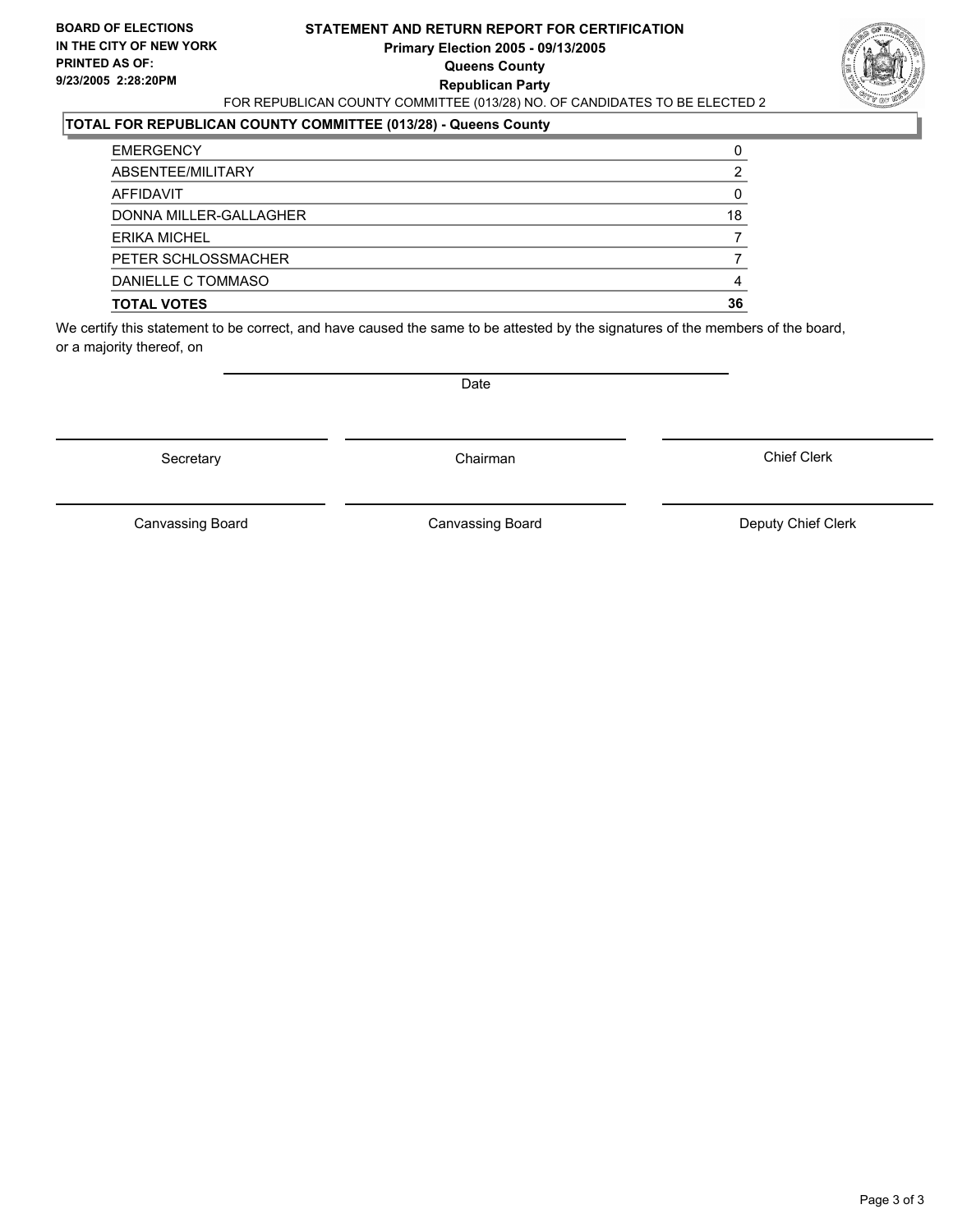**BOARD OF ELECTIONS IN THE CITY OF NEW YORK**
**PRINTED AS OF: 9/23/2005 2:28:20PM**

# STATEMENT AND RETURN REPORT FOR CERTIFICATION

**Primary Election 2005 - 09/13/2005**
**Queens County**
**Republican Party**

FOR REPUBLICAN COUNTY COMMITTEE (013/28) NO. OF CANDIDATES TO BE ELECTED 2

## TOTAL FOR REPUBLICAN COUNTY COMMITTEE (013/28) - Queens County

| | |
|---|---|
| EMERGENCY | 0 |
| ABSENTEE/MILITARY | 2 |
| AFFIDAVIT | 0 |
| DONNA MILLER-GALLAGHER | 18 |
| ERIKA MICHEL | 7 |
| PETER SCHLOSSMACHER | 7 |
| DANIELLE C TOMMASO | 4 |
| **TOTAL VOTES** | **36** |

We certify this statement to be correct, and have caused the same to be attested by the signatures of the members of the board, or a majority thereof, on

Date

| | | |
|---|---|---|
| Secretary | Chairman | Chief Clerk |
| Canvassing Board | Canvassing Board | Deputy Chief Clerk |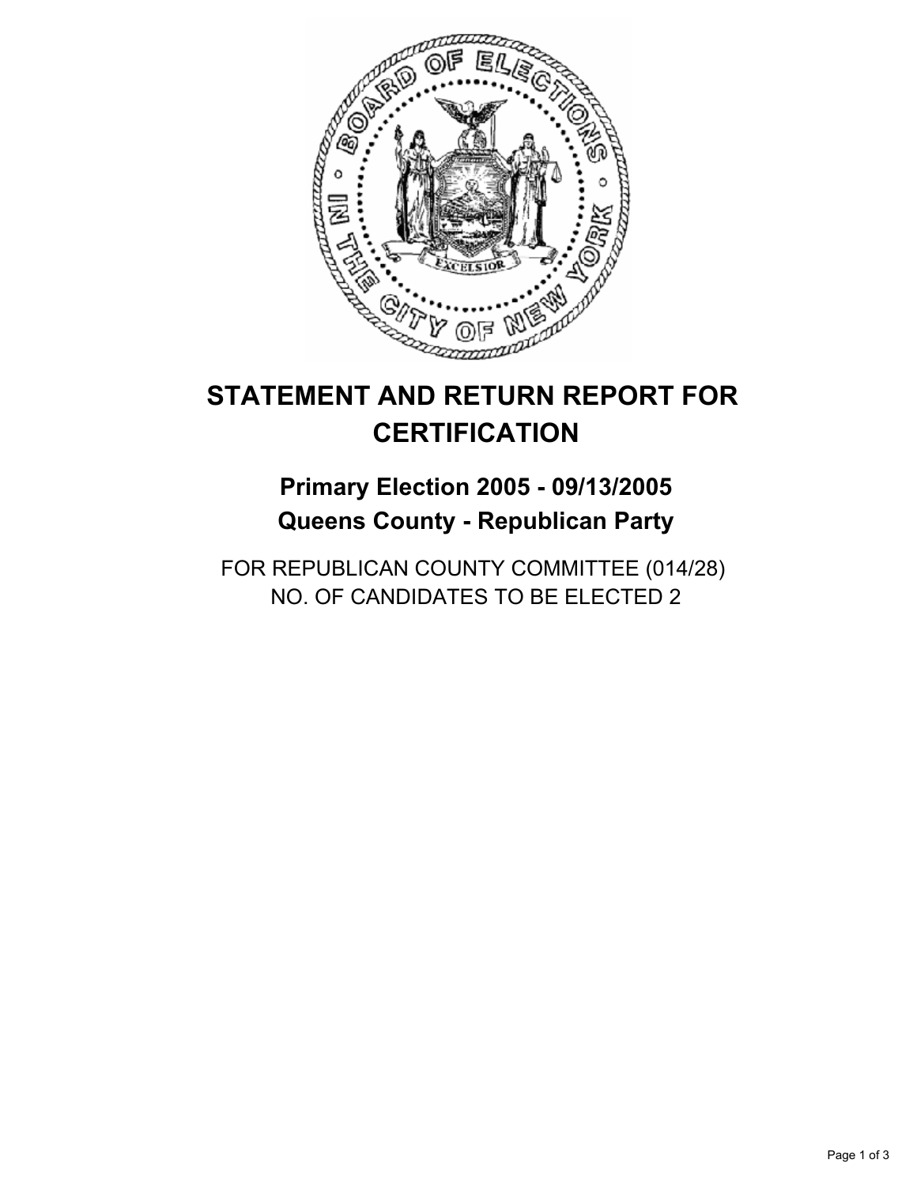# STATEMENT AND RETURN REPORT FOR CERTIFICATION

## Primary Election 2005 - 09/13/2005
## Queens County - Republican Party

FOR REPUBLICAN COUNTY COMMITTEE (014/28)
NO. OF CANDIDATES TO BE ELECTED 2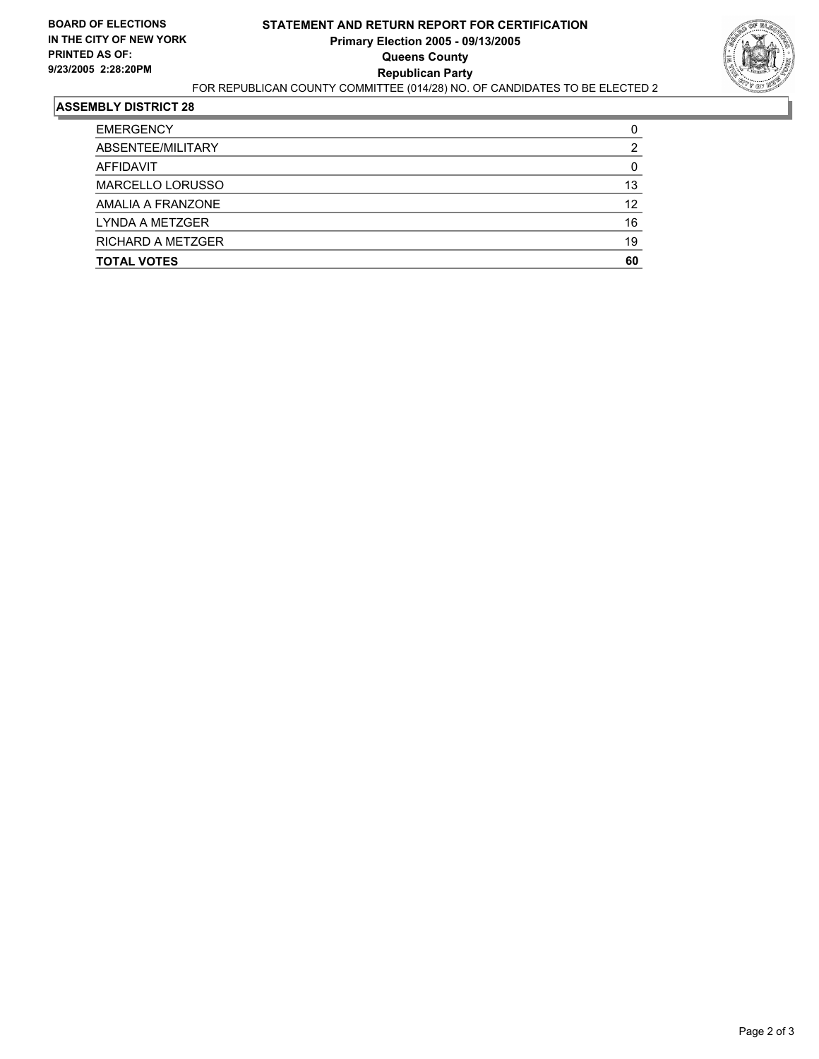**BOARD OF ELECTIONS IN THE CITY OF NEW YORK PRINTED AS OF: 9/23/2005 2:28:20PM**

# STATEMENT AND RETURN REPORT FOR CERTIFICATION
## Primary Election 2005 - 09/13/2005
## Queens County
## Republican Party

FOR REPUBLICAN COUNTY COMMITTEE (014/28) NO. OF CANDIDATES TO BE ELECTED 2

### ASSEMBLY DISTRICT 28

| | |
|---|---|
| EMERGENCY | 0 |
| ABSENTEE/MILITARY | 2 |
| AFFIDAVIT | 0 |
| MARCELLO LORUSSO | 13 |
| AMALIA A FRANZONE | 12 |
| LYNDA A METZGER | 16 |
| RICHARD A METZGER | 19 |
| **TOTAL VOTES** | **60** |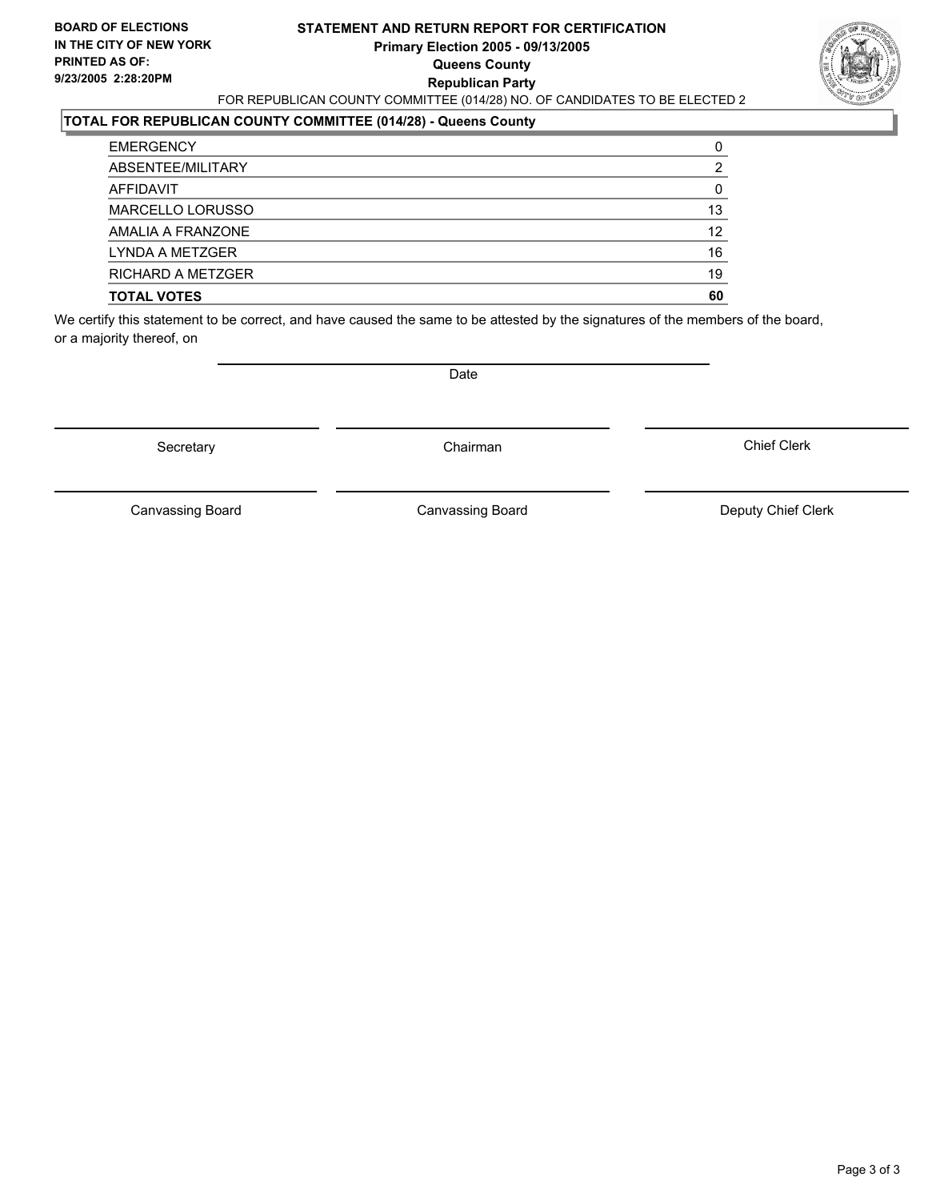**BOARD OF ELECTIONS IN THE CITY OF NEW YORK**
**PRINTED AS OF: 9/23/2005 2:28:20PM**

# STATEMENT AND RETURN REPORT FOR CERTIFICATION
## Primary Election 2005 - 09/13/2005
## Queens County
## Republican Party

FOR REPUBLICAN COUNTY COMMITTEE (014/28) NO. OF CANDIDATES TO BE ELECTED 2

### TOTAL FOR REPUBLICAN COUNTY COMMITTEE (014/28) - Queens County

| | |
|---|---|
| EMERGENCY | 0 |
| ABSENTEE/MILITARY | 2 |
| AFFIDAVIT | 0 |
| MARCELLO LORUSSO | 13 |
| AMALIA A FRANZONE | 12 |
| LYNDA A METZGER | 16 |
| RICHARD A METZGER | 19 |
| **TOTAL VOTES** | **60** |

We certify this statement to be correct, and have caused the same to be attested by the signatures of the members of the board, or a majority thereof, on

Date

Secretary | Chairman | Chief Clerk

Canvassing Board | Canvassing Board | Deputy Chief Clerk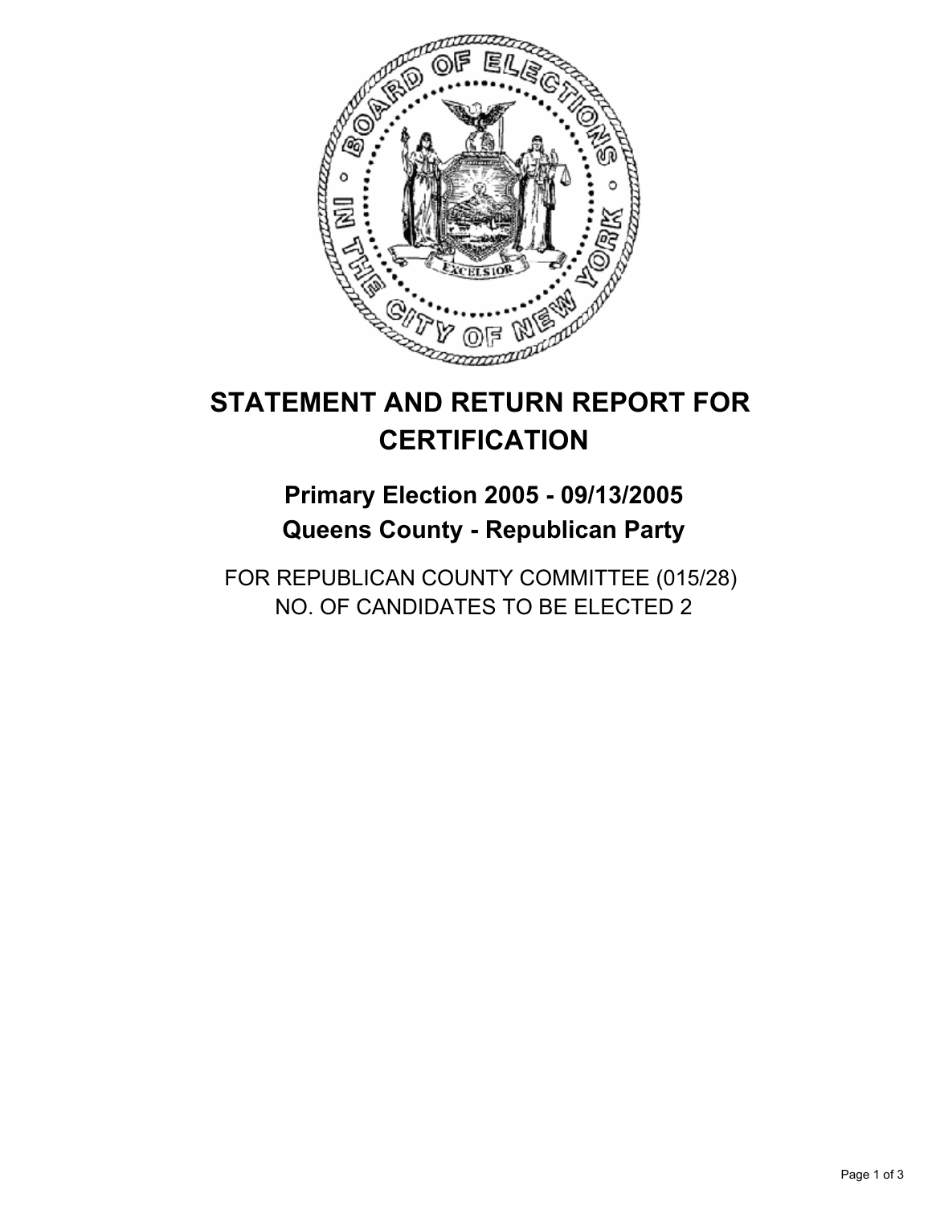# STATEMENT AND RETURN REPORT FOR CERTIFICATION

## Primary Election 2005 - 09/13/2005
## Queens County - Republican Party

FOR REPUBLICAN COUNTY COMMITTEE (015/28)
NO. OF CANDIDATES TO BE ELECTED 2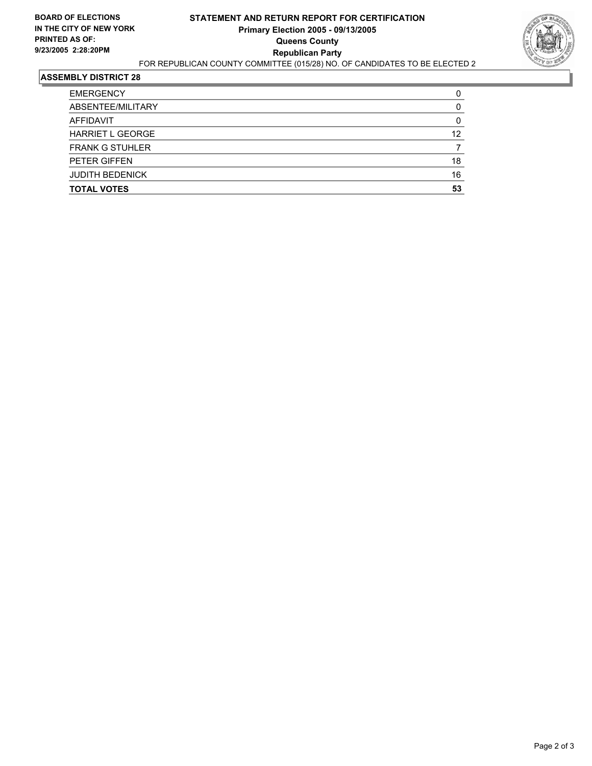**BOARD OF ELECTIONS IN THE CITY OF NEW YORK PRINTED AS OF: 9/23/2005 2:28:20PM**

# STATEMENT AND RETURN REPORT FOR CERTIFICATION

**Primary Election 2005 - 09/13/2005**

**Queens County**

**Republican Party**

FOR REPUBLICAN COUNTY COMMITTEE (015/28) NO. OF CANDIDATES TO BE ELECTED 2

## ASSEMBLY DISTRICT 28

| | |
|---|---|
| EMERGENCY | 0 |
| ABSENTEE/MILITARY | 0 |
| AFFIDAVIT | 0 |
| HARRIET L GEORGE | 12 |
| FRANK G STUHLER | 7 |
| PETER GIFFEN | 18 |
| JUDITH BEDENICK | 16 |
| **TOTAL VOTES** | **53** |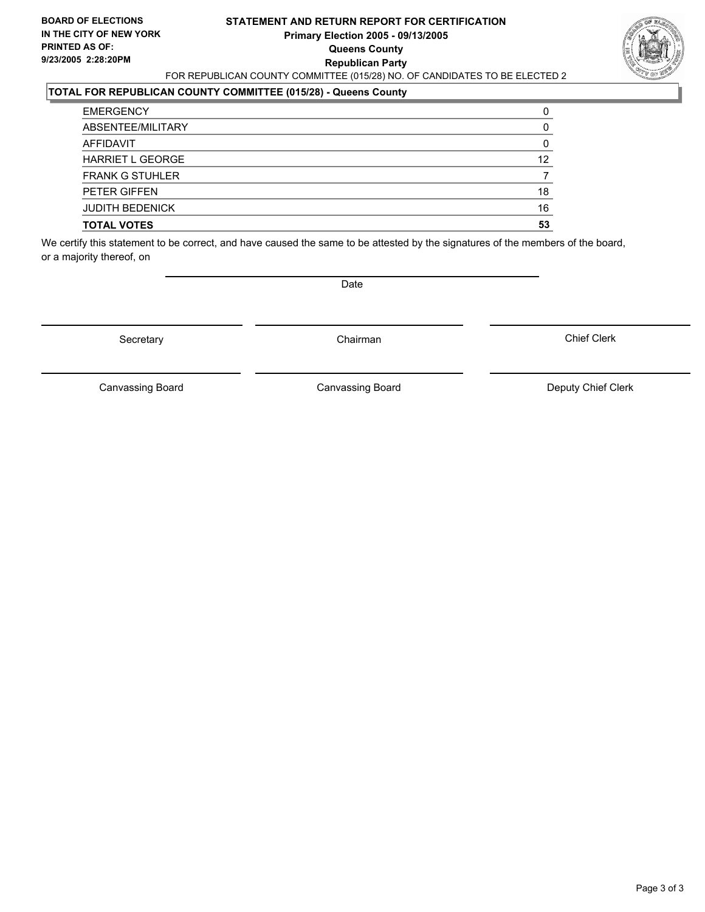**BOARD OF ELECTIONS IN THE CITY OF NEW YORK**
**PRINTED AS OF: 9/23/2005 2:28:20PM**

# STATEMENT AND RETURN REPORT FOR CERTIFICATION
## Primary Election 2005 - 09/13/2005
## Queens County
## Republican Party

FOR REPUBLICAN COUNTY COMMITTEE (015/28) NO. OF CANDIDATES TO BE ELECTED 2

### TOTAL FOR REPUBLICAN COUNTY COMMITTEE (015/28) - Queens County

| | |
|---|---|
| EMERGENCY | 0 |
| ABSENTEE/MILITARY | 0 |
| AFFIDAVIT | 0 |
| HARRIET L GEORGE | 12 |
| FRANK G STUHLER | 7 |
| PETER GIFFEN | 18 |
| JUDITH BEDENICK | 16 |
| **TOTAL VOTES** | **53** |

We certify this statement to be correct, and have caused the same to be attested by the signatures of the members of the board, or a majority thereof, on

Date

| | | |
|---|---|---|
| Secretary | Chairman | Chief Clerk |
| Canvassing Board | Canvassing Board | Deputy Chief Clerk |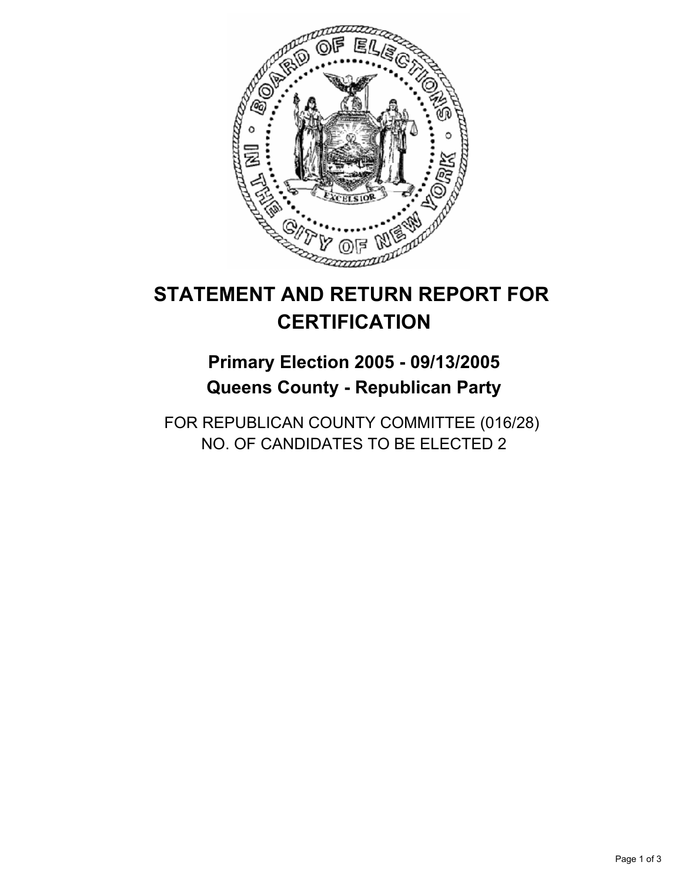# STATEMENT AND RETURN REPORT FOR CERTIFICATION

## Primary Election 2005 - 09/13/2005
## Queens County - Republican Party

FOR REPUBLICAN COUNTY COMMITTEE (016/28)
NO. OF CANDIDATES TO BE ELECTED 2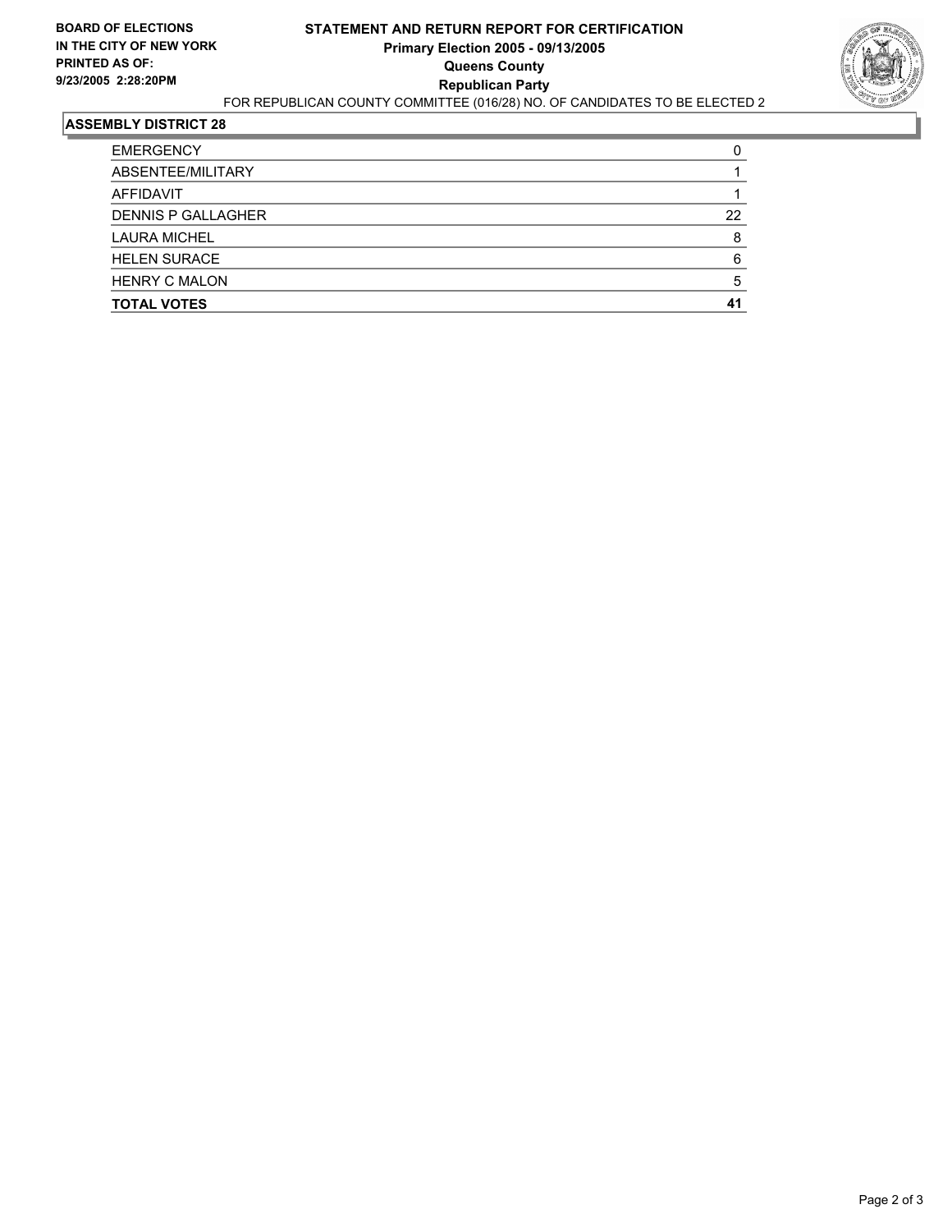**BOARD OF ELECTIONS IN THE CITY OF NEW YORK**
**PRINTED AS OF:**
**9/23/2005 2:28:20PM**

# STATEMENT AND RETURN REPORT FOR CERTIFICATION
## Primary Election 2005 - 09/13/2005
## Queens County
## Republican Party

FOR REPUBLICAN COUNTY COMMITTEE (016/28) NO. OF CANDIDATES TO BE ELECTED 2

### ASSEMBLY DISTRICT 28

| | |
|---|---|
| EMERGENCY | 0 |
| ABSENTEE/MILITARY | 1 |
| AFFIDAVIT | 1 |
| DENNIS P GALLAGHER | 22 |
| LAURA MICHEL | 8 |
| HELEN SURACE | 6 |
| HENRY C MALON | 5 |
| **TOTAL VOTES** | **41** |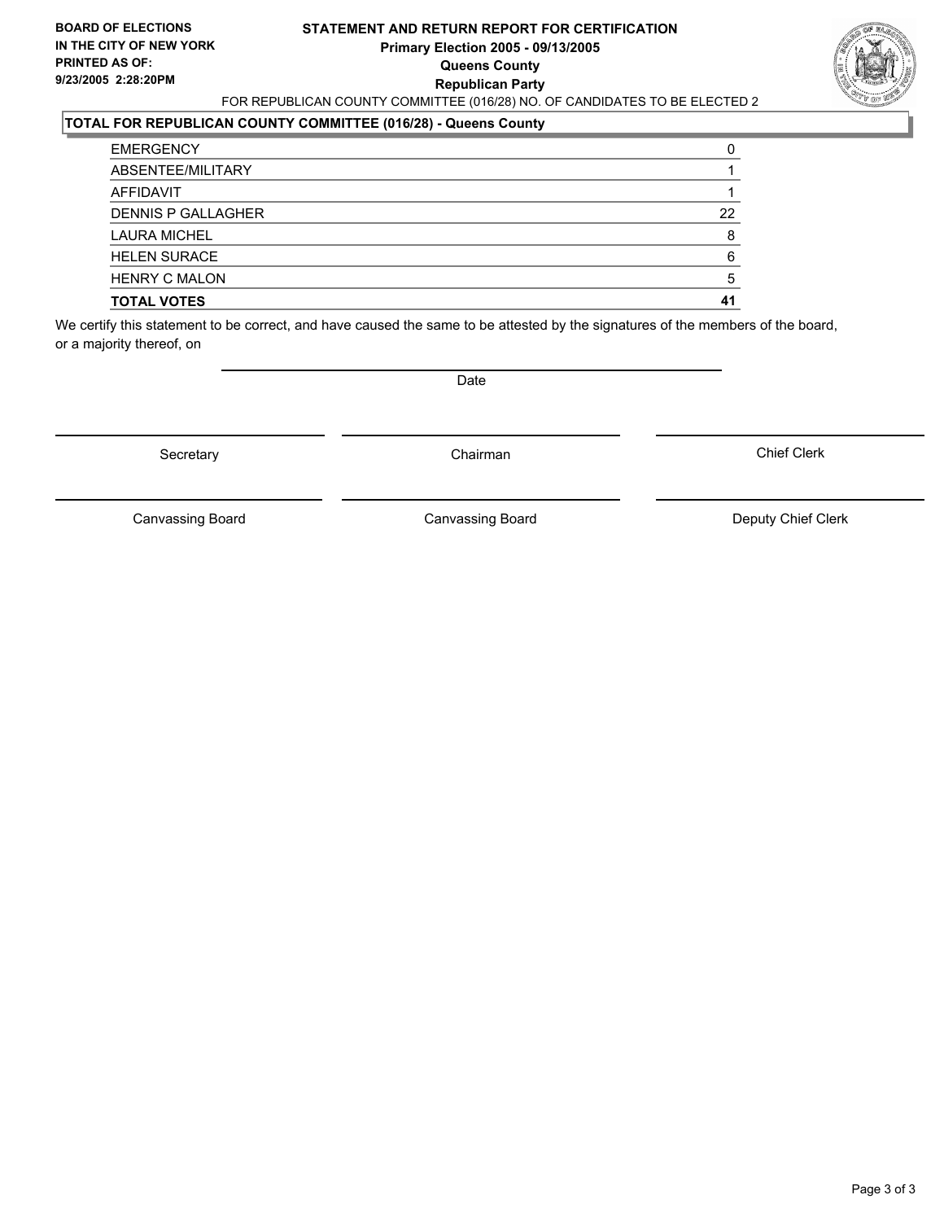**BOARD OF ELECTIONS IN THE CITY OF NEW YORK**
**PRINTED AS OF: 9/23/2005 2:28:20PM**

**STATEMENT AND RETURN REPORT FOR CERTIFICATION**
**Primary Election 2005 - 09/13/2005**
**Queens County**
**Republican Party**

FOR REPUBLICAN COUNTY COMMITTEE (016/28) NO. OF CANDIDATES TO BE ELECTED 2

**TOTAL FOR REPUBLICAN COUNTY COMMITTEE (016/28) - Queens County**

| | |
|---|---|
| EMERGENCY | 0 |
| ABSENTEE/MILITARY | 1 |
| AFFIDAVIT | 1 |
| DENNIS P GALLAGHER | 22 |
| LAURA MICHEL | 8 |
| HELEN SURACE | 6 |
| HENRY C MALON | 5 |
| **TOTAL VOTES** | **41** |

We certify this statement to be correct, and have caused the same to be attested by the signatures of the members of the board, or a majority thereof, on

Date

Secretary | Chairman | Chief Clerk

Canvassing Board | Canvassing Board | Deputy Chief Clerk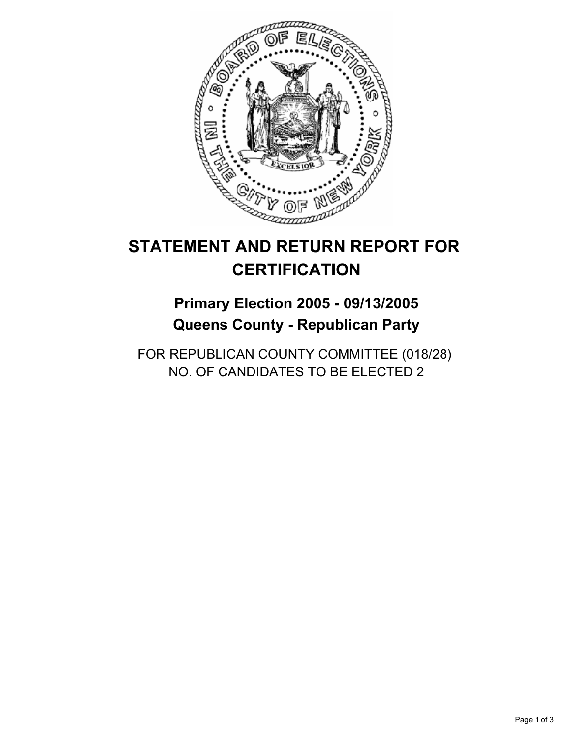# STATEMENT AND RETURN REPORT FOR CERTIFICATION

## Primary Election 2005 - 09/13/2005
## Queens County - Republican Party

FOR REPUBLICAN COUNTY COMMITTEE (018/28)
NO. OF CANDIDATES TO BE ELECTED 2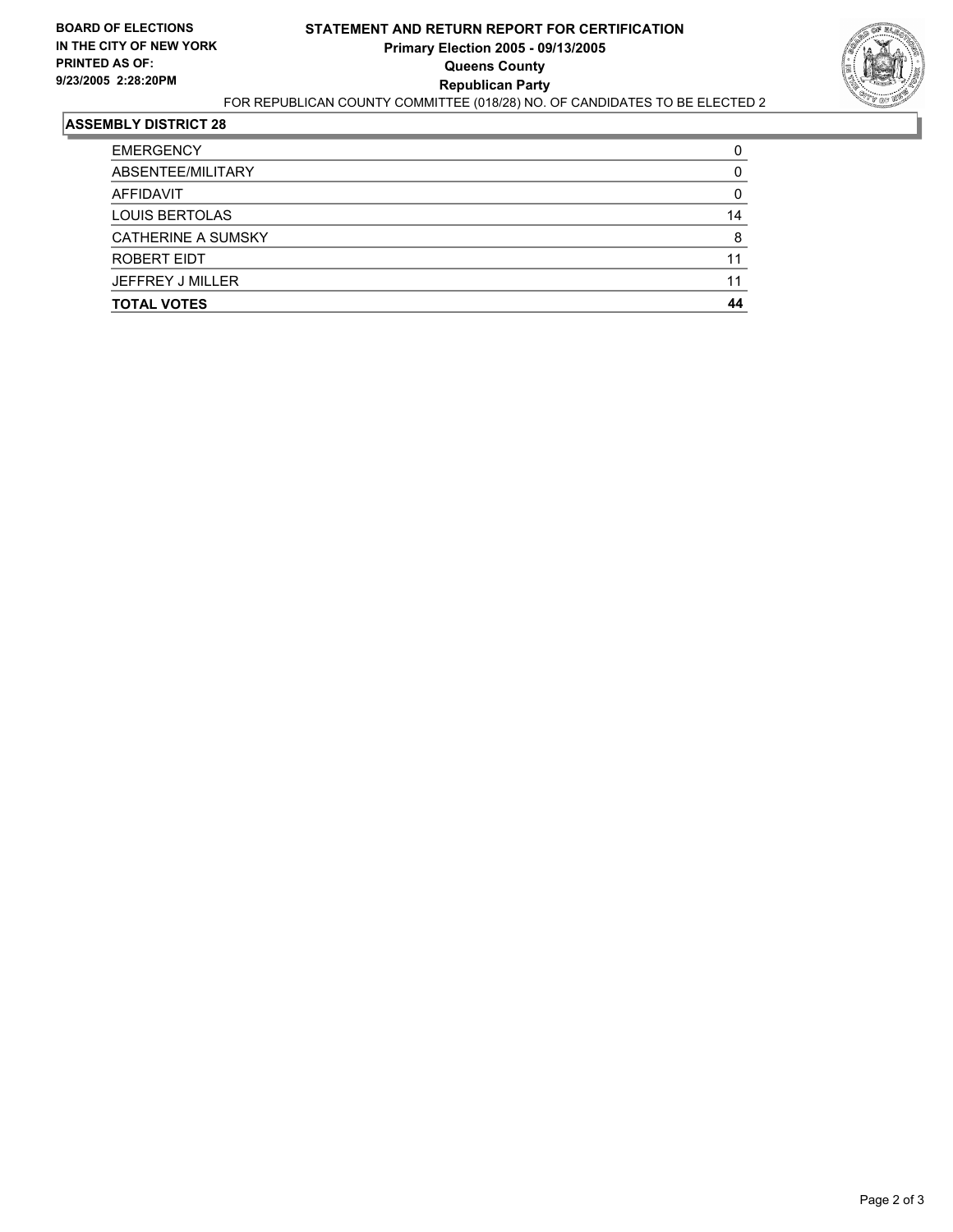**BOARD OF ELECTIONS IN THE CITY OF NEW YORK**
**PRINTED AS OF: 9/23/2005 2:28:20PM**

# STATEMENT AND RETURN REPORT FOR CERTIFICATION
## Primary Election 2005 - 09/13/2005
## Queens County
## Republican Party

FOR REPUBLICAN COUNTY COMMITTEE (018/28) NO. OF CANDIDATES TO BE ELECTED 2

**ASSEMBLY DISTRICT 28**

| | |
|---|---|
| EMERGENCY | 0 |
| ABSENTEE/MILITARY | 0 |
| AFFIDAVIT | 0 |
| LOUIS BERTOLAS | 14 |
| CATHERINE A SUMSKY | 8 |
| ROBERT EIDT | 11 |
| JEFFREY J MILLER | 11 |
| **TOTAL VOTES** | **44** |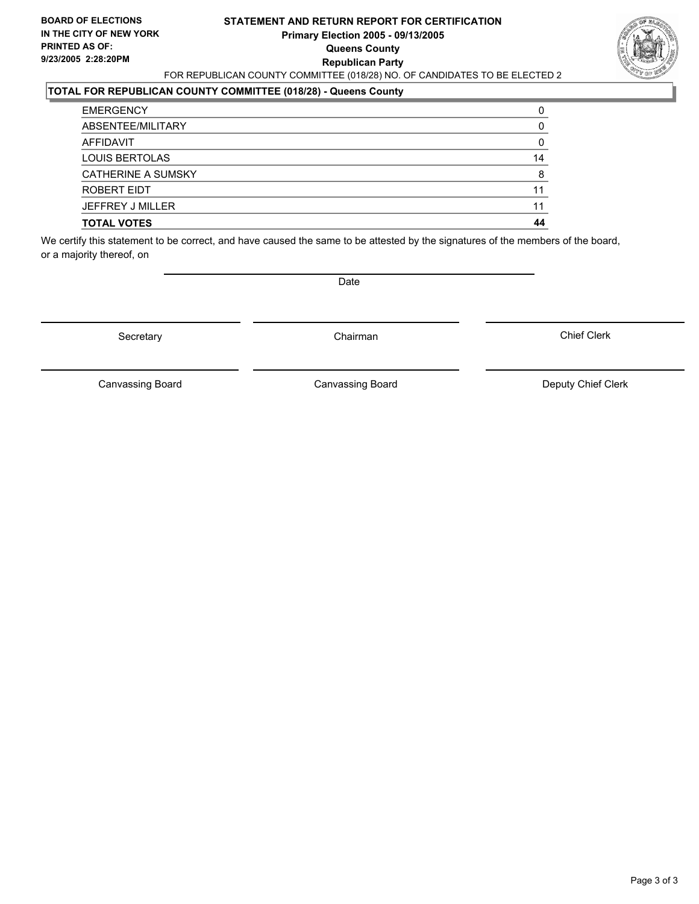**BOARD OF ELECTIONS IN THE CITY OF NEW YORK**
**PRINTED AS OF:**
**9/23/2005 2:28:20PM**

# STATEMENT AND RETURN REPORT FOR CERTIFICATION
## Primary Election 2005 - 09/13/2005
## Queens County
## Republican Party

FOR REPUBLICAN COUNTY COMMITTEE (018/28) NO. OF CANDIDATES TO BE ELECTED 2

**TOTAL FOR REPUBLICAN COUNTY COMMITTEE (018/28) - Queens County**

| | |
|---|---|
| EMERGENCY | 0 |
| ABSENTEE/MILITARY | 0 |
| AFFIDAVIT | 0 |
| LOUIS BERTOLAS | 14 |
| CATHERINE A SUMSKY | 8 |
| ROBERT EIDT | 11 |
| JEFFREY J MILLER | 11 |
| **TOTAL VOTES** | **44** |

We certify this statement to be correct, and have caused the same to be attested by the signatures of the members of the board, or a majority thereof, on

Date

Secretary | Chairman | Chief Clerk

Canvassing Board | Canvassing Board | Deputy Chief Clerk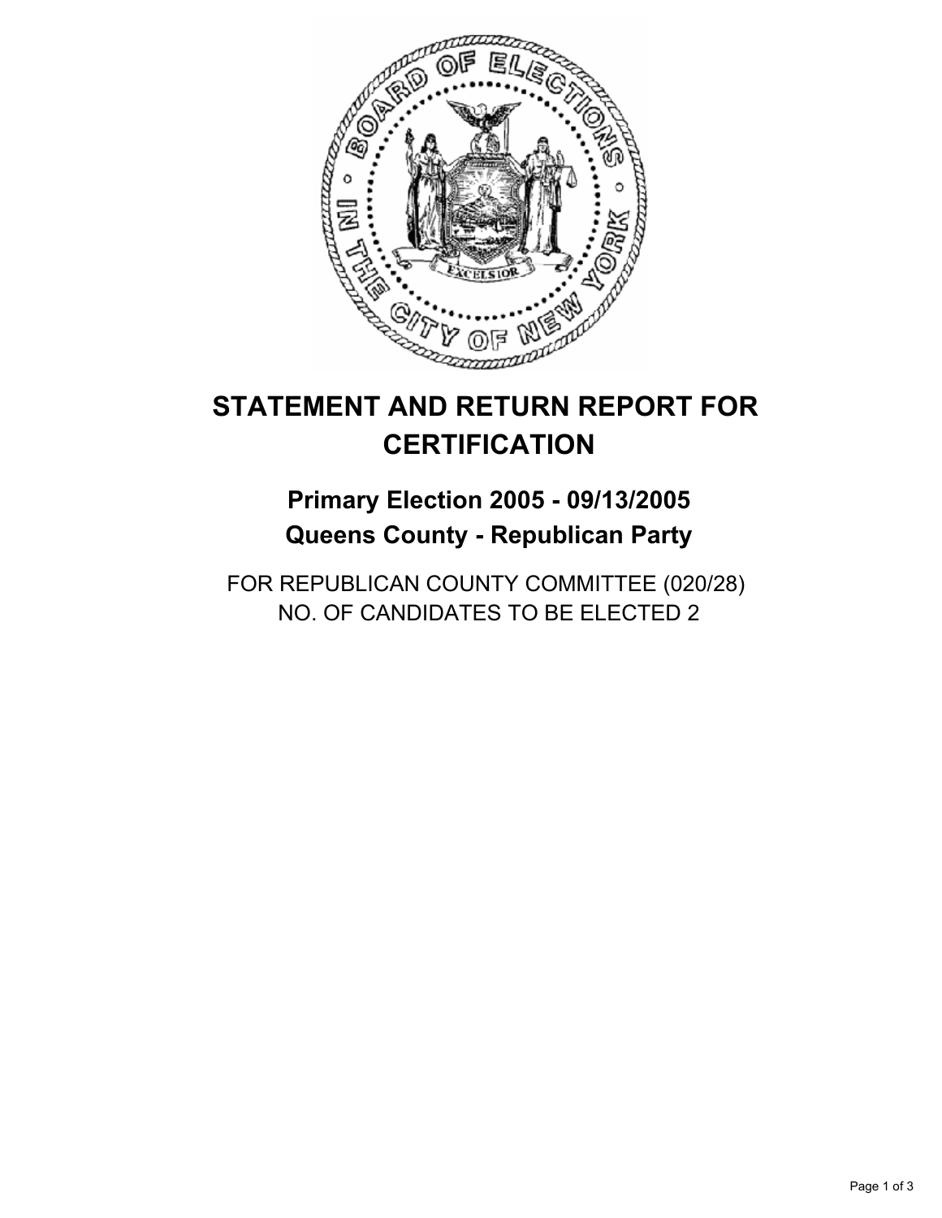# STATEMENT AND RETURN REPORT FOR CERTIFICATION

## Primary Election 2005 - 09/13/2005
## Queens County - Republican Party

FOR REPUBLICAN COUNTY COMMITTEE (020/28)
NO. OF CANDIDATES TO BE ELECTED 2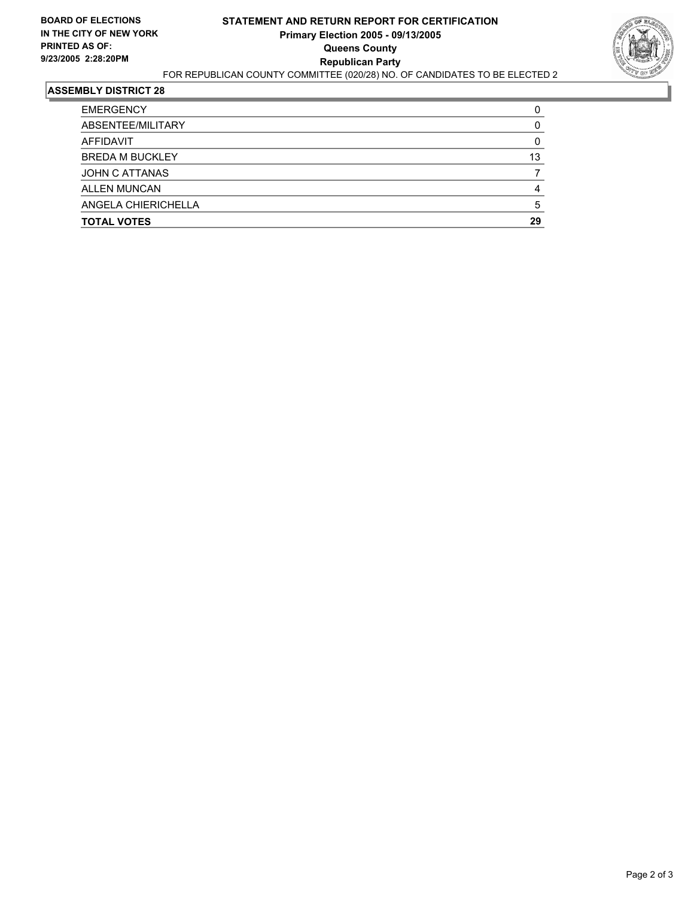**BOARD OF ELECTIONS IN THE CITY OF NEW YORK**
**PRINTED AS OF: 9/23/2005 2:28:20PM**

# STATEMENT AND RETURN REPORT FOR CERTIFICATION
## Primary Election 2005 - 09/13/2005
## Queens County
## Republican Party

FOR REPUBLICAN COUNTY COMMITTEE (020/28) NO. OF CANDIDATES TO BE ELECTED 2

### ASSEMBLY DISTRICT 28

| | |
|---|---|
| EMERGENCY | 0 |
| ABSENTEE/MILITARY | 0 |
| AFFIDAVIT | 0 |
| BREDA M BUCKLEY | 13 |
| JOHN C ATTANAS | 7 |
| ALLEN MUNCAN | 4 |
| ANGELA CHIERICHELLA | 5 |
| **TOTAL VOTES** | **29** |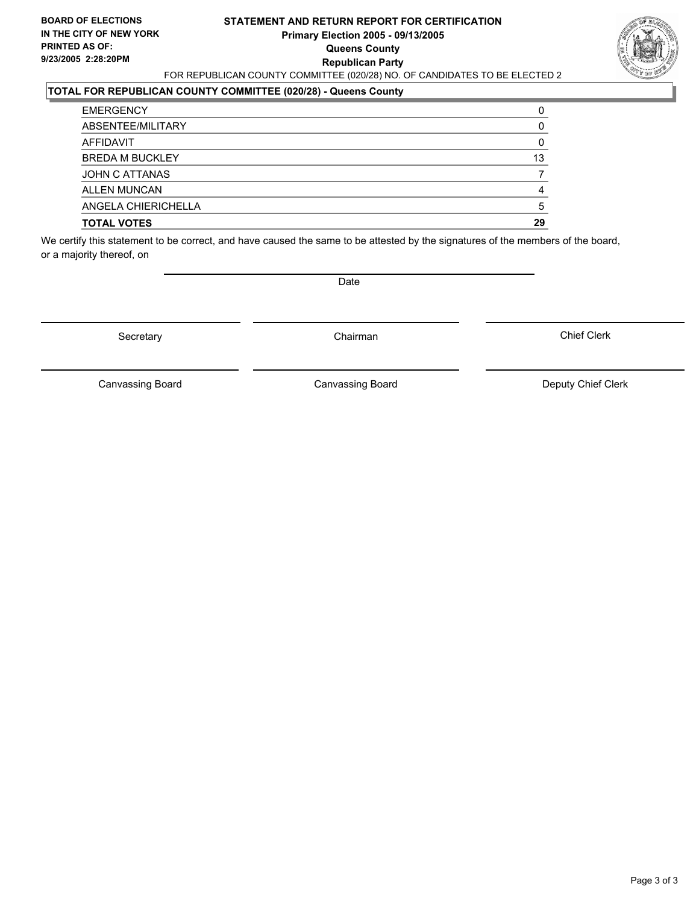**BOARD OF ELECTIONS IN THE CITY OF NEW YORK**
**PRINTED AS OF:**
**9/23/2005 2:28:20PM**

# STATEMENT AND RETURN REPORT FOR CERTIFICATION
## Primary Election 2005 - 09/13/2005
## Queens County
## Republican Party

FOR REPUBLICAN COUNTY COMMITTEE (020/28) NO. OF CANDIDATES TO BE ELECTED 2

**TOTAL FOR REPUBLICAN COUNTY COMMITTEE (020/28) - Queens County**

| | |
|---|---|
| EMERGENCY | 0 |
| ABSENTEE/MILITARY | 0 |
| AFFIDAVIT | 0 |
| BREDA M BUCKLEY | 13 |
| JOHN C ATTANAS | 7 |
| ALLEN MUNCAN | 4 |
| ANGELA CHIERICHELLA | 5 |
| **TOTAL VOTES** | **29** |

We certify this statement to be correct, and have caused the same to be attested by the signatures of the members of the board, or a majority thereof, on

Date

Secretary | Chairman | Chief Clerk

Canvassing Board | Canvassing Board | Deputy Chief Clerk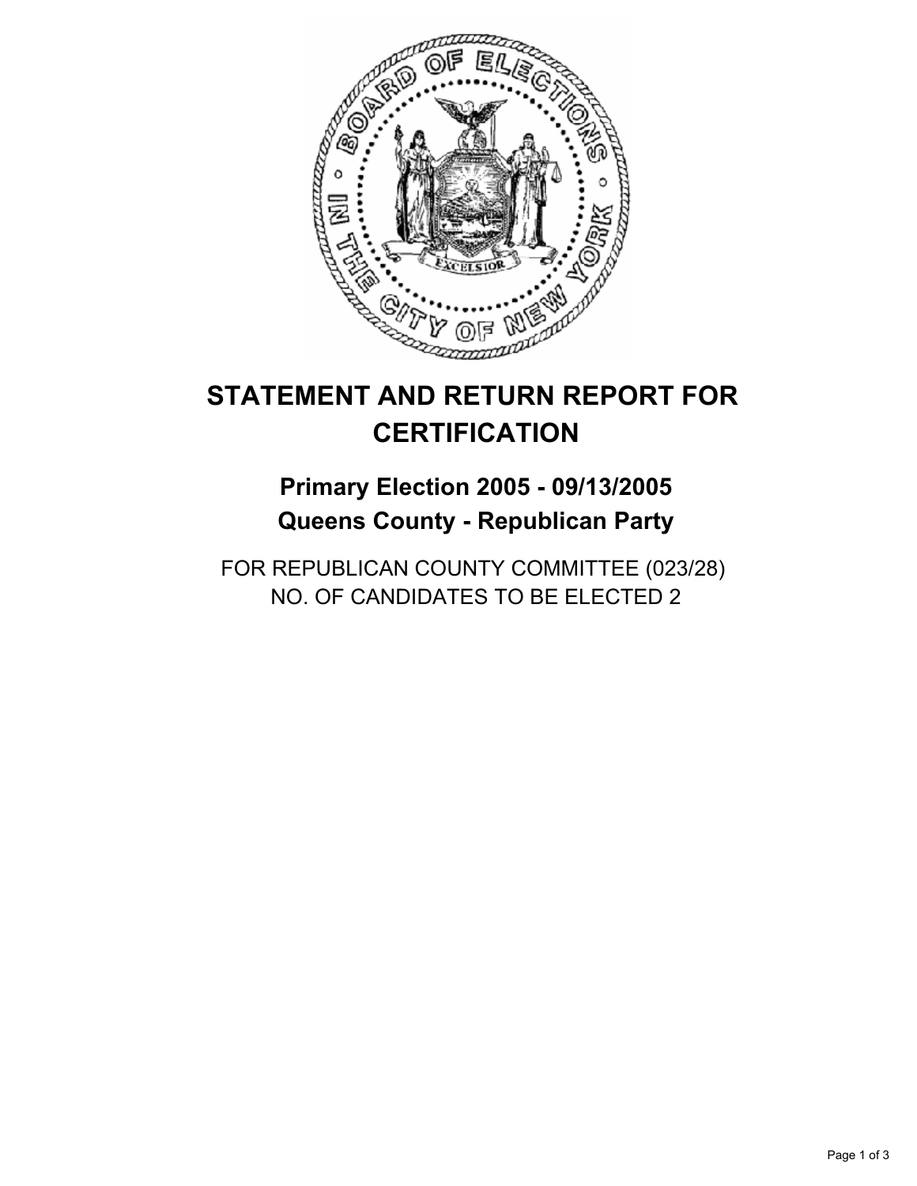# STATEMENT AND RETURN REPORT FOR CERTIFICATION

## Primary Election 2005 - 09/13/2005
## Queens County - Republican Party

FOR REPUBLICAN COUNTY COMMITTEE (023/28)
NO. OF CANDIDATES TO BE ELECTED 2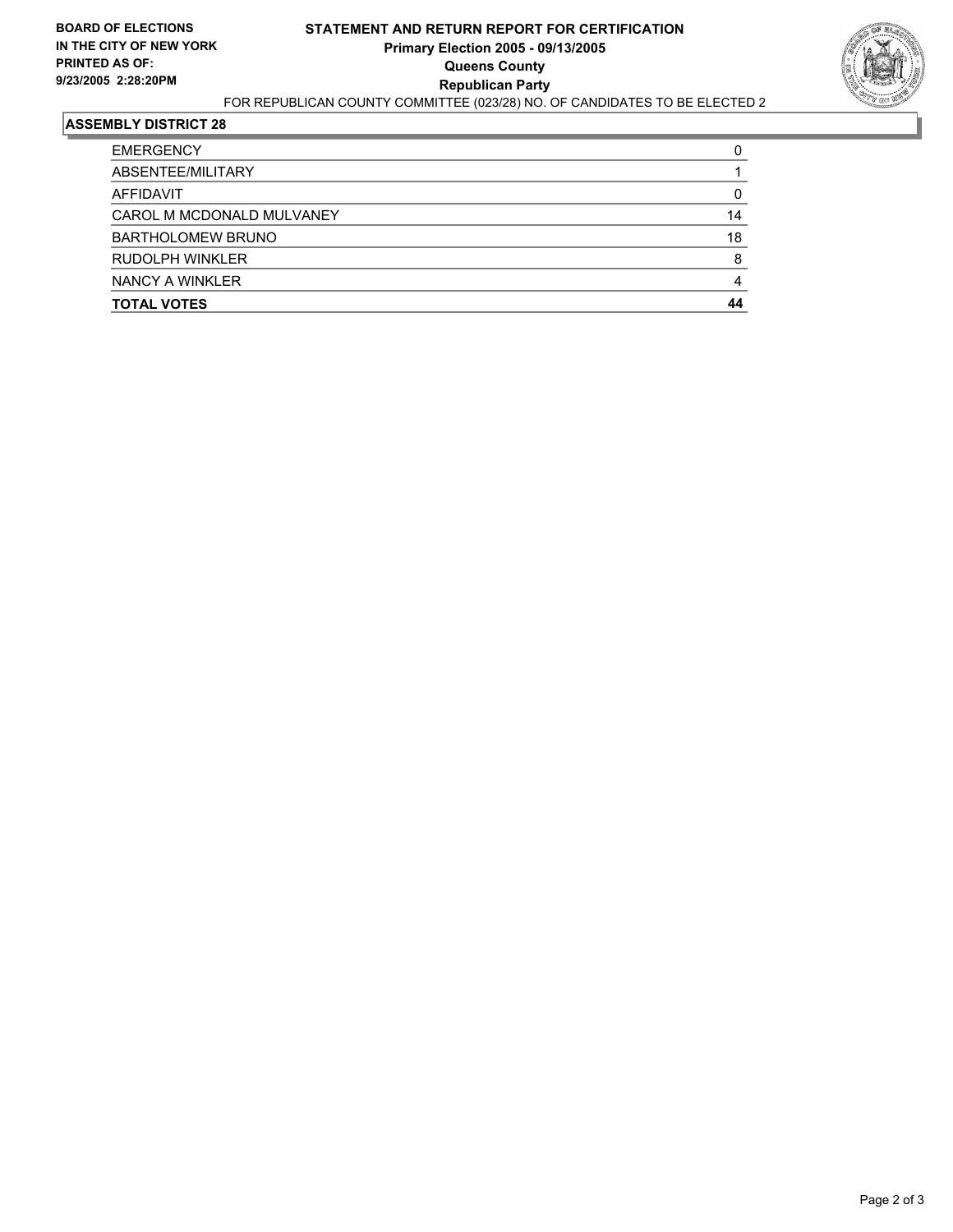**BOARD OF ELECTIONS IN THE CITY OF NEW YORK PRINTED AS OF: 9/23/2005 2:28:20PM**

# STATEMENT AND RETURN REPORT FOR CERTIFICATION
## Primary Election 2005 - 09/13/2005
## Queens County
## Republican Party

FOR REPUBLICAN COUNTY COMMITTEE (023/28) NO. OF CANDIDATES TO BE ELECTED 2

### ASSEMBLY DISTRICT 28

| | |
|---|---|
| EMERGENCY | 0 |
| ABSENTEE/MILITARY | 1 |
| AFFIDAVIT | 0 |
| CAROL M MCDONALD MULVANEY | 14 |
| BARTHOLOMEW BRUNO | 18 |
| RUDOLPH WINKLER | 8 |
| NANCY A WINKLER | 4 |
| **TOTAL VOTES** | **44** |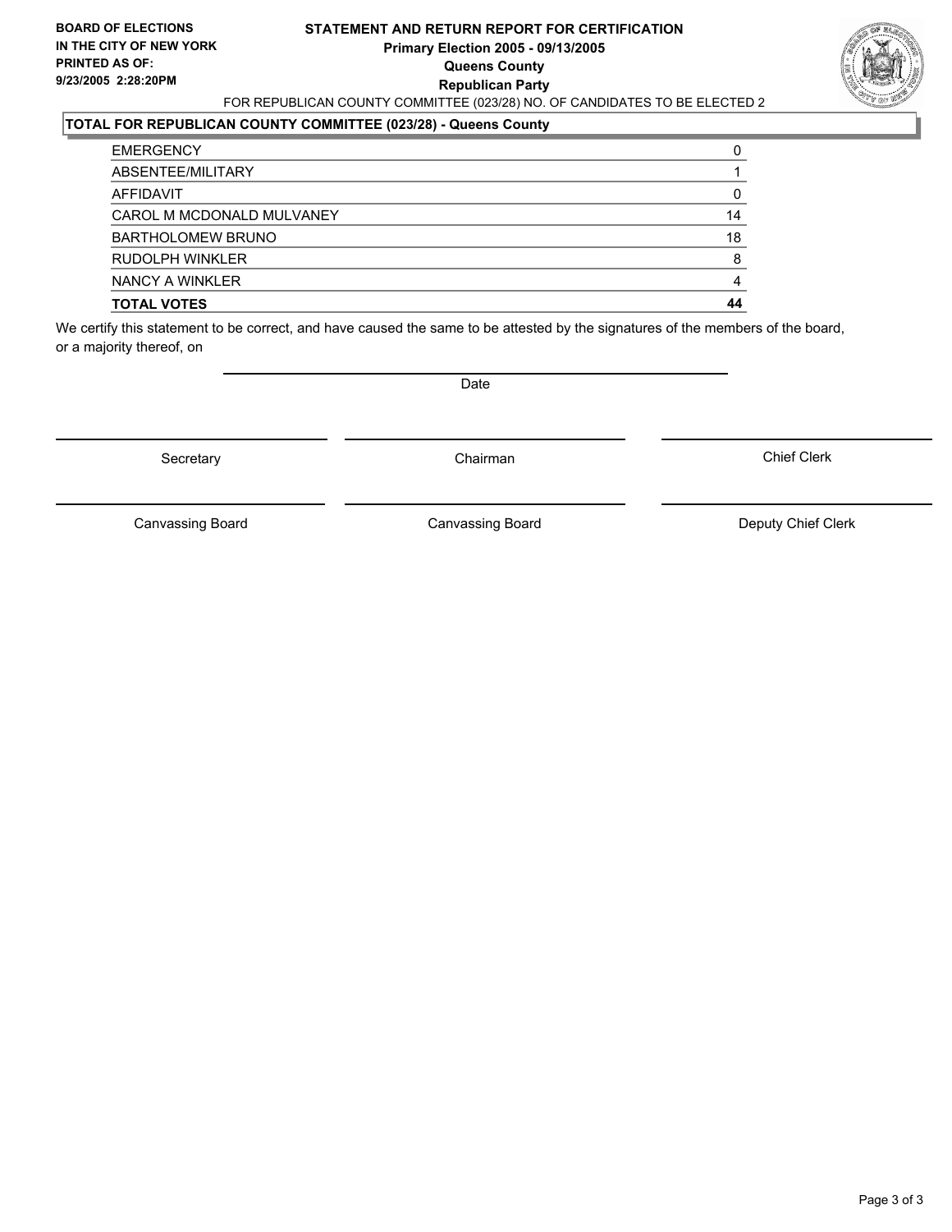**BOARD OF ELECTIONS IN THE CITY OF NEW YORK PRINTED AS OF: 9/23/2005 2:28:20PM**

# STATEMENT AND RETURN REPORT FOR CERTIFICATION
## Primary Election 2005 - 09/13/2005
## Queens County
## Republican Party

FOR REPUBLICAN COUNTY COMMITTEE (023/28) NO. OF CANDIDATES TO BE ELECTED 2

### TOTAL FOR REPUBLICAN COUNTY COMMITTEE (023/28) - Queens County

| | |
|---|---|
| EMERGENCY | 0 |
| ABSENTEE/MILITARY | 1 |
| AFFIDAVIT | 0 |
| CAROL M MCDONALD MULVANEY | 14 |
| BARTHOLOMEW BRUNO | 18 |
| RUDOLPH WINKLER | 8 |
| NANCY A WINKLER | 4 |
| **TOTAL VOTES** | **44** |

We certify this statement to be correct, and have caused the same to be attested by the signatures of the members of the board, or a majority thereof, on

Date

Secretary | Chairman | Chief Clerk

Canvassing Board | Canvassing Board | Deputy Chief Clerk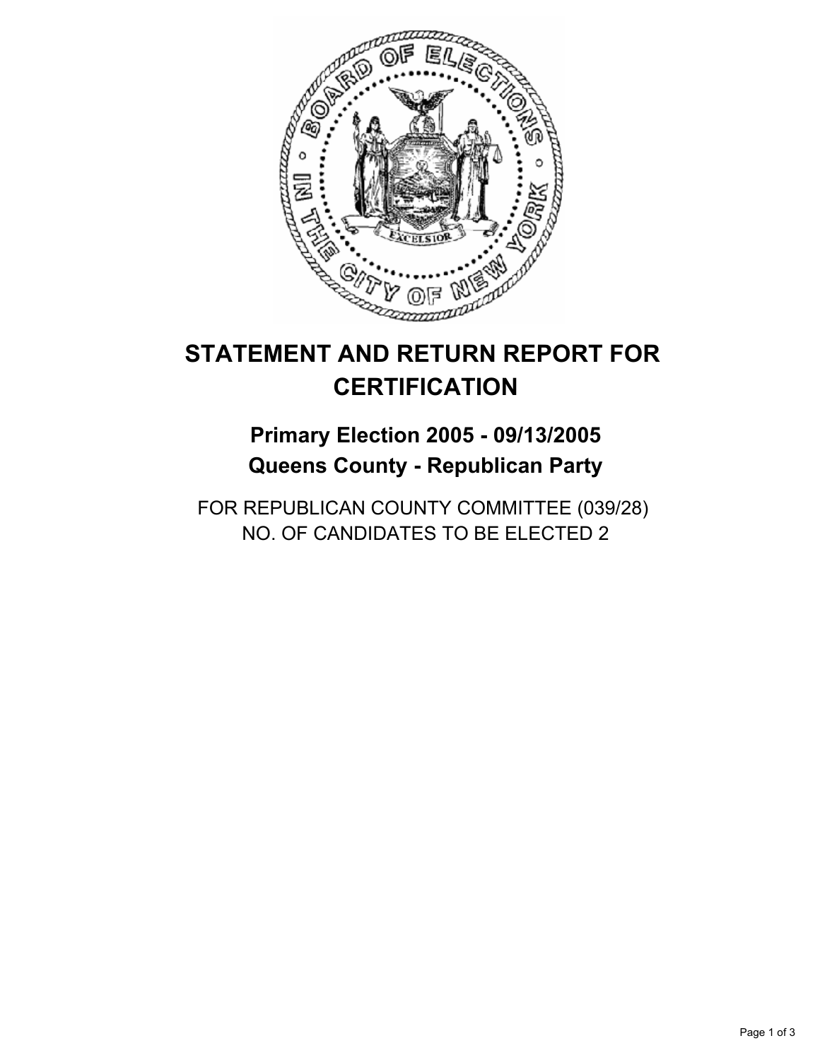# STATEMENT AND RETURN REPORT FOR CERTIFICATION

## Primary Election 2005 - 09/13/2005
## Queens County - Republican Party

FOR REPUBLICAN COUNTY COMMITTEE (039/28)
NO. OF CANDIDATES TO BE ELECTED 2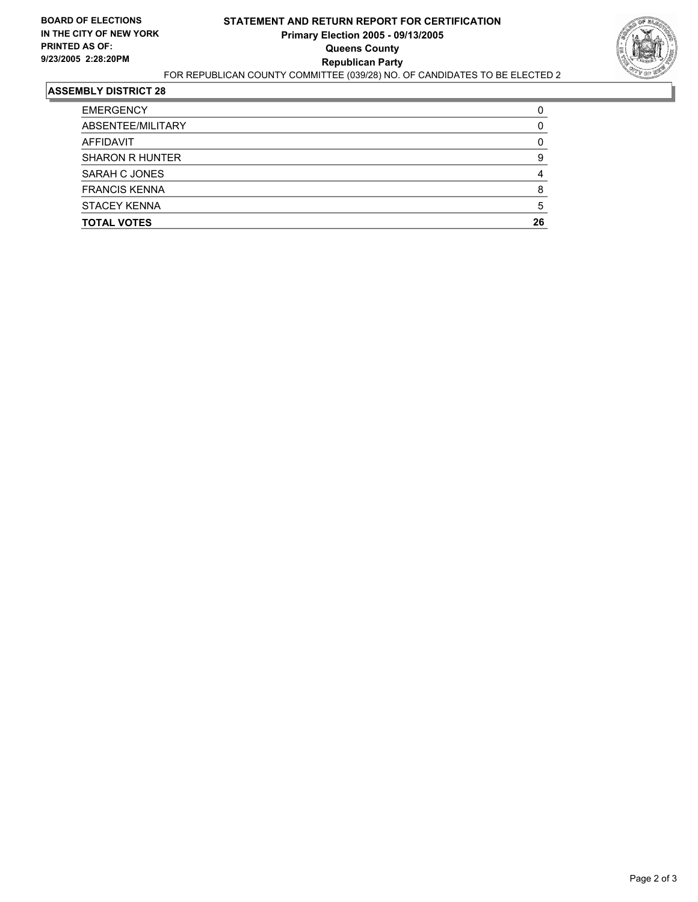**BOARD OF ELECTIONS**
**IN THE CITY OF NEW YORK**
**PRINTED AS OF:**
**9/23/2005 2:28:20PM**

# STATEMENT AND RETURN REPORT FOR CERTIFICATION
## Primary Election 2005 - 09/13/2005
## Queens County
## Republican Party

FOR REPUBLICAN COUNTY COMMITTEE (039/28) NO. OF CANDIDATES TO BE ELECTED 2

### ASSEMBLY DISTRICT 28

| | |
|---|---|
| EMERGENCY | 0 |
| ABSENTEE/MILITARY | 0 |
| AFFIDAVIT | 0 |
| SHARON R HUNTER | 9 |
| SARAH C JONES | 4 |
| FRANCIS KENNA | 8 |
| STACEY KENNA | 5 |
| **TOTAL VOTES** | **26** |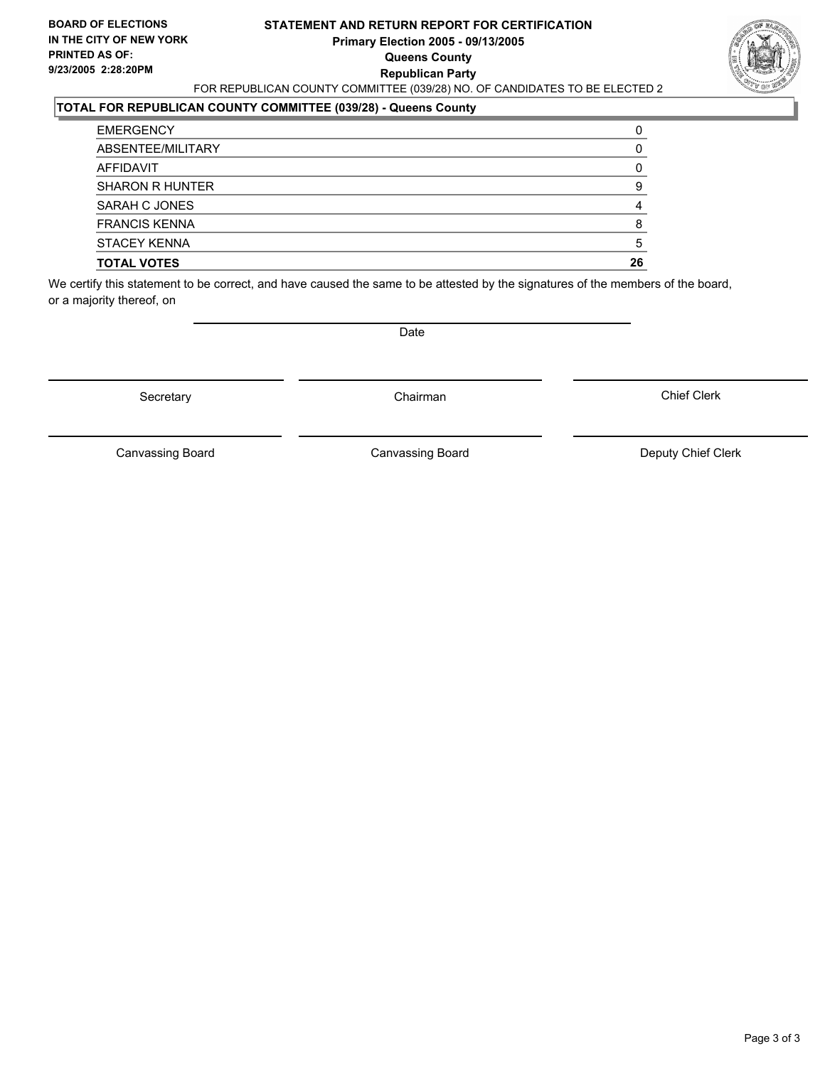**BOARD OF ELECTIONS IN THE CITY OF NEW YORK**
**PRINTED AS OF: 9/23/2005 2:28:20PM**

# STATEMENT AND RETURN REPORT FOR CERTIFICATION
## Primary Election 2005 - 09/13/2005
## Queens County
## Republican Party

FOR REPUBLICAN COUNTY COMMITTEE (039/28) NO. OF CANDIDATES TO BE ELECTED 2

**TOTAL FOR REPUBLICAN COUNTY COMMITTEE (039/28) - Queens County**

| | |
|---|---|
| EMERGENCY | 0 |
| ABSENTEE/MILITARY | 0 |
| AFFIDAVIT | 0 |
| SHARON R HUNTER | 9 |
| SARAH C JONES | 4 |
| FRANCIS KENNA | 8 |
| STACEY KENNA | 5 |
| **TOTAL VOTES** | **26** |

We certify this statement to be correct, and have caused the same to be attested by the signatures of the members of the board, or a majority thereof, on

Date

| | | |
|---|---|---|
| Secretary | Chairman | Chief Clerk |
| Canvassing Board | Canvassing Board | Deputy Chief Clerk |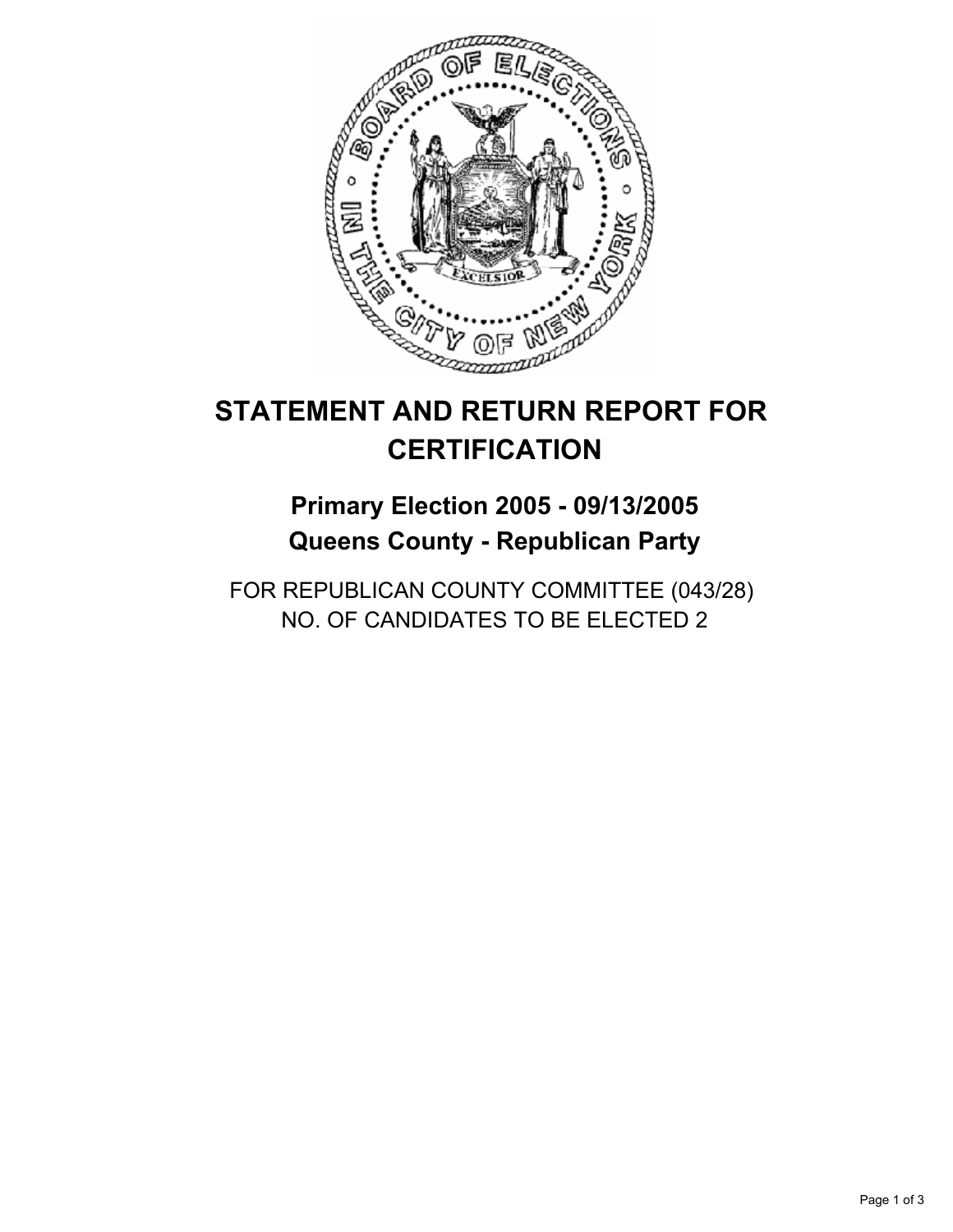# STATEMENT AND RETURN REPORT FOR CERTIFICATION

## Primary Election 2005 - 09/13/2005
## Queens County - Republican Party

FOR REPUBLICAN COUNTY COMMITTEE (043/28)
NO. OF CANDIDATES TO BE ELECTED 2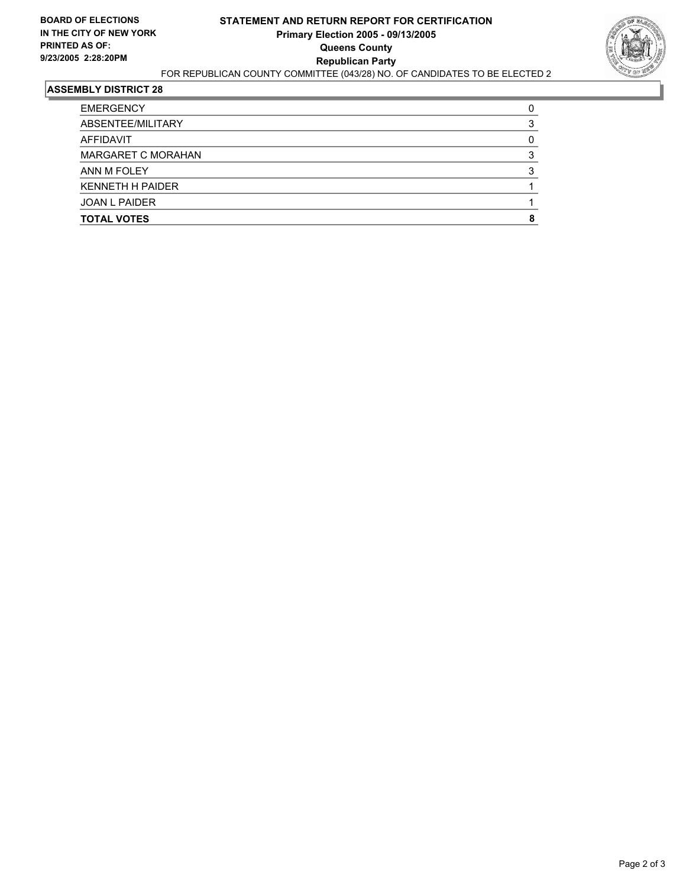**BOARD OF ELECTIONS IN THE CITY OF NEW YORK PRINTED AS OF: 9/23/2005 2:28:20PM**

# STATEMENT AND RETURN REPORT FOR CERTIFICATION
## Primary Election 2005 - 09/13/2005
## Queens County
## Republican Party

FOR REPUBLICAN COUNTY COMMITTEE (043/28) NO. OF CANDIDATES TO BE ELECTED 2

### ASSEMBLY DISTRICT 28

| | |
|---|---|
| EMERGENCY | 0 |
| ABSENTEE/MILITARY | 3 |
| AFFIDAVIT | 0 |
| MARGARET C MORAHAN | 3 |
| ANN M FOLEY | 3 |
| KENNETH H PAIDER | 1 |
| JOAN L PAIDER | 1 |
| **TOTAL VOTES** | **8** |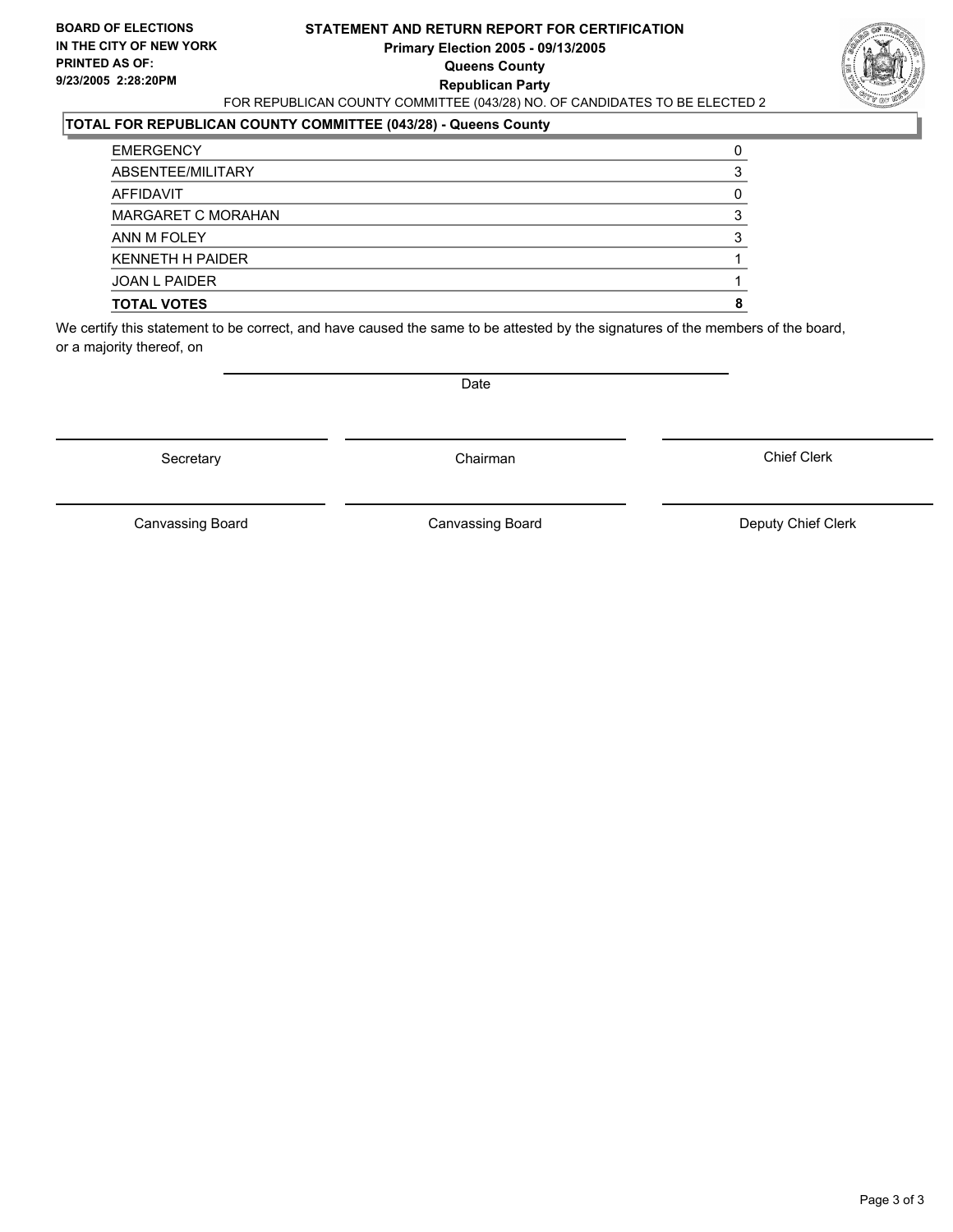**BOARD OF ELECTIONS IN THE CITY OF NEW YORK PRINTED AS OF: 9/23/2005 2:28:20PM**

# STATEMENT AND RETURN REPORT FOR CERTIFICATION
## Primary Election 2005 - 09/13/2005
## Queens County
## Republican Party

FOR REPUBLICAN COUNTY COMMITTEE (043/28) NO. OF CANDIDATES TO BE ELECTED 2

**TOTAL FOR REPUBLICAN COUNTY COMMITTEE (043/28) - Queens County**

| | |
|---|---|
| EMERGENCY | 0 |
| ABSENTEE/MILITARY | 3 |
| AFFIDAVIT | 0 |
| MARGARET C MORAHAN | 3 |
| ANN M FOLEY | 3 |
| KENNETH H PAIDER | 1 |
| JOAN L PAIDER | 1 |
| **TOTAL VOTES** | **8** |

We certify this statement to be correct, and have caused the same to be attested by the signatures of the members of the board, or a majority thereof, on

Date

Secretary | Chairman | Chief Clerk

Canvassing Board | Canvassing Board | Deputy Chief Clerk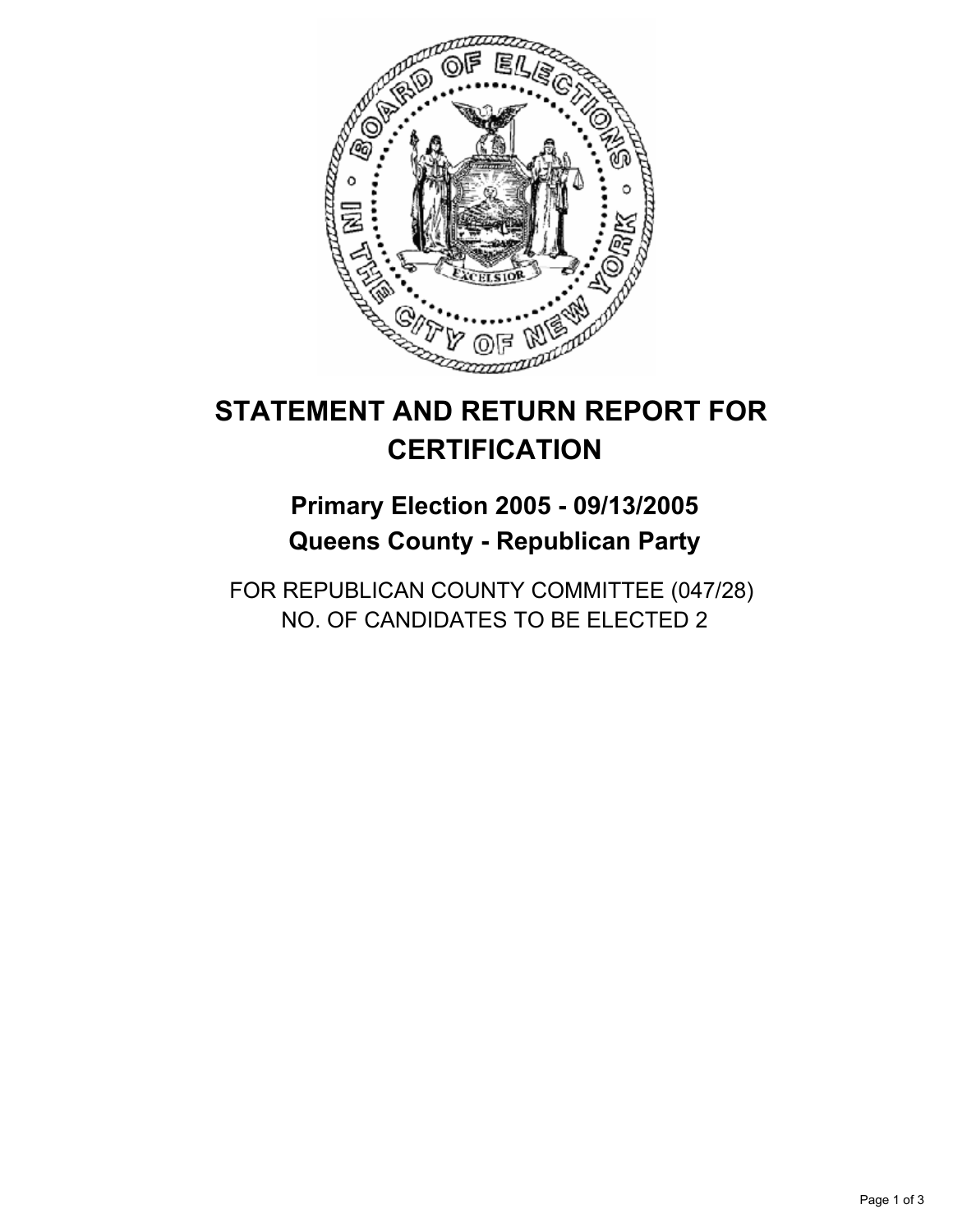# STATEMENT AND RETURN REPORT FOR CERTIFICATION

## Primary Election 2005 - 09/13/2005
## Queens County - Republican Party

FOR REPUBLICAN COUNTY COMMITTEE (047/28)
NO. OF CANDIDATES TO BE ELECTED 2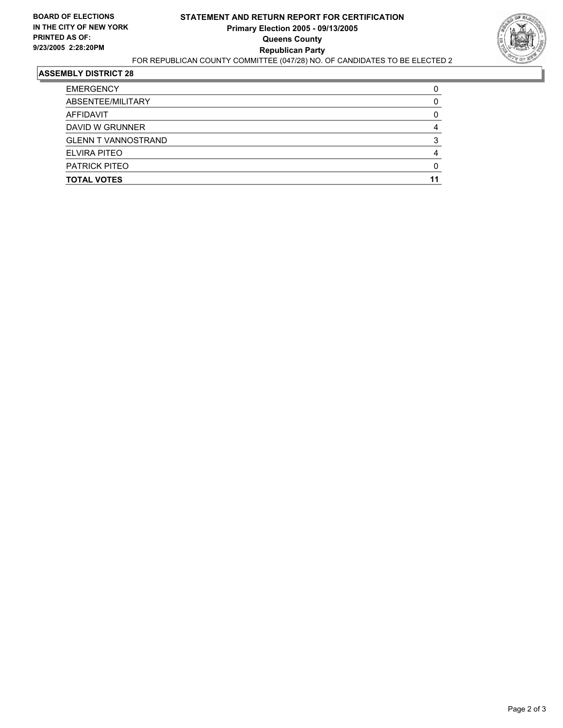**BOARD OF ELECTIONS IN THE CITY OF NEW YORK PRINTED AS OF: 9/23/2005 2:28:20PM**

# STATEMENT AND RETURN REPORT FOR CERTIFICATION
## Primary Election 2005 - 09/13/2005
## Queens County
## Republican Party

FOR REPUBLICAN COUNTY COMMITTEE (047/28) NO. OF CANDIDATES TO BE ELECTED 2

### ASSEMBLY DISTRICT 28

| | |
|---|---|
| EMERGENCY | 0 |
| ABSENTEE/MILITARY | 0 |
| AFFIDAVIT | 0 |
| DAVID W GRUNNER | 4 |
| GLENN T VANNOSTRAND | 3 |
| ELVIRA PITEO | 4 |
| PATRICK PITEO | 0 |
| **TOTAL VOTES** | **11** |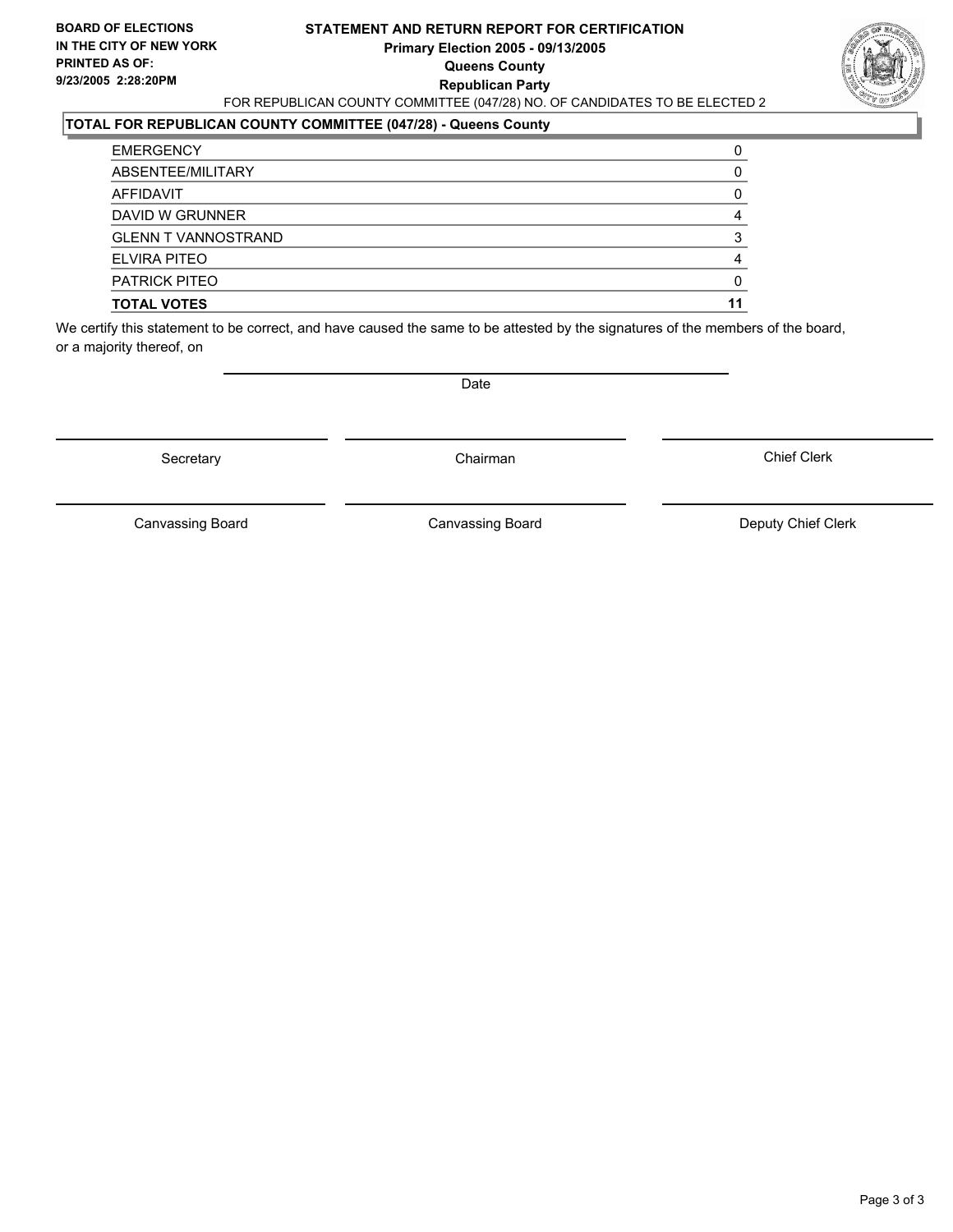**BOARD OF ELECTIONS**
**IN THE CITY OF NEW YORK**
**PRINTED AS OF:**
**9/23/2005 2:28:20PM**

# STATEMENT AND RETURN REPORT FOR CERTIFICATION
## Primary Election 2005 - 09/13/2005
## Queens County
## Republican Party

FOR REPUBLICAN COUNTY COMMITTEE (047/28) NO. OF CANDIDATES TO BE ELECTED 2

**TOTAL FOR REPUBLICAN COUNTY COMMITTEE (047/28) - Queens County**

| | |
|---|---|
| EMERGENCY | 0 |
| ABSENTEE/MILITARY | 0 |
| AFFIDAVIT | 0 |
| DAVID W GRUNNER | 4 |
| GLENN T VANNOSTRAND | 3 |
| ELVIRA PITEO | 4 |
| PATRICK PITEO | 0 |
| **TOTAL VOTES** | **11** |

We certify this statement to be correct, and have caused the same to be attested by the signatures of the members of the board, or a majority thereof, on

Date

Secretary | Chairman | Chief Clerk

Canvassing Board | Canvassing Board | Deputy Chief Clerk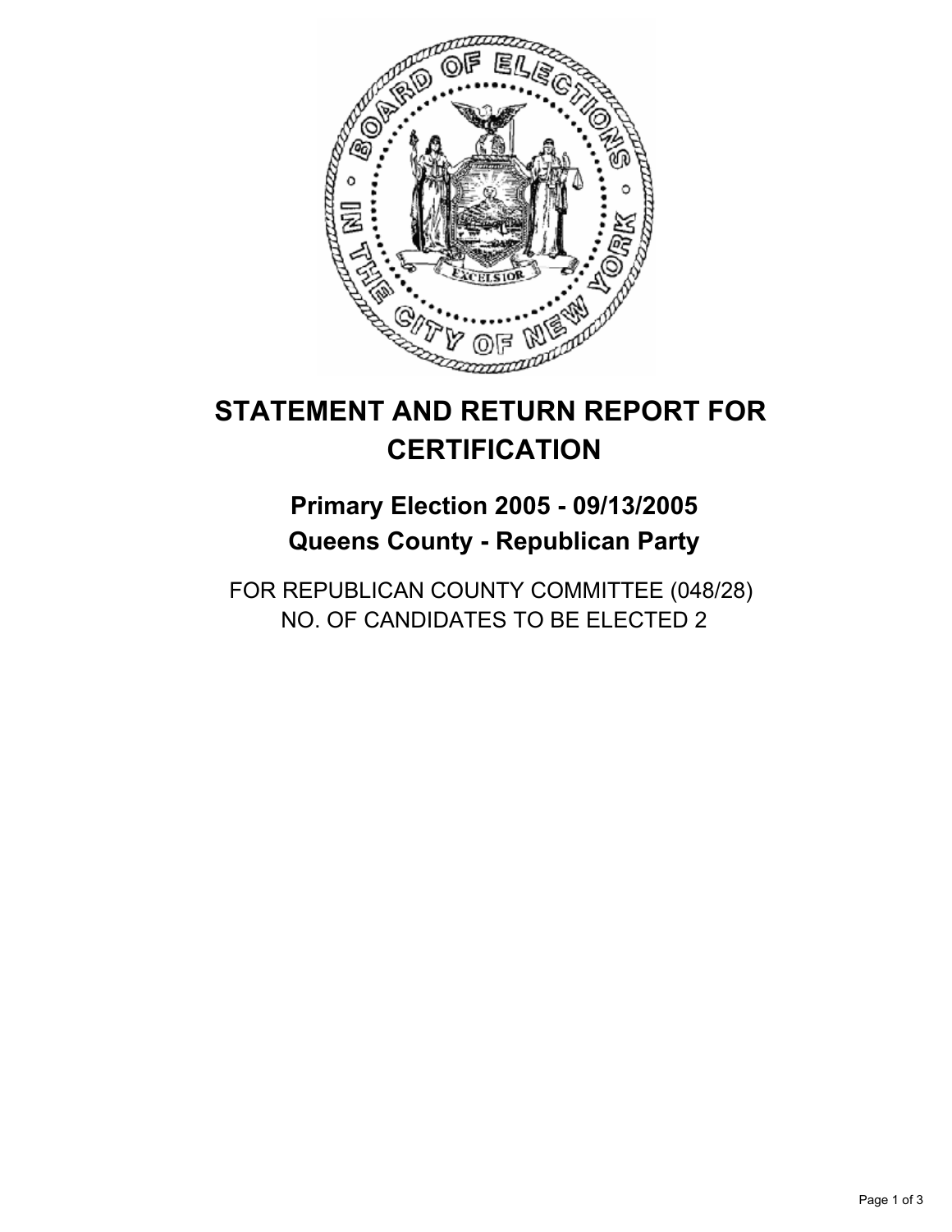# STATEMENT AND RETURN REPORT FOR CERTIFICATION

## Primary Election 2005 - 09/13/2005
## Queens County - Republican Party

FOR REPUBLICAN COUNTY COMMITTEE (048/28)
NO. OF CANDIDATES TO BE ELECTED 2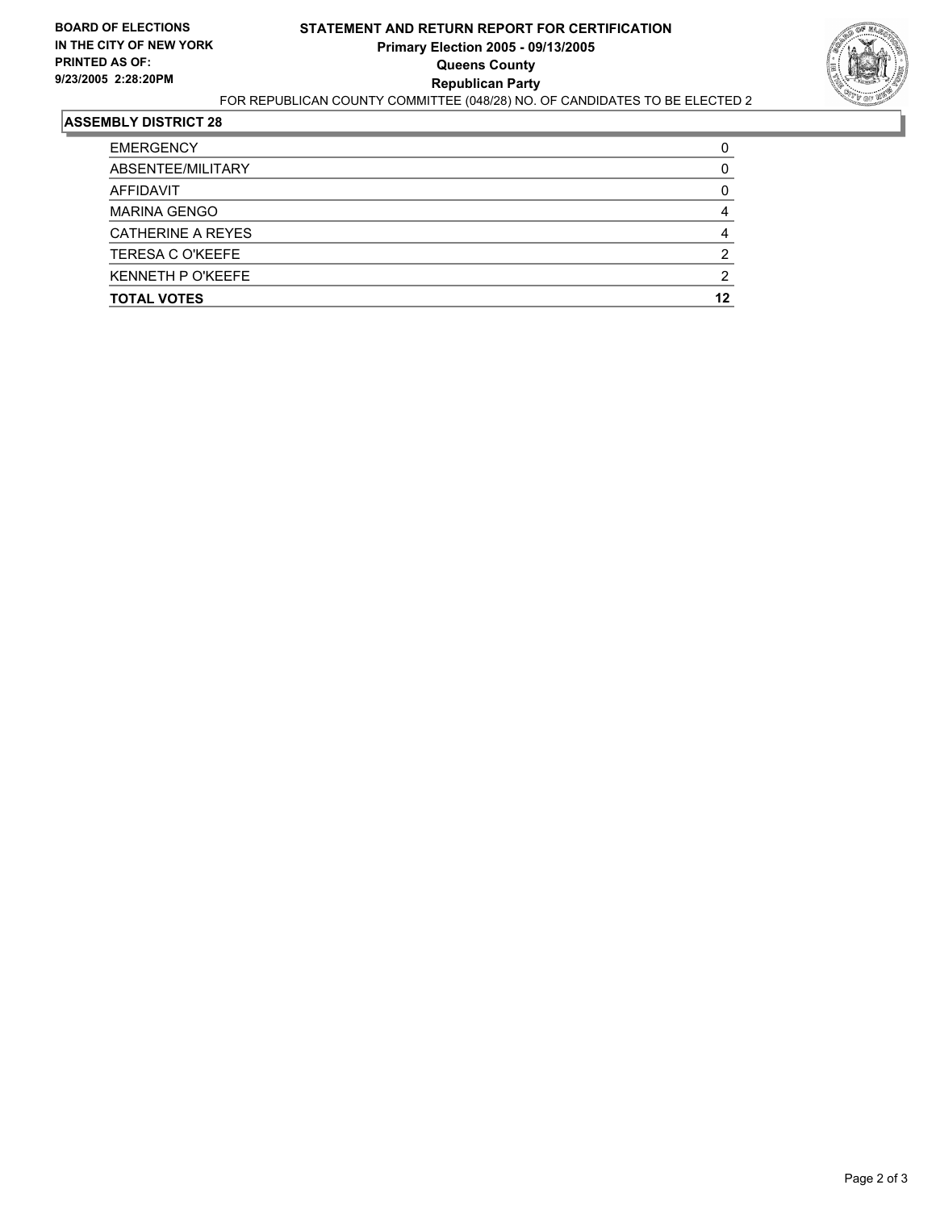**BOARD OF ELECTIONS IN THE CITY OF NEW YORK PRINTED AS OF: 9/23/2005 2:28:20PM**

# STATEMENT AND RETURN REPORT FOR CERTIFICATION
## Primary Election 2005 - 09/13/2005
## Queens County
## Republican Party

FOR REPUBLICAN COUNTY COMMITTEE (048/28) NO. OF CANDIDATES TO BE ELECTED 2

### ASSEMBLY DISTRICT 28

| | |
|---|---|
| EMERGENCY | 0 |
| ABSENTEE/MILITARY | 0 |
| AFFIDAVIT | 0 |
| MARINA GENGO | 4 |
| CATHERINE A REYES | 4 |
| TERESA C O'KEEFE | 2 |
| KENNETH P O'KEEFE | 2 |
| **TOTAL VOTES** | **12** |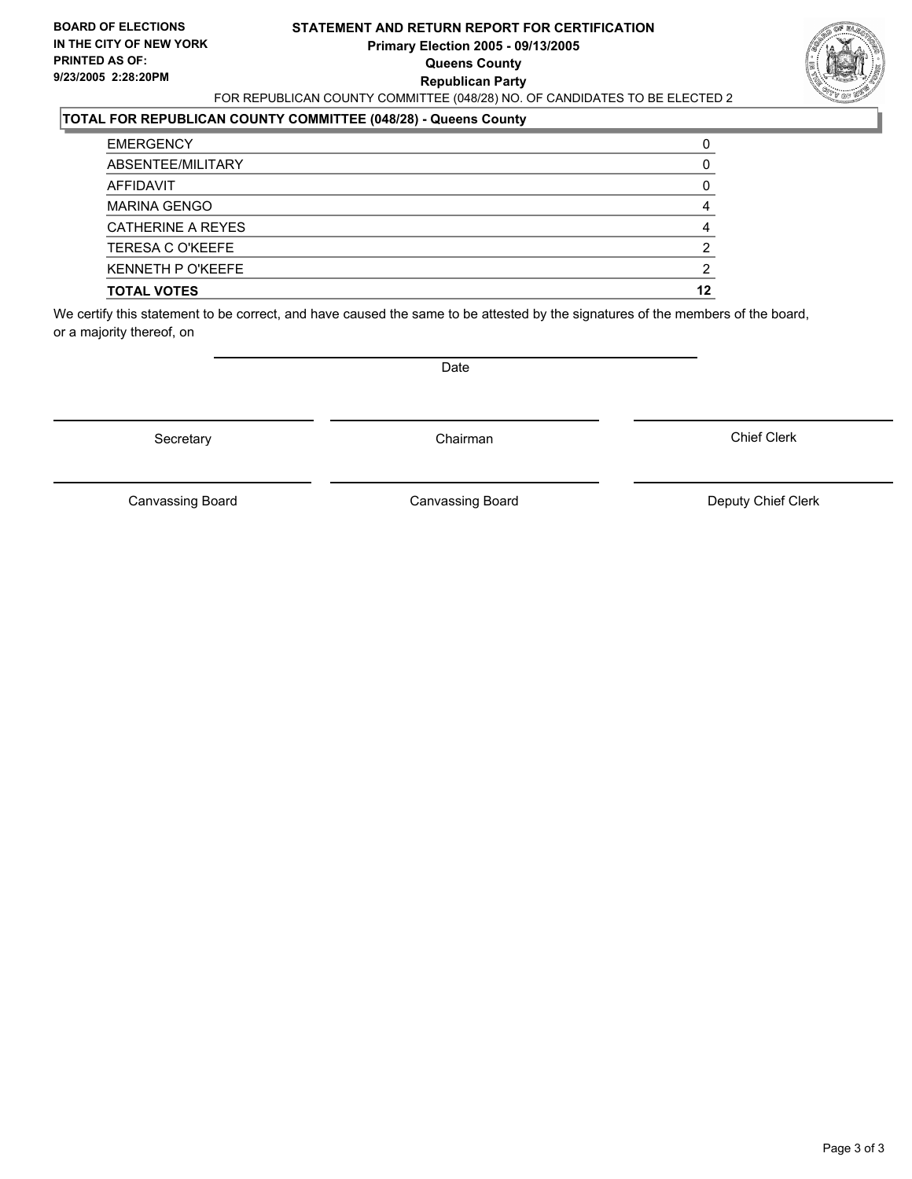**BOARD OF ELECTIONS IN THE CITY OF NEW YORK**
**PRINTED AS OF:**
**9/23/2005 2:28:20PM**

# STATEMENT AND RETURN REPORT FOR CERTIFICATION
**Primary Election 2005 - 09/13/2005**
**Queens County**
**Republican Party**

FOR REPUBLICAN COUNTY COMMITTEE (048/28) NO. OF CANDIDATES TO BE ELECTED 2

## TOTAL FOR REPUBLICAN COUNTY COMMITTEE (048/28) - Queens County

| | |
|---|---|
| EMERGENCY | 0 |
| ABSENTEE/MILITARY | 0 |
| AFFIDAVIT | 0 |
| MARINA GENGO | 4 |
| CATHERINE A REYES | 4 |
| TERESA C O'KEEFE | 2 |
| KENNETH P O'KEEFE | 2 |
| **TOTAL VOTES** | **12** |

We certify this statement to be correct, and have caused the same to be attested by the signatures of the members of the board, or a majority thereof, on

Date

Secretary | Chairman | Chief Clerk

Canvassing Board | Canvassing Board | Deputy Chief Clerk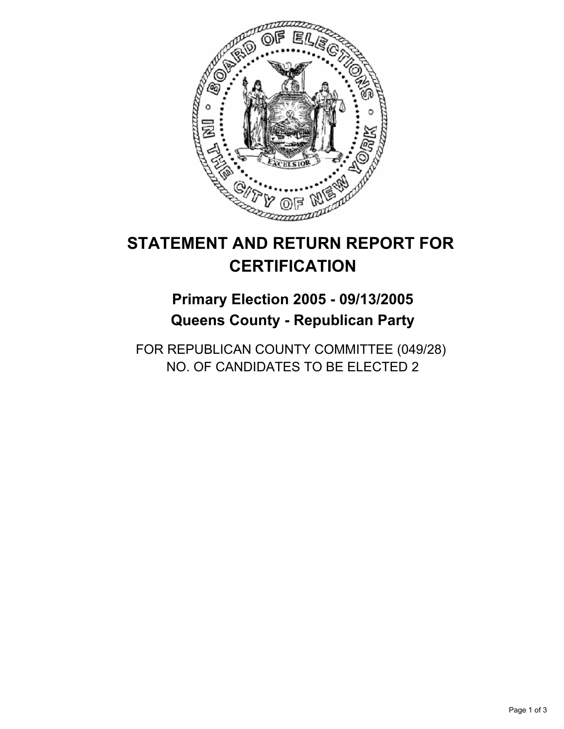# STATEMENT AND RETURN REPORT FOR CERTIFICATION

## Primary Election 2005 - 09/13/2005
## Queens County - Republican Party

FOR REPUBLICAN COUNTY COMMITTEE (049/28)
NO. OF CANDIDATES TO BE ELECTED 2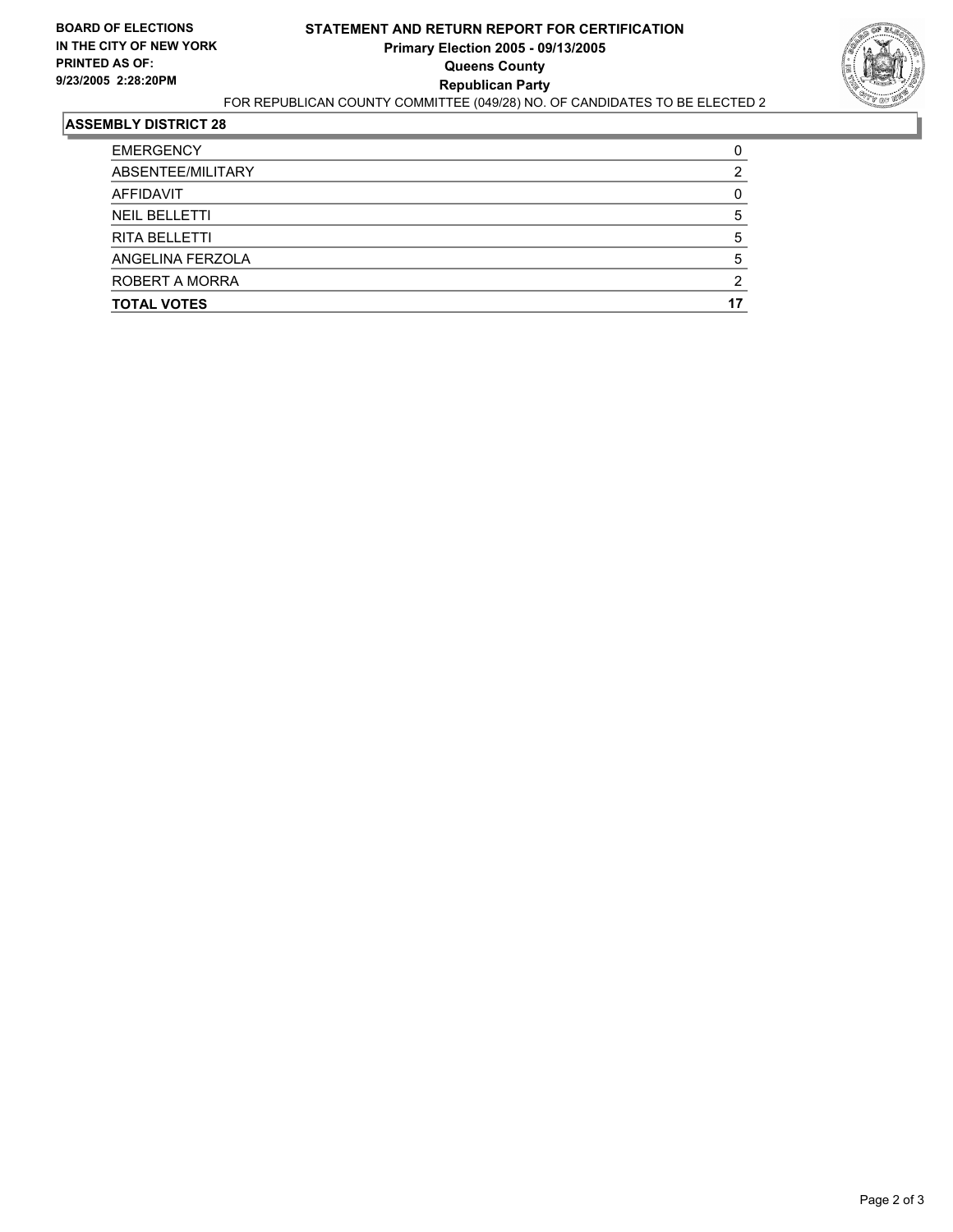**BOARD OF ELECTIONS IN THE CITY OF NEW YORK**
**PRINTED AS OF: 9/23/2005 2:28:20PM**

# STATEMENT AND RETURN REPORT FOR CERTIFICATION
## Primary Election 2005 - 09/13/2005
## Queens County
## Republican Party

FOR REPUBLICAN COUNTY COMMITTEE (049/28) NO. OF CANDIDATES TO BE ELECTED 2

### ASSEMBLY DISTRICT 28

| | |
|---|---|
| EMERGENCY | 0 |
| ABSENTEE/MILITARY | 2 |
| AFFIDAVIT | 0 |
| NEIL BELLETTI | 5 |
| RITA BELLETTI | 5 |
| ANGELINA FERZOLA | 5 |
| ROBERT A MORRA | 2 |
| **TOTAL VOTES** | **17** |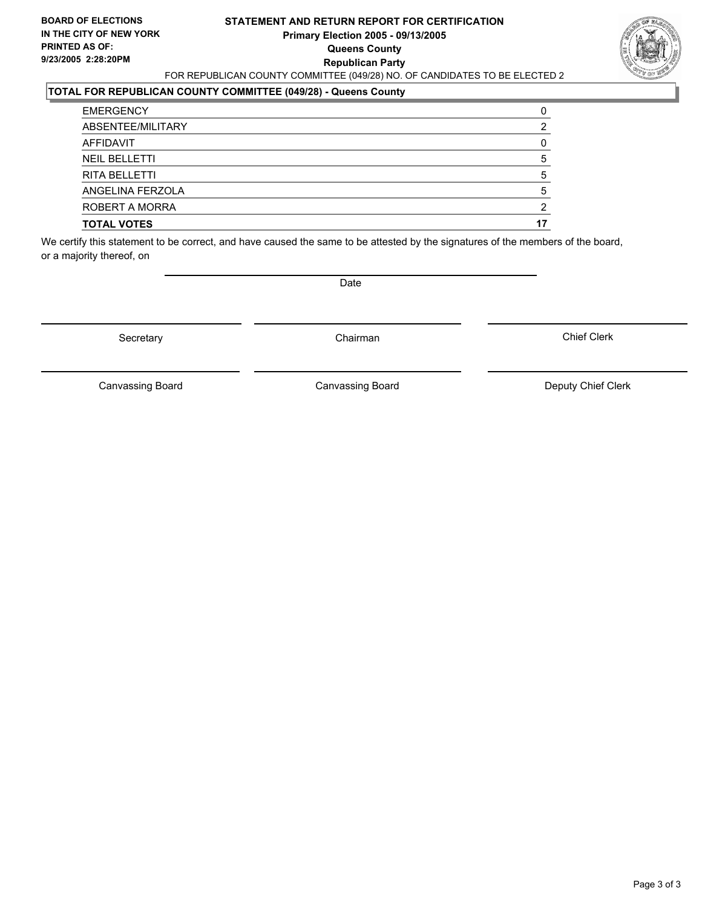**BOARD OF ELECTIONS IN THE CITY OF NEW YORK PRINTED AS OF: 9/23/2005 2:28:20PM**

# STATEMENT AND RETURN REPORT FOR CERTIFICATION
## Primary Election 2005 - 09/13/2005
## Queens County
## Republican Party

FOR REPUBLICAN COUNTY COMMITTEE (049/28) NO. OF CANDIDATES TO BE ELECTED 2

**TOTAL FOR REPUBLICAN COUNTY COMMITTEE (049/28) - Queens County**

| | |
|---|---|
| EMERGENCY | 0 |
| ABSENTEE/MILITARY | 2 |
| AFFIDAVIT | 0 |
| NEIL BELLETTI | 5 |
| RITA BELLETTI | 5 |
| ANGELINA FERZOLA | 5 |
| ROBERT A MORRA | 2 |
| **TOTAL VOTES** | **17** |

We certify this statement to be correct, and have caused the same to be attested by the signatures of the members of the board, or a majority thereof, on

Date

Secretary — Chairman — Chief Clerk

Canvassing Board — Canvassing Board — Deputy Chief Clerk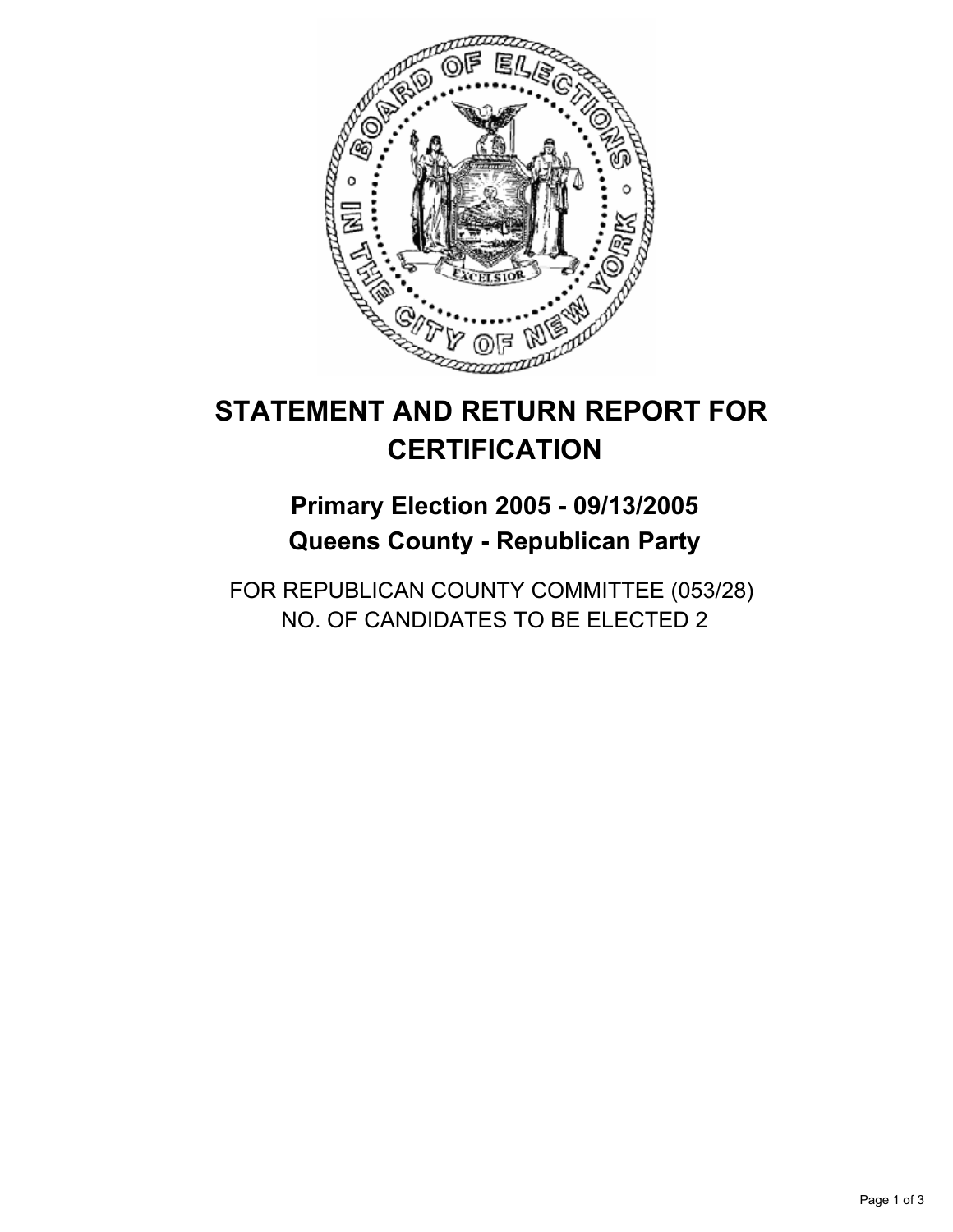# STATEMENT AND RETURN REPORT FOR CERTIFICATION

## Primary Election 2005 - 09/13/2005
## Queens County - Republican Party

FOR REPUBLICAN COUNTY COMMITTEE (053/28)
NO. OF CANDIDATES TO BE ELECTED 2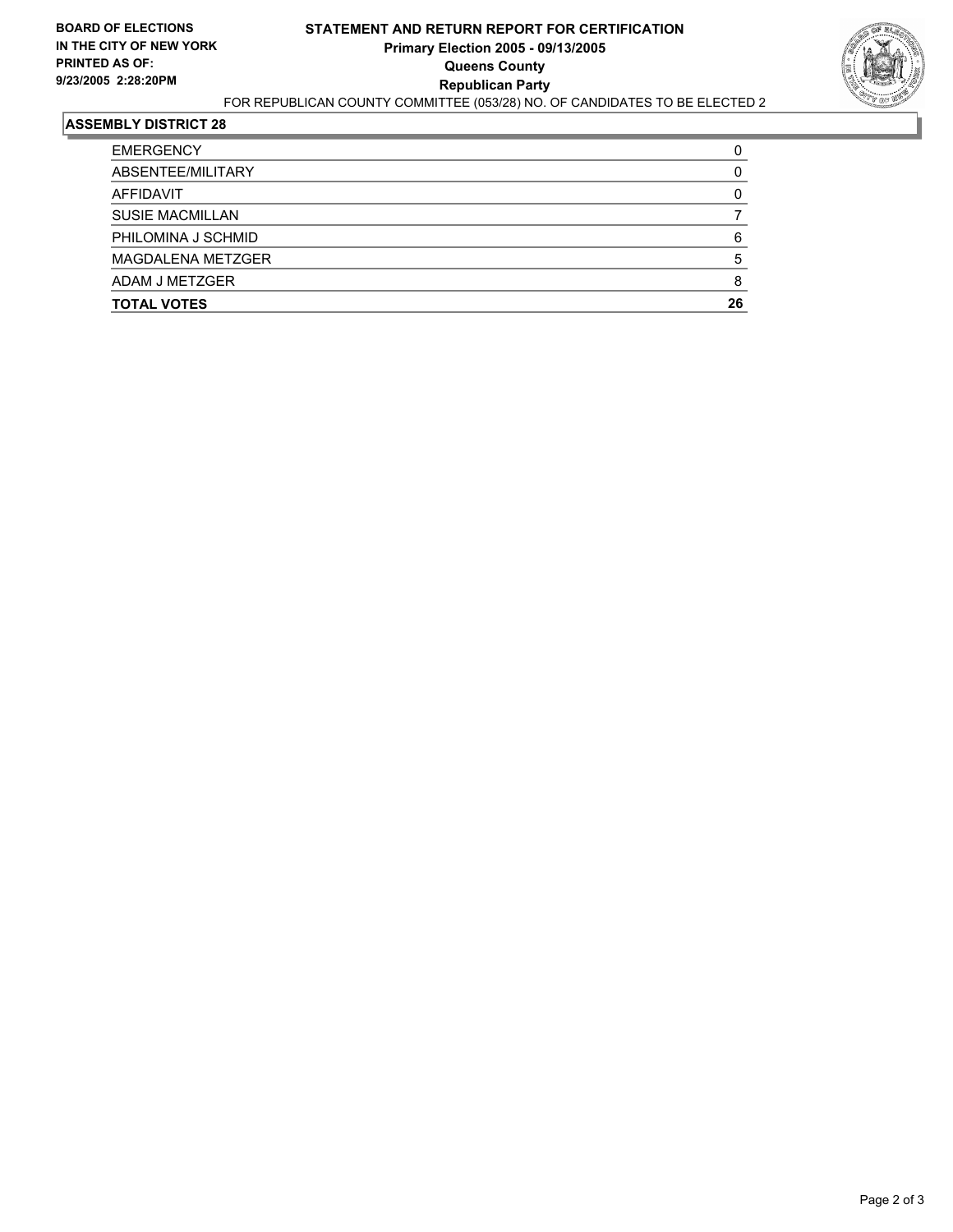**BOARD OF ELECTIONS IN THE CITY OF NEW YORK**
**PRINTED AS OF: 9/23/2005 2:28:20PM**

# STATEMENT AND RETURN REPORT FOR CERTIFICATION
## Primary Election 2005 - 09/13/2005
## Queens County
## Republican Party

FOR REPUBLICAN COUNTY COMMITTEE (053/28) NO. OF CANDIDATES TO BE ELECTED 2

### ASSEMBLY DISTRICT 28

| | |
|---|---|
| EMERGENCY | 0 |
| ABSENTEE/MILITARY | 0 |
| AFFIDAVIT | 0 |
| SUSIE MACMILLAN | 7 |
| PHILOMINA J SCHMID | 6 |
| MAGDALENA METZGER | 5 |
| ADAM J METZGER | 8 |
| **TOTAL VOTES** | **26** |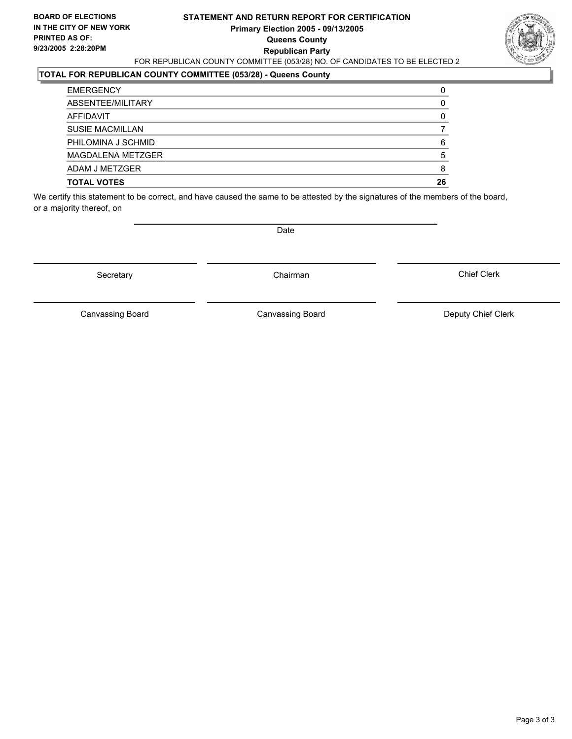**BOARD OF ELECTIONS IN THE CITY OF NEW YORK PRINTED AS OF: 9/23/2005 2:28:20PM**

# STATEMENT AND RETURN REPORT FOR CERTIFICATION

**Primary Election 2005 - 09/13/2005**
**Queens County**
**Republican Party**

FOR REPUBLICAN COUNTY COMMITTEE (053/28) NO. OF CANDIDATES TO BE ELECTED 2

## TOTAL FOR REPUBLICAN COUNTY COMMITTEE (053/28) - Queens County

| | |
|---|---|
| EMERGENCY | 0 |
| ABSENTEE/MILITARY | 0 |
| AFFIDAVIT | 0 |
| SUSIE MACMILLAN | 7 |
| PHILOMINA J SCHMID | 6 |
| MAGDALENA METZGER | 5 |
| ADAM J METZGER | 8 |
| **TOTAL VOTES** | **26** |

We certify this statement to be correct, and have caused the same to be attested by the signatures of the members of the board, or a majority thereof, on

Date

Secretary    Chairman    Chief Clerk

Canvassing Board    Canvassing Board    Deputy Chief Clerk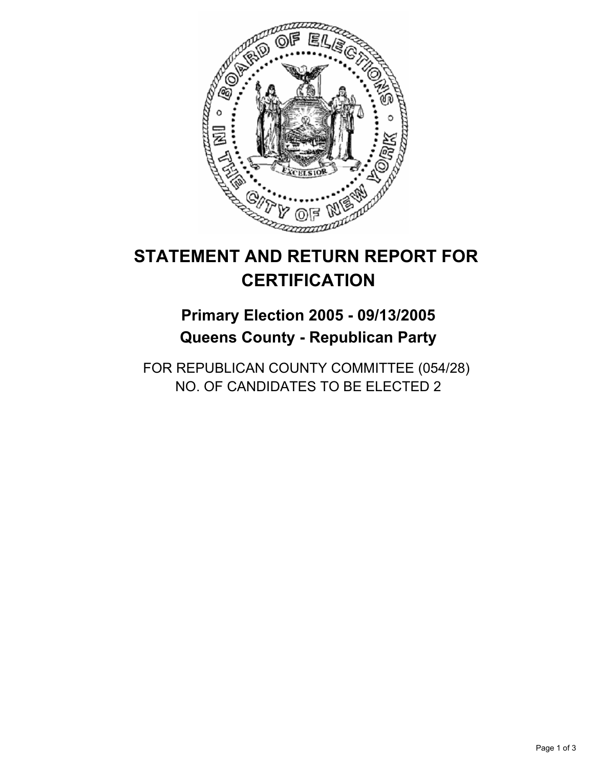# STATEMENT AND RETURN REPORT FOR CERTIFICATION

## Primary Election 2005 - 09/13/2005
## Queens County - Republican Party

FOR REPUBLICAN COUNTY COMMITTEE (054/28)
NO. OF CANDIDATES TO BE ELECTED 2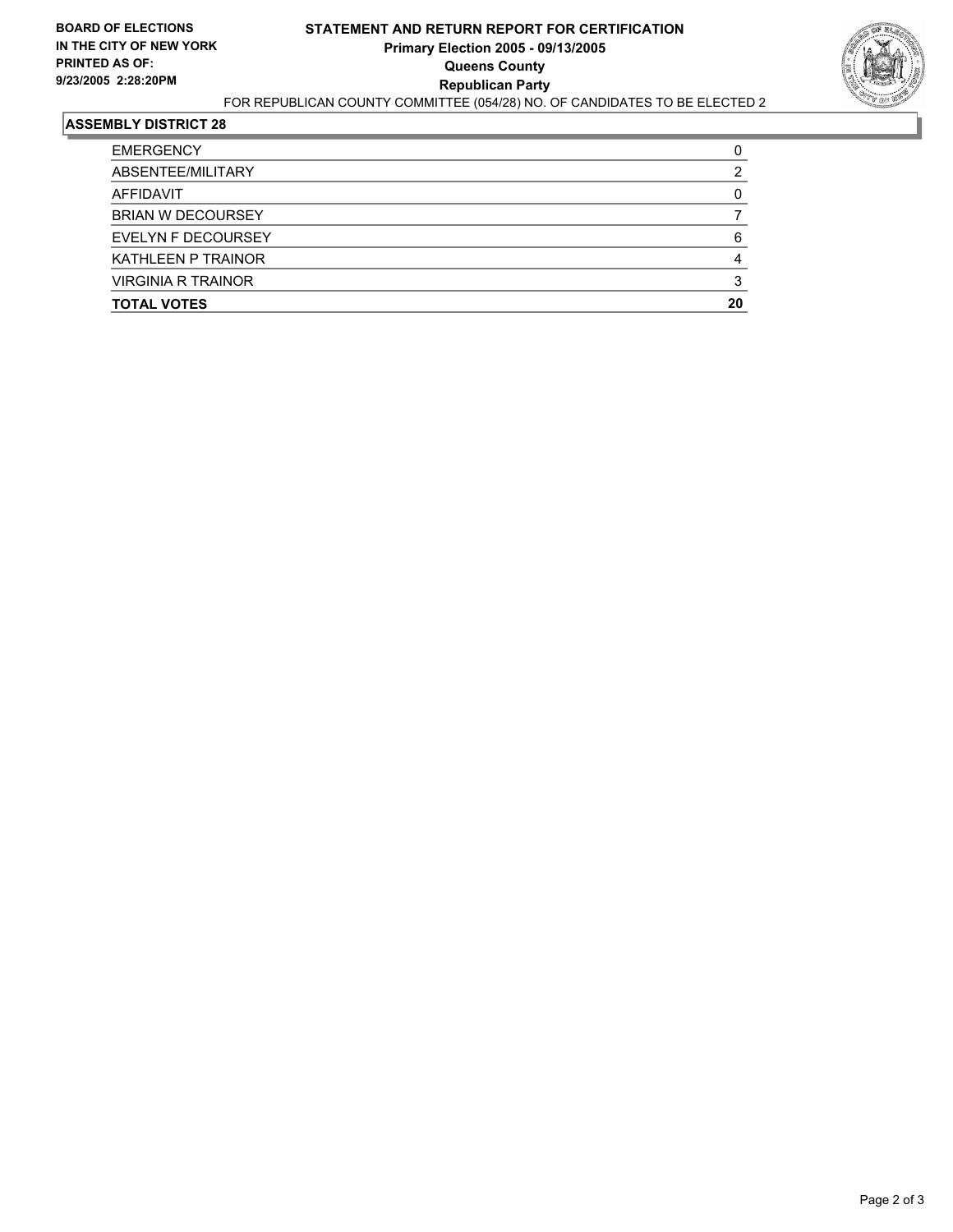**BOARD OF ELECTIONS IN THE CITY OF NEW YORK PRINTED AS OF: 9/23/2005 2:28:20PM**

# STATEMENT AND RETURN REPORT FOR CERTIFICATION
## Primary Election 2005 - 09/13/2005
## Queens County
## Republican Party

FOR REPUBLICAN COUNTY COMMITTEE (054/28) NO. OF CANDIDATES TO BE ELECTED 2

### ASSEMBLY DISTRICT 28

| | |
|---|---|
| EMERGENCY | 0 |
| ABSENTEE/MILITARY | 2 |
| AFFIDAVIT | 0 |
| BRIAN W DECOURSEY | 7 |
| EVELYN F DECOURSEY | 6 |
| KATHLEEN P TRAINOR | 4 |
| VIRGINIA R TRAINOR | 3 |
| **TOTAL VOTES** | **20** |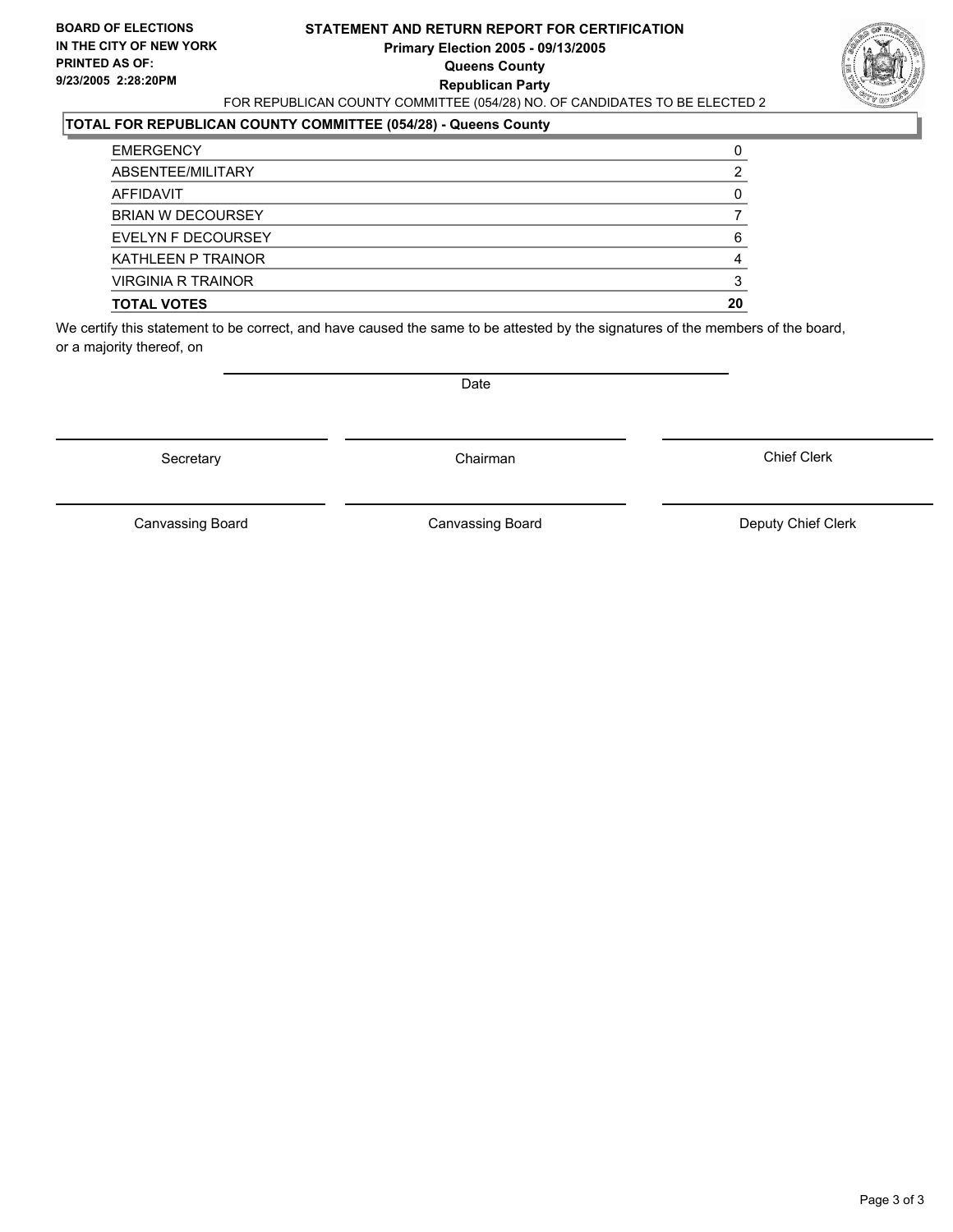**BOARD OF ELECTIONS IN THE CITY OF NEW YORK PRINTED AS OF: 9/23/2005 2:28:20PM**

# STATEMENT AND RETURN REPORT FOR CERTIFICATION

**Primary Election 2005 - 09/13/2005**
**Queens County**
**Republican Party**

FOR REPUBLICAN COUNTY COMMITTEE (054/28) NO. OF CANDIDATES TO BE ELECTED 2

## TOTAL FOR REPUBLICAN COUNTY COMMITTEE (054/28) - Queens County

| | |
|---|---|
| EMERGENCY | 0 |
| ABSENTEE/MILITARY | 2 |
| AFFIDAVIT | 0 |
| BRIAN W DECOURSEY | 7 |
| EVELYN F DECOURSEY | 6 |
| KATHLEEN P TRAINOR | 4 |
| VIRGINIA R TRAINOR | 3 |
| **TOTAL VOTES** | **20** |

We certify this statement to be correct, and have caused the same to be attested by the signatures of the members of the board, or a majority thereof, on

Date

Secretary | Chairman | Chief Clerk

Canvassing Board | Canvassing Board | Deputy Chief Clerk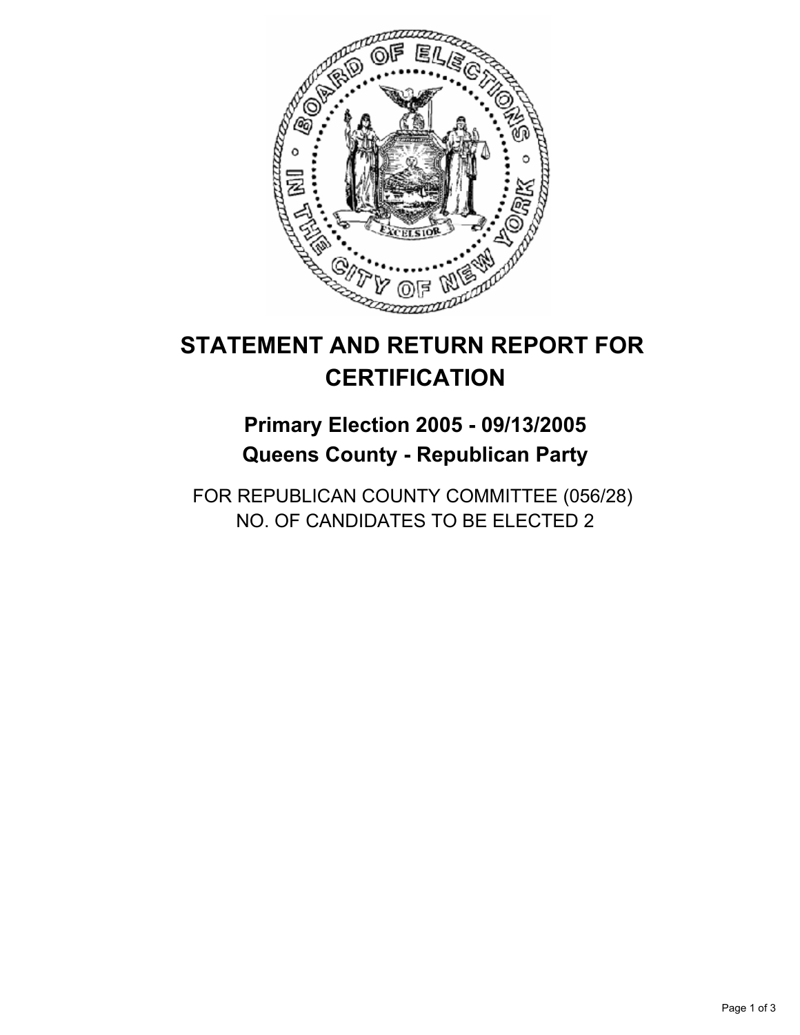# STATEMENT AND RETURN REPORT FOR CERTIFICATION

## Primary Election 2005 - 09/13/2005
## Queens County - Republican Party

FOR REPUBLICAN COUNTY COMMITTEE (056/28)
NO. OF CANDIDATES TO BE ELECTED 2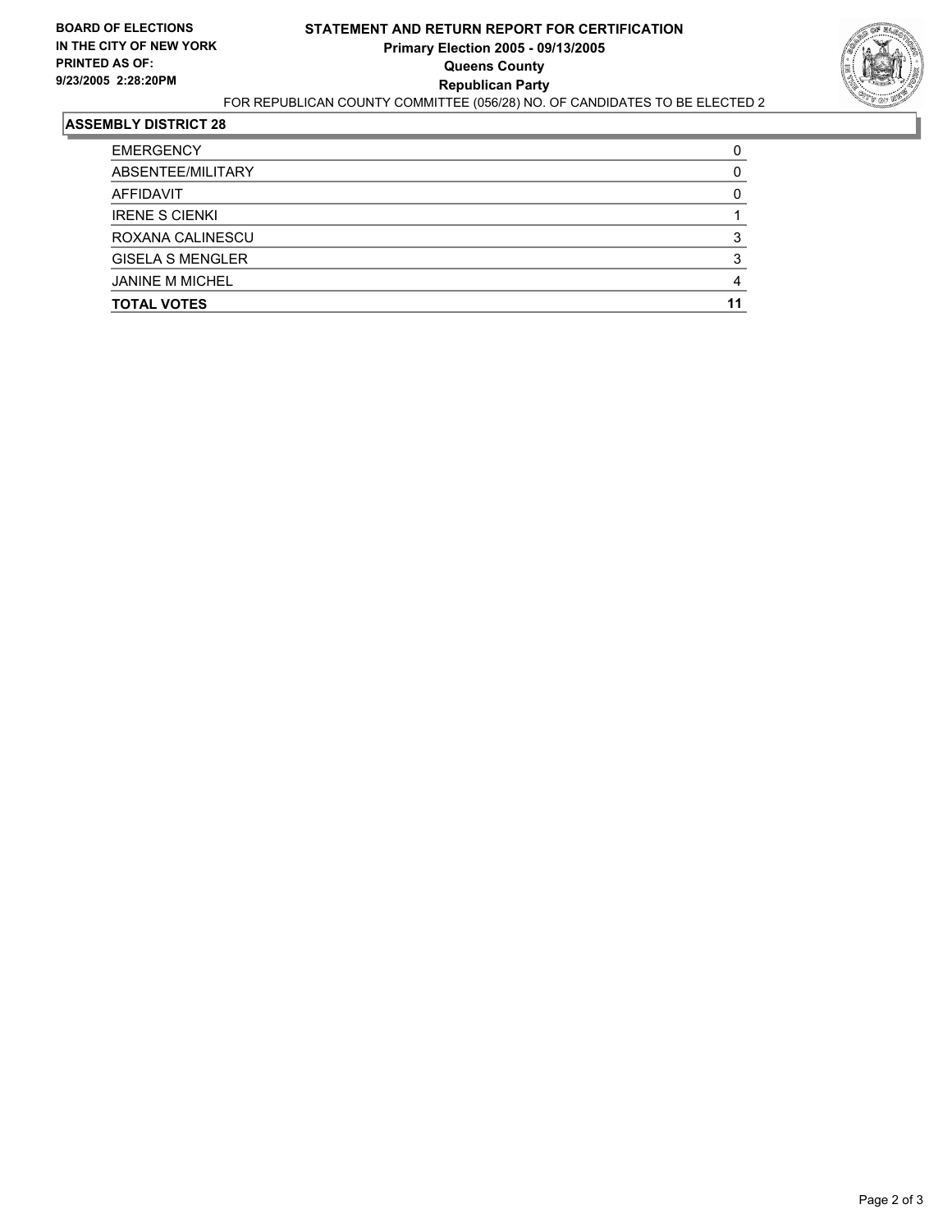**BOARD OF ELECTIONS IN THE CITY OF NEW YORK PRINTED AS OF: 9/23/2005 2:28:20PM**

# STATEMENT AND RETURN REPORT FOR CERTIFICATION
## Primary Election 2005 - 09/13/2005
## Queens County
## Republican Party

FOR REPUBLICAN COUNTY COMMITTEE (056/28) NO. OF CANDIDATES TO BE ELECTED 2

### ASSEMBLY DISTRICT 28

| | |
|---|---|
| EMERGENCY | 0 |
| ABSENTEE/MILITARY | 0 |
| AFFIDAVIT | 0 |
| IRENE S CIENKI | 1 |
| ROXANA CALINESCU | 3 |
| GISELA S MENGLER | 3 |
| JANINE M MICHEL | 4 |
| **TOTAL VOTES** | **11** |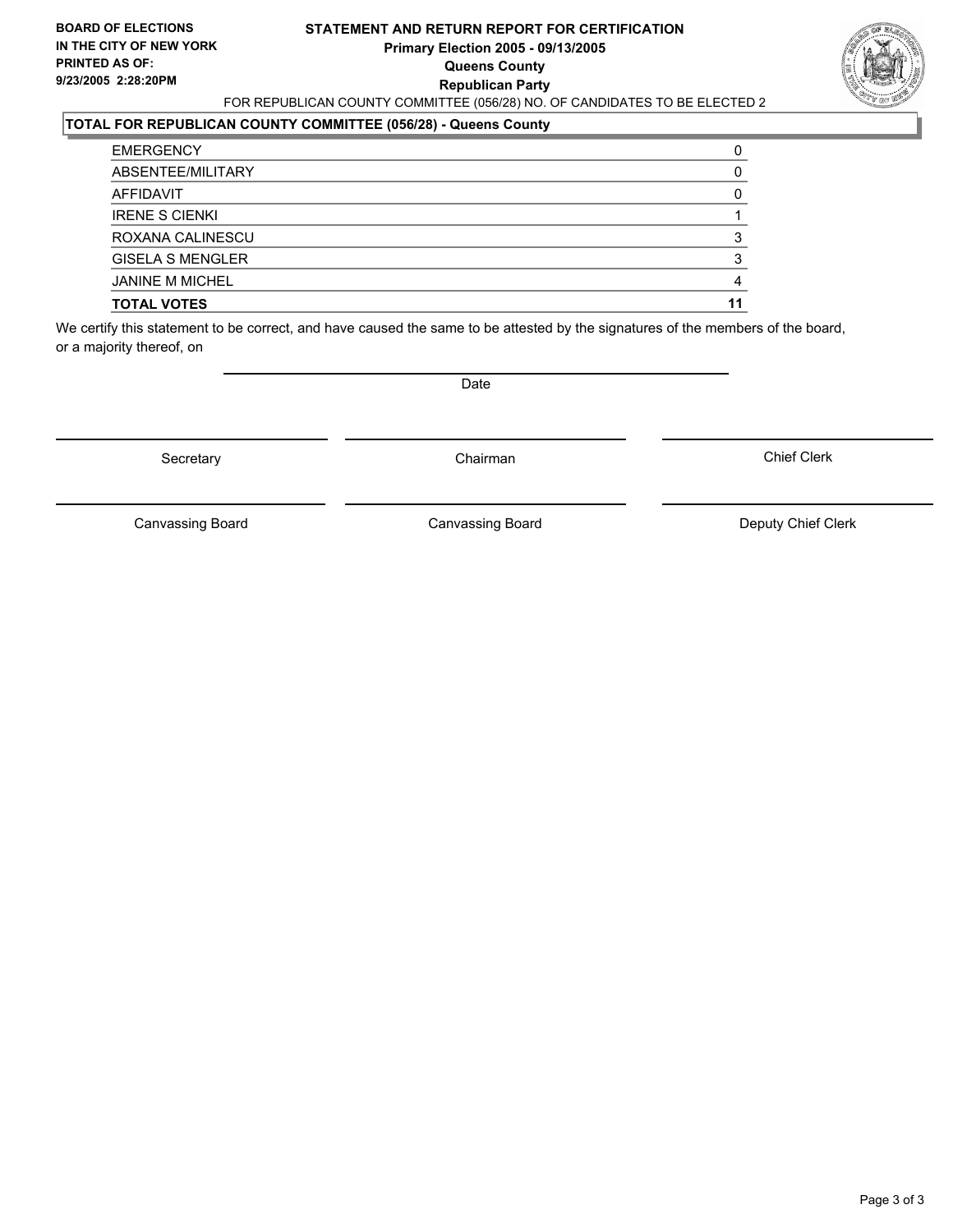**BOARD OF ELECTIONS IN THE CITY OF NEW YORK**
**PRINTED AS OF:**
**9/23/2005 2:28:20PM**

# STATEMENT AND RETURN REPORT FOR CERTIFICATION
## Primary Election 2005 - 09/13/2005
## Queens County
## Republican Party

FOR REPUBLICAN COUNTY COMMITTEE (056/28) NO. OF CANDIDATES TO BE ELECTED 2

**TOTAL FOR REPUBLICAN COUNTY COMMITTEE (056/28) - Queens County**

| | |
|---|---|
| EMERGENCY | 0 |
| ABSENTEE/MILITARY | 0 |
| AFFIDAVIT | 0 |
| IRENE S CIENKI | 1 |
| ROXANA CALINESCU | 3 |
| GISELA S MENGLER | 3 |
| JANINE M MICHEL | 4 |
| **TOTAL VOTES** | **11** |

We certify this statement to be correct, and have caused the same to be attested by the signatures of the members of the board, or a majority thereof, on

Date

Secretary | Chairman | Chief Clerk

Canvassing Board | Canvassing Board | Deputy Chief Clerk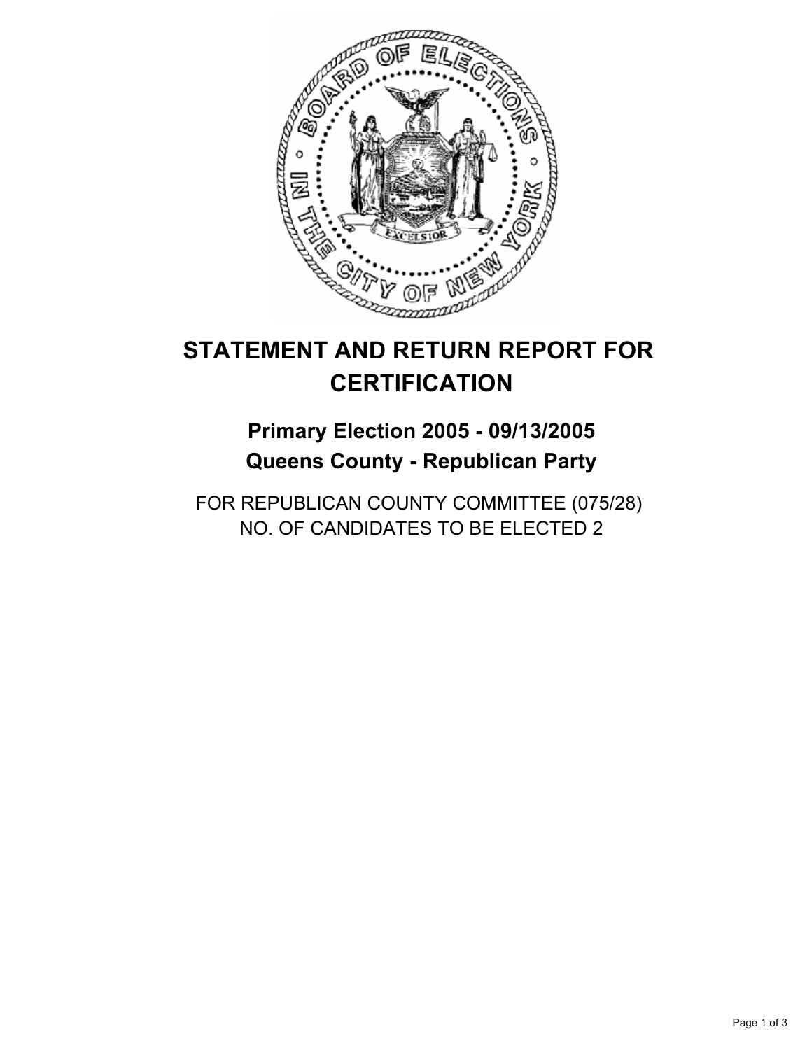# STATEMENT AND RETURN REPORT FOR CERTIFICATION

## Primary Election 2005 - 09/13/2005
## Queens County - Republican Party

FOR REPUBLICAN COUNTY COMMITTEE (075/28)
NO. OF CANDIDATES TO BE ELECTED 2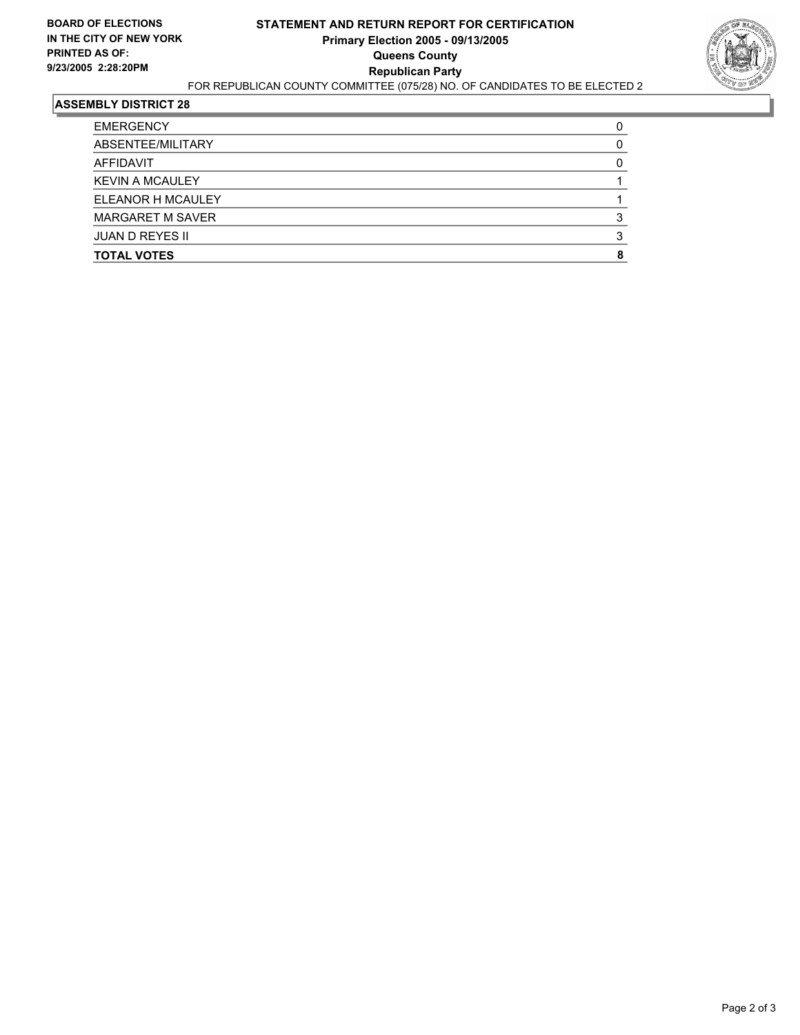**BOARD OF ELECTIONS**
**IN THE CITY OF NEW YORK**
**PRINTED AS OF:**
**9/23/2005 2:28:20PM**

# STATEMENT AND RETURN REPORT FOR CERTIFICATION
## Primary Election 2005 - 09/13/2005
## Queens County
## Republican Party

FOR REPUBLICAN COUNTY COMMITTEE (075/28) NO. OF CANDIDATES TO BE ELECTED 2

### ASSEMBLY DISTRICT 28

| | |
|---|---|
| EMERGENCY | 0 |
| ABSENTEE/MILITARY | 0 |
| AFFIDAVIT | 0 |
| KEVIN A MCAULEY | 1 |
| ELEANOR H MCAULEY | 1 |
| MARGARET M SAVER | 3 |
| JUAN D REYES II | 3 |
| **TOTAL VOTES** | **8** |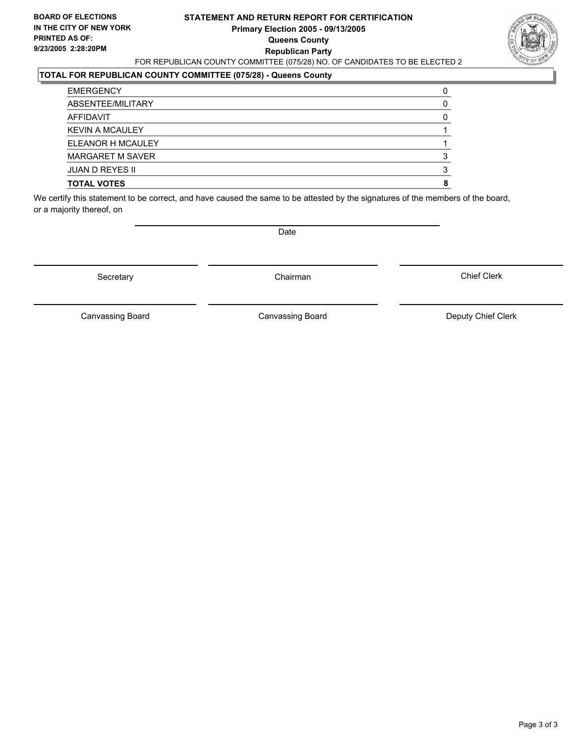**BOARD OF ELECTIONS IN THE CITY OF NEW YORK**
**PRINTED AS OF: 9/23/2005 2:28:20PM**

# STATEMENT AND RETURN REPORT FOR CERTIFICATION

**Primary Election 2005 - 09/13/2005**
**Queens County**
**Republican Party**

FOR REPUBLICAN COUNTY COMMITTEE (075/28) NO. OF CANDIDATES TO BE ELECTED 2

## TOTAL FOR REPUBLICAN COUNTY COMMITTEE (075/28) - Queens County

| | |
|---|---|
| EMERGENCY | 0 |
| ABSENTEE/MILITARY | 0 |
| AFFIDAVIT | 0 |
| KEVIN A MCAULEY | 1 |
| ELEANOR H MCAULEY | 1 |
| MARGARET M SAVER | 3 |
| JUAN D REYES II | 3 |
| **TOTAL VOTES** | **8** |

We certify this statement to be correct, and have caused the same to be attested by the signatures of the members of the board, or a majority thereof, on

Date

| | | |
|---|---|---|
| Secretary | Chairman | Chief Clerk |
| Canvassing Board | Canvassing Board | Deputy Chief Clerk |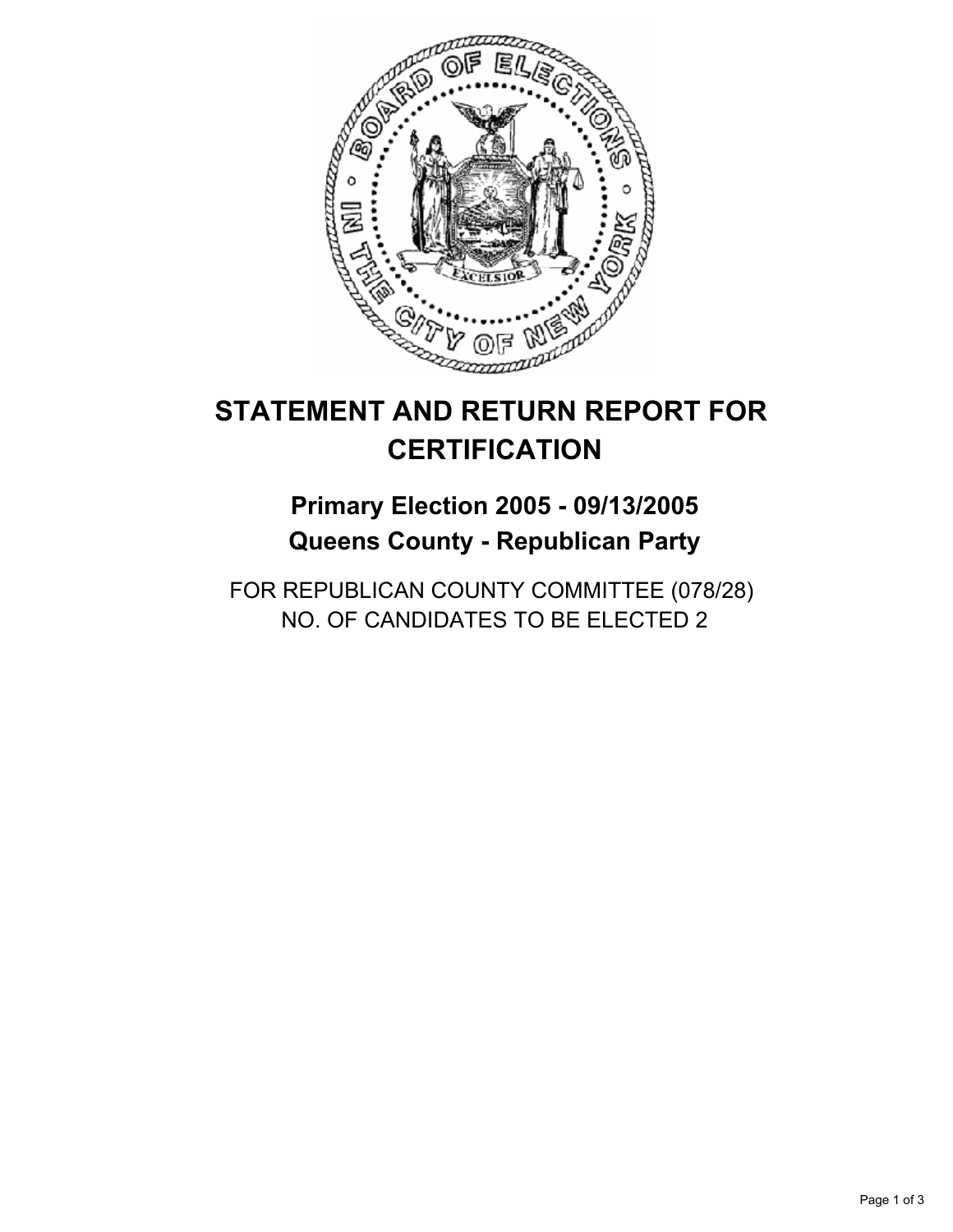# STATEMENT AND RETURN REPORT FOR CERTIFICATION

## Primary Election 2005 - 09/13/2005
## Queens County - Republican Party

FOR REPUBLICAN COUNTY COMMITTEE (078/28)
NO. OF CANDIDATES TO BE ELECTED 2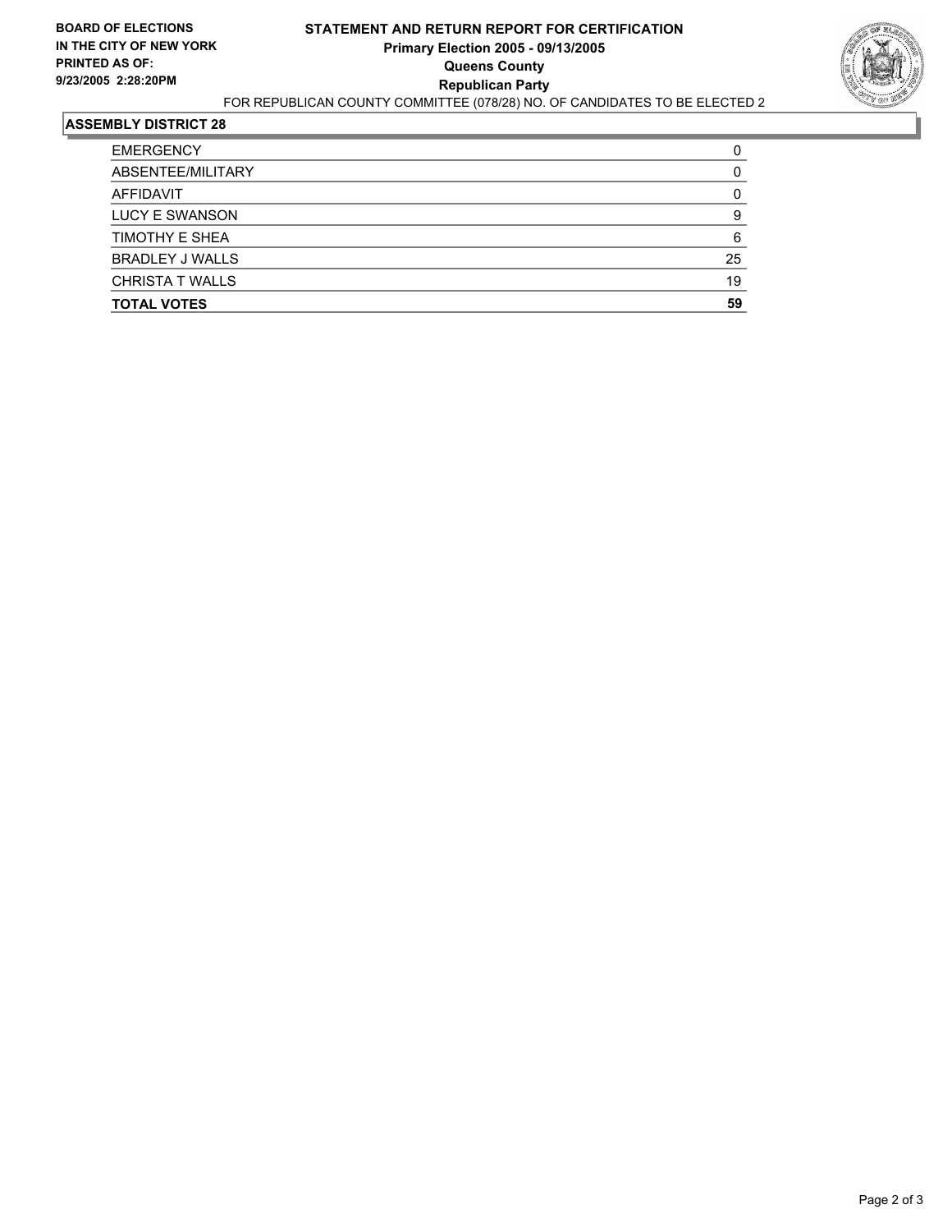**BOARD OF ELECTIONS IN THE CITY OF NEW YORK PRINTED AS OF: 9/23/2005 2:28:20PM**

# STATEMENT AND RETURN REPORT FOR CERTIFICATION
## Primary Election 2005 - 09/13/2005
## Queens County
## Republican Party

FOR REPUBLICAN COUNTY COMMITTEE (078/28) NO. OF CANDIDATES TO BE ELECTED 2

**ASSEMBLY DISTRICT 28**

| | |
|---|---|
| EMERGENCY | 0 |
| ABSENTEE/MILITARY | 0 |
| AFFIDAVIT | 0 |
| LUCY E SWANSON | 9 |
| TIMOTHY E SHEA | 6 |
| BRADLEY J WALLS | 25 |
| CHRISTA T WALLS | 19 |
| **TOTAL VOTES** | **59** |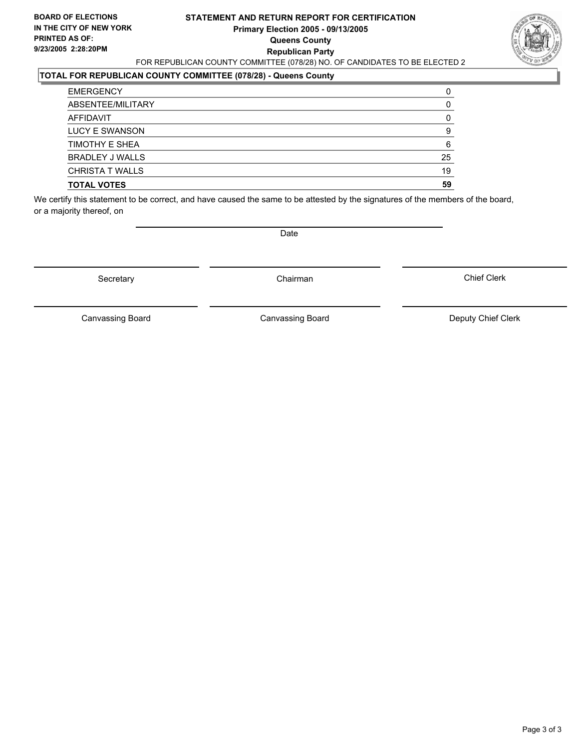**BOARD OF ELECTIONS IN THE CITY OF NEW YORK PRINTED AS OF: 9/23/2005 2:28:20PM**

# STATEMENT AND RETURN REPORT FOR CERTIFICATION
## Primary Election 2005 - 09/13/2005
## Queens County
## Republican Party

FOR REPUBLICAN COUNTY COMMITTEE (078/28) NO. OF CANDIDATES TO BE ELECTED 2

### TOTAL FOR REPUBLICAN COUNTY COMMITTEE (078/28) - Queens County

| | |
|---|---|
| EMERGENCY | 0 |
| ABSENTEE/MILITARY | 0 |
| AFFIDAVIT | 0 |
| LUCY E SWANSON | 9 |
| TIMOTHY E SHEA | 6 |
| BRADLEY J WALLS | 25 |
| CHRISTA T WALLS | 19 |
| **TOTAL VOTES** | **59** |

We certify this statement to be correct, and have caused the same to be attested by the signatures of the members of the board, or a majority thereof, on

Date

Secretary | Chairman | Chief Clerk

Canvassing Board | Canvassing Board | Deputy Chief Clerk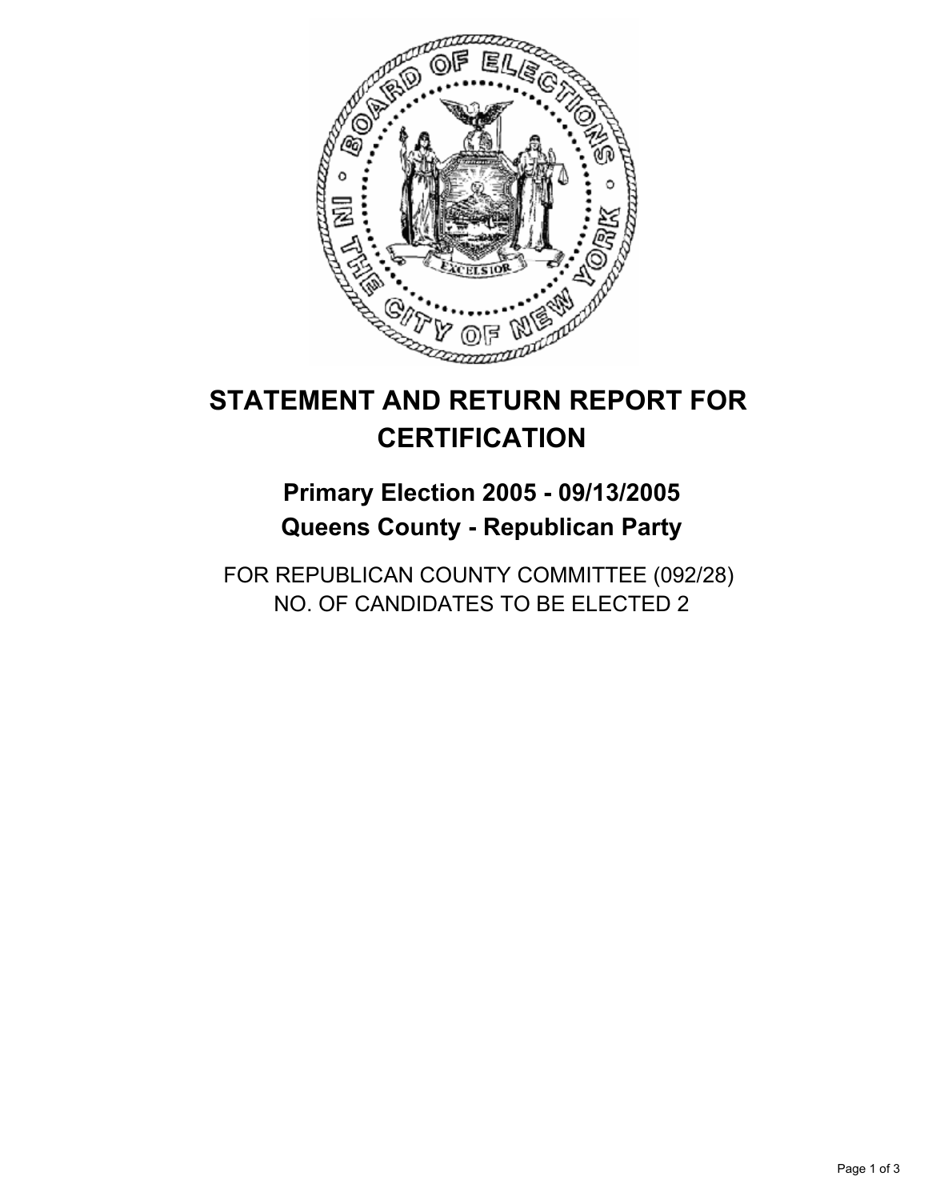# STATEMENT AND RETURN REPORT FOR CERTIFICATION

## Primary Election 2005 - 09/13/2005
## Queens County - Republican Party

FOR REPUBLICAN COUNTY COMMITTEE (092/28)
NO. OF CANDIDATES TO BE ELECTED 2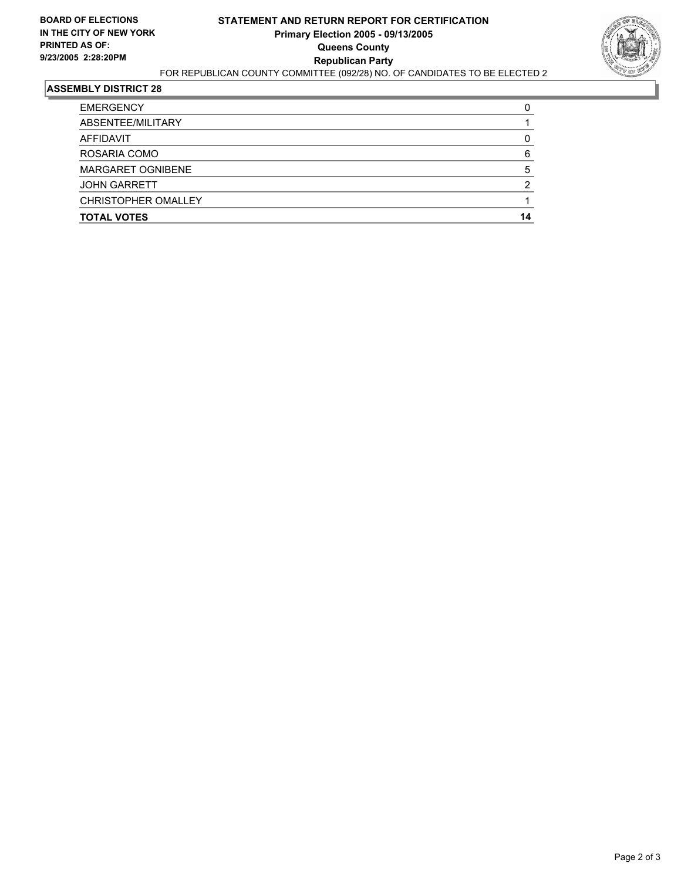**BOARD OF ELECTIONS IN THE CITY OF NEW YORK**
**PRINTED AS OF: 9/23/2005 2:28:20PM**

# STATEMENT AND RETURN REPORT FOR CERTIFICATION
## Primary Election 2005 - 09/13/2005
## Queens County
## Republican Party

FOR REPUBLICAN COUNTY COMMITTEE (092/28) NO. OF CANDIDATES TO BE ELECTED 2

### ASSEMBLY DISTRICT 28

| | |
|---|---|
| EMERGENCY | 0 |
| ABSENTEE/MILITARY | 1 |
| AFFIDAVIT | 0 |
| ROSARIA COMO | 6 |
| MARGARET OGNIBENE | 5 |
| JOHN GARRETT | 2 |
| CHRISTOPHER OMALLEY | 1 |
| **TOTAL VOTES** | **14** |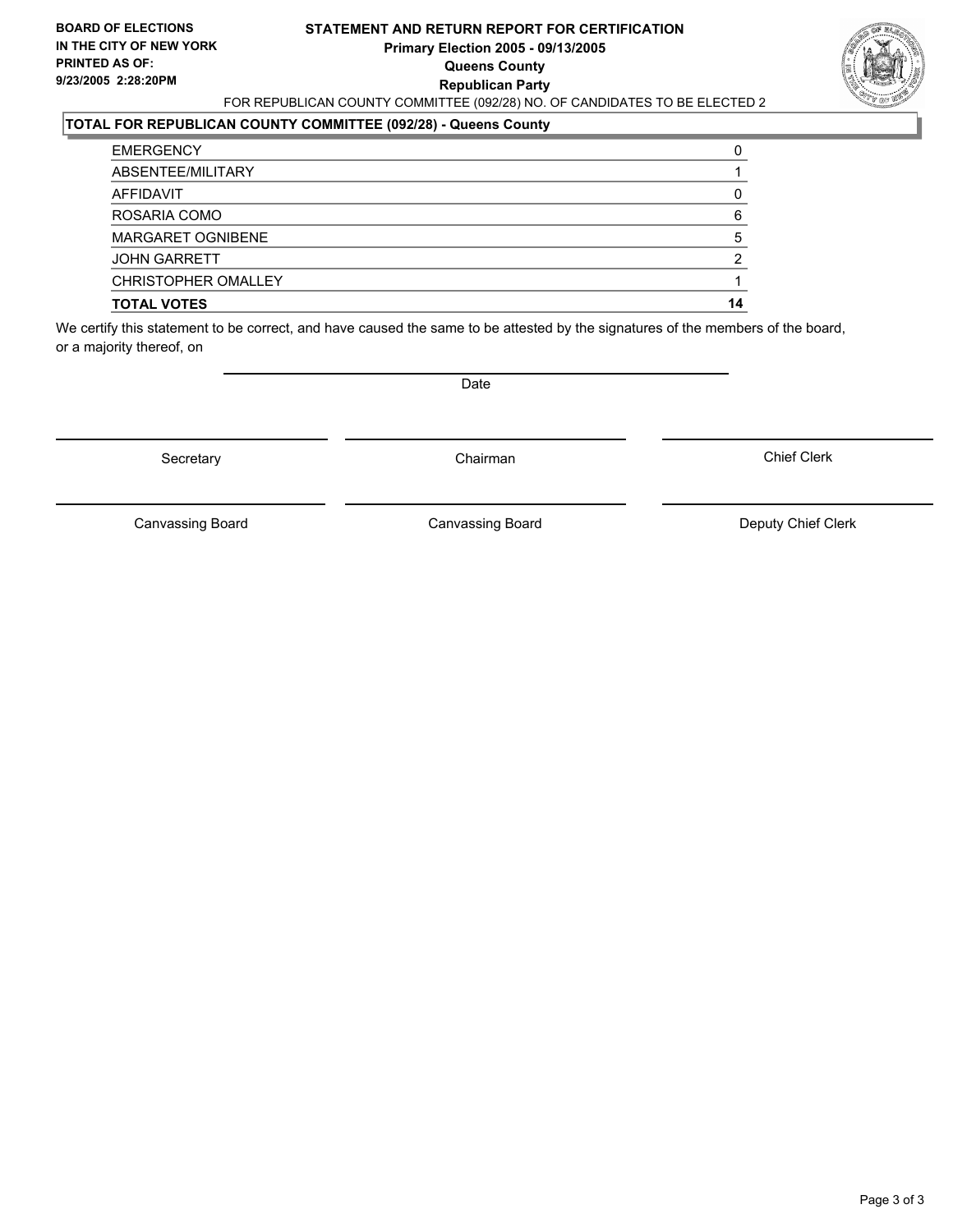BOARD OF ELECTIONS
IN THE CITY OF NEW YORK
PRINTED AS OF:
9/23/2005 2:28:20PM

# STATEMENT AND RETURN REPORT FOR CERTIFICATION
**Primary Election 2005 - 09/13/2005**
**Queens County**
**Republican Party**

FOR REPUBLICAN COUNTY COMMITTEE (092/28) NO. OF CANDIDATES TO BE ELECTED 2

## TOTAL FOR REPUBLICAN COUNTY COMMITTEE (092/28) - Queens County

| | |
|---|---|
| EMERGENCY | 0 |
| ABSENTEE/MILITARY | 1 |
| AFFIDAVIT | 0 |
| ROSARIA COMO | 6 |
| MARGARET OGNIBENE | 5 |
| JOHN GARRETT | 2 |
| CHRISTOPHER OMALLEY | 1 |
| **TOTAL VOTES** | **14** |

We certify this statement to be correct, and have caused the same to be attested by the signatures of the members of the board, or a majority thereof, on

Date

Secretary | Chairman | Chief Clerk

Canvassing Board | Canvassing Board | Deputy Chief Clerk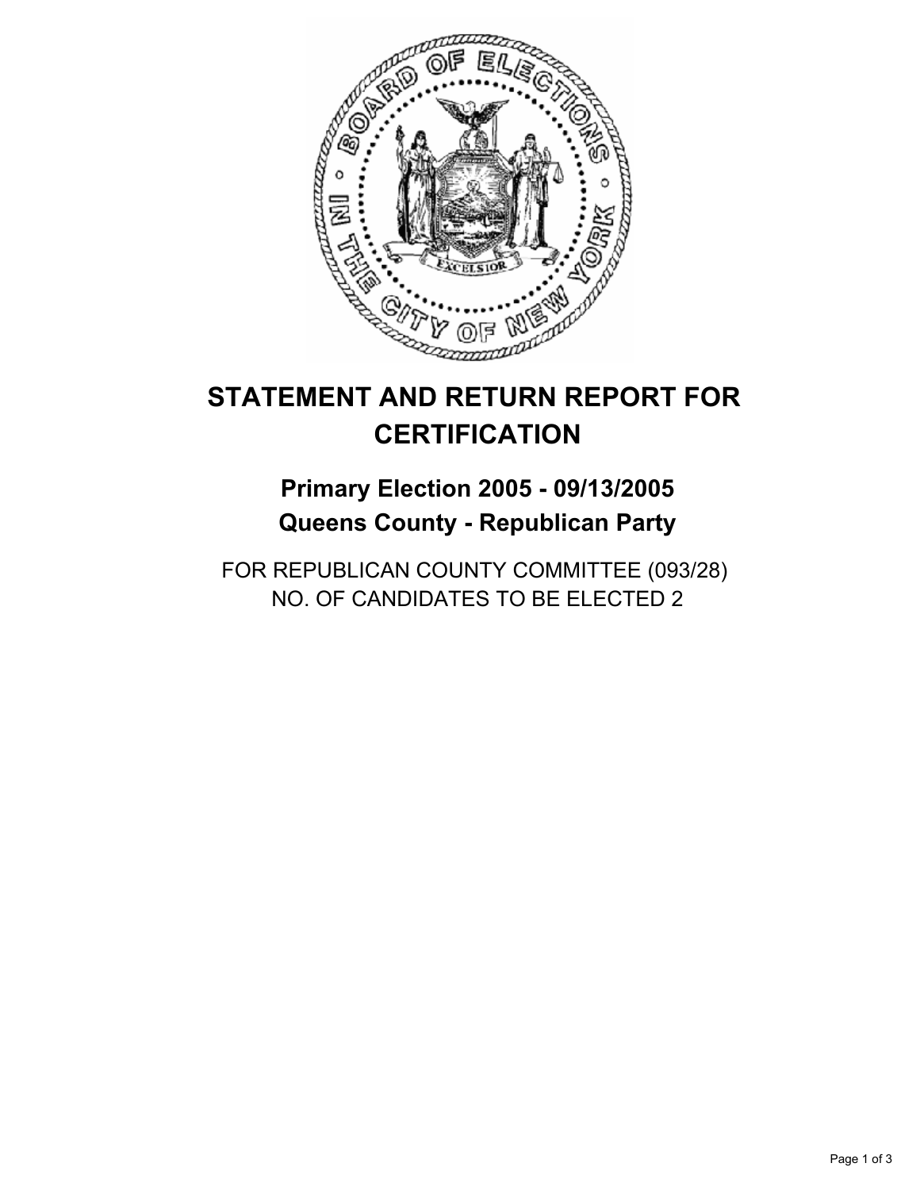# STATEMENT AND RETURN REPORT FOR CERTIFICATION

## Primary Election 2005 - 09/13/2005
## Queens County - Republican Party

FOR REPUBLICAN COUNTY COMMITTEE (093/28)
NO. OF CANDIDATES TO BE ELECTED 2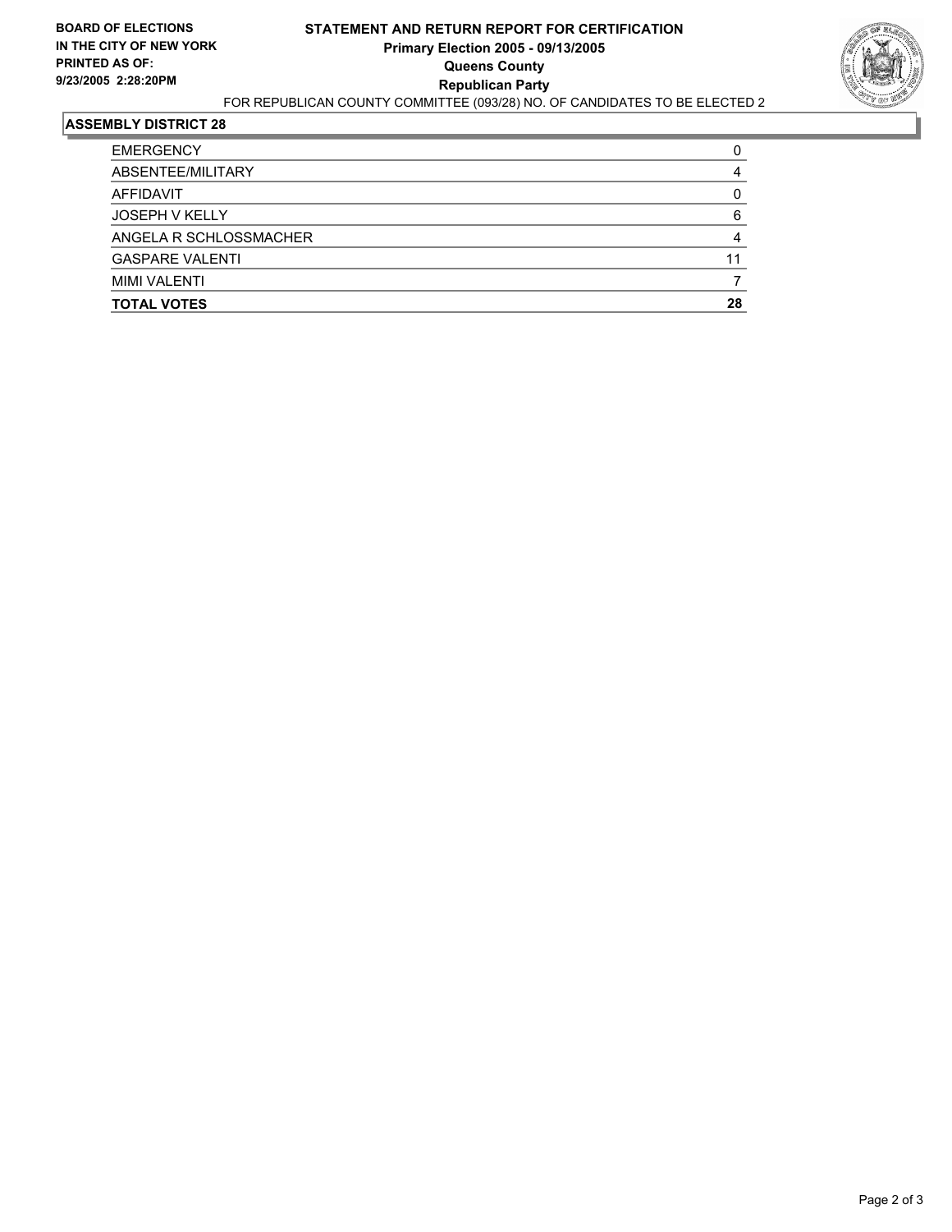**BOARD OF ELECTIONS IN THE CITY OF NEW YORK**
**PRINTED AS OF: 9/23/2005 2:28:20PM**

# STATEMENT AND RETURN REPORT FOR CERTIFICATION
## Primary Election 2005 - 09/13/2005
## Queens County
## Republican Party

FOR REPUBLICAN COUNTY COMMITTEE (093/28) NO. OF CANDIDATES TO BE ELECTED 2

### ASSEMBLY DISTRICT 28

| | |
|---|---|
| EMERGENCY | 0 |
| ABSENTEE/MILITARY | 4 |
| AFFIDAVIT | 0 |
| JOSEPH V KELLY | 6 |
| ANGELA R SCHLOSSMACHER | 4 |
| GASPARE VALENTI | 11 |
| MIMI VALENTI | 7 |
| **TOTAL VOTES** | **28** |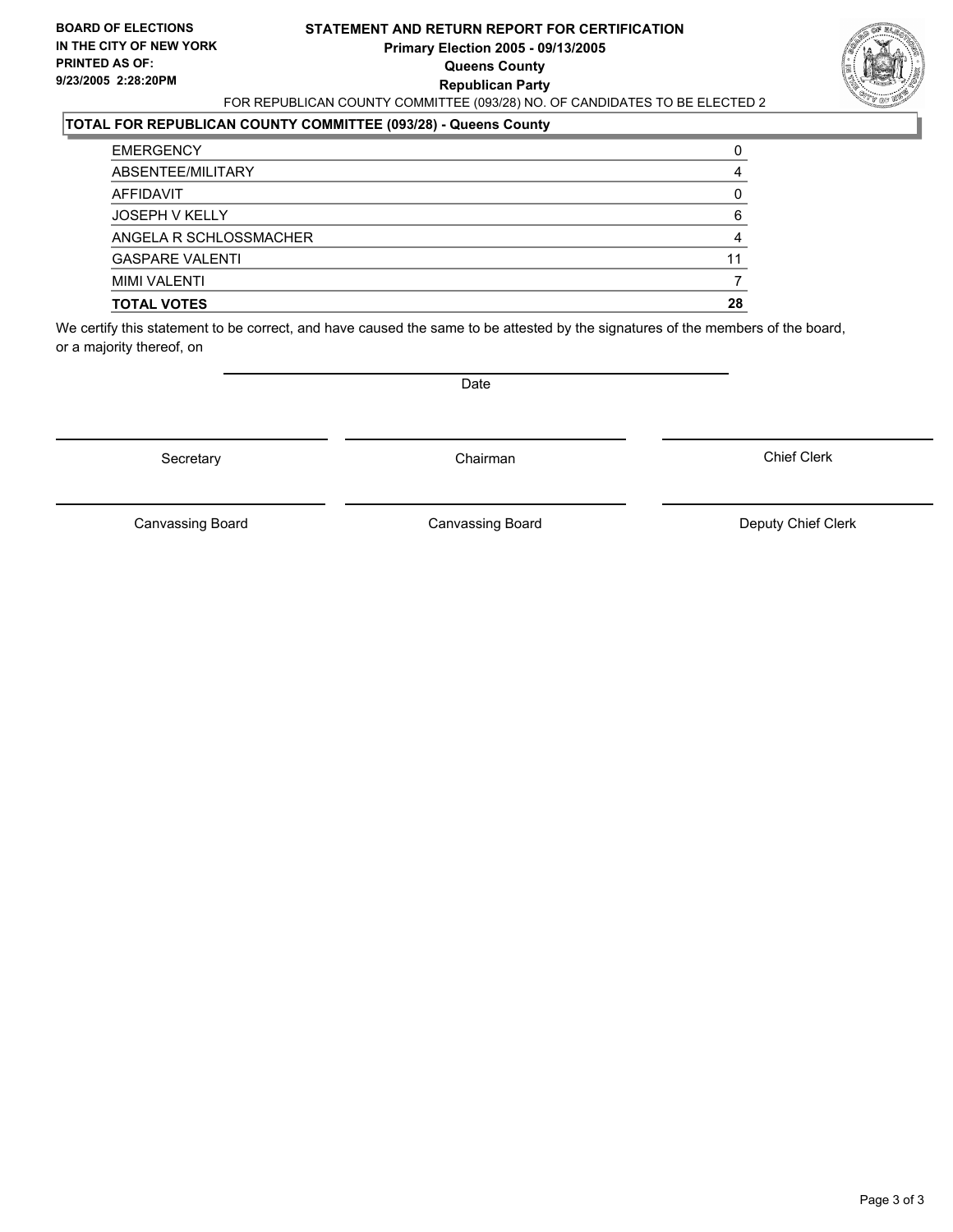**BOARD OF ELECTIONS IN THE CITY OF NEW YORK PRINTED AS OF: 9/23/2005 2:28:20PM**

# STATEMENT AND RETURN REPORT FOR CERTIFICATION

**Primary Election 2005 - 09/13/2005**
**Queens County**
**Republican Party**

FOR REPUBLICAN COUNTY COMMITTEE (093/28) NO. OF CANDIDATES TO BE ELECTED 2

## TOTAL FOR REPUBLICAN COUNTY COMMITTEE (093/28) - Queens County

| | |
|---|---|
| EMERGENCY | 0 |
| ABSENTEE/MILITARY | 4 |
| AFFIDAVIT | 0 |
| JOSEPH V KELLY | 6 |
| ANGELA R SCHLOSSMACHER | 4 |
| GASPARE VALENTI | 11 |
| MIMI VALENTI | 7 |
| **TOTAL VOTES** | **28** |

We certify this statement to be correct, and have caused the same to be attested by the signatures of the members of the board, or a majority thereof, on

Date

Secretary | Chairman | Chief Clerk

Canvassing Board | Canvassing Board | Deputy Chief Clerk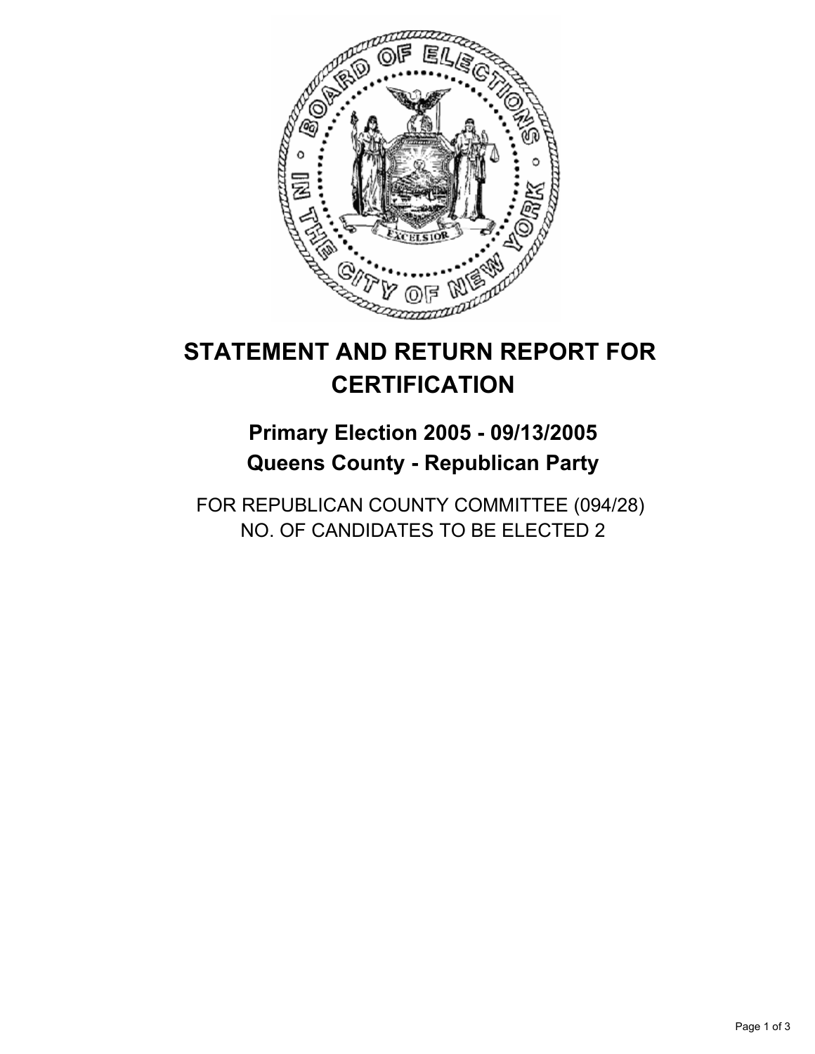# STATEMENT AND RETURN REPORT FOR CERTIFICATION

## Primary Election 2005 - 09/13/2005
## Queens County - Republican Party

FOR REPUBLICAN COUNTY COMMITTEE (094/28)
NO. OF CANDIDATES TO BE ELECTED 2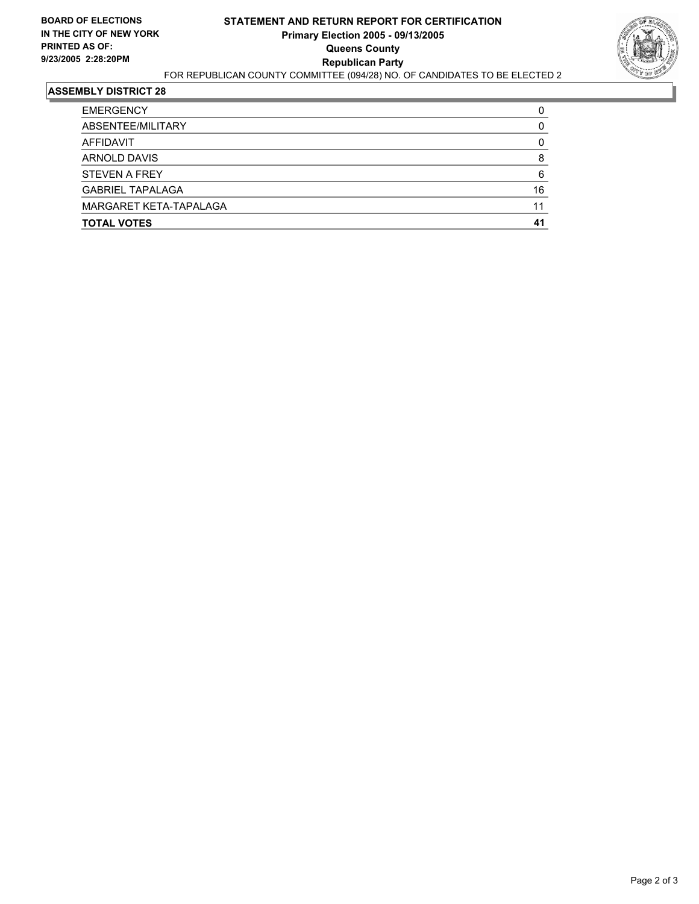**BOARD OF ELECTIONS IN THE CITY OF NEW YORK PRINTED AS OF: 9/23/2005 2:28:20PM**

# STATEMENT AND RETURN REPORT FOR CERTIFICATION
## Primary Election 2005 - 09/13/2005
## Queens County
## Republican Party

FOR REPUBLICAN COUNTY COMMITTEE (094/28) NO. OF CANDIDATES TO BE ELECTED 2

### ASSEMBLY DISTRICT 28

| | |
|---|---|
| EMERGENCY | 0 |
| ABSENTEE/MILITARY | 0 |
| AFFIDAVIT | 0 |
| ARNOLD DAVIS | 8 |
| STEVEN A FREY | 6 |
| GABRIEL TAPALAGA | 16 |
| MARGARET KETA-TAPALAGA | 11 |
| **TOTAL VOTES** | **41** |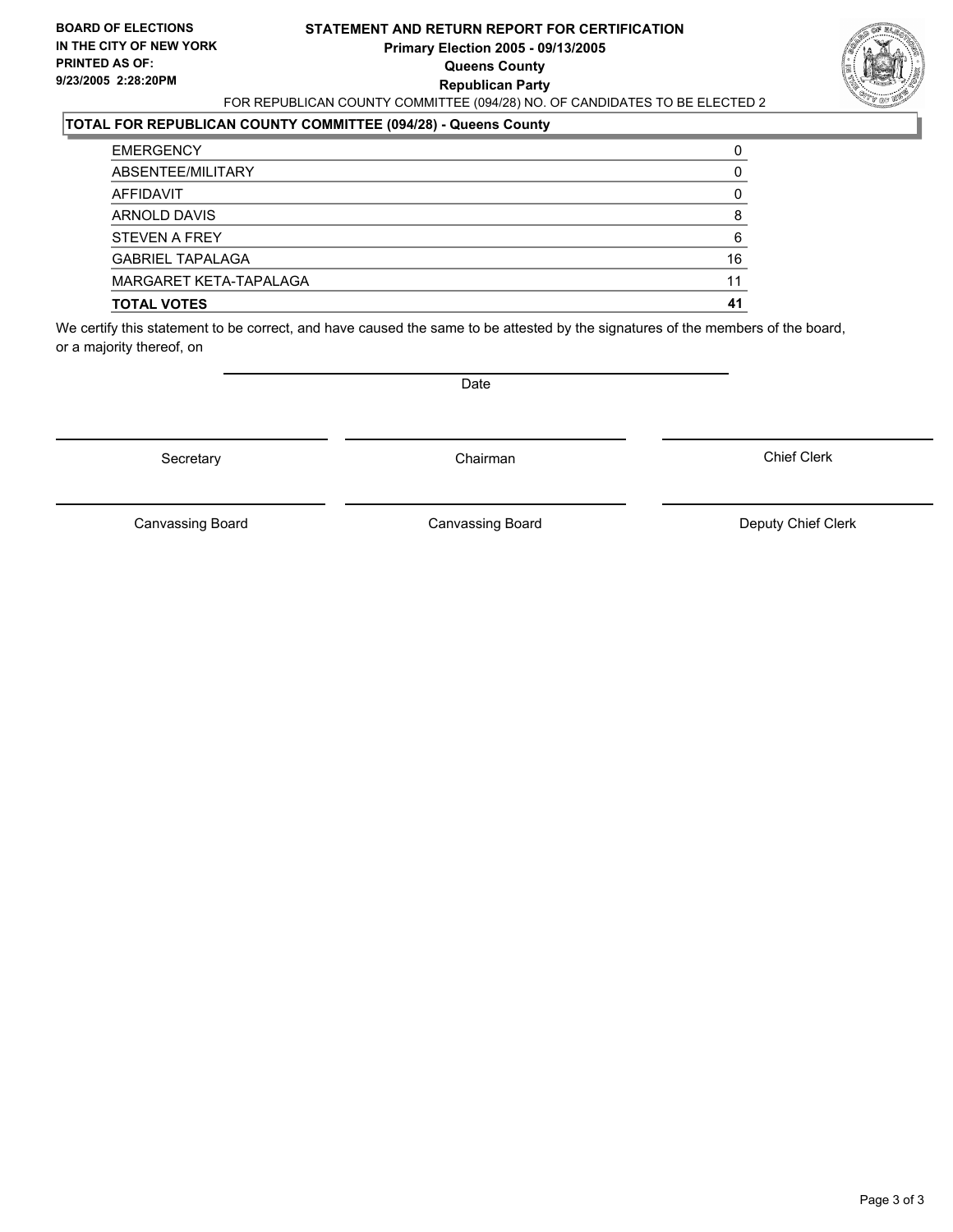**BOARD OF ELECTIONS IN THE CITY OF NEW YORK**
**PRINTED AS OF:**
**9/23/2005 2:28:20PM**

**STATEMENT AND RETURN REPORT FOR CERTIFICATION**
**Primary Election 2005 - 09/13/2005**
**Queens County**
**Republican Party**

FOR REPUBLICAN COUNTY COMMITTEE (094/28) NO. OF CANDIDATES TO BE ELECTED 2

**TOTAL FOR REPUBLICAN COUNTY COMMITTEE (094/28) - Queens County**

| | |
|---|---|
| EMERGENCY | 0 |
| ABSENTEE/MILITARY | 0 |
| AFFIDAVIT | 0 |
| ARNOLD DAVIS | 8 |
| STEVEN A FREY | 6 |
| GABRIEL TAPALAGA | 16 |
| MARGARET KETA-TAPALAGA | 11 |
| **TOTAL VOTES** | **41** |

We certify this statement to be correct, and have caused the same to be attested by the signatures of the members of the board, or a majority thereof, on

Date

| Secretary | Chairman | Chief Clerk |
|---|---|---|
| Canvassing Board | Canvassing Board | Deputy Chief Clerk |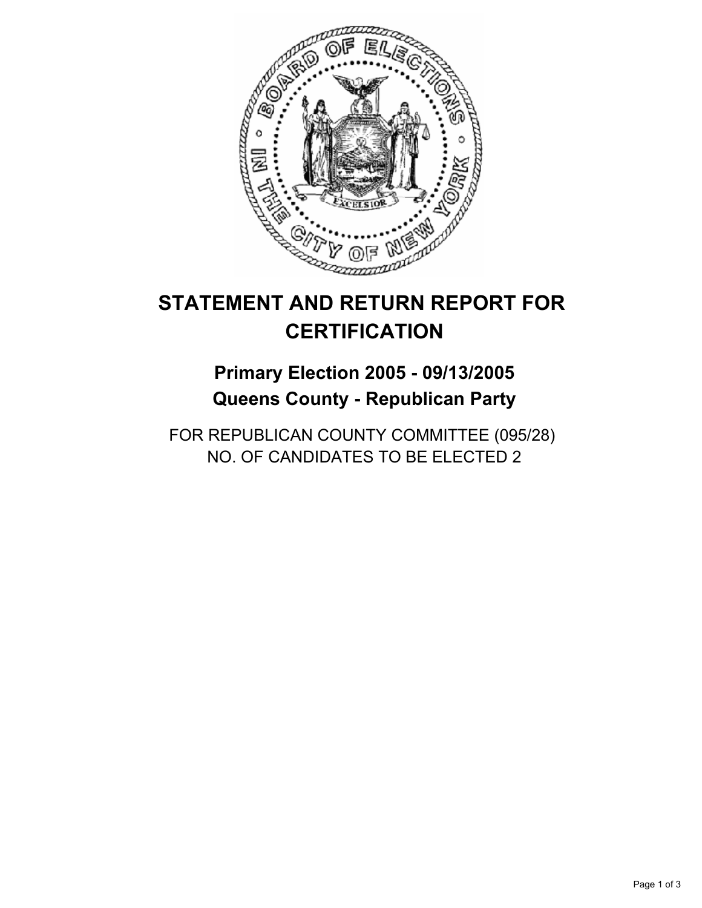# STATEMENT AND RETURN REPORT FOR CERTIFICATION

## Primary Election 2005 - 09/13/2005
## Queens County - Republican Party

FOR REPUBLICAN COUNTY COMMITTEE (095/28)
NO. OF CANDIDATES TO BE ELECTED 2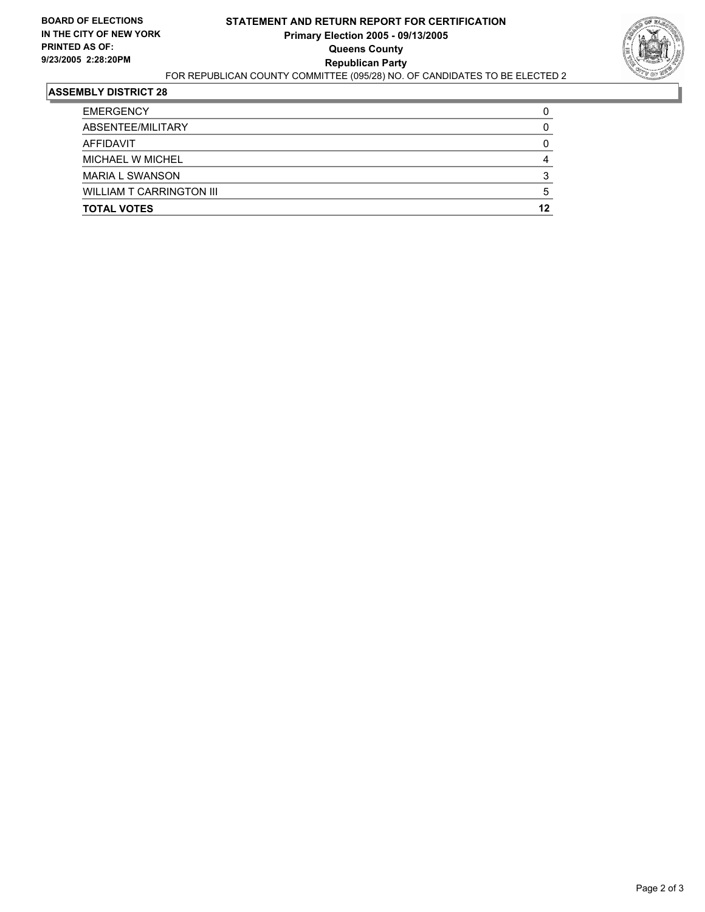**BOARD OF ELECTIONS IN THE CITY OF NEW YORK PRINTED AS OF: 9/23/2005 2:28:20PM**

# STATEMENT AND RETURN REPORT FOR CERTIFICATION
## Primary Election 2005 - 09/13/2005
## Queens County
## Republican Party

FOR REPUBLICAN COUNTY COMMITTEE (095/28) NO. OF CANDIDATES TO BE ELECTED 2

### ASSEMBLY DISTRICT 28

| | |
|---|---|
| EMERGENCY | 0 |
| ABSENTEE/MILITARY | 0 |
| AFFIDAVIT | 0 |
| MICHAEL W MICHEL | 4 |
| MARIA L SWANSON | 3 |
| WILLIAM T CARRINGTON III | 5 |
| **TOTAL VOTES** | **12** |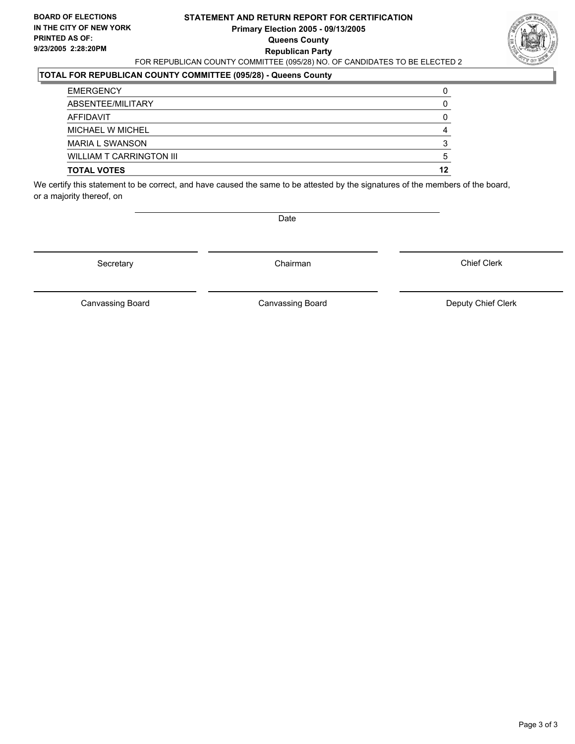**BOARD OF ELECTIONS IN THE CITY OF NEW YORK PRINTED AS OF: 9/23/2005 2:28:20PM**

# STATEMENT AND RETURN REPORT FOR CERTIFICATION
## Primary Election 2005 - 09/13/2005
## Queens County
## Republican Party

FOR REPUBLICAN COUNTY COMMITTEE (095/28) NO. OF CANDIDATES TO BE ELECTED 2

### TOTAL FOR REPUBLICAN COUNTY COMMITTEE (095/28) - Queens County

| | |
|---|---|
| EMERGENCY | 0 |
| ABSENTEE/MILITARY | 0 |
| AFFIDAVIT | 0 |
| MICHAEL W MICHEL | 4 |
| MARIA L SWANSON | 3 |
| WILLIAM T CARRINGTON III | 5 |
| **TOTAL VOTES** | **12** |

We certify this statement to be correct, and have caused the same to be attested by the signatures of the members of the board, or a majority thereof, on

Date

Secretary | Chairman | Chief Clerk

Canvassing Board | Canvassing Board | Deputy Chief Clerk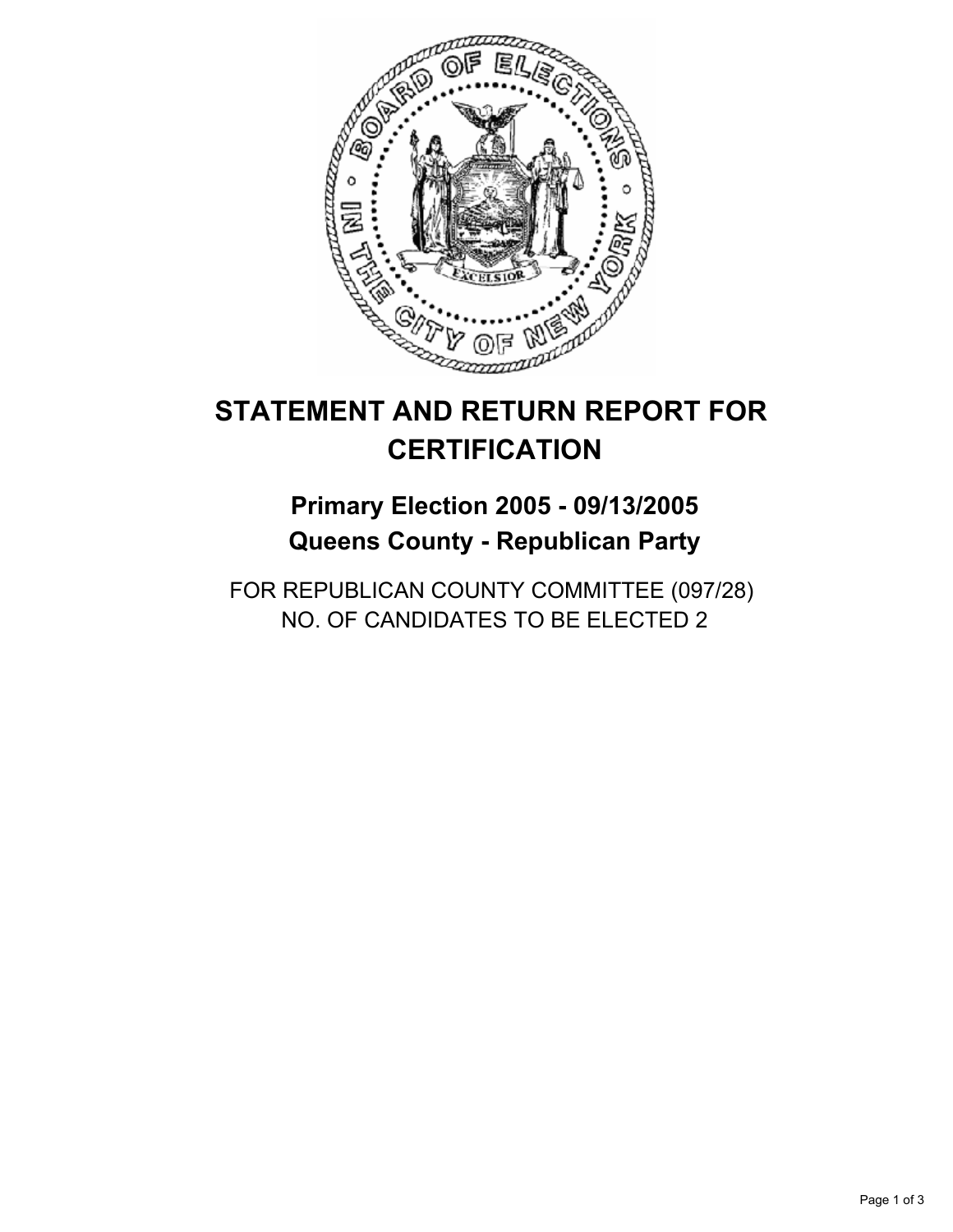# STATEMENT AND RETURN REPORT FOR CERTIFICATION

## Primary Election 2005 - 09/13/2005
## Queens County - Republican Party

FOR REPUBLICAN COUNTY COMMITTEE (097/28)
NO. OF CANDIDATES TO BE ELECTED 2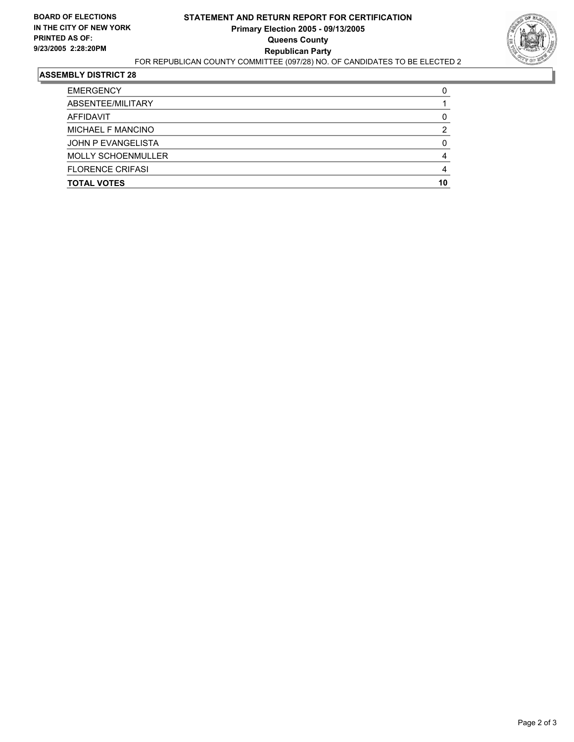**BOARD OF ELECTIONS IN THE CITY OF NEW YORK PRINTED AS OF: 9/23/2005 2:28:20PM**

# STATEMENT AND RETURN REPORT FOR CERTIFICATION
## Primary Election 2005 - 09/13/2005
## Queens County
## Republican Party

FOR REPUBLICAN COUNTY COMMITTEE (097/28) NO. OF CANDIDATES TO BE ELECTED 2

### ASSEMBLY DISTRICT 28

| | |
|---|---|
| EMERGENCY | 0 |
| ABSENTEE/MILITARY | 1 |
| AFFIDAVIT | 0 |
| MICHAEL F MANCINO | 2 |
| JOHN P EVANGELISTA | 0 |
| MOLLY SCHOENMULLER | 4 |
| FLORENCE CRIFASI | 4 |
| **TOTAL VOTES** | **10** |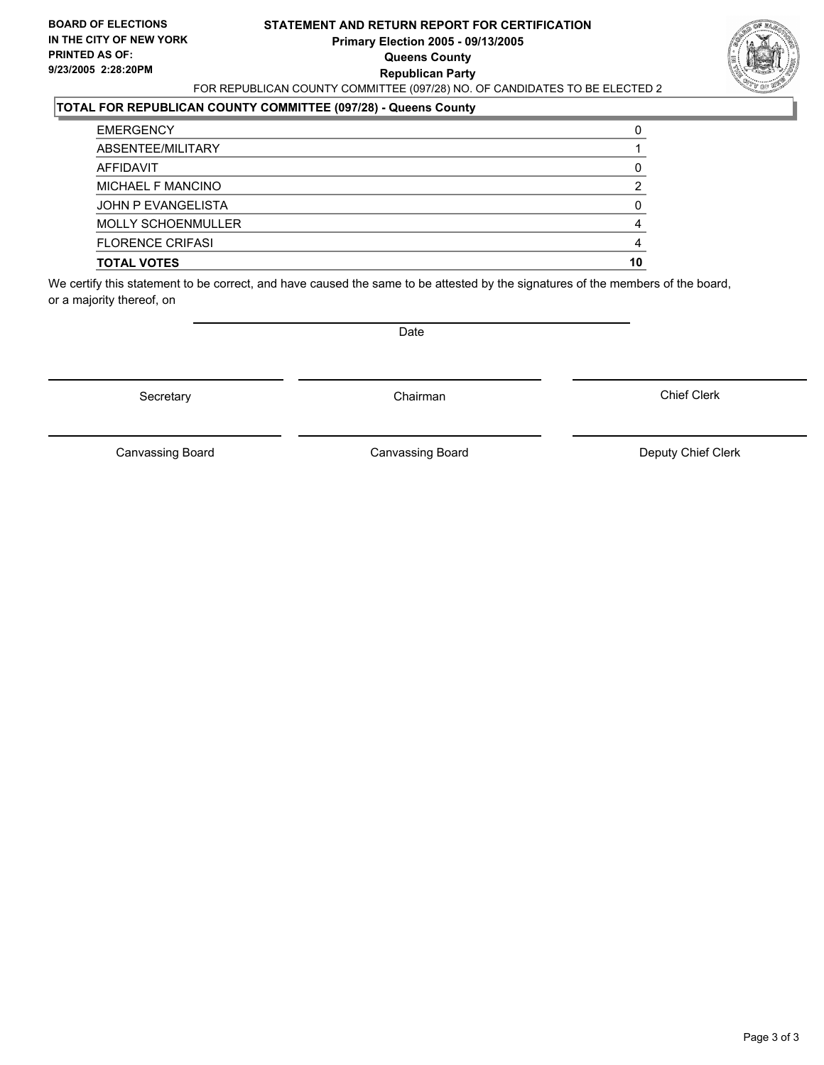**BOARD OF ELECTIONS IN THE CITY OF NEW YORK**
**PRINTED AS OF: 9/23/2005 2:28:20PM**

**STATEMENT AND RETURN REPORT FOR CERTIFICATION**
**Primary Election 2005 - 09/13/2005**
**Queens County**
**Republican Party**

FOR REPUBLICAN COUNTY COMMITTEE (097/28) NO. OF CANDIDATES TO BE ELECTED 2

**TOTAL FOR REPUBLICAN COUNTY COMMITTEE (097/28) - Queens County**

| | |
|---|---|
| EMERGENCY | 0 |
| ABSENTEE/MILITARY | 1 |
| AFFIDAVIT | 0 |
| MICHAEL F MANCINO | 2 |
| JOHN P EVANGELISTA | 0 |
| MOLLY SCHOENMULLER | 4 |
| FLORENCE CRIFASI | 4 |
| **TOTAL VOTES** | **10** |

We certify this statement to be correct, and have caused the same to be attested by the signatures of the members of the board, or a majority thereof, on

Date

Secretary | Chairman | Chief Clerk

Canvassing Board | Canvassing Board | Deputy Chief Clerk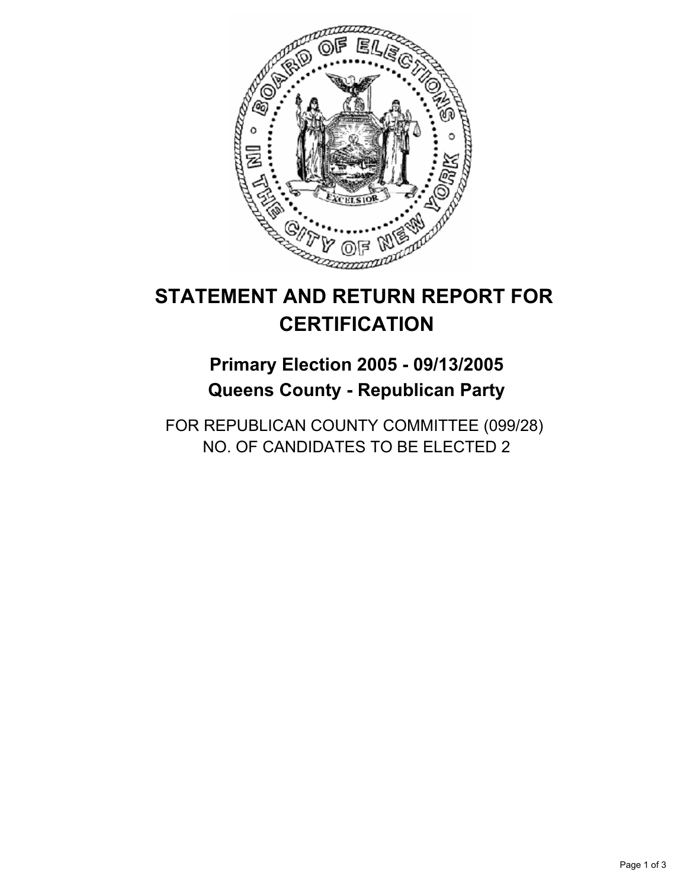# STATEMENT AND RETURN REPORT FOR CERTIFICATION

## Primary Election 2005 - 09/13/2005
## Queens County - Republican Party

FOR REPUBLICAN COUNTY COMMITTEE (099/28)
NO. OF CANDIDATES TO BE ELECTED 2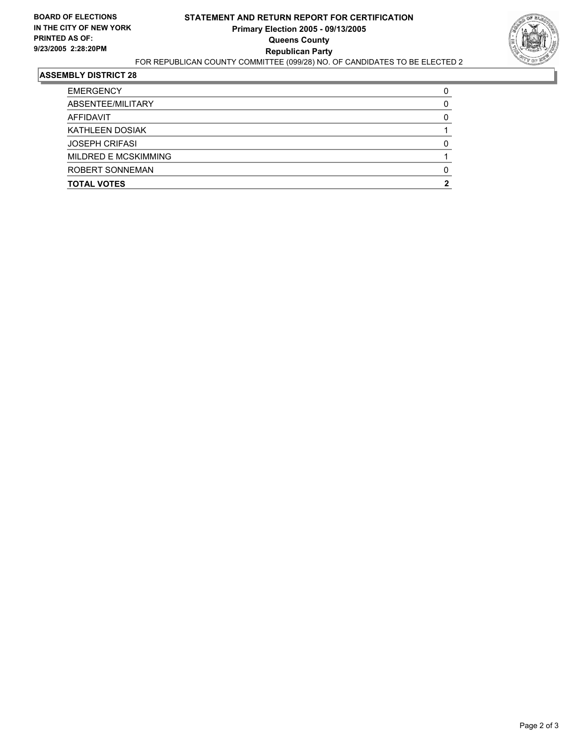**BOARD OF ELECTIONS IN THE CITY OF NEW YORK PRINTED AS OF: 9/23/2005 2:28:20PM**

# STATEMENT AND RETURN REPORT FOR CERTIFICATION
## Primary Election 2005 - 09/13/2005
## Queens County
## Republican Party

FOR REPUBLICAN COUNTY COMMITTEE (099/28) NO. OF CANDIDATES TO BE ELECTED 2

### ASSEMBLY DISTRICT 28

| | |
|---|---|
| EMERGENCY | 0 |
| ABSENTEE/MILITARY | 0 |
| AFFIDAVIT | 0 |
| KATHLEEN DOSIAK | 1 |
| JOSEPH CRIFASI | 0 |
| MILDRED E MCSKIMMING | 1 |
| ROBERT SONNEMAN | 0 |
| **TOTAL VOTES** | **2** |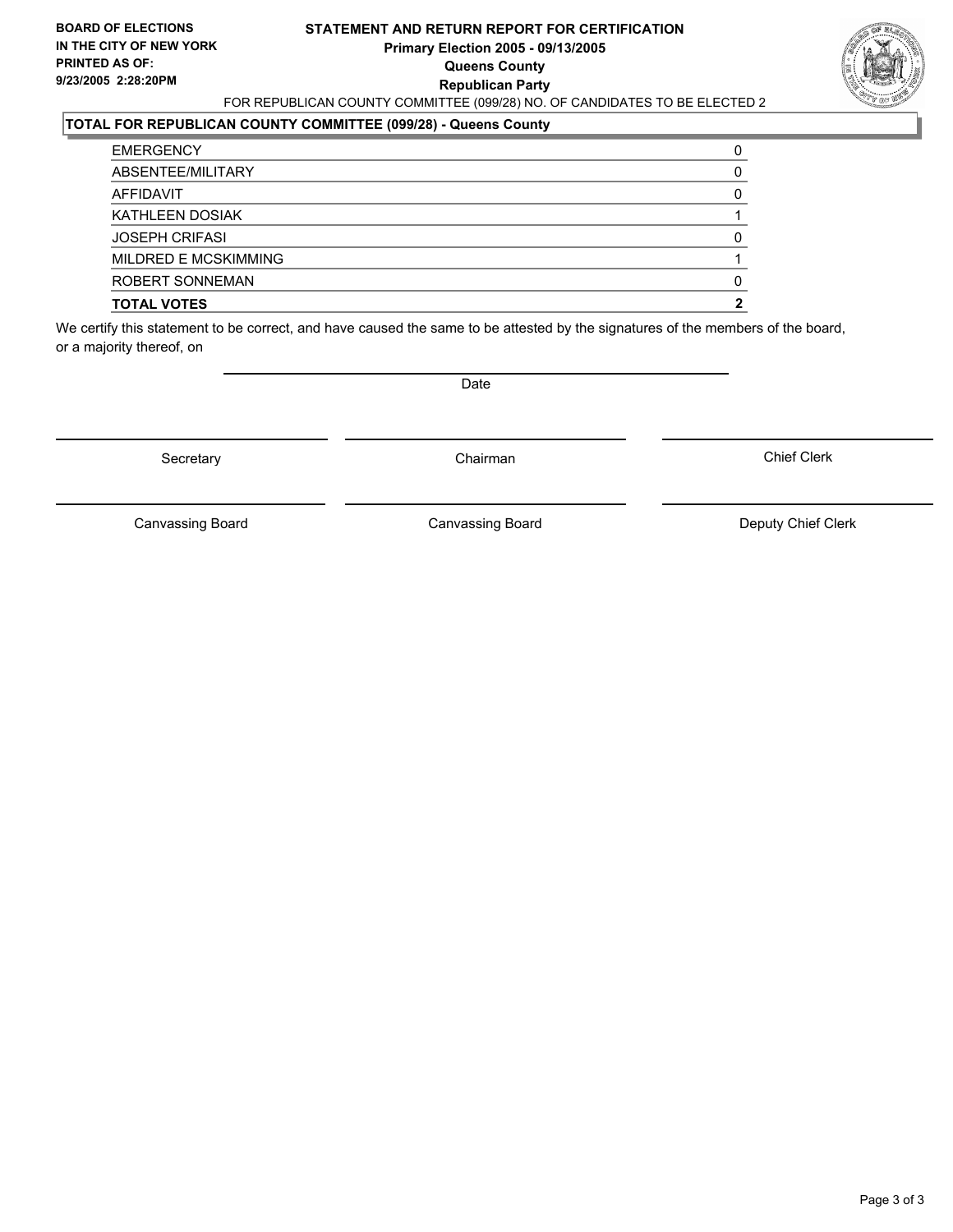**BOARD OF ELECTIONS IN THE CITY OF NEW YORK**
**PRINTED AS OF:**
**9/23/2005 2:28:20PM**

# STATEMENT AND RETURN REPORT FOR CERTIFICATION
**Primary Election 2005 - 09/13/2005**
**Queens County**
**Republican Party**

FOR REPUBLICAN COUNTY COMMITTEE (099/28) NO. OF CANDIDATES TO BE ELECTED 2

## TOTAL FOR REPUBLICAN COUNTY COMMITTEE (099/28) - Queens County

| | |
|---|---|
| EMERGENCY | 0 |
| ABSENTEE/MILITARY | 0 |
| AFFIDAVIT | 0 |
| KATHLEEN DOSIAK | 1 |
| JOSEPH CRIFASI | 0 |
| MILDRED E MCSKIMMING | 1 |
| ROBERT SONNEMAN | 0 |
| **TOTAL VOTES** | **2** |

We certify this statement to be correct, and have caused the same to be attested by the signatures of the members of the board, or a majority thereof, on

Date

Secretary | Chairman | Chief Clerk

Canvassing Board | Canvassing Board | Deputy Chief Clerk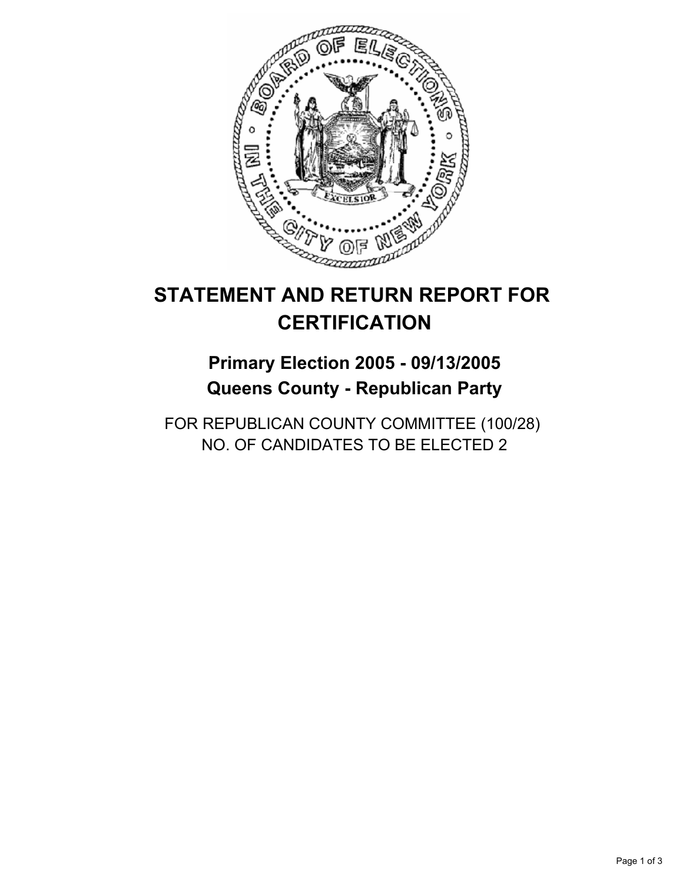# STATEMENT AND RETURN REPORT FOR CERTIFICATION

## Primary Election 2005 - 09/13/2005
## Queens County - Republican Party

FOR REPUBLICAN COUNTY COMMITTEE (100/28)
NO. OF CANDIDATES TO BE ELECTED 2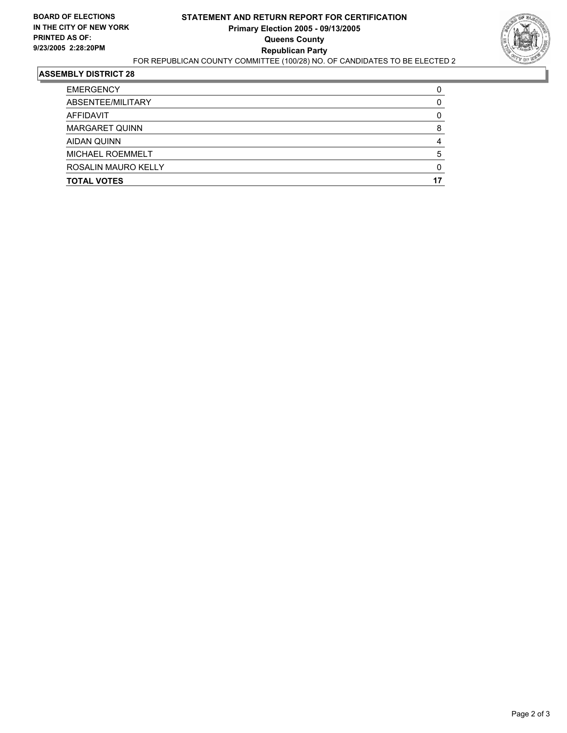**BOARD OF ELECTIONS IN THE CITY OF NEW YORK**
**PRINTED AS OF: 9/23/2005 2:28:20PM**

# STATEMENT AND RETURN REPORT FOR CERTIFICATION
## Primary Election 2005 - 09/13/2005
## Queens County
## Republican Party

FOR REPUBLICAN COUNTY COMMITTEE (100/28) NO. OF CANDIDATES TO BE ELECTED 2

### ASSEMBLY DISTRICT 28

| | |
|---|---|
| EMERGENCY | 0 |
| ABSENTEE/MILITARY | 0 |
| AFFIDAVIT | 0 |
| MARGARET QUINN | 8 |
| AIDAN QUINN | 4 |
| MICHAEL ROEMMELT | 5 |
| ROSALIN MAURO KELLY | 0 |
| **TOTAL VOTES** | **17** |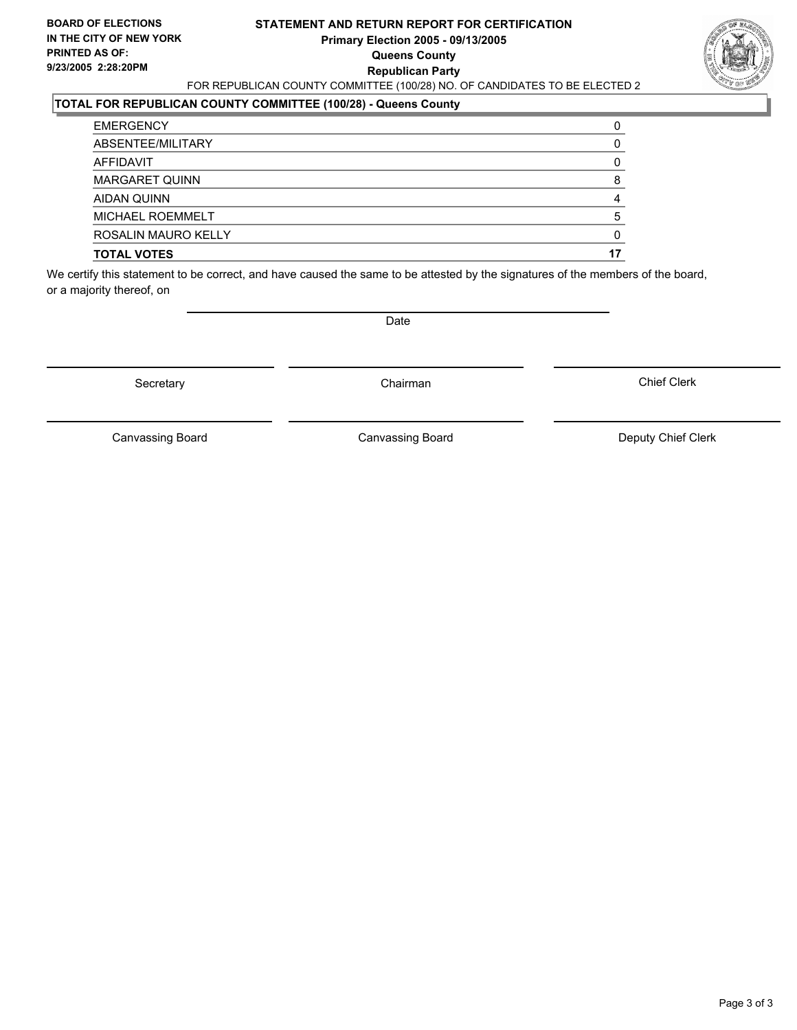**BOARD OF ELECTIONS IN THE CITY OF NEW YORK**
**PRINTED AS OF:**
**9/23/2005 2:28:20PM**

# STATEMENT AND RETURN REPORT FOR CERTIFICATION

**Primary Election 2005 - 09/13/2005**
**Queens County**
**Republican Party**

FOR REPUBLICAN COUNTY COMMITTEE (100/28) NO. OF CANDIDATES TO BE ELECTED 2

## TOTAL FOR REPUBLICAN COUNTY COMMITTEE (100/28) - Queens County

| | |
|---|---|
| EMERGENCY | 0 |
| ABSENTEE/MILITARY | 0 |
| AFFIDAVIT | 0 |
| MARGARET QUINN | 8 |
| AIDAN QUINN | 4 |
| MICHAEL ROEMMELT | 5 |
| ROSALIN MAURO KELLY | 0 |
| **TOTAL VOTES** | **17** |

We certify this statement to be correct, and have caused the same to be attested by the signatures of the members of the board, or a majority thereof, on

Date

Secretary

Chairman

Chief Clerk

Canvassing Board

Canvassing Board

Deputy Chief Clerk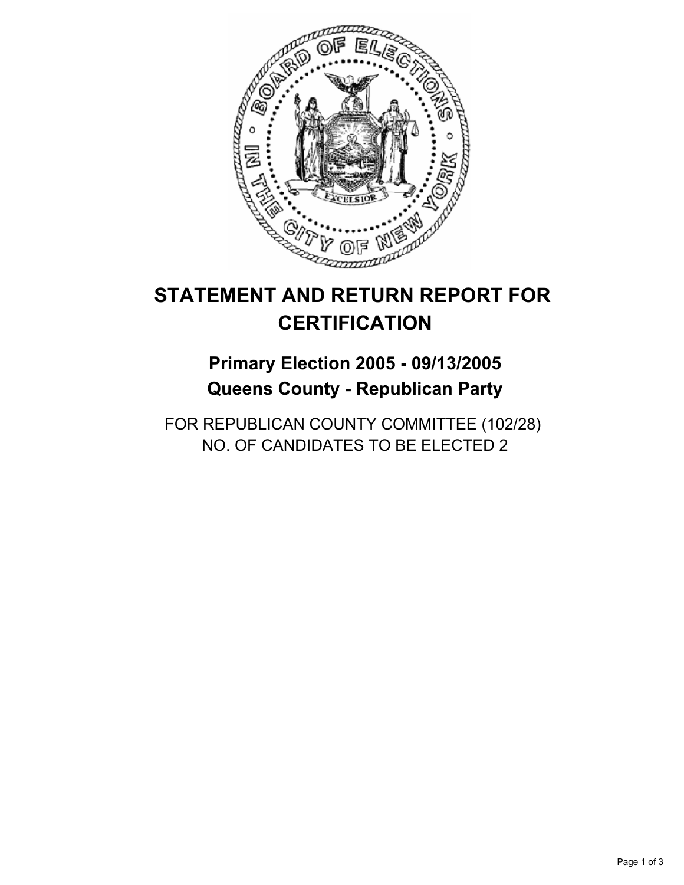# STATEMENT AND RETURN REPORT FOR CERTIFICATION

## Primary Election 2005 - 09/13/2005
## Queens County - Republican Party

FOR REPUBLICAN COUNTY COMMITTEE (102/28)
NO. OF CANDIDATES TO BE ELECTED 2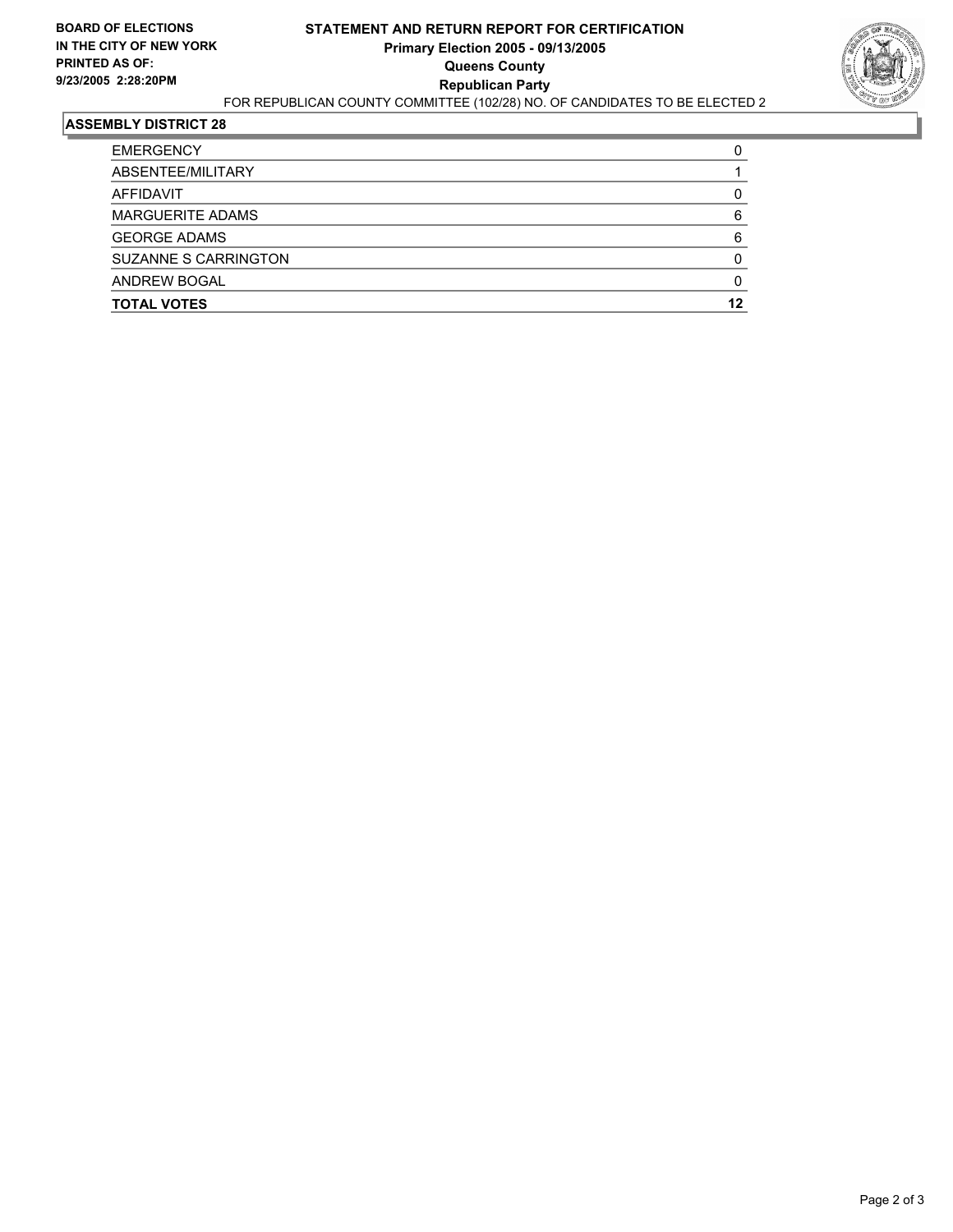**BOARD OF ELECTIONS IN THE CITY OF NEW YORK**
**PRINTED AS OF: 9/23/2005 2:28:20PM**

# STATEMENT AND RETURN REPORT FOR CERTIFICATION
## Primary Election 2005 - 09/13/2005
## Queens County
## Republican Party

FOR REPUBLICAN COUNTY COMMITTEE (102/28) NO. OF CANDIDATES TO BE ELECTED 2

### ASSEMBLY DISTRICT 28

| | |
|---|---|
| EMERGENCY | 0 |
| ABSENTEE/MILITARY | 1 |
| AFFIDAVIT | 0 |
| MARGUERITE ADAMS | 6 |
| GEORGE ADAMS | 6 |
| SUZANNE S CARRINGTON | 0 |
| ANDREW BOGAL | 0 |
| **TOTAL VOTES** | **12** |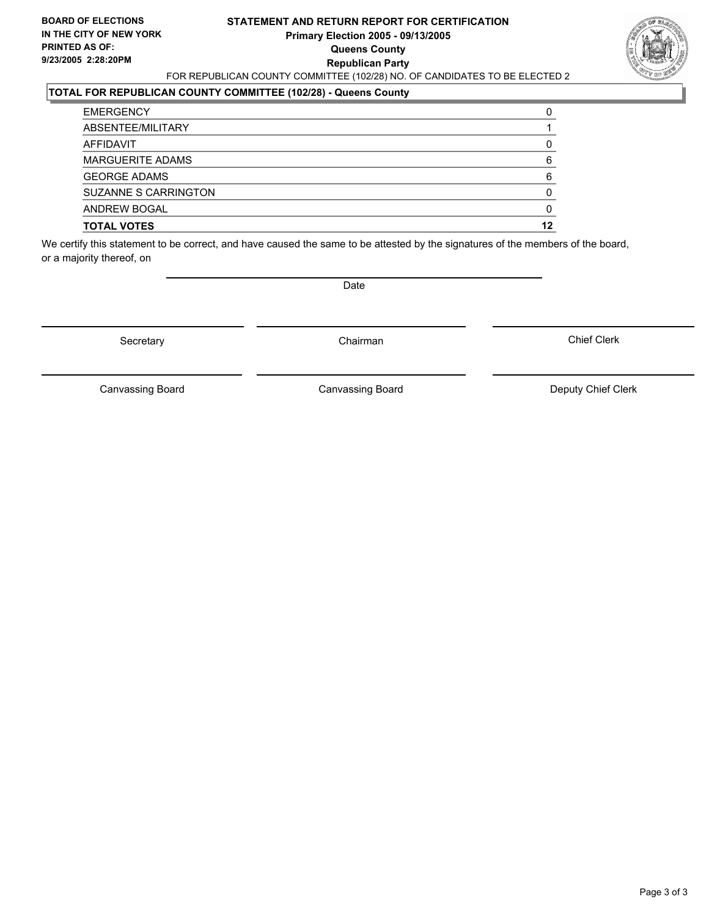**BOARD OF ELECTIONS IN THE CITY OF NEW YORK PRINTED AS OF: 9/23/2005 2:28:20PM**

**STATEMENT AND RETURN REPORT FOR CERTIFICATION**
**Primary Election 2005 - 09/13/2005**
**Queens County**
**Republican Party**

FOR REPUBLICAN COUNTY COMMITTEE (102/28) NO. OF CANDIDATES TO BE ELECTED 2

**TOTAL FOR REPUBLICAN COUNTY COMMITTEE (102/28) - Queens County**

| | |
|---|---|
| EMERGENCY | 0 |
| ABSENTEE/MILITARY | 1 |
| AFFIDAVIT | 0 |
| MARGUERITE ADAMS | 6 |
| GEORGE ADAMS | 6 |
| SUZANNE S CARRINGTON | 0 |
| ANDREW BOGAL | 0 |
| **TOTAL VOTES** | **12** |

We certify this statement to be correct, and have caused the same to be attested by the signatures of the members of the board, or a majority thereof, on

Date

Secretary

Chairman

Chief Clerk

Canvassing Board

Canvassing Board

Deputy Chief Clerk